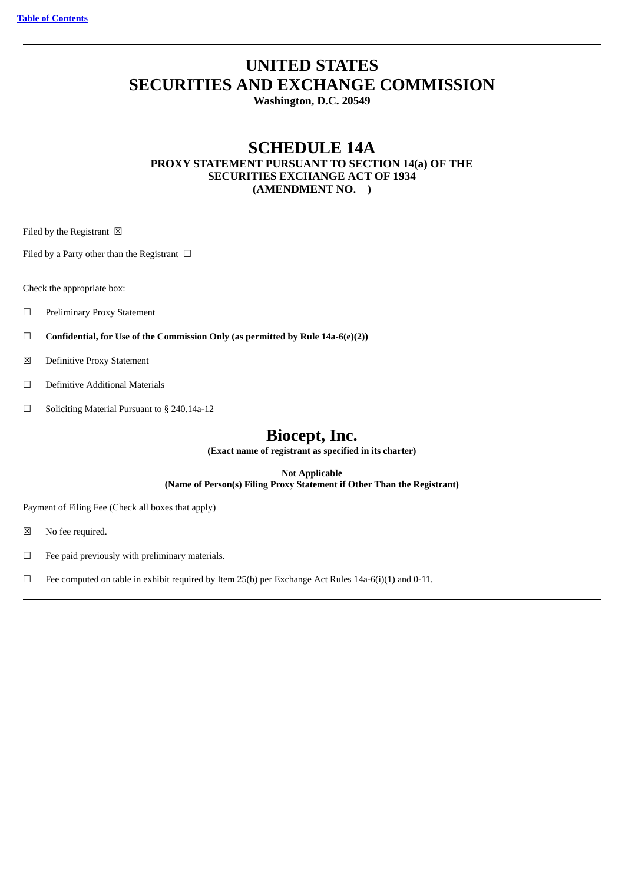[Table of Contents](#)

# UNITED STATES
# SECURITIES AND EXCHANGE COMMISSION

**Washington, D.C. 20549**

## SCHEDULE 14A

**PROXY STATEMENT PURSUANT TO SECTION 14(a) OF THE SECURITIES EXCHANGE ACT OF 1934**
**(AMENDMENT NO. )**

Filed by the Registrant ☒

Filed by a Party other than the Registrant ☐

Check the appropriate box:

☐ Preliminary Proxy Statement

☐ **Confidential, for Use of the Commission Only (as permitted by Rule 14a-6(e)(2))**

☒ Definitive Proxy Statement

☐ Definitive Additional Materials

☐ Soliciting Material Pursuant to § 240.14a-12

# Biocept, Inc.

**(Exact name of registrant as specified in its charter)**

**Not Applicable**
**(Name of Person(s) Filing Proxy Statement if Other Than the Registrant)**

Payment of Filing Fee (Check all boxes that apply)

☒ No fee required.

☐ Fee paid previously with preliminary materials.

☐ Fee computed on table in exhibit required by Item 25(b) per Exchange Act Rules 14a-6(i)(1) and 0-11.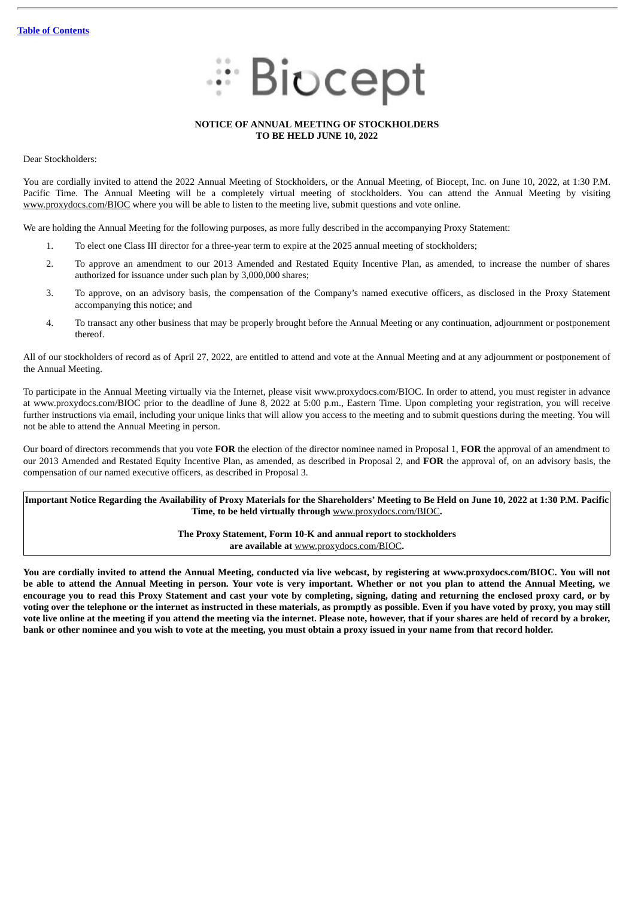Biocept

**NOTICE OF ANNUAL MEETING OF STOCKHOLDERS**
**TO BE HELD JUNE 10, 2022**

Dear Stockholders:

You are cordially invited to attend the 2022 Annual Meeting of Stockholders, or the Annual Meeting, of Biocept, Inc. on June 10, 2022, at 1:30 P.M. Pacific Time. The Annual Meeting will be a completely virtual meeting of stockholders. You can attend the Annual Meeting by visiting www.proxydocs.com/BIOC where you will be able to listen to the meeting live, submit questions and vote online.

We are holding the Annual Meeting for the following purposes, as more fully described in the accompanying Proxy Statement:

1. To elect one Class III director for a three-year term to expire at the 2025 annual meeting of stockholders;
2. To approve an amendment to our 2013 Amended and Restated Equity Incentive Plan, as amended, to increase the number of shares authorized for issuance under such plan by 3,000,000 shares;
3. To approve, on an advisory basis, the compensation of the Company's named executive officers, as disclosed in the Proxy Statement accompanying this notice; and
4. To transact any other business that may be properly brought before the Annual Meeting or any continuation, adjournment or postponement thereof.

All of our stockholders of record as of April 27, 2022, are entitled to attend and vote at the Annual Meeting and at any adjournment or postponement of the Annual Meeting.

To participate in the Annual Meeting virtually via the Internet, please visit www.proxydocs.com/BIOC. In order to attend, you must register in advance at www.proxydocs.com/BIOC prior to the deadline of June 8, 2022 at 5:00 p.m., Eastern Time. Upon completing your registration, you will receive further instructions via email, including your unique links that will allow you access to the meeting and to submit questions during the meeting. You will not be able to attend the Annual Meeting in person.

Our board of directors recommends that you vote **FOR** the election of the director nominee named in Proposal 1, **FOR** the approval of an amendment to our 2013 Amended and Restated Equity Incentive Plan, as amended, as described in Proposal 2, and **FOR** the approval of, on an advisory basis, the compensation of our named executive officers, as described in Proposal 3.

**Important Notice Regarding the Availability of Proxy Materials for the Shareholders' Meeting to Be Held on June 10, 2022 at 1:30 P.M. Pacific Time, to be held virtually through www.proxydocs.com/BIOC.**

**The Proxy Statement, Form 10-K and annual report to stockholders are available at www.proxydocs.com/BIOC.**

**You are cordially invited to attend the Annual Meeting, conducted via live webcast, by registering at www.proxydocs.com/BIOC. You will not be able to attend the Annual Meeting in person. Your vote is very important. Whether or not you plan to attend the Annual Meeting, we encourage you to read this Proxy Statement and cast your vote by completing, signing, dating and returning the enclosed proxy card, or by voting over the telephone or the internet as instructed in these materials, as promptly as possible. Even if you have voted by proxy, you may still vote live online at the meeting if you attend the meeting via the internet. Please note, however, that if your shares are held of record by a broker, bank or other nominee and you wish to vote at the meeting, you must obtain a proxy issued in your name from that record holder.**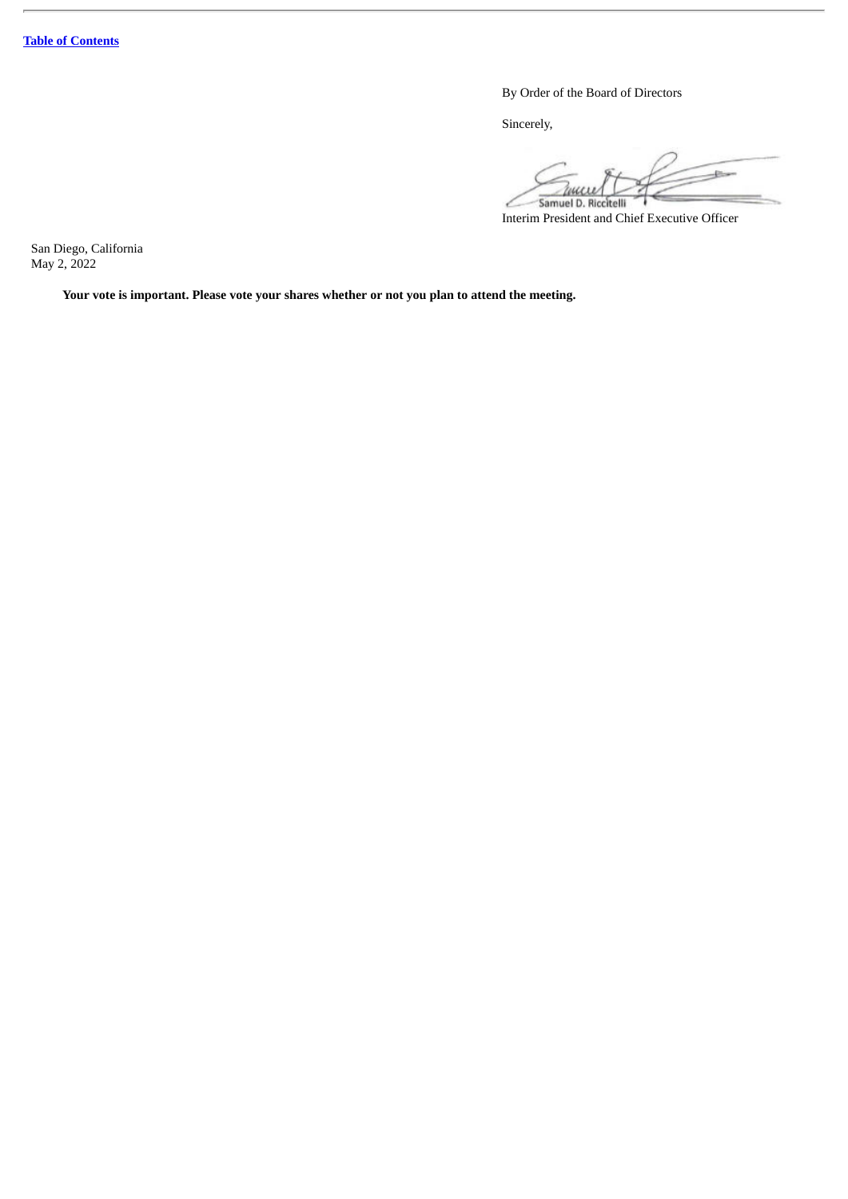By Order of the Board of Directors

Sincerely,

Samuel D. Riccitelli

Interim President and Chief Executive Officer

San Diego, California
May 2, 2022

**Your vote is important. Please vote your shares whether or not you plan to attend the meeting.**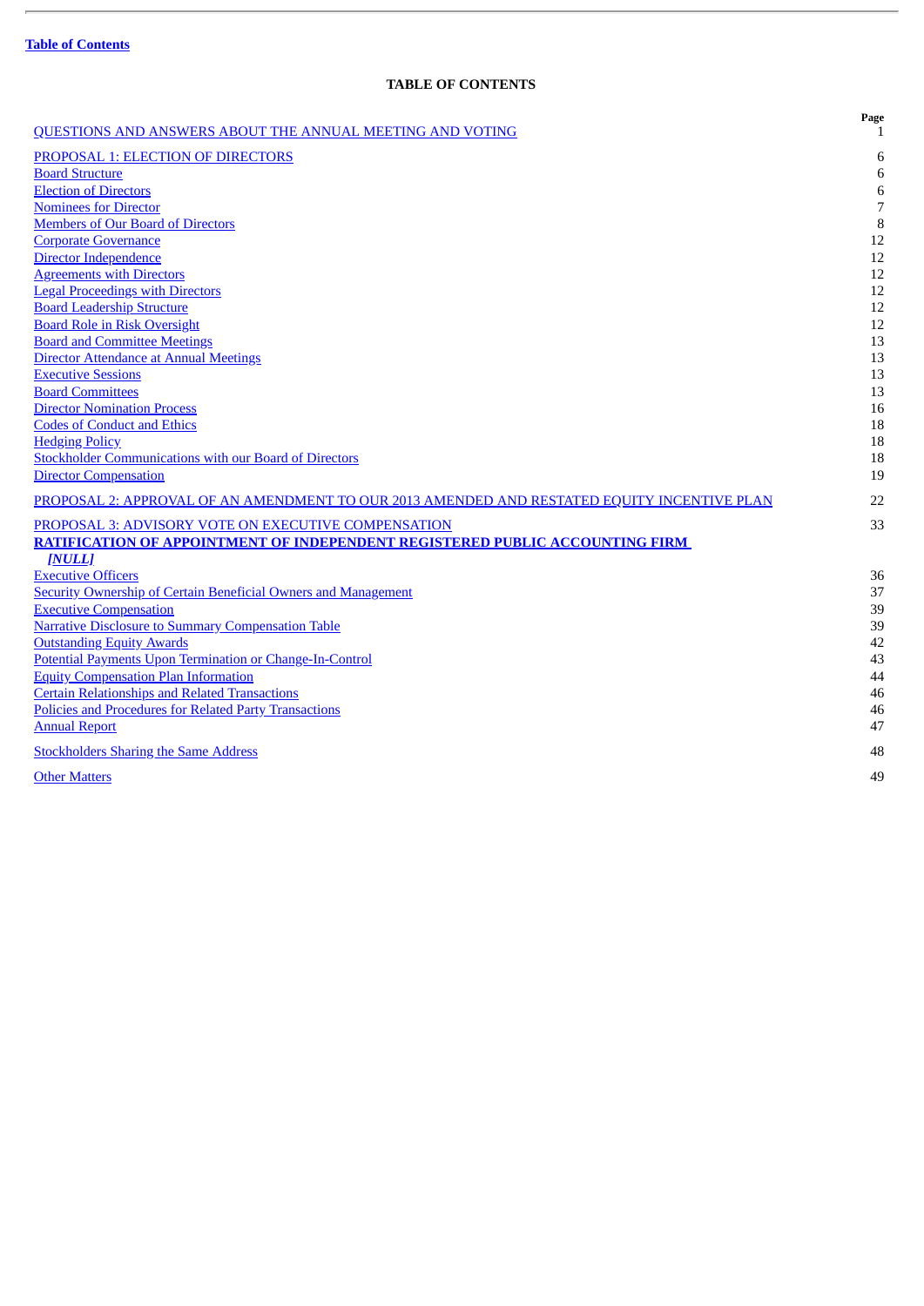**Table of Contents**

## TABLE OF CONTENTS

| | Page |
|---|---|
| QUESTIONS AND ANSWERS ABOUT THE ANNUAL MEETING AND VOTING | 1 |
| PROPOSAL 1: ELECTION OF DIRECTORS | 6 |
| Board Structure | 6 |
| Election of Directors | 6 |
| Nominees for Director | 7 |
| Members of Our Board of Directors | 8 |
| Corporate Governance | 12 |
| Director Independence | 12 |
| Agreements with Directors | 12 |
| Legal Proceedings with Directors | 12 |
| Board Leadership Structure | 12 |
| Board Role in Risk Oversight | 12 |
| Board and Committee Meetings | 13 |
| Director Attendance at Annual Meetings | 13 |
| Executive Sessions | 13 |
| Board Committees | 13 |
| Director Nomination Process | 16 |
| Codes of Conduct and Ethics | 18 |
| Hedging Policy | 18 |
| Stockholder Communications with our Board of Directors | 18 |
| Director Compensation | 19 |
| PROPOSAL 2: APPROVAL OF AN AMENDMENT TO OUR 2013 AMENDED AND RESTATED EQUITY INCENTIVE PLAN | 22 |
| PROPOSAL 3: ADVISORY VOTE ON EXECUTIVE COMPENSATION | 33 |
| **RATIFICATION OF APPOINTMENT OF INDEPENDENT REGISTERED PUBLIC ACCOUNTING FIRM** ***[NULL]*** | |
| Executive Officers | 36 |
| Security Ownership of Certain Beneficial Owners and Management | 37 |
| Executive Compensation | 39 |
| Narrative Disclosure to Summary Compensation Table | 39 |
| Outstanding Equity Awards | 42 |
| Potential Payments Upon Termination or Change-In-Control | 43 |
| Equity Compensation Plan Information | 44 |
| Certain Relationships and Related Transactions | 46 |
| Policies and Procedures for Related Party Transactions | 46 |
| Annual Report | 47 |
| Stockholders Sharing the Same Address | 48 |
| Other Matters | 49 |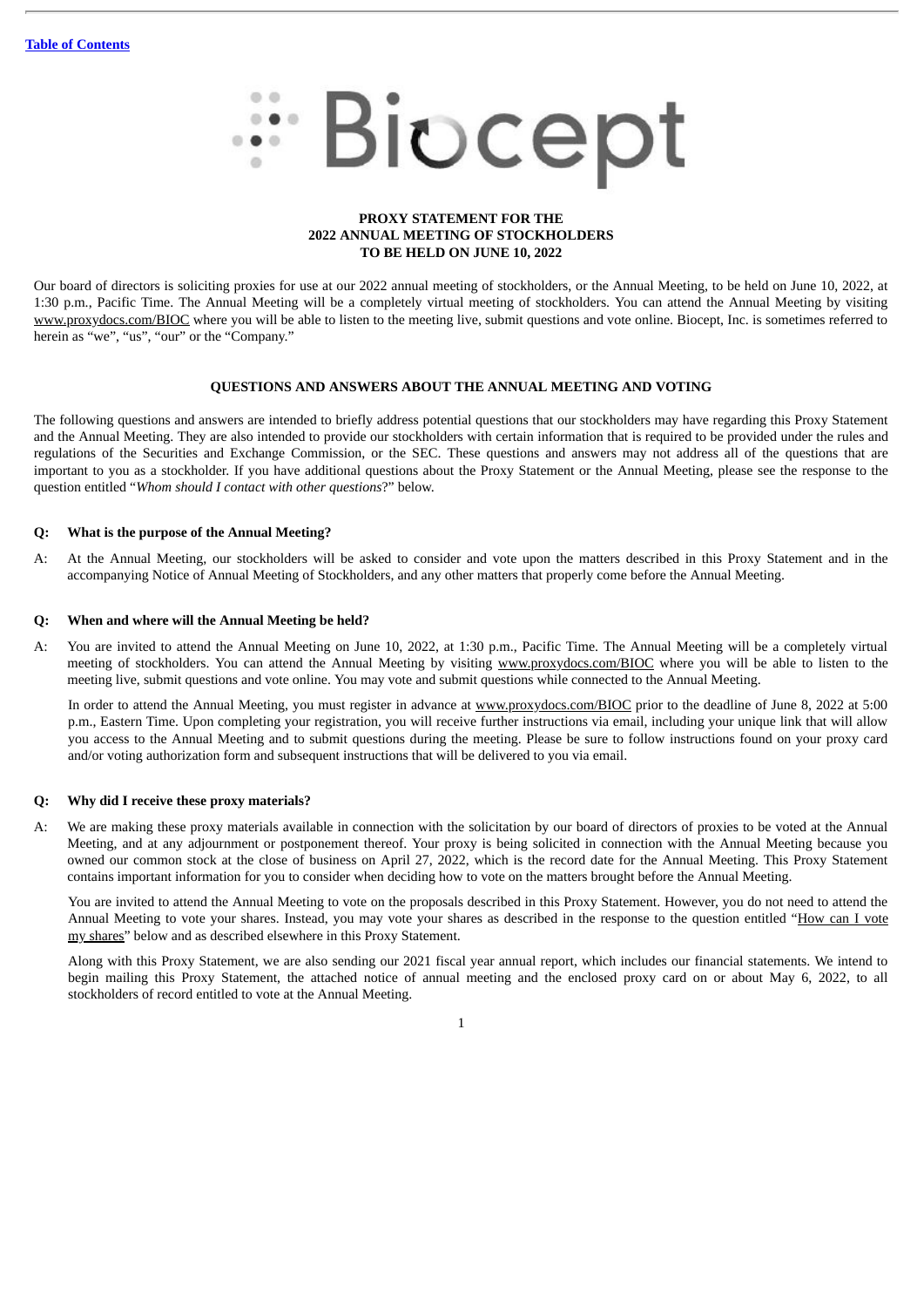Table of Contents

# Biocept

**PROXY STATEMENT FOR THE**
**2022 ANNUAL MEETING OF STOCKHOLDERS**
**TO BE HELD ON JUNE 10, 2022**

Our board of directors is soliciting proxies for use at our 2022 annual meeting of stockholders, or the Annual Meeting, to be held on June 10, 2022, at 1:30 p.m., Pacific Time. The Annual Meeting will be a completely virtual meeting of stockholders. You can attend the Annual Meeting by visiting www.proxydocs.com/BIOC where you will be able to listen to the meeting live, submit questions and vote online. Biocept, Inc. is sometimes referred to herein as "we", "us", "our" or the "Company."

## QUESTIONS AND ANSWERS ABOUT THE ANNUAL MEETING AND VOTING

The following questions and answers are intended to briefly address potential questions that our stockholders may have regarding this Proxy Statement and the Annual Meeting. They are also intended to provide our stockholders with certain information that is required to be provided under the rules and regulations of the Securities and Exchange Commission, or the SEC. These questions and answers may not address all of the questions that are important to you as a stockholder. If you have additional questions about the Proxy Statement or the Annual Meeting, please see the response to the question entitled "*Whom should I contact with other questions*?" below.

**Q: What is the purpose of the Annual Meeting?**

A: At the Annual Meeting, our stockholders will be asked to consider and vote upon the matters described in this Proxy Statement and in the accompanying Notice of Annual Meeting of Stockholders, and any other matters that properly come before the Annual Meeting.

**Q: When and where will the Annual Meeting be held?**

A: You are invited to attend the Annual Meeting on June 10, 2022, at 1:30 p.m., Pacific Time. The Annual Meeting will be a completely virtual meeting of stockholders. You can attend the Annual Meeting by visiting www.proxydocs.com/BIOC where you will be able to listen to the meeting live, submit questions and vote online. You may vote and submit questions while connected to the Annual Meeting.

In order to attend the Annual Meeting, you must register in advance at www.proxydocs.com/BIOC prior to the deadline of June 8, 2022 at 5:00 p.m., Eastern Time. Upon completing your registration, you will receive further instructions via email, including your unique link that will allow you access to the Annual Meeting and to submit questions during the meeting. Please be sure to follow instructions found on your proxy card and/or voting authorization form and subsequent instructions that will be delivered to you via email.

**Q: Why did I receive these proxy materials?**

A: We are making these proxy materials available in connection with the solicitation by our board of directors of proxies to be voted at the Annual Meeting, and at any adjournment or postponement thereof. Your proxy is being solicited in connection with the Annual Meeting because you owned our common stock at the close of business on April 27, 2022, which is the record date for the Annual Meeting. This Proxy Statement contains important information for you to consider when deciding how to vote on the matters brought before the Annual Meeting.

You are invited to attend the Annual Meeting to vote on the proposals described in this Proxy Statement. However, you do not need to attend the Annual Meeting to vote your shares. Instead, you may vote your shares as described in the response to the question entitled "How can I vote my shares" below and as described elsewhere in this Proxy Statement.

Along with this Proxy Statement, we are also sending our 2021 fiscal year annual report, which includes our financial statements. We intend to begin mailing this Proxy Statement, the attached notice of annual meeting and the enclosed proxy card on or about May 6, 2022, to all stockholders of record entitled to vote at the Annual Meeting.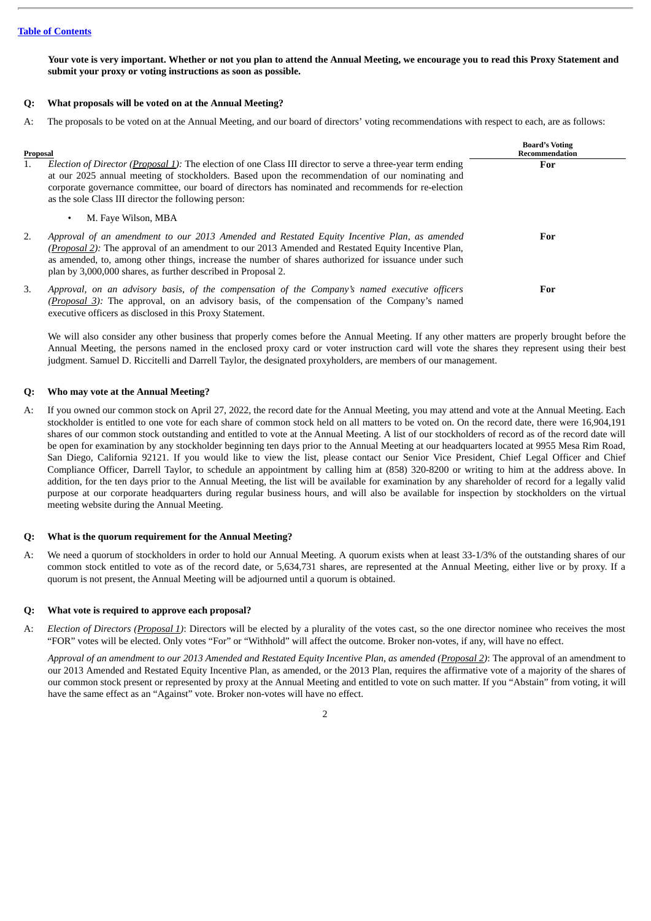[Table of Contents](#)

**Your vote is very important. Whether or not you plan to attend the Annual Meeting, we encourage you to read this Proxy Statement and submit your proxy or voting instructions as soon as possible.**

**Q: What proposals will be voted on at the Annual Meeting?**

A: The proposals to be voted on at the Annual Meeting, and our board of directors' voting recommendations with respect to each, are as follows:

| Proposal | Board's Voting Recommendation |
|---|---|
| 1. *Election of Director (Proposal 1):* The election of one Class III director to serve a three-year term ending at our 2025 annual meeting of stockholders. Based upon the recommendation of our nominating and corporate governance committee, our board of directors has nominated and recommends for re-election as the sole Class III director the following person: <br> • M. Faye Wilson, MBA | **For** |
| 2. *Approval of an amendment to our 2013 Amended and Restated Equity Incentive Plan, as amended (Proposal 2):* The approval of an amendment to our 2013 Amended and Restated Equity Incentive Plan, as amended, to, among other things, increase the number of shares authorized for issuance under such plan by 3,000,000 shares, as further described in Proposal 2. | **For** |
| 3. *Approval, on an advisory basis, of the compensation of the Company's named executive officers (Proposal 3):* The approval, on an advisory basis, of the compensation of the Company's named executive officers as disclosed in this Proxy Statement. | **For** |

We will also consider any other business that properly comes before the Annual Meeting. If any other matters are properly brought before the Annual Meeting, the persons named in the enclosed proxy card or voter instruction card will vote the shares they represent using their best judgment. Samuel D. Riccitelli and Darrell Taylor, the designated proxyholders, are members of our management.

**Q: Who may vote at the Annual Meeting?**

A: If you owned our common stock on April 27, 2022, the record date for the Annual Meeting, you may attend and vote at the Annual Meeting. Each stockholder is entitled to one vote for each share of common stock held on all matters to be voted on. On the record date, there were 16,904,191 shares of our common stock outstanding and entitled to vote at the Annual Meeting. A list of our stockholders of record as of the record date will be open for examination by any stockholder beginning ten days prior to the Annual Meeting at our headquarters located at 9955 Mesa Rim Road, San Diego, California 92121. If you would like to view the list, please contact our Senior Vice President, Chief Legal Officer and Chief Compliance Officer, Darrell Taylor, to schedule an appointment by calling him at (858) 320-8200 or writing to him at the address above. In addition, for the ten days prior to the Annual Meeting, the list will be available for examination by any shareholder of record for a legally valid purpose at our corporate headquarters during regular business hours, and will also be available for inspection by stockholders on the virtual meeting website during the Annual Meeting.

**Q: What is the quorum requirement for the Annual Meeting?**

A: We need a quorum of stockholders in order to hold our Annual Meeting. A quorum exists when at least 33-1/3% of the outstanding shares of our common stock entitled to vote as of the record date, or 5,634,731 shares, are represented at the Annual Meeting, either live or by proxy. If a quorum is not present, the Annual Meeting will be adjourned until a quorum is obtained.

**Q: What vote is required to approve each proposal?**

A: *Election of Directors (Proposal 1)*: Directors will be elected by a plurality of the votes cast, so the one director nominee who receives the most "FOR" votes will be elected. Only votes "For" or "Withhold" will affect the outcome. Broker non-votes, if any, will have no effect.

*Approval of an amendment to our 2013 Amended and Restated Equity Incentive Plan, as amended (Proposal 2)*: The approval of an amendment to our 2013 Amended and Restated Equity Incentive Plan, as amended, or the 2013 Plan, requires the affirmative vote of a majority of the shares of our common stock present or represented by proxy at the Annual Meeting and entitled to vote on such matter. If you "Abstain" from voting, it will have the same effect as an "Against" vote. Broker non-votes will have no effect.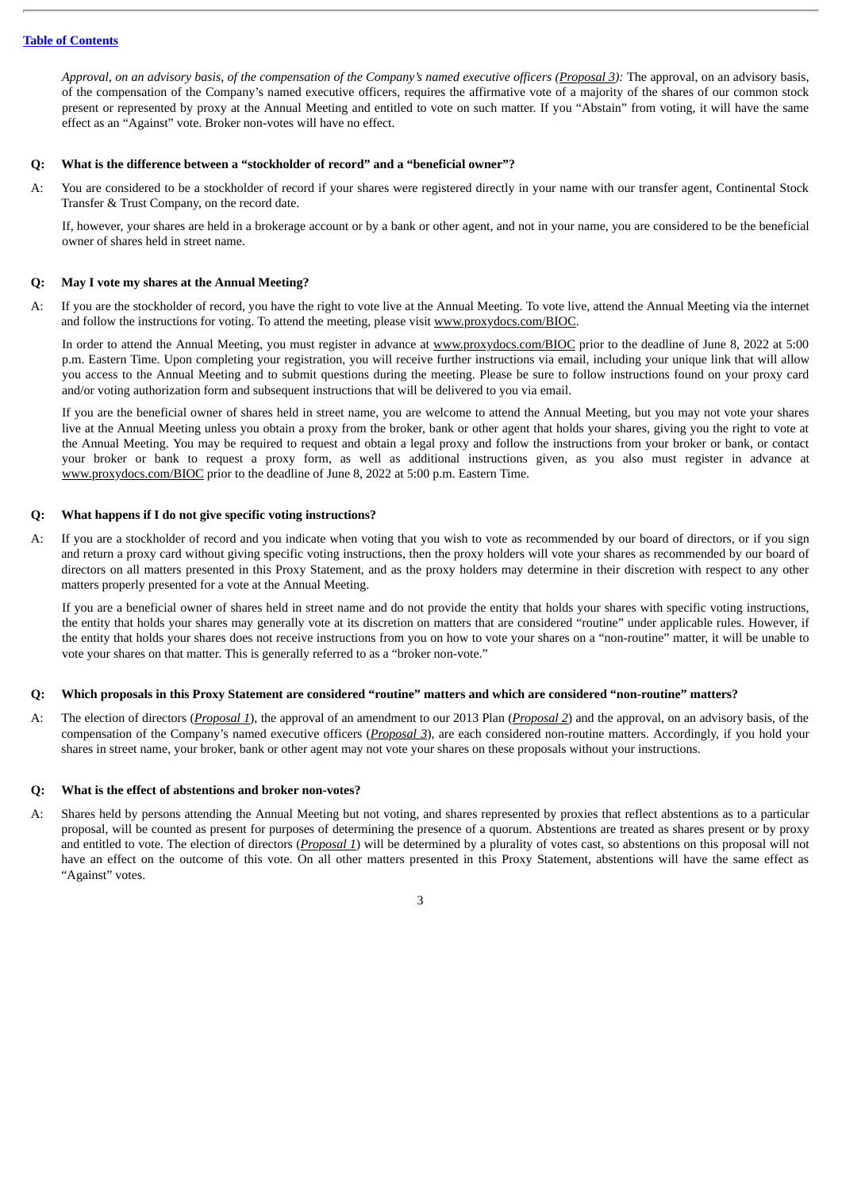*Approval, on an advisory basis, of the compensation of the Company's named executive officers (Proposal 3):* The approval, on an advisory basis, of the compensation of the Company's named executive officers, requires the affirmative vote of a majority of the shares of our common stock present or represented by proxy at the Annual Meeting and entitled to vote on such matter. If you "Abstain" from voting, it will have the same effect as an "Against" vote. Broker non-votes will have no effect.

**Q: What is the difference between a "stockholder of record" and a "beneficial owner"?**

A: You are considered to be a stockholder of record if your shares were registered directly in your name with our transfer agent, Continental Stock Transfer & Trust Company, on the record date.

If, however, your shares are held in a brokerage account or by a bank or other agent, and not in your name, you are considered to be the beneficial owner of shares held in street name.

**Q: May I vote my shares at the Annual Meeting?**

A: If you are the stockholder of record, you have the right to vote live at the Annual Meeting. To vote live, attend the Annual Meeting via the internet and follow the instructions for voting. To attend the meeting, please visit www.proxydocs.com/BIOC.

In order to attend the Annual Meeting, you must register in advance at www.proxydocs.com/BIOC prior to the deadline of June 8, 2022 at 5:00 p.m. Eastern Time. Upon completing your registration, you will receive further instructions via email, including your unique link that will allow you access to the Annual Meeting and to submit questions during the meeting. Please be sure to follow instructions found on your proxy card and/or voting authorization form and subsequent instructions that will be delivered to you via email.

If you are the beneficial owner of shares held in street name, you are welcome to attend the Annual Meeting, but you may not vote your shares live at the Annual Meeting unless you obtain a proxy from the broker, bank or other agent that holds your shares, giving you the right to vote at the Annual Meeting. You may be required to request and obtain a legal proxy and follow the instructions from your broker or bank, or contact your broker or bank to request a proxy form, as well as additional instructions given, as you also must register in advance at www.proxydocs.com/BIOC prior to the deadline of June 8, 2022 at 5:00 p.m. Eastern Time.

**Q: What happens if I do not give specific voting instructions?**

A: If you are a stockholder of record and you indicate when voting that you wish to vote as recommended by our board of directors, or if you sign and return a proxy card without giving specific voting instructions, then the proxy holders will vote your shares as recommended by our board of directors on all matters presented in this Proxy Statement, and as the proxy holders may determine in their discretion with respect to any other matters properly presented for a vote at the Annual Meeting.

If you are a beneficial owner of shares held in street name and do not provide the entity that holds your shares with specific voting instructions, the entity that holds your shares may generally vote at its discretion on matters that are considered "routine" under applicable rules. However, if the entity that holds your shares does not receive instructions from you on how to vote your shares on a "non-routine" matter, it will be unable to vote your shares on that matter. This is generally referred to as a "broker non-vote."

**Q: Which proposals in this Proxy Statement are considered "routine" matters and which are considered "non-routine" matters?**

A: The election of directors (*Proposal 1*), the approval of an amendment to our 2013 Plan (*Proposal 2*) and the approval, on an advisory basis, of the compensation of the Company's named executive officers (*Proposal 3*), are each considered non-routine matters. Accordingly, if you hold your shares in street name, your broker, bank or other agent may not vote your shares on these proposals without your instructions.

**Q: What is the effect of abstentions and broker non-votes?**

A: Shares held by persons attending the Annual Meeting but not voting, and shares represented by proxies that reflect abstentions as to a particular proposal, will be counted as present for purposes of determining the presence of a quorum. Abstentions are treated as shares present or by proxy and entitled to vote. The election of directors (*Proposal 1*) will be determined by a plurality of votes cast, so abstentions on this proposal will not have an effect on the outcome of this vote. On all other matters presented in this Proxy Statement, abstentions will have the same effect as "Against" votes.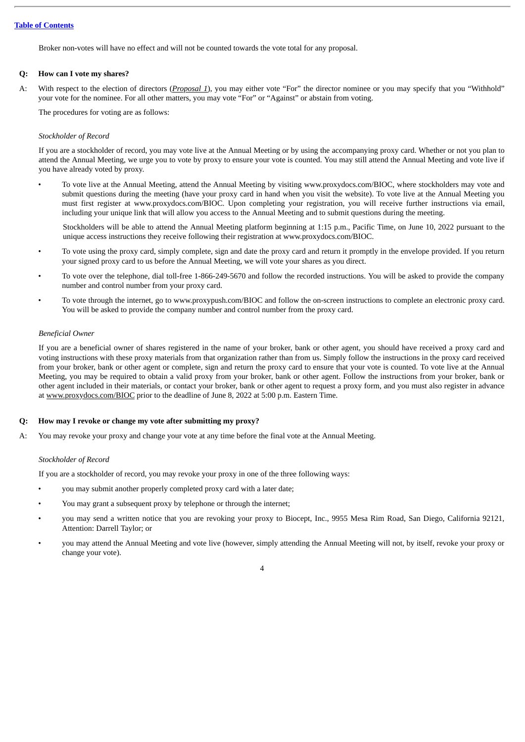Broker non-votes will have no effect and will not be counted towards the vote total for any proposal.

**Q: How can I vote my shares?**

A: With respect to the election of directors (*Proposal 1*), you may either vote "For" the director nominee or you may specify that you "Withhold" your vote for the nominee. For all other matters, you may vote "For" or "Against" or abstain from voting.

The procedures for voting are as follows:

*Stockholder of Record*

If you are a stockholder of record, you may vote live at the Annual Meeting or by using the accompanying proxy card. Whether or not you plan to attend the Annual Meeting, we urge you to vote by proxy to ensure your vote is counted. You may still attend the Annual Meeting and vote live if you have already voted by proxy.

- To vote live at the Annual Meeting, attend the Annual Meeting by visiting www.proxydocs.com/BIOC, where stockholders may vote and submit questions during the meeting (have your proxy card in hand when you visit the website). To vote live at the Annual Meeting you must first register at www.proxydocs.com/BIOC. Upon completing your registration, you will receive further instructions via email, including your unique link that will allow you access to the Annual Meeting and to submit questions during the meeting.

  Stockholders will be able to attend the Annual Meeting platform beginning at 1:15 p.m., Pacific Time, on June 10, 2022 pursuant to the unique access instructions they receive following their registration at www.proxydocs.com/BIOC.

- To vote using the proxy card, simply complete, sign and date the proxy card and return it promptly in the envelope provided. If you return your signed proxy card to us before the Annual Meeting, we will vote your shares as you direct.
- To vote over the telephone, dial toll-free 1-866-249-5670 and follow the recorded instructions. You will be asked to provide the company number and control number from your proxy card.
- To vote through the internet, go to www.proxypush.com/BIOC and follow the on-screen instructions to complete an electronic proxy card. You will be asked to provide the company number and control number from the proxy card.

*Beneficial Owner*

If you are a beneficial owner of shares registered in the name of your broker, bank or other agent, you should have received a proxy card and voting instructions with these proxy materials from that organization rather than from us. Simply follow the instructions in the proxy card received from your broker, bank or other agent or complete, sign and return the proxy card to ensure that your vote is counted. To vote live at the Annual Meeting, you may be required to obtain a valid proxy from your broker, bank or other agent. Follow the instructions from your broker, bank or other agent included in their materials, or contact your broker, bank or other agent to request a proxy form, and you must also register in advance at www.proxydocs.com/BIOC prior to the deadline of June 8, 2022 at 5:00 p.m. Eastern Time.

**Q: How may I revoke or change my vote after submitting my proxy?**

A: You may revoke your proxy and change your vote at any time before the final vote at the Annual Meeting.

*Stockholder of Record*

If you are a stockholder of record, you may revoke your proxy in one of the three following ways:

- you may submit another properly completed proxy card with a later date;
- You may grant a subsequent proxy by telephone or through the internet;
- you may send a written notice that you are revoking your proxy to Biocept, Inc., 9955 Mesa Rim Road, San Diego, California 92121, Attention: Darrell Taylor; or
- you may attend the Annual Meeting and vote live (however, simply attending the Annual Meeting will not, by itself, revoke your proxy or change your vote).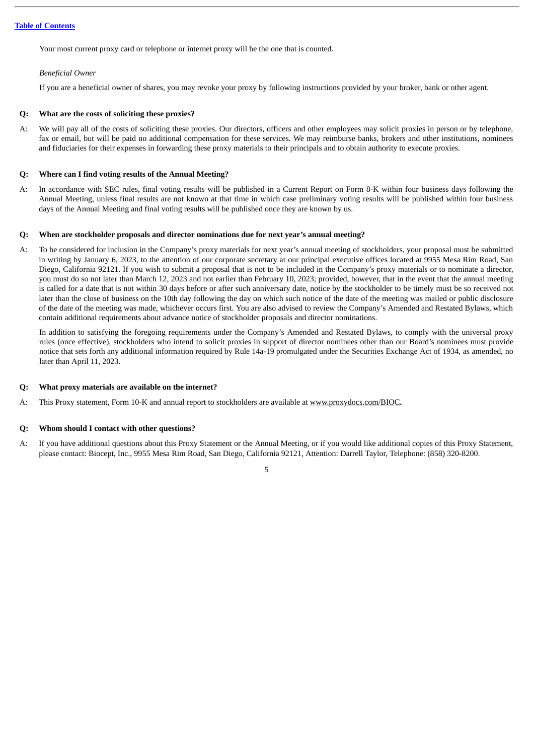[Table of Contents](#)

Your most current proxy card or telephone or internet proxy will be the one that is counted.

*Beneficial Owner*

If you are a beneficial owner of shares, you may revoke your proxy by following instructions provided by your broker, bank or other agent.

**Q: What are the costs of soliciting these proxies?**

A: We will pay all of the costs of soliciting these proxies. Our directors, officers and other employees may solicit proxies in person or by telephone, fax or email, but will be paid no additional compensation for these services. We may reimburse banks, brokers and other institutions, nominees and fiduciaries for their expenses in forwarding these proxy materials to their principals and to obtain authority to execute proxies.

**Q: Where can I find voting results of the Annual Meeting?**

A: In accordance with SEC rules, final voting results will be published in a Current Report on Form 8-K within four business days following the Annual Meeting, unless final results are not known at that time in which case preliminary voting results will be published within four business days of the Annual Meeting and final voting results will be published once they are known by us.

**Q: When are stockholder proposals and director nominations due for next year's annual meeting?**

A: To be considered for inclusion in the Company's proxy materials for next year's annual meeting of stockholders, your proposal must be submitted in writing by January 6, 2023, to the attention of our corporate secretary at our principal executive offices located at 9955 Mesa Rim Road, San Diego, California 92121. If you wish to submit a proposal that is not to be included in the Company's proxy materials or to nominate a director, you must do so not later than March 12, 2023 and not earlier than February 10, 2023; provided, however, that in the event that the annual meeting is called for a date that is not within 30 days before or after such anniversary date, notice by the stockholder to be timely must be so received not later than the close of business on the 10th day following the day on which such notice of the date of the meeting was mailed or public disclosure of the date of the meeting was made, whichever occurs first. You are also advised to review the Company's Amended and Restated Bylaws, which contain additional requirements about advance notice of stockholder proposals and director nominations.

In addition to satisfying the foregoing requirements under the Company's Amended and Restated Bylaws, to comply with the universal proxy rules (once effective), stockholders who intend to solicit proxies in support of director nominees other than our Board's nominees must provide notice that sets forth any additional information required by Rule 14a-19 promulgated under the Securities Exchange Act of 1934, as amended, no later than April 11, 2023.

**Q: What proxy materials are available on the internet?**

A: This Proxy statement, Form 10-K and annual report to stockholders are available at www.proxydocs.com/BIOC**.**

**Q: Whom should I contact with other questions?**

A: If you have additional questions about this Proxy Statement or the Annual Meeting, or if you would like additional copies of this Proxy Statement, please contact: Biocept, Inc., 9955 Mesa Rim Road, San Diego, California 92121, Attention: Darrell Taylor, Telephone: (858) 320-8200.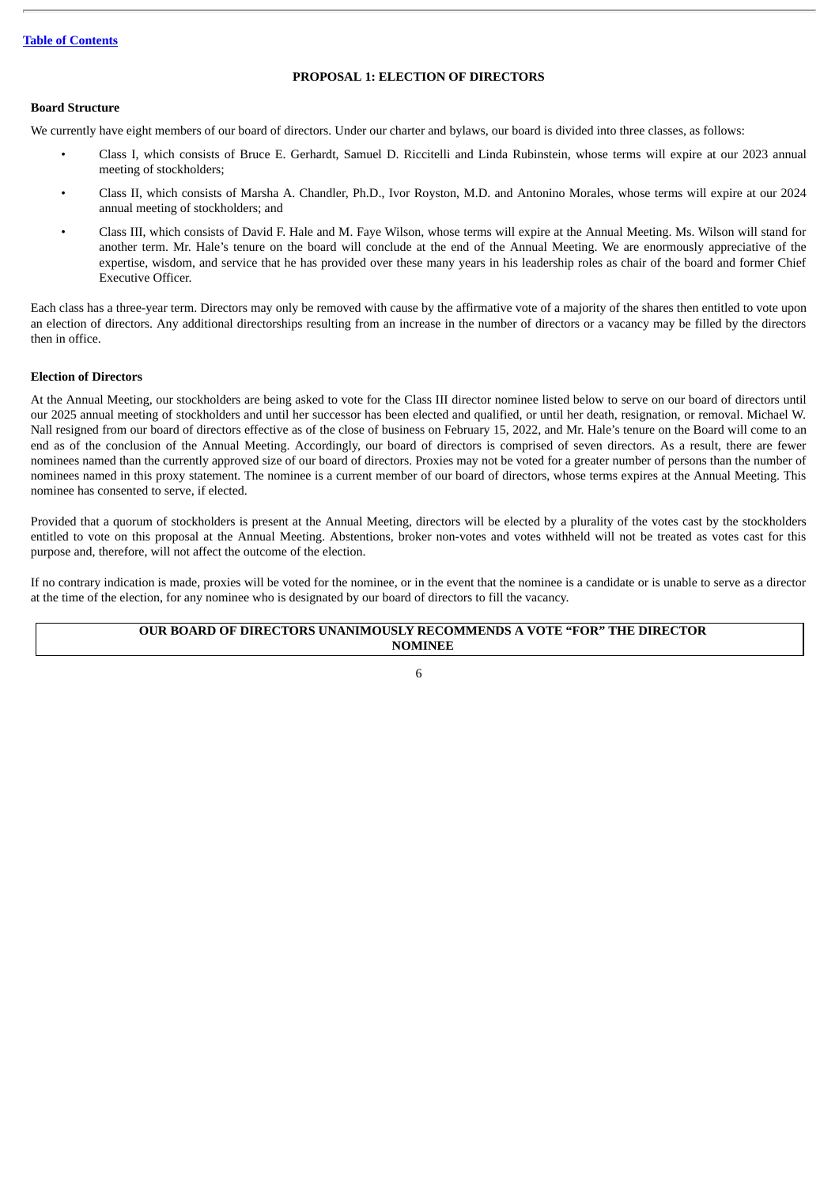[Table of Contents](#)

## PROPOSAL 1: ELECTION OF DIRECTORS

**Board Structure**

We currently have eight members of our board of directors. Under our charter and bylaws, our board is divided into three classes, as follows:

- Class I, which consists of Bruce E. Gerhardt, Samuel D. Riccitelli and Linda Rubinstein, whose terms will expire at our 2023 annual meeting of stockholders;
- Class II, which consists of Marsha A. Chandler, Ph.D., Ivor Royston, M.D. and Antonino Morales, whose terms will expire at our 2024 annual meeting of stockholders; and
- Class III, which consists of David F. Hale and M. Faye Wilson, whose terms will expire at the Annual Meeting. Ms. Wilson will stand for another term. Mr. Hale's tenure on the board will conclude at the end of the Annual Meeting. We are enormously appreciative of the expertise, wisdom, and service that he has provided over these many years in his leadership roles as chair of the board and former Chief Executive Officer.

Each class has a three-year term. Directors may only be removed with cause by the affirmative vote of a majority of the shares then entitled to vote upon an election of directors. Any additional directorships resulting from an increase in the number of directors or a vacancy may be filled by the directors then in office.

**Election of Directors**

At the Annual Meeting, our stockholders are being asked to vote for the Class III director nominee listed below to serve on our board of directors until our 2025 annual meeting of stockholders and until her successor has been elected and qualified, or until her death, resignation, or removal. Michael W. Nall resigned from our board of directors effective as of the close of business on February 15, 2022, and Mr. Hale's tenure on the Board will come to an end as of the conclusion of the Annual Meeting. Accordingly, our board of directors is comprised of seven directors. As a result, there are fewer nominees named than the currently approved size of our board of directors. Proxies may not be voted for a greater number of persons than the number of nominees named in this proxy statement. The nominee is a current member of our board of directors, whose terms expires at the Annual Meeting. This nominee has consented to serve, if elected.

Provided that a quorum of stockholders is present at the Annual Meeting, directors will be elected by a plurality of the votes cast by the stockholders entitled to vote on this proposal at the Annual Meeting. Abstentions, broker non-votes and votes withheld will not be treated as votes cast for this purpose and, therefore, will not affect the outcome of the election.

If no contrary indication is made, proxies will be voted for the nominee, or in the event that the nominee is a candidate or is unable to serve as a director at the time of the election, for any nominee who is designated by our board of directors to fill the vacancy.

**OUR BOARD OF DIRECTORS UNANIMOUSLY RECOMMENDS A VOTE "FOR" THE DIRECTOR NOMINEE**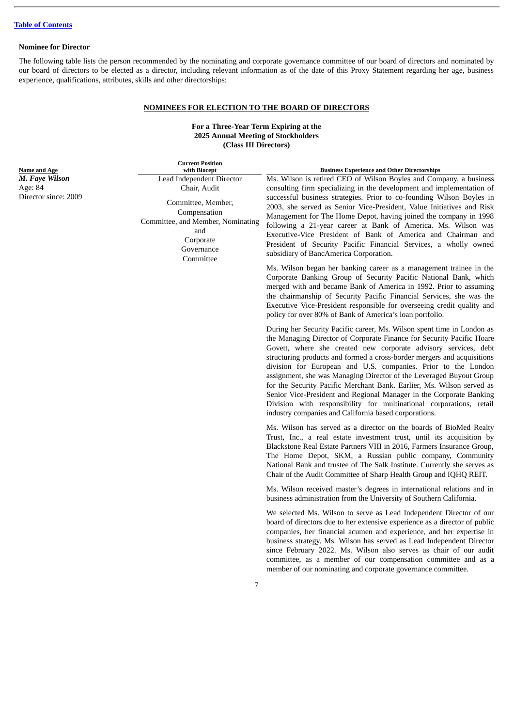### Nominee for Director

The following table lists the person recommended by the nominating and corporate governance committee of our board of directors and nominated by our board of directors to be elected as a director, including relevant information as of the date of this Proxy Statement regarding her age, business experience, qualifications, attributes, skills and other directorships:

## NOMINEES FOR ELECTION TO THE BOARD OF DIRECTORS

**For a Three-Year Term Expiring at the 2025 Annual Meeting of Stockholders (Class III Directors)**

| Name and Age | Current Position with Biocept | Business Experience and Other Directorships |
|---|---|---|
| ***M. Faye Wilson*** Age: 84 Director since: 2009 | Lead Independent Director Chair, Audit Committee, Member, Compensation Committee, and Member, Nominating and Corporate Governance Committee | Ms. Wilson is retired CEO of Wilson Boyles and Company, a business consulting firm specializing in the development and implementation of successful business strategies. Prior to co-founding Wilson Boyles in 2003, she served as Senior Vice-President, Value Initiatives and Risk Management for The Home Depot, having joined the company in 1998 following a 21-year career at Bank of America. Ms. Wilson was Executive-Vice President of Bank of America and Chairman and President of Security Pacific Financial Services, a wholly owned subsidiary of BancAmerica Corporation.<br><br>Ms. Wilson began her banking career as a management trainee in the Corporate Banking Group of Security Pacific National Bank, which merged with and became Bank of America in 1992. Prior to assuming the chairmanship of Security Pacific Financial Services, she was the Executive Vice-President responsible for overseeing credit quality and policy for over 80% of Bank of America's loan portfolio.<br><br>During her Security Pacific career, Ms. Wilson spent time in London as the Managing Director of Corporate Finance for Security Pacific Hoare Govett, where she created new corporate advisory services, debt structuring products and formed a cross-border mergers and acquisitions division for European and U.S. companies. Prior to the London assignment, she was Managing Director of the Leveraged Buyout Group for the Security Pacific Merchant Bank. Earlier, Ms. Wilson served as Senior Vice-President and Regional Manager in the Corporate Banking Division with responsibility for multinational corporations, retail industry companies and California based corporations.<br><br>Ms. Wilson has served as a director on the boards of BioMed Realty Trust, Inc., a real estate investment trust, until its acquisition by Blackstone Real Estate Partners VIII in 2016, Farmers Insurance Group, The Home Depot, SKM, a Russian public company, Community National Bank and trustee of The Salk Institute. Currently she serves as Chair of the Audit Committee of Sharp Health Group and IQHQ REIT.<br><br>Ms. Wilson received master's degrees in international relations and in business administration from the University of Southern California.<br><br>We selected Ms. Wilson to serve as Lead Independent Director of our board of directors due to her extensive experience as a director of public companies, her financial acumen and experience, and her expertise in business strategy. Ms. Wilson has served as Lead Independent Director since February 2022. Ms. Wilson also serves as chair of our audit committee, as a member of our compensation committee and as a member of our nominating and corporate governance committee. |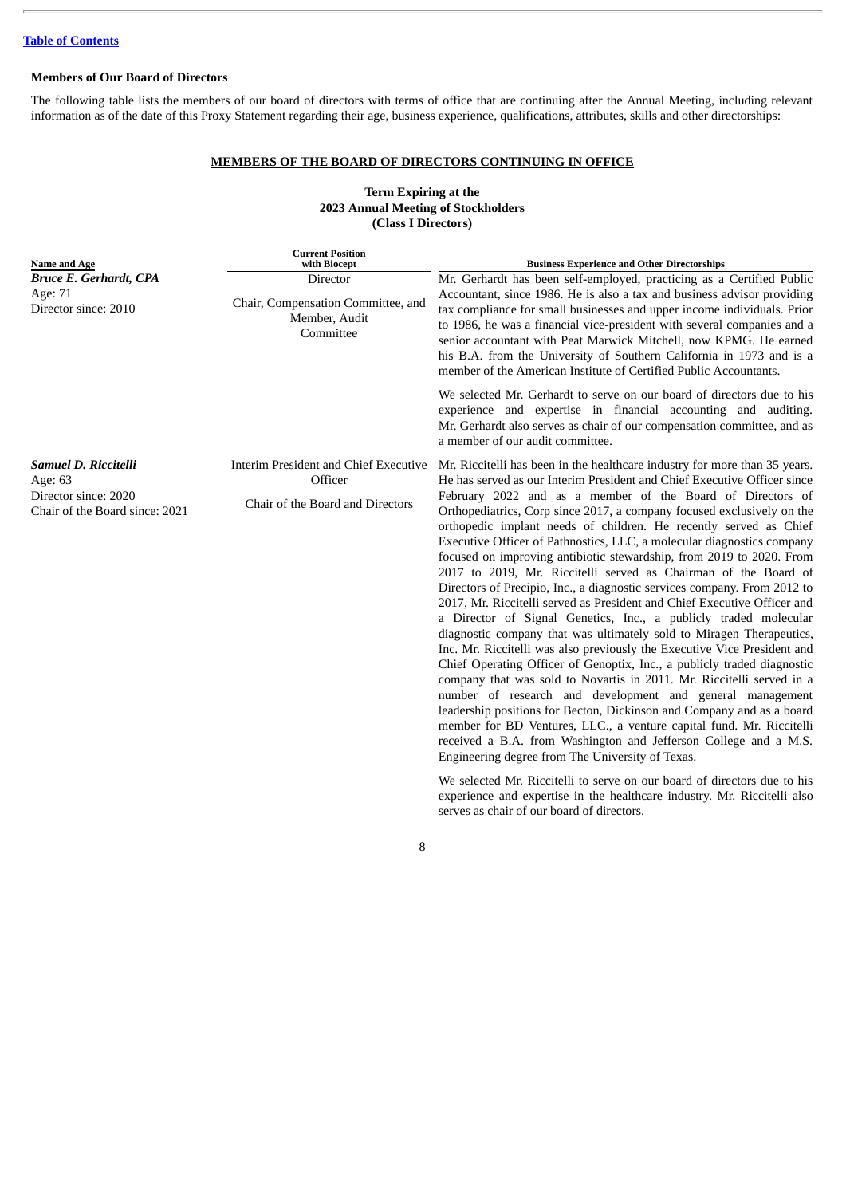### Members of Our Board of Directors

The following table lists the members of our board of directors with terms of office that are continuing after the Annual Meeting, including relevant information as of the date of this Proxy Statement regarding their age, business experience, qualifications, attributes, skills and other directorships:

**MEMBERS OF THE BOARD OF DIRECTORS CONTINUING IN OFFICE**

**Term Expiring at the**
**2023 Annual Meeting of Stockholders**
**(Class I Directors)**

| Name and Age | Current Position with Biocept | Business Experience and Other Directorships |
|---|---|---|
| ***Bruce E. Gerhardt, CPA***<br>Age: 71<br>Director since: 2010 | Director<br><br>Chair, Compensation Committee, and Member, Audit Committee | Mr. Gerhardt has been self-employed, practicing as a Certified Public Accountant, since 1986. He is also a tax and business advisor providing tax compliance for small businesses and upper income individuals. Prior to 1986, he was a financial vice-president with several companies and a senior accountant with Peat Marwick Mitchell, now KPMG. He earned his B.A. from the University of Southern California in 1973 and is a member of the American Institute of Certified Public Accountants.<br><br>We selected Mr. Gerhardt to serve on our board of directors due to his experience and expertise in financial accounting and auditing. Mr. Gerhardt also serves as chair of our compensation committee, and as a member of our audit committee. |
| ***Samuel D. Riccitelli***<br>Age: 63<br>Director since: 2020<br>Chair of the Board since: 2021 | Interim President and Chief Executive Officer<br><br>Chair of the Board and Directors | Mr. Riccitelli has been in the healthcare industry for more than 35 years. He has served as our Interim President and Chief Executive Officer since February 2022 and as a member of the Board of Directors of Orthopediatrics, Corp since 2017, a company focused exclusively on the orthopedic implant needs of children. He recently served as Chief Executive Officer of Pathnostics, LLC, a molecular diagnostics company focused on improving antibiotic stewardship, from 2019 to 2020. From 2017 to 2019, Mr. Riccitelli served as Chairman of the Board of Directors of Precipio, Inc., a diagnostic services company. From 2012 to 2017, Mr. Riccitelli served as President and Chief Executive Officer and a Director of Signal Genetics, Inc., a publicly traded molecular diagnostic company that was ultimately sold to Miragen Therapeutics, Inc. Mr. Riccitelli was also previously the Executive Vice President and Chief Operating Officer of Genoptix, Inc., a publicly traded diagnostic company that was sold to Novartis in 2011. Mr. Riccitelli served in a number of research and development and general management leadership positions for Becton, Dickinson and Company and as a board member for BD Ventures, LLC., a venture capital fund. Mr. Riccitelli received a B.A. from Washington and Jefferson College and a M.S. Engineering degree from The University of Texas.<br><br>We selected Mr. Riccitelli to serve on our board of directors due to his experience and expertise in the healthcare industry. Mr. Riccitelli also serves as chair of our board of directors. |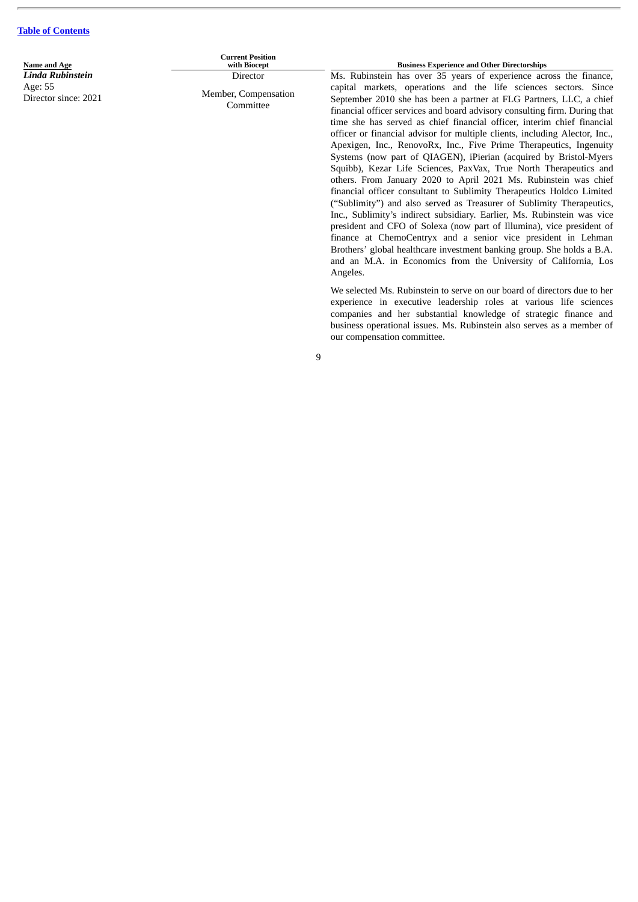| Name and Age | Current Position with Biocept | Business Experience and Other Directorships |
| --- | --- | --- |
| ***Linda Rubinstein***<br>Age: 55<br>Director since: 2021 | Director<br><br>Member, Compensation Committee | Ms. Rubinstein has over 35 years of experience across the finance, capital markets, operations and the life sciences sectors. Since September 2010 she has been a partner at FLG Partners, LLC, a chief financial officer services and board advisory consulting firm. During that time she has served as chief financial officer, interim chief financial officer or financial advisor for multiple clients, including Alector, Inc., Apexigen, Inc., RenovoRx, Inc., Five Prime Therapeutics, Ingenuity Systems (now part of QIAGEN), iPierian (acquired by Bristol-Myers Squibb), Kezar Life Sciences, PaxVax, True North Therapeutics and others. From January 2020 to April 2021 Ms. Rubinstein was chief financial officer consultant to Sublimity Therapeutics Holdco Limited ("Sublimity") and also served as Treasurer of Sublimity Therapeutics, Inc., Sublimity's indirect subsidiary. Earlier, Ms. Rubinstein was vice president and CFO of Solexa (now part of Illumina), vice president of finance at ChemoCentryx and a senior vice president in Lehman Brothers' global healthcare investment banking group. She holds a B.A. and an M.A. in Economics from the University of California, Los Angeles.<br><br>We selected Ms. Rubinstein to serve on our board of directors due to her experience in executive leadership roles at various life sciences companies and her substantial knowledge of strategic finance and business operational issues. Ms. Rubinstein also serves as a member of our compensation committee. |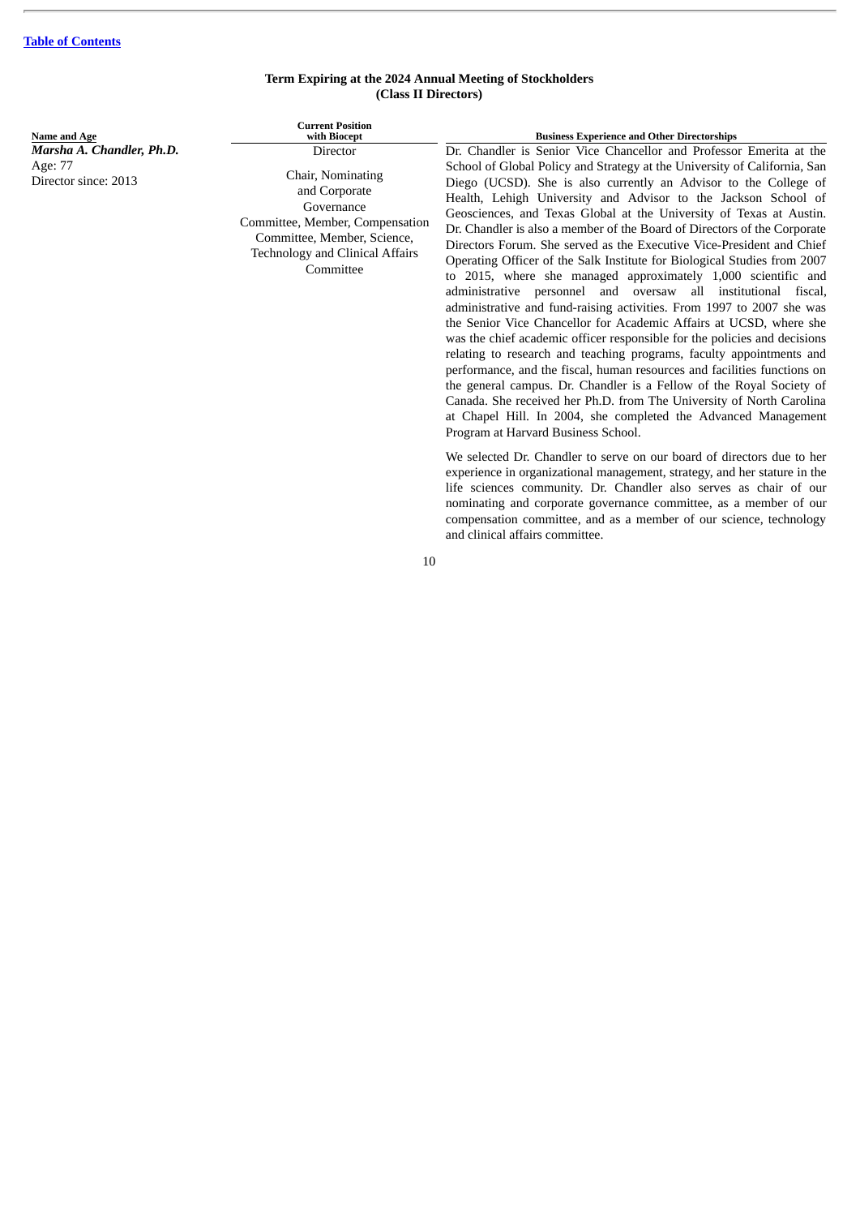[Table of Contents]

### Term Expiring at the 2024 Annual Meeting of Stockholders (Class II Directors)

| Name and Age | Current Position with Biocept | Business Experience and Other Directorships |
| --- | --- | --- |
| ***Marsha A. Chandler, Ph.D.*** Age: 77 Director since: 2013 | Director<br><br>Chair, Nominating and Corporate Governance Committee, Member, Compensation Committee, Member, Science, Technology and Clinical Affairs Committee | Dr. Chandler is Senior Vice Chancellor and Professor Emerita at the School of Global Policy and Strategy at the University of California, San Diego (UCSD). She is also currently an Advisor to the College of Health, Lehigh University and Advisor to the Jackson School of Geosciences, and Texas Global at the University of Texas at Austin. Dr. Chandler is also a member of the Board of Directors of the Corporate Directors Forum. She served as the Executive Vice-President and Chief Operating Officer of the Salk Institute for Biological Studies from 2007 to 2015, where she managed approximately 1,000 scientific and administrative personnel and oversaw all institutional fiscal, administrative and fund-raising activities. From 1997 to 2007 she was the Senior Vice Chancellor for Academic Affairs at UCSD, where she was the chief academic officer responsible for the policies and decisions relating to research and teaching programs, faculty appointments and performance, and the fiscal, human resources and facilities functions on the general campus. Dr. Chandler is a Fellow of the Royal Society of Canada. She received her Ph.D. from The University of North Carolina at Chapel Hill. In 2004, she completed the Advanced Management Program at Harvard Business School.<br><br>We selected Dr. Chandler to serve on our board of directors due to her experience in organizational management, strategy, and her stature in the life sciences community. Dr. Chandler also serves as chair of our nominating and corporate governance committee, as a member of our compensation committee, and as a member of our science, technology and clinical affairs committee. |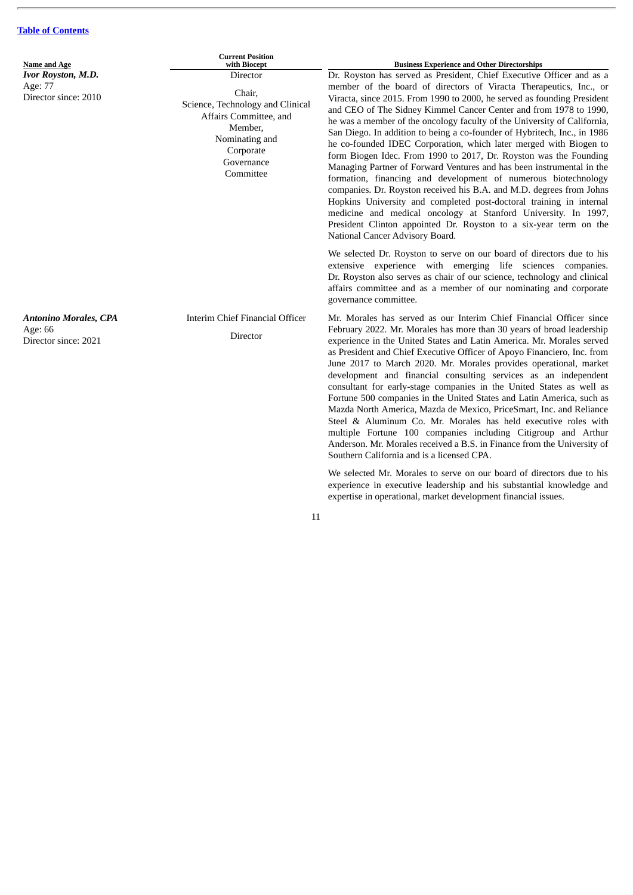[Table of Contents](#)

| Name and Age | Current Position with Biocept | Business Experience and Other Directorships |
|---|---|---|
| ***Ivor Royston, M.D.***<br>Age: 77<br>Director since: 2010 | Director<br><br>Chair, Science, Technology and Clinical Affairs Committee, and Member, Nominating and Corporate Governance Committee | Dr. Royston has served as President, Chief Executive Officer and as a member of the board of directors of Viracta Therapeutics, Inc., or Viracta, since 2015. From 1990 to 2000, he served as founding President and CEO of The Sidney Kimmel Cancer Center and from 1978 to 1990, he was a member of the oncology faculty of the University of California, San Diego. In addition to being a co-founder of Hybritech, Inc., in 1986 he co-founded IDEC Corporation, which later merged with Biogen to form Biogen Idec. From 1990 to 2017, Dr. Royston was the Founding Managing Partner of Forward Ventures and has been instrumental in the formation, financing and development of numerous biotechnology companies. Dr. Royston received his B.A. and M.D. degrees from Johns Hopkins University and completed post-doctoral training in internal medicine and medical oncology at Stanford University. In 1997, President Clinton appointed Dr. Royston to a six-year term on the National Cancer Advisory Board.<br><br>We selected Dr. Royston to serve on our board of directors due to his extensive experience with emerging life sciences companies. Dr. Royston also serves as chair of our science, technology and clinical affairs committee and as a member of our nominating and corporate governance committee. |
| ***Antonino Morales, CPA***<br>Age: 66<br>Director since: 2021 | Interim Chief Financial Officer<br><br>Director | Mr. Morales has served as our Interim Chief Financial Officer since February 2022. Mr. Morales has more than 30 years of broad leadership experience in the United States and Latin America. Mr. Morales served as President and Chief Executive Officer of Apoyo Financiero, Inc. from June 2017 to March 2020. Mr. Morales provides operational, market development and financial consulting services as an independent consultant for early-stage companies in the United States as well as Fortune 500 companies in the United States and Latin America, such as Mazda North America, Mazda de Mexico, PriceSmart, Inc. and Reliance Steel & Aluminum Co. Mr. Morales has held executive roles with multiple Fortune 100 companies including Citigroup and Arthur Anderson. Mr. Morales received a B.S. in Finance from the University of Southern California and is a licensed CPA.<br><br>We selected Mr. Morales to serve on our board of directors due to his experience in executive leadership and his substantial knowledge and expertise in operational, market development financial issues. |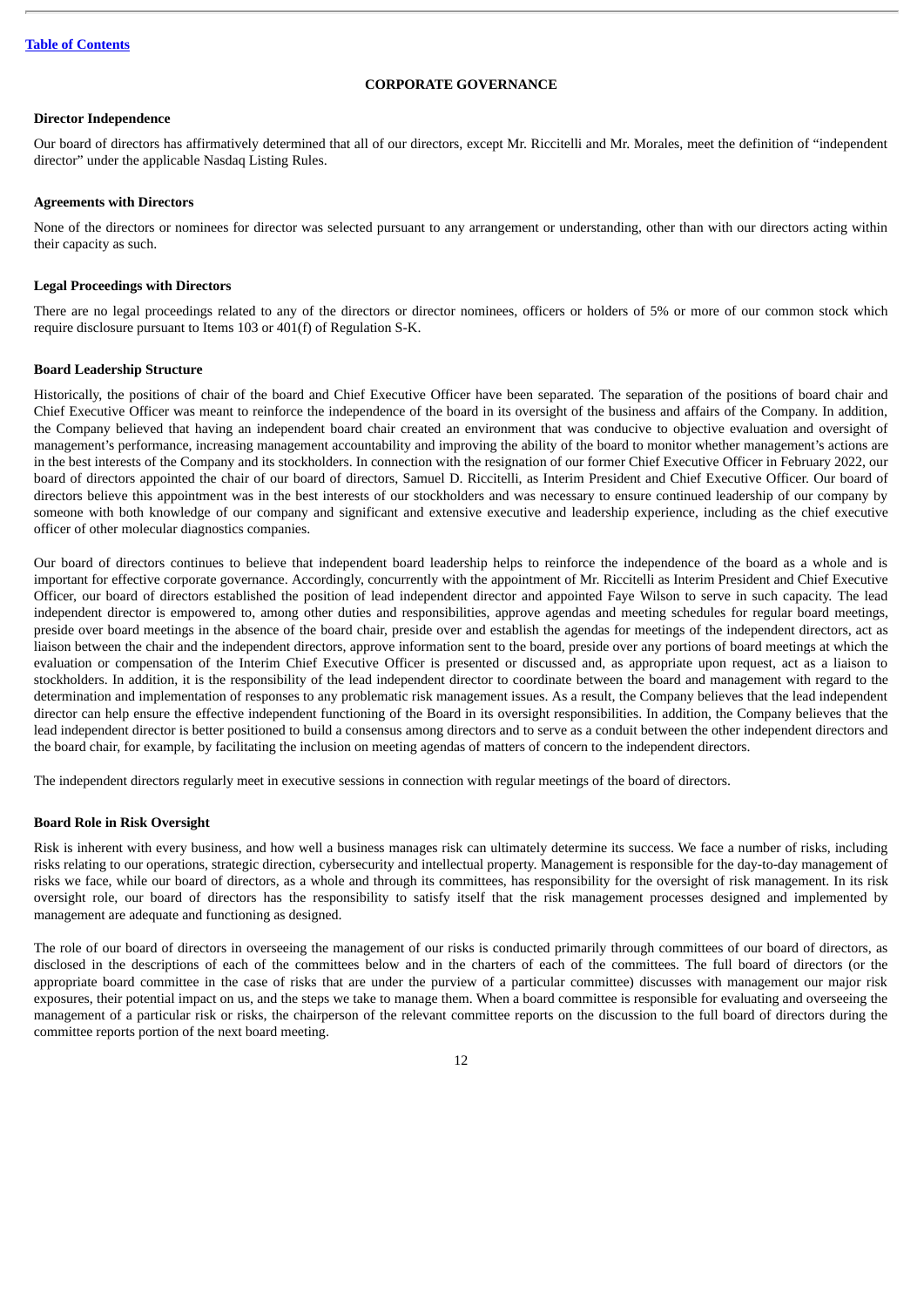## CORPORATE GOVERNANCE

### Director Independence

Our board of directors has affirmatively determined that all of our directors, except Mr. Riccitelli and Mr. Morales, meet the definition of "independent director" under the applicable Nasdaq Listing Rules.

### Agreements with Directors

None of the directors or nominees for director was selected pursuant to any arrangement or understanding, other than with our directors acting within their capacity as such.

### Legal Proceedings with Directors

There are no legal proceedings related to any of the directors or director nominees, officers or holders of 5% or more of our common stock which require disclosure pursuant to Items 103 or 401(f) of Regulation S-K.

### Board Leadership Structure

Historically, the positions of chair of the board and Chief Executive Officer have been separated. The separation of the positions of board chair and Chief Executive Officer was meant to reinforce the independence of the board in its oversight of the business and affairs of the Company. In addition, the Company believed that having an independent board chair created an environment that was conducive to objective evaluation and oversight of management's performance, increasing management accountability and improving the ability of the board to monitor whether management's actions are in the best interests of the Company and its stockholders. In connection with the resignation of our former Chief Executive Officer in February 2022, our board of directors appointed the chair of our board of directors, Samuel D. Riccitelli, as Interim President and Chief Executive Officer. Our board of directors believe this appointment was in the best interests of our stockholders and was necessary to ensure continued leadership of our company by someone with both knowledge of our company and significant and extensive executive and leadership experience, including as the chief executive officer of other molecular diagnostics companies.

Our board of directors continues to believe that independent board leadership helps to reinforce the independence of the board as a whole and is important for effective corporate governance. Accordingly, concurrently with the appointment of Mr. Riccitelli as Interim President and Chief Executive Officer, our board of directors established the position of lead independent director and appointed Faye Wilson to serve in such capacity. The lead independent director is empowered to, among other duties and responsibilities, approve agendas and meeting schedules for regular board meetings, preside over board meetings in the absence of the board chair, preside over and establish the agendas for meetings of the independent directors, act as liaison between the chair and the independent directors, approve information sent to the board, preside over any portions of board meetings at which the evaluation or compensation of the Interim Chief Executive Officer is presented or discussed and, as appropriate upon request, act as a liaison to stockholders. In addition, it is the responsibility of the lead independent director to coordinate between the board and management with regard to the determination and implementation of responses to any problematic risk management issues. As a result, the Company believes that the lead independent director can help ensure the effective independent functioning of the Board in its oversight responsibilities. In addition, the Company believes that the lead independent director is better positioned to build a consensus among directors and to serve as a conduit between the other independent directors and the board chair, for example, by facilitating the inclusion on meeting agendas of matters of concern to the independent directors.

The independent directors regularly meet in executive sessions in connection with regular meetings of the board of directors.

### Board Role in Risk Oversight

Risk is inherent with every business, and how well a business manages risk can ultimately determine its success. We face a number of risks, including risks relating to our operations, strategic direction, cybersecurity and intellectual property. Management is responsible for the day-to-day management of risks we face, while our board of directors, as a whole and through its committees, has responsibility for the oversight of risk management. In its risk oversight role, our board of directors has the responsibility to satisfy itself that the risk management processes designed and implemented by management are adequate and functioning as designed.

The role of our board of directors in overseeing the management of our risks is conducted primarily through committees of our board of directors, as disclosed in the descriptions of each of the committees below and in the charters of each of the committees. The full board of directors (or the appropriate board committee in the case of risks that are under the purview of a particular committee) discusses with management our major risk exposures, their potential impact on us, and the steps we take to manage them. When a board committee is responsible for evaluating and overseeing the management of a particular risk or risks, the chairperson of the relevant committee reports on the discussion to the full board of directors during the committee reports portion of the next board meeting.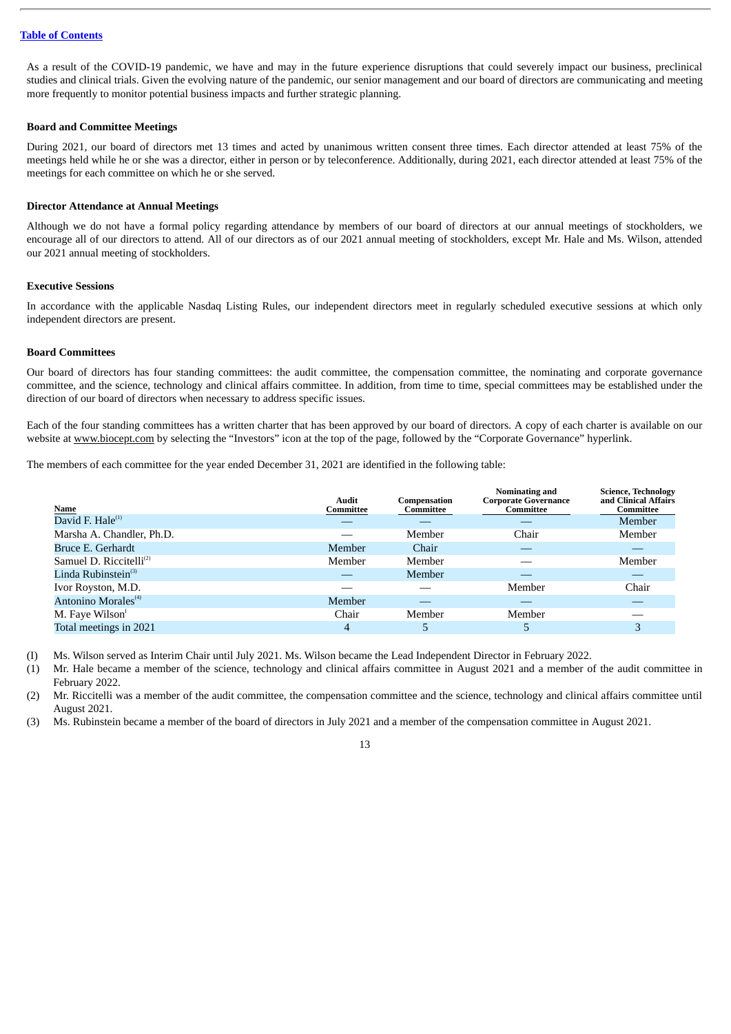As a result of the COVID-19 pandemic, we have and may in the future experience disruptions that could severely impact our business, preclinical studies and clinical trials. Given the evolving nature of the pandemic, our senior management and our board of directors are communicating and meeting more frequently to monitor potential business impacts and further strategic planning.

### Board and Committee Meetings

During 2021, our board of directors met 13 times and acted by unanimous written consent three times. Each director attended at least 75% of the meetings held while he or she was a director, either in person or by teleconference. Additionally, during 2021, each director attended at least 75% of the meetings for each committee on which he or she served.

### Director Attendance at Annual Meetings

Although we do not have a formal policy regarding attendance by members of our board of directors at our annual meetings of stockholders, we encourage all of our directors to attend. All of our directors as of our 2021 annual meeting of stockholders, except Mr. Hale and Ms. Wilson, attended our 2021 annual meeting of stockholders.

### Executive Sessions

In accordance with the applicable Nasdaq Listing Rules, our independent directors meet in regularly scheduled executive sessions at which only independent directors are present.

### Board Committees

Our board of directors has four standing committees: the audit committee, the compensation committee, the nominating and corporate governance committee, and the science, technology and clinical affairs committee. In addition, from time to time, special committees may be established under the direction of our board of directors when necessary to address specific issues.

Each of the four standing committees has a written charter that has been approved by our board of directors. A copy of each charter is available on our website at www.biocept.com by selecting the "Investors" icon at the top of the page, followed by the "Corporate Governance" hyperlink.

The members of each committee for the year ended December 31, 2021 are identified in the following table:

| Name | Audit Committee | Compensation Committee | Nominating and Corporate Governance Committee | Science, Technology and Clinical Affairs Committee |
|---|---|---|---|---|
| David F. Hale[(1)] | — | — | — | Member |
| Marsha A. Chandler, Ph.D. | — | Member | Chair | Member |
| Bruce E. Gerhardt | Member | Chair | — | — |
| Samuel D. Riccitelli[(2)] | Member | Member | — | Member |
| Linda Rubinstein[(3)] | — | Member | — | — |
| Ivor Royston, M.D. | — | — | Member | Chair |
| Antonino Morales[(4)] | Member | — | — | — |
| M. Faye Wilson[I] | Chair | Member | Member | — |
| Total meetings in 2021 | 4 | 5 | 5 | 3 |

(I) Ms. Wilson served as Interim Chair until July 2021. Ms. Wilson became the Lead Independent Director in February 2022.

(1) Mr. Hale became a member of the science, technology and clinical affairs committee in August 2021 and a member of the audit committee in February 2022.

(2) Mr. Riccitelli was a member of the audit committee, the compensation committee and the science, technology and clinical affairs committee until August 2021.

(3) Ms. Rubinstein became a member of the board of directors in July 2021 and a member of the compensation committee in August 2021.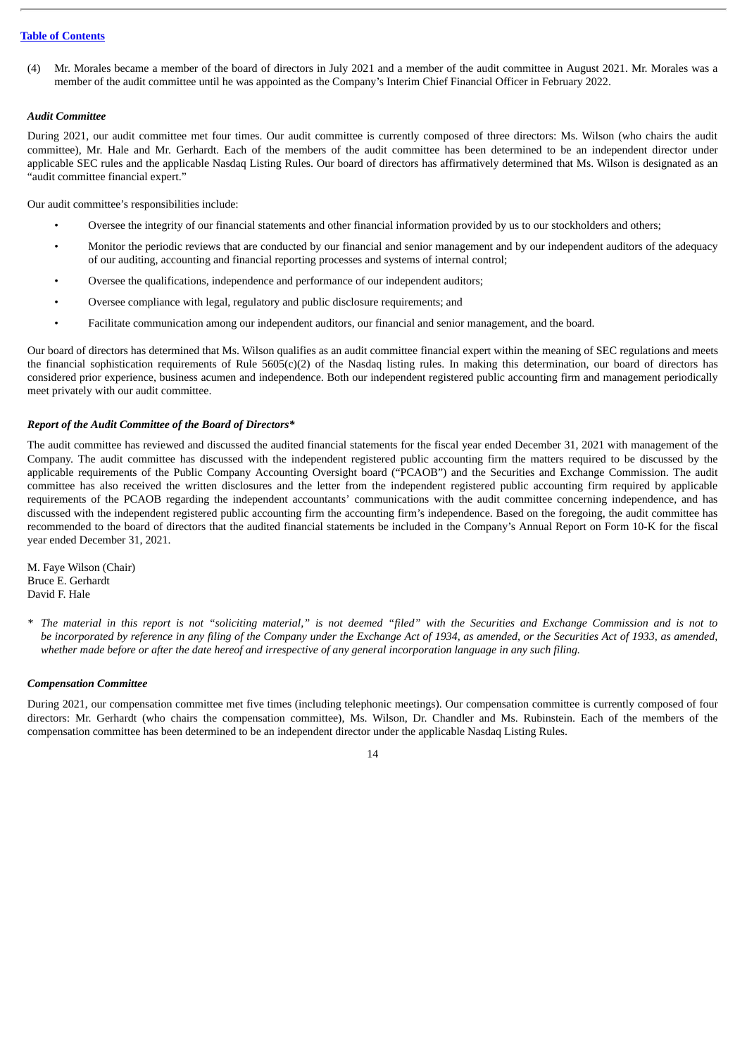(4) Mr. Morales became a member of the board of directors in July 2021 and a member of the audit committee in August 2021. Mr. Morales was a member of the audit committee until he was appointed as the Company's Interim Chief Financial Officer in February 2022.

***Audit Committee***

During 2021, our audit committee met four times. Our audit committee is currently composed of three directors: Ms. Wilson (who chairs the audit committee), Mr. Hale and Mr. Gerhardt. Each of the members of the audit committee has been determined to be an independent director under applicable SEC rules and the applicable Nasdaq Listing Rules. Our board of directors has affirmatively determined that Ms. Wilson is designated as an "audit committee financial expert."

Our audit committee's responsibilities include:

- Oversee the integrity of our financial statements and other financial information provided by us to our stockholders and others;
- Monitor the periodic reviews that are conducted by our financial and senior management and by our independent auditors of the adequacy of our auditing, accounting and financial reporting processes and systems of internal control;
- Oversee the qualifications, independence and performance of our independent auditors;
- Oversee compliance with legal, regulatory and public disclosure requirements; and
- Facilitate communication among our independent auditors, our financial and senior management, and the board.

Our board of directors has determined that Ms. Wilson qualifies as an audit committee financial expert within the meaning of SEC regulations and meets the financial sophistication requirements of Rule 5605(c)(2) of the Nasdaq listing rules. In making this determination, our board of directors has considered prior experience, business acumen and independence. Both our independent registered public accounting firm and management periodically meet privately with our audit committee.

***Report of the Audit Committee of the Board of Directors****

The audit committee has reviewed and discussed the audited financial statements for the fiscal year ended December 31, 2021 with management of the Company. The audit committee has discussed with the independent registered public accounting firm the matters required to be discussed by the applicable requirements of the Public Company Accounting Oversight board ("PCAOB") and the Securities and Exchange Commission. The audit committee has also received the written disclosures and the letter from the independent registered public accounting firm required by applicable requirements of the PCAOB regarding the independent accountants' communications with the audit committee concerning independence, and has discussed with the independent registered public accounting firm the accounting firm's independence. Based on the foregoing, the audit committee has recommended to the board of directors that the audited financial statements be included in the Company's Annual Report on Form 10-K for the fiscal year ended December 31, 2021.

M. Faye Wilson (Chair)
Bruce E. Gerhardt
David F. Hale

\* *The material in this report is not "soliciting material," is not deemed "filed" with the Securities and Exchange Commission and is not to be incorporated by reference in any filing of the Company under the Exchange Act of 1934, as amended, or the Securities Act of 1933, as amended, whether made before or after the date hereof and irrespective of any general incorporation language in any such filing.*

***Compensation Committee***

During 2021, our compensation committee met five times (including telephonic meetings). Our compensation committee is currently composed of four directors: Mr. Gerhardt (who chairs the compensation committee), Ms. Wilson, Dr. Chandler and Ms. Rubinstein. Each of the members of the compensation committee has been determined to be an independent director under the applicable Nasdaq Listing Rules.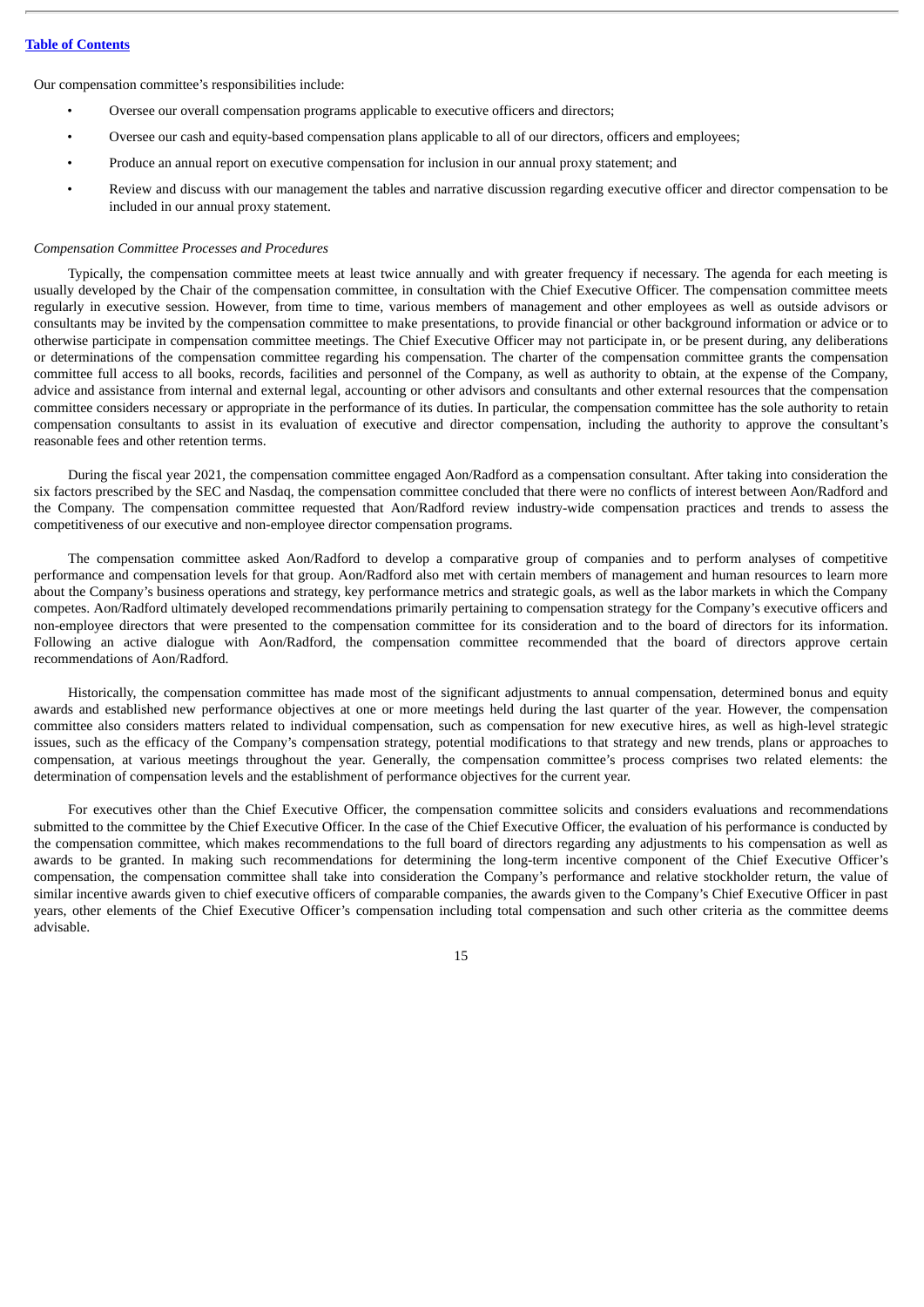Our compensation committee's responsibilities include:

- Oversee our overall compensation programs applicable to executive officers and directors;
- Oversee our cash and equity-based compensation plans applicable to all of our directors, officers and employees;
- Produce an annual report on executive compensation for inclusion in our annual proxy statement; and
- Review and discuss with our management the tables and narrative discussion regarding executive officer and director compensation to be included in our annual proxy statement.

*Compensation Committee Processes and Procedures*

Typically, the compensation committee meets at least twice annually and with greater frequency if necessary. The agenda for each meeting is usually developed by the Chair of the compensation committee, in consultation with the Chief Executive Officer. The compensation committee meets regularly in executive session. However, from time to time, various members of management and other employees as well as outside advisors or consultants may be invited by the compensation committee to make presentations, to provide financial or other background information or advice or to otherwise participate in compensation committee meetings. The Chief Executive Officer may not participate in, or be present during, any deliberations or determinations of the compensation committee regarding his compensation. The charter of the compensation committee grants the compensation committee full access to all books, records, facilities and personnel of the Company, as well as authority to obtain, at the expense of the Company, advice and assistance from internal and external legal, accounting or other advisors and consultants and other external resources that the compensation committee considers necessary or appropriate in the performance of its duties. In particular, the compensation committee has the sole authority to retain compensation consultants to assist in its evaluation of executive and director compensation, including the authority to approve the consultant's reasonable fees and other retention terms.

During the fiscal year 2021, the compensation committee engaged Aon/Radford as a compensation consultant. After taking into consideration the six factors prescribed by the SEC and Nasdaq, the compensation committee concluded that there were no conflicts of interest between Aon/Radford and the Company. The compensation committee requested that Aon/Radford review industry-wide compensation practices and trends to assess the competitiveness of our executive and non-employee director compensation programs.

The compensation committee asked Aon/Radford to develop a comparative group of companies and to perform analyses of competitive performance and compensation levels for that group. Aon/Radford also met with certain members of management and human resources to learn more about the Company's business operations and strategy, key performance metrics and strategic goals, as well as the labor markets in which the Company competes. Aon/Radford ultimately developed recommendations primarily pertaining to compensation strategy for the Company's executive officers and non-employee directors that were presented to the compensation committee for its consideration and to the board of directors for its information. Following an active dialogue with Aon/Radford, the compensation committee recommended that the board of directors approve certain recommendations of Aon/Radford.

Historically, the compensation committee has made most of the significant adjustments to annual compensation, determined bonus and equity awards and established new performance objectives at one or more meetings held during the last quarter of the year. However, the compensation committee also considers matters related to individual compensation, such as compensation for new executive hires, as well as high-level strategic issues, such as the efficacy of the Company's compensation strategy, potential modifications to that strategy and new trends, plans or approaches to compensation, at various meetings throughout the year. Generally, the compensation committee's process comprises two related elements: the determination of compensation levels and the establishment of performance objectives for the current year.

For executives other than the Chief Executive Officer, the compensation committee solicits and considers evaluations and recommendations submitted to the committee by the Chief Executive Officer. In the case of the Chief Executive Officer, the evaluation of his performance is conducted by the compensation committee, which makes recommendations to the full board of directors regarding any adjustments to his compensation as well as awards to be granted. In making such recommendations for determining the long-term incentive component of the Chief Executive Officer's compensation, the compensation committee shall take into consideration the Company's performance and relative stockholder return, the value of similar incentive awards given to chief executive officers of comparable companies, the awards given to the Company's Chief Executive Officer in past years, other elements of the Chief Executive Officer's compensation including total compensation and such other criteria as the committee deems advisable.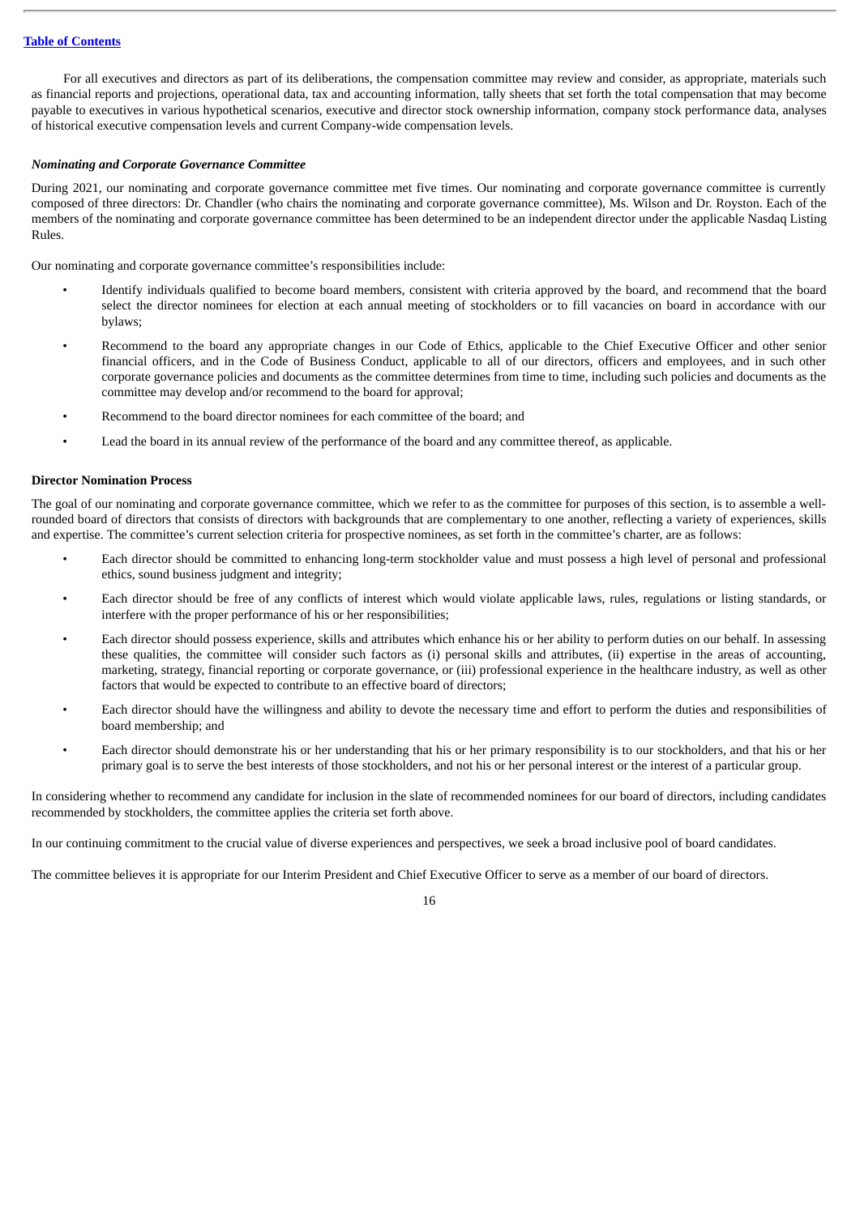For all executives and directors as part of its deliberations, the compensation committee may review and consider, as appropriate, materials such as financial reports and projections, operational data, tax and accounting information, tally sheets that set forth the total compensation that may become payable to executives in various hypothetical scenarios, executive and director stock ownership information, company stock performance data, analyses of historical executive compensation levels and current Company-wide compensation levels.

***Nominating and Corporate Governance Committee***

During 2021, our nominating and corporate governance committee met five times. Our nominating and corporate governance committee is currently composed of three directors: Dr. Chandler (who chairs the nominating and corporate governance committee), Ms. Wilson and Dr. Royston. Each of the members of the nominating and corporate governance committee has been determined to be an independent director under the applicable Nasdaq Listing Rules.

Our nominating and corporate governance committee's responsibilities include:

- Identify individuals qualified to become board members, consistent with criteria approved by the board, and recommend that the board select the director nominees for election at each annual meeting of stockholders or to fill vacancies on board in accordance with our bylaws;
- Recommend to the board any appropriate changes in our Code of Ethics, applicable to the Chief Executive Officer and other senior financial officers, and in the Code of Business Conduct, applicable to all of our directors, officers and employees, and in such other corporate governance policies and documents as the committee determines from time to time, including such policies and documents as the committee may develop and/or recommend to the board for approval;
- Recommend to the board director nominees for each committee of the board; and
- Lead the board in its annual review of the performance of the board and any committee thereof, as applicable.

**Director Nomination Process**

The goal of our nominating and corporate governance committee, which we refer to as the committee for purposes of this section, is to assemble a well-rounded board of directors that consists of directors with backgrounds that are complementary to one another, reflecting a variety of experiences, skills and expertise. The committee's current selection criteria for prospective nominees, as set forth in the committee's charter, are as follows:

- Each director should be committed to enhancing long-term stockholder value and must possess a high level of personal and professional ethics, sound business judgment and integrity;
- Each director should be free of any conflicts of interest which would violate applicable laws, rules, regulations or listing standards, or interfere with the proper performance of his or her responsibilities;
- Each director should possess experience, skills and attributes which enhance his or her ability to perform duties on our behalf. In assessing these qualities, the committee will consider such factors as (i) personal skills and attributes, (ii) expertise in the areas of accounting, marketing, strategy, financial reporting or corporate governance, or (iii) professional experience in the healthcare industry, as well as other factors that would be expected to contribute to an effective board of directors;
- Each director should have the willingness and ability to devote the necessary time and effort to perform the duties and responsibilities of board membership; and
- Each director should demonstrate his or her understanding that his or her primary responsibility is to our stockholders, and that his or her primary goal is to serve the best interests of those stockholders, and not his or her personal interest or the interest of a particular group.

In considering whether to recommend any candidate for inclusion in the slate of recommended nominees for our board of directors, including candidates recommended by stockholders, the committee applies the criteria set forth above.

In our continuing commitment to the crucial value of diverse experiences and perspectives, we seek a broad inclusive pool of board candidates.

The committee believes it is appropriate for our Interim President and Chief Executive Officer to serve as a member of our board of directors.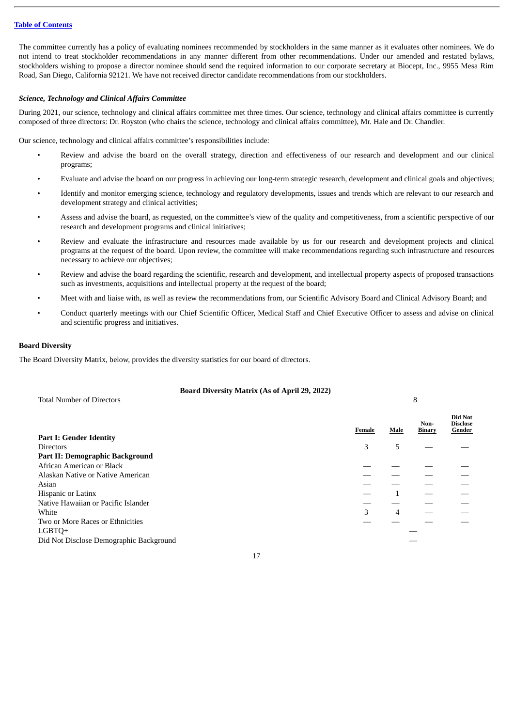The committee currently has a policy of evaluating nominees recommended by stockholders in the same manner as it evaluates other nominees. We do not intend to treat stockholder recommendations in any manner different from other recommendations. Under our amended and restated bylaws, stockholders wishing to propose a director nominee should send the required information to our corporate secretary at Biocept, Inc., 9955 Mesa Rim Road, San Diego, California 92121. We have not received director candidate recommendations from our stockholders.

### *Science, Technology and Clinical Affairs Committee*

During 2021, our science, technology and clinical affairs committee met three times. Our science, technology and clinical affairs committee is currently composed of three directors: Dr. Royston (who chairs the science, technology and clinical affairs committee), Mr. Hale and Dr. Chandler.

Our science, technology and clinical affairs committee's responsibilities include:

- Review and advise the board on the overall strategy, direction and effectiveness of our research and development and our clinical programs;
- Evaluate and advise the board on our progress in achieving our long-term strategic research, development and clinical goals and objectives;
- Identify and monitor emerging science, technology and regulatory developments, issues and trends which are relevant to our research and development strategy and clinical activities;
- Assess and advise the board, as requested, on the committee's view of the quality and competitiveness, from a scientific perspective of our research and development programs and clinical initiatives;
- Review and evaluate the infrastructure and resources made available by us for our research and development projects and clinical programs at the request of the board. Upon review, the committee will make recommendations regarding such infrastructure and resources necessary to achieve our objectives;
- Review and advise the board regarding the scientific, research and development, and intellectual property aspects of proposed transactions such as investments, acquisitions and intellectual property at the request of the board;
- Meet with and liaise with, as well as review the recommendations from, our Scientific Advisory Board and Clinical Advisory Board; and
- Conduct quarterly meetings with our Chief Scientific Officer, Medical Staff and Chief Executive Officer to assess and advise on clinical and scientific progress and initiatives.

### Board Diversity

The Board Diversity Matrix, below, provides the diversity statistics for our board of directors.

**Board Diversity Matrix (As of April 29, 2022)**

| Total Number of Directors | 8 | | | |
|---|---|---|---|---|
| | **Female** | **Male** | **Non-Binary** | **Did Not Disclose Gender** |
| **Part I: Gender Identity** | | | | |
| Directors | 3 | 5 | — | — |
| **Part II: Demographic Background** | | | | |
| African American or Black | — | — | — | — |
| Alaskan Native or Native American | — | — | — | — |
| Asian | — | — | — | — |
| Hispanic or Latinx | — | 1 | — | — |
| Native Hawaiian or Pacific Islander | — | — | — | — |
| White | 3 | 4 | — | — |
| Two or More Races or Ethnicities | — | — | — | — |
| LGBTQ+ | — | | | |
| Did Not Disclose Demographic Background | — | | | |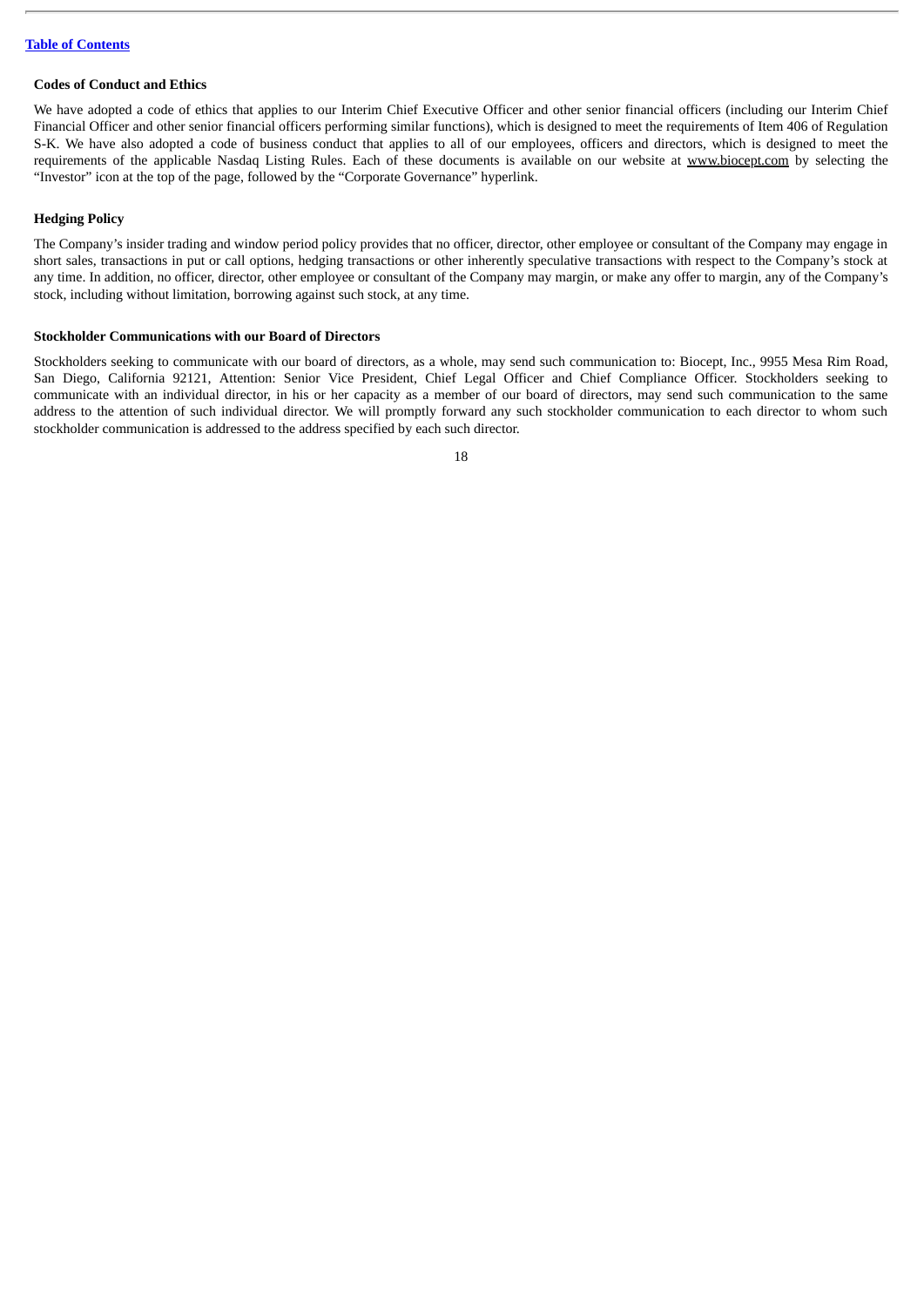### Codes of Conduct and Ethics

We have adopted a code of ethics that applies to our Interim Chief Executive Officer and other senior financial officers (including our Interim Chief Financial Officer and other senior financial officers performing similar functions), which is designed to meet the requirements of Item 406 of Regulation S-K. We have also adopted a code of business conduct that applies to all of our employees, officers and directors, which is designed to meet the requirements of the applicable Nasdaq Listing Rules. Each of these documents is available on our website at www.biocept.com by selecting the "Investor" icon at the top of the page, followed by the "Corporate Governance" hyperlink.

### Hedging Policy

The Company's insider trading and window period policy provides that no officer, director, other employee or consultant of the Company may engage in short sales, transactions in put or call options, hedging transactions or other inherently speculative transactions with respect to the Company's stock at any time. In addition, no officer, director, other employee or consultant of the Company may margin, or make any offer to margin, any of the Company's stock, including without limitation, borrowing against such stock, at any time.

### Stockholder Communications with our Board of Directors

Stockholders seeking to communicate with our board of directors, as a whole, may send such communication to: Biocept, Inc., 9955 Mesa Rim Road, San Diego, California 92121, Attention: Senior Vice President, Chief Legal Officer and Chief Compliance Officer. Stockholders seeking to communicate with an individual director, in his or her capacity as a member of our board of directors, may send such communication to the same address to the attention of such individual director. We will promptly forward any such stockholder communication to each director to whom such stockholder communication is addressed to the address specified by each such director.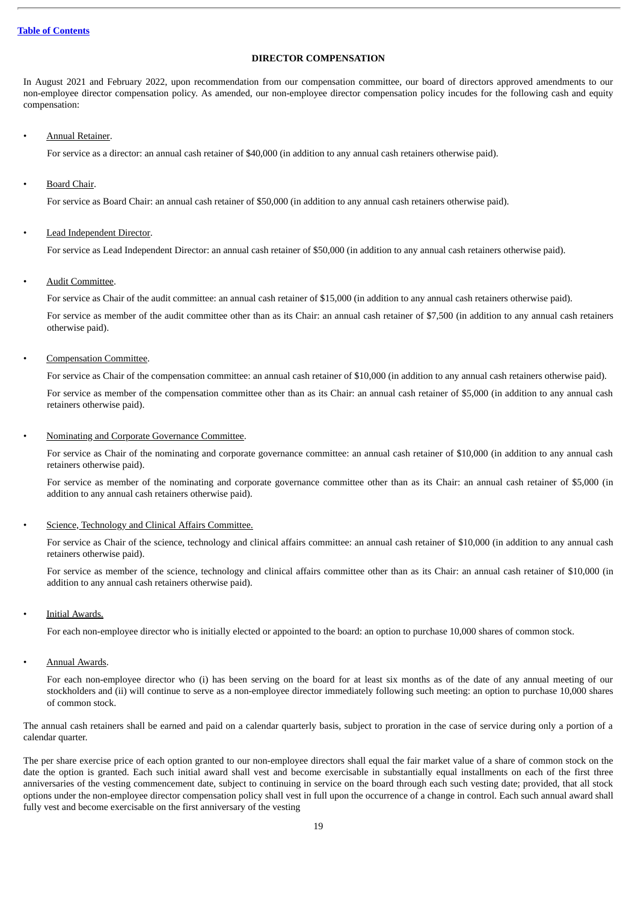## DIRECTOR COMPENSATION

In August 2021 and February 2022, upon recommendation from our compensation committee, our board of directors approved amendments to our non-employee director compensation policy. As amended, our non-employee director compensation policy incudes for the following cash and equity compensation:

- Annual Retainer.

  For service as a director: an annual cash retainer of $40,000 (in addition to any annual cash retainers otherwise paid).

- Board Chair.

  For service as Board Chair: an annual cash retainer of $50,000 (in addition to any annual cash retainers otherwise paid).

- Lead Independent Director.

  For service as Lead Independent Director: an annual cash retainer of $50,000 (in addition to any annual cash retainers otherwise paid).

- Audit Committee.

  For service as Chair of the audit committee: an annual cash retainer of $15,000 (in addition to any annual cash retainers otherwise paid).

  For service as member of the audit committee other than as its Chair: an annual cash retainer of $7,500 (in addition to any annual cash retainers otherwise paid).

- Compensation Committee.

  For service as Chair of the compensation committee: an annual cash retainer of $10,000 (in addition to any annual cash retainers otherwise paid).

  For service as member of the compensation committee other than as its Chair: an annual cash retainer of $5,000 (in addition to any annual cash retainers otherwise paid).

- Nominating and Corporate Governance Committee.

  For service as Chair of the nominating and corporate governance committee: an annual cash retainer of $10,000 (in addition to any annual cash retainers otherwise paid).

  For service as member of the nominating and corporate governance committee other than as its Chair: an annual cash retainer of $5,000 (in addition to any annual cash retainers otherwise paid).

- Science, Technology and Clinical Affairs Committee.

  For service as Chair of the science, technology and clinical affairs committee: an annual cash retainer of $10,000 (in addition to any annual cash retainers otherwise paid).

  For service as member of the science, technology and clinical affairs committee other than as its Chair: an annual cash retainer of $10,000 (in addition to any annual cash retainers otherwise paid).

- Initial Awards.

  For each non-employee director who is initially elected or appointed to the board: an option to purchase 10,000 shares of common stock.

- Annual Awards.

  For each non-employee director who (i) has been serving on the board for at least six months as of the date of any annual meeting of our stockholders and (ii) will continue to serve as a non-employee director immediately following such meeting: an option to purchase 10,000 shares of common stock.

The annual cash retainers shall be earned and paid on a calendar quarterly basis, subject to proration in the case of service during only a portion of a calendar quarter.

The per share exercise price of each option granted to our non-employee directors shall equal the fair market value of a share of common stock on the date the option is granted. Each such initial award shall vest and become exercisable in substantially equal installments on each of the first three anniversaries of the vesting commencement date, subject to continuing in service on the board through each such vesting date; provided, that all stock options under the non-employee director compensation policy shall vest in full upon the occurrence of a change in control. Each such annual award shall fully vest and become exercisable on the first anniversary of the vesting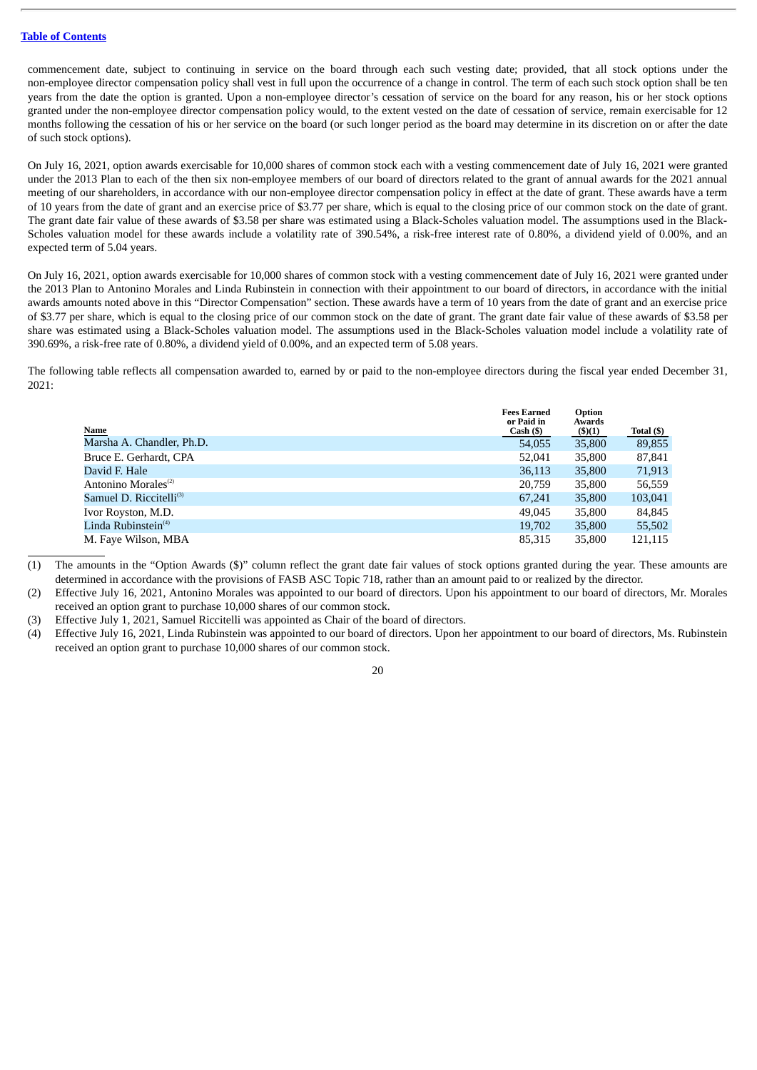commencement date, subject to continuing in service on the board through each such vesting date; provided, that all stock options under the non-employee director compensation policy shall vest in full upon the occurrence of a change in control. The term of each such stock option shall be ten years from the date the option is granted. Upon a non-employee director's cessation of service on the board for any reason, his or her stock options granted under the non-employee director compensation policy would, to the extent vested on the date of cessation of service, remain exercisable for 12 months following the cessation of his or her service on the board (or such longer period as the board may determine in its discretion on or after the date of such stock options).

On July 16, 2021, option awards exercisable for 10,000 shares of common stock each with a vesting commencement date of July 16, 2021 were granted under the 2013 Plan to each of the then six non-employee members of our board of directors related to the grant of annual awards for the 2021 annual meeting of our shareholders, in accordance with our non-employee director compensation policy in effect at the date of grant. These awards have a term of 10 years from the date of grant and an exercise price of $3.77 per share, which is equal to the closing price of our common stock on the date of grant. The grant date fair value of these awards of $3.58 per share was estimated using a Black-Scholes valuation model. The assumptions used in the Black-Scholes valuation model for these awards include a volatility rate of 390.54%, a risk-free interest rate of 0.80%, a dividend yield of 0.00%, and an expected term of 5.04 years.

On July 16, 2021, option awards exercisable for 10,000 shares of common stock with a vesting commencement date of July 16, 2021 were granted under the 2013 Plan to Antonino Morales and Linda Rubinstein in connection with their appointment to our board of directors, in accordance with the initial awards amounts noted above in this "Director Compensation" section. These awards have a term of 10 years from the date of grant and an exercise price of $3.77 per share, which is equal to the closing price of our common stock on the date of grant. The grant date fair value of these awards of $3.58 per share was estimated using a Black-Scholes valuation model. The assumptions used in the Black-Scholes valuation model include a volatility rate of 390.69%, a risk-free rate of 0.80%, a dividend yield of 0.00%, and an expected term of 5.08 years.

The following table reflects all compensation awarded to, earned by or paid to the non-employee directors during the fiscal year ended December 31, 2021:

| Name | Fees Earned or Paid in Cash ($) | Option Awards ($)(1) | Total ($) |
|---|---|---|---|
| Marsha A. Chandler, Ph.D. | 54,055 | 35,800 | 89,855 |
| Bruce E. Gerhardt, CPA | 52,041 | 35,800 | 87,841 |
| David F. Hale | 36,113 | 35,800 | 71,913 |
| Antonino Morales[(2)] | 20,759 | 35,800 | 56,559 |
| Samuel D. Riccitelli[(3)] | 67,241 | 35,800 | 103,041 |
| Ivor Royston, M.D. | 49,045 | 35,800 | 84,845 |
| Linda Rubinstein[(4)] | 19,702 | 35,800 | 55,502 |
| M. Faye Wilson, MBA | 85,315 | 35,800 | 121,115 |

(1) The amounts in the "Option Awards ($)" column reflect the grant date fair values of stock options granted during the year. These amounts are determined in accordance with the provisions of FASB ASC Topic 718, rather than an amount paid to or realized by the director.

(2) Effective July 16, 2021, Antonino Morales was appointed to our board of directors. Upon his appointment to our board of directors, Mr. Morales received an option grant to purchase 10,000 shares of our common stock.

(3) Effective July 1, 2021, Samuel Riccitelli was appointed as Chair of the board of directors.

(4) Effective July 16, 2021, Linda Rubinstein was appointed to our board of directors. Upon her appointment to our board of directors, Ms. Rubinstein received an option grant to purchase 10,000 shares of our common stock.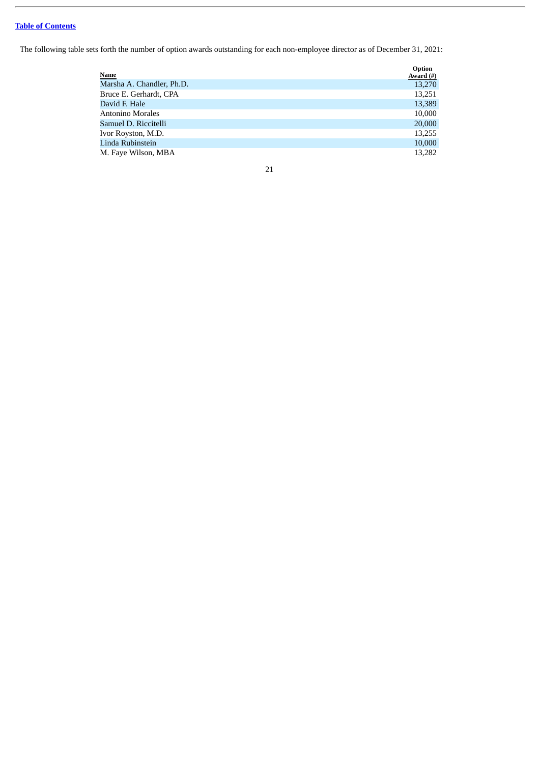The following table sets forth the number of option awards outstanding for each non-employee director as of December 31, 2021:

| Name | Option Award (#) |
| --- | --- |
| Marsha A. Chandler, Ph.D. | 13,270 |
| Bruce E. Gerhardt, CPA | 13,251 |
| David F. Hale | 13,389 |
| Antonino Morales | 10,000 |
| Samuel D. Riccitelli | 20,000 |
| Ivor Royston, M.D. | 13,255 |
| Linda Rubinstein | 10,000 |
| M. Faye Wilson, MBA | 13,282 |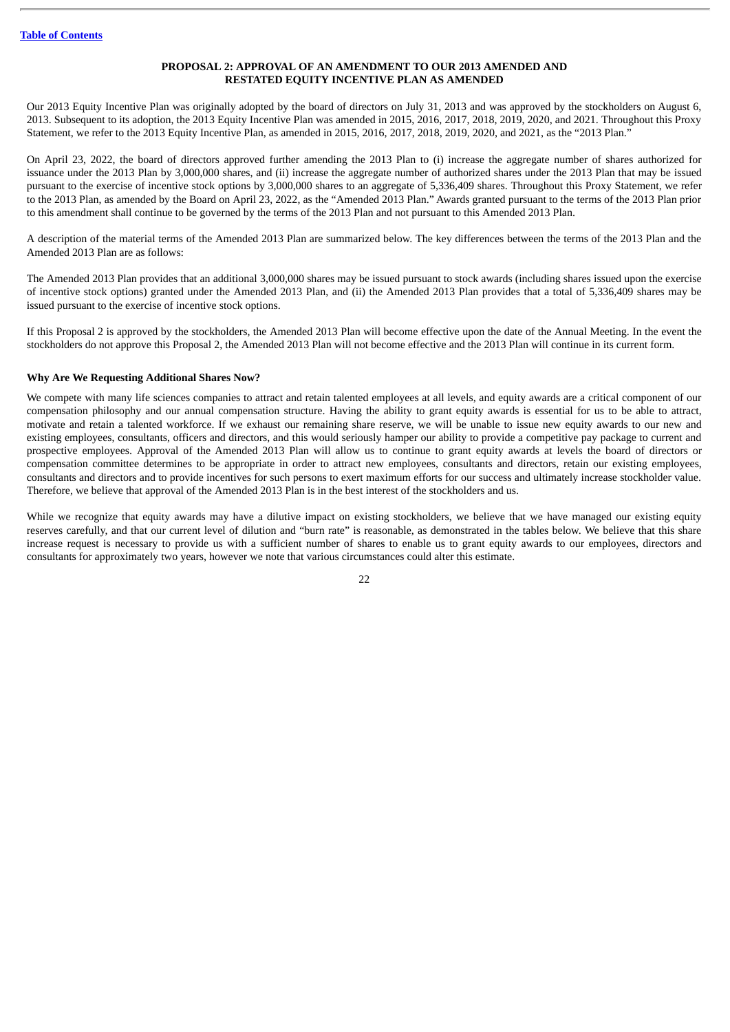[Table of Contents](#)

## PROPOSAL 2: APPROVAL OF AN AMENDMENT TO OUR 2013 AMENDED AND RESTATED EQUITY INCENTIVE PLAN AS AMENDED

Our 2013 Equity Incentive Plan was originally adopted by the board of directors on July 31, 2013 and was approved by the stockholders on August 6, 2013. Subsequent to its adoption, the 2013 Equity Incentive Plan was amended in 2015, 2016, 2017, 2018, 2019, 2020, and 2021. Throughout this Proxy Statement, we refer to the 2013 Equity Incentive Plan, as amended in 2015, 2016, 2017, 2018, 2019, 2020, and 2021, as the "2013 Plan."

On April 23, 2022, the board of directors approved further amending the 2013 Plan to (i) increase the aggregate number of shares authorized for issuance under the 2013 Plan by 3,000,000 shares, and (ii) increase the aggregate number of authorized shares under the 2013 Plan that may be issued pursuant to the exercise of incentive stock options by 3,000,000 shares to an aggregate of 5,336,409 shares. Throughout this Proxy Statement, we refer to the 2013 Plan, as amended by the Board on April 23, 2022, as the "Amended 2013 Plan." Awards granted pursuant to the terms of the 2013 Plan prior to this amendment shall continue to be governed by the terms of the 2013 Plan and not pursuant to this Amended 2013 Plan.

A description of the material terms of the Amended 2013 Plan are summarized below. The key differences between the terms of the 2013 Plan and the Amended 2013 Plan are as follows:

The Amended 2013 Plan provides that an additional 3,000,000 shares may be issued pursuant to stock awards (including shares issued upon the exercise of incentive stock options) granted under the Amended 2013 Plan, and (ii) the Amended 2013 Plan provides that a total of 5,336,409 shares may be issued pursuant to the exercise of incentive stock options.

If this Proposal 2 is approved by the stockholders, the Amended 2013 Plan will become effective upon the date of the Annual Meeting. In the event the stockholders do not approve this Proposal 2, the Amended 2013 Plan will not become effective and the 2013 Plan will continue in its current form.

**Why Are We Requesting Additional Shares Now?**

We compete with many life sciences companies to attract and retain talented employees at all levels, and equity awards are a critical component of our compensation philosophy and our annual compensation structure. Having the ability to grant equity awards is essential for us to be able to attract, motivate and retain a talented workforce. If we exhaust our remaining share reserve, we will be unable to issue new equity awards to our new and existing employees, consultants, officers and directors, and this would seriously hamper our ability to provide a competitive pay package to current and prospective employees. Approval of the Amended 2013 Plan will allow us to continue to grant equity awards at levels the board of directors or compensation committee determines to be appropriate in order to attract new employees, consultants and directors, retain our existing employees, consultants and directors and to provide incentives for such persons to exert maximum efforts for our success and ultimately increase stockholder value. Therefore, we believe that approval of the Amended 2013 Plan is in the best interest of the stockholders and us.

While we recognize that equity awards may have a dilutive impact on existing stockholders, we believe that we have managed our existing equity reserves carefully, and that our current level of dilution and "burn rate" is reasonable, as demonstrated in the tables below. We believe that this share increase request is necessary to provide us with a sufficient number of shares to enable us to grant equity awards to our employees, directors and consultants for approximately two years, however we note that various circumstances could alter this estimate.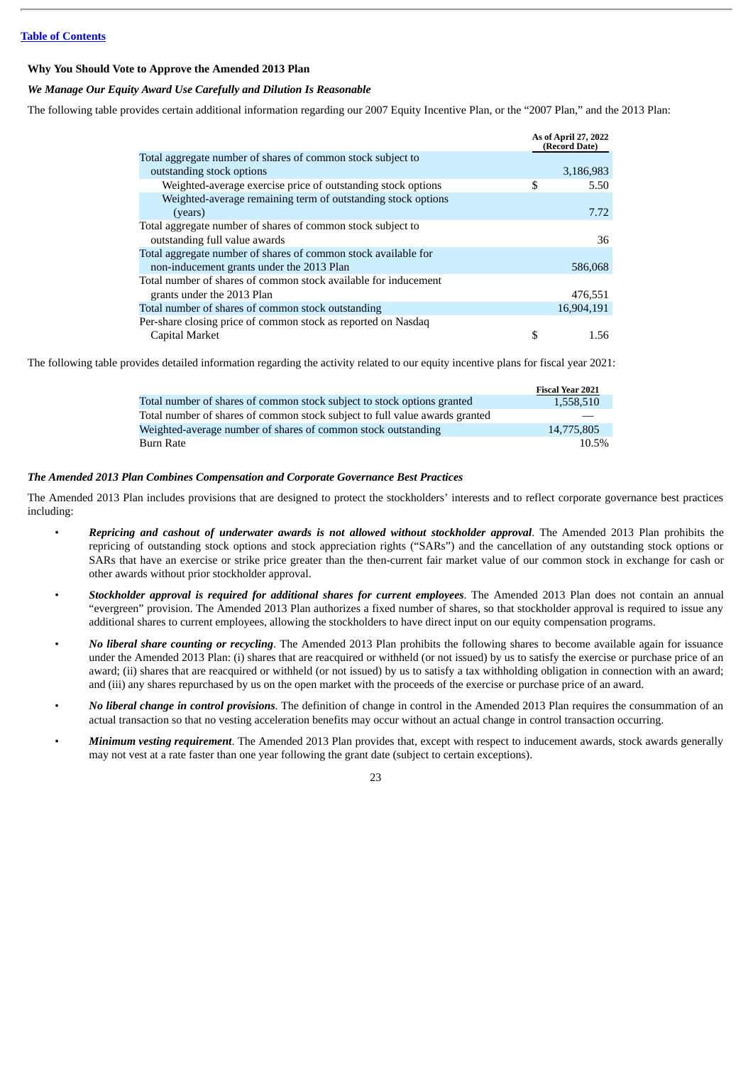[Table of Contents](#)

### Why You Should Vote to Approve the Amended 2013 Plan

#### *We Manage Our Equity Award Use Carefully and Dilution Is Reasonable*

The following table provides certain additional information regarding our 2007 Equity Incentive Plan, or the "2007 Plan," and the 2013 Plan:

| | As of April 27, 2022 (Record Date) |
|---|---|
| Total aggregate number of shares of common stock subject to outstanding stock options | 3,186,983 |
| Weighted-average exercise price of outstanding stock options | $ 5.50 |
| Weighted-average remaining term of outstanding stock options (years) | 7.72 |
| Total aggregate number of shares of common stock subject to outstanding full value awards | 36 |
| Total aggregate number of shares of common stock available for non-inducement grants under the 2013 Plan | 586,068 |
| Total number of shares of common stock available for inducement grants under the 2013 Plan | 476,551 |
| Total number of shares of common stock outstanding | 16,904,191 |
| Per-share closing price of common stock as reported on Nasdaq Capital Market | $ 1.56 |

The following table provides detailed information regarding the activity related to our equity incentive plans for fiscal year 2021:

| | Fiscal Year 2021 |
|---|---|
| Total number of shares of common stock subject to stock options granted | 1,558,510 |
| Total number of shares of common stock subject to full value awards granted | — |
| Weighted-average number of shares of common stock outstanding | 14,775,805 |
| Burn Rate | 10.5% |

#### *The Amended 2013 Plan Combines Compensation and Corporate Governance Best Practices*

The Amended 2013 Plan includes provisions that are designed to protect the stockholders' interests and to reflect corporate governance best practices including:

- ***Repricing and cashout of underwater awards is not allowed without stockholder approval***. The Amended 2013 Plan prohibits the repricing of outstanding stock options and stock appreciation rights ("SARs") and the cancellation of any outstanding stock options or SARs that have an exercise or strike price greater than the then-current fair market value of our common stock in exchange for cash or other awards without prior stockholder approval.
- ***Stockholder approval is required for additional shares for current employees***. The Amended 2013 Plan does not contain an annual "evergreen" provision. The Amended 2013 Plan authorizes a fixed number of shares, so that stockholder approval is required to issue any additional shares to current employees, allowing the stockholders to have direct input on our equity compensation programs.
- ***No liberal share counting or recycling***. The Amended 2013 Plan prohibits the following shares to become available again for issuance under the Amended 2013 Plan: (i) shares that are reacquired or withheld (or not issued) by us to satisfy the exercise or purchase price of an award; (ii) shares that are reacquired or withheld (or not issued) by us to satisfy a tax withholding obligation in connection with an award; and (iii) any shares repurchased by us on the open market with the proceeds of the exercise or purchase price of an award.
- ***No liberal change in control provisions***. The definition of change in control in the Amended 2013 Plan requires the consummation of an actual transaction so that no vesting acceleration benefits may occur without an actual change in control transaction occurring.
- ***Minimum vesting requirement***. The Amended 2013 Plan provides that, except with respect to inducement awards, stock awards generally may not vest at a rate faster than one year following the grant date (subject to certain exceptions).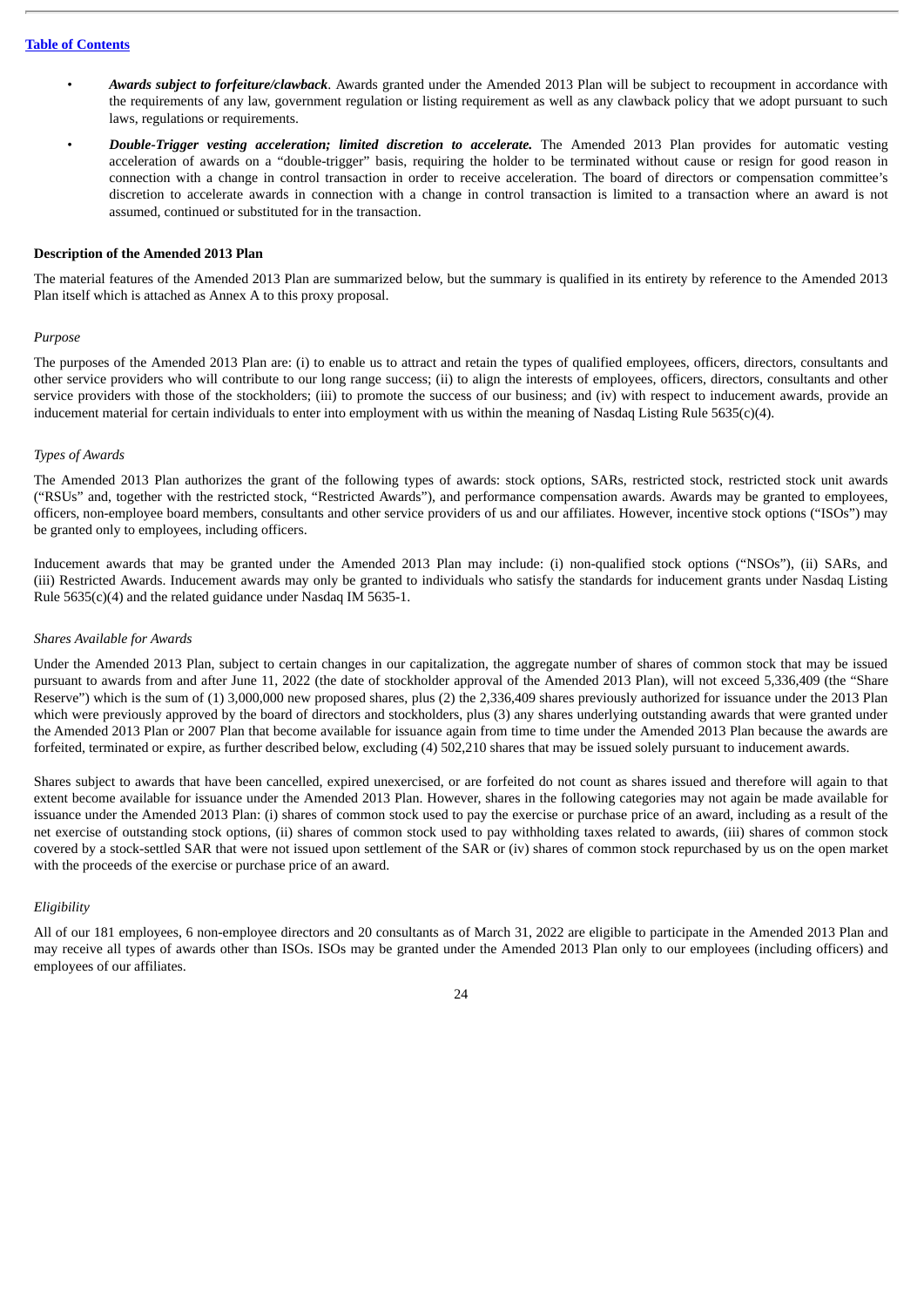- ***Awards subject to forfeiture/clawback***. Awards granted under the Amended 2013 Plan will be subject to recoupment in accordance with the requirements of any law, government regulation or listing requirement as well as any clawback policy that we adopt pursuant to such laws, regulations or requirements.
- ***Double-Trigger vesting acceleration; limited discretion to accelerate.*** The Amended 2013 Plan provides for automatic vesting acceleration of awards on a "double-trigger" basis, requiring the holder to be terminated without cause or resign for good reason in connection with a change in control transaction in order to receive acceleration. The board of directors or compensation committee's discretion to accelerate awards in connection with a change in control transaction is limited to a transaction where an award is not assumed, continued or substituted for in the transaction.

**Description of the Amended 2013 Plan**

The material features of the Amended 2013 Plan are summarized below, but the summary is qualified in its entirety by reference to the Amended 2013 Plan itself which is attached as Annex A to this proxy proposal.

*Purpose*

The purposes of the Amended 2013 Plan are: (i) to enable us to attract and retain the types of qualified employees, officers, directors, consultants and other service providers who will contribute to our long range success; (ii) to align the interests of employees, officers, directors, consultants and other service providers with those of the stockholders; (iii) to promote the success of our business; and (iv) with respect to inducement awards, provide an inducement material for certain individuals to enter into employment with us within the meaning of Nasdaq Listing Rule 5635(c)(4).

*Types of Awards*

The Amended 2013 Plan authorizes the grant of the following types of awards: stock options, SARs, restricted stock, restricted stock unit awards ("RSUs" and, together with the restricted stock, "Restricted Awards"), and performance compensation awards. Awards may be granted to employees, officers, non-employee board members, consultants and other service providers of us and our affiliates. However, incentive stock options ("ISOs") may be granted only to employees, including officers.

Inducement awards that may be granted under the Amended 2013 Plan may include: (i) non-qualified stock options ("NSOs"), (ii) SARs, and (iii) Restricted Awards. Inducement awards may only be granted to individuals who satisfy the standards for inducement grants under Nasdaq Listing Rule 5635(c)(4) and the related guidance under Nasdaq IM 5635-1.

*Shares Available for Awards*

Under the Amended 2013 Plan, subject to certain changes in our capitalization, the aggregate number of shares of common stock that may be issued pursuant to awards from and after June 11, 2022 (the date of stockholder approval of the Amended 2013 Plan), will not exceed 5,336,409 (the "Share Reserve") which is the sum of (1) 3,000,000 new proposed shares, plus (2) the 2,336,409 shares previously authorized for issuance under the 2013 Plan which were previously approved by the board of directors and stockholders, plus (3) any shares underlying outstanding awards that were granted under the Amended 2013 Plan or 2007 Plan that become available for issuance again from time to time under the Amended 2013 Plan because the awards are forfeited, terminated or expire, as further described below, excluding (4) 502,210 shares that may be issued solely pursuant to inducement awards.

Shares subject to awards that have been cancelled, expired unexercised, or are forfeited do not count as shares issued and therefore will again to that extent become available for issuance under the Amended 2013 Plan. However, shares in the following categories may not again be made available for issuance under the Amended 2013 Plan: (i) shares of common stock used to pay the exercise or purchase price of an award, including as a result of the net exercise of outstanding stock options, (ii) shares of common stock used to pay withholding taxes related to awards, (iii) shares of common stock covered by a stock-settled SAR that were not issued upon settlement of the SAR or (iv) shares of common stock repurchased by us on the open market with the proceeds of the exercise or purchase price of an award.

*Eligibility*

All of our 181 employees, 6 non-employee directors and 20 consultants as of March 31, 2022 are eligible to participate in the Amended 2013 Plan and may receive all types of awards other than ISOs. ISOs may be granted under the Amended 2013 Plan only to our employees (including officers) and employees of our affiliates.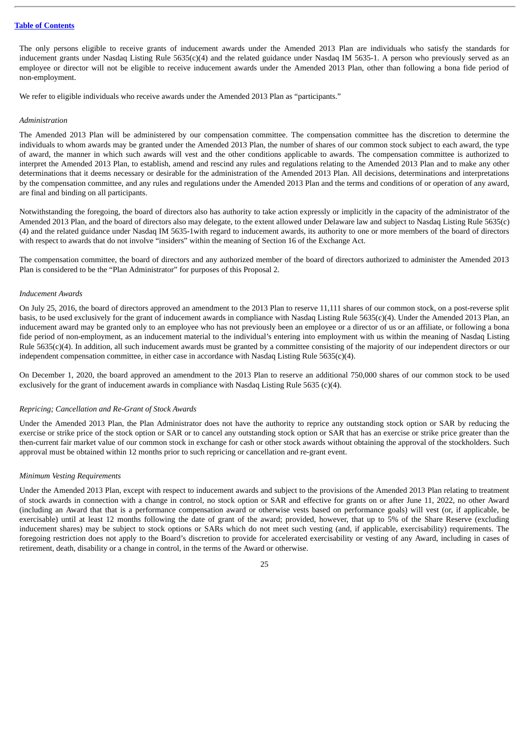The only persons eligible to receive grants of inducement awards under the Amended 2013 Plan are individuals who satisfy the standards for inducement grants under Nasdaq Listing Rule 5635(c)(4) and the related guidance under Nasdaq IM 5635-1. A person who previously served as an employee or director will not be eligible to receive inducement awards under the Amended 2013 Plan, other than following a bona fide period of non-employment.

We refer to eligible individuals who receive awards under the Amended 2013 Plan as "participants."

*Administration*

The Amended 2013 Plan will be administered by our compensation committee. The compensation committee has the discretion to determine the individuals to whom awards may be granted under the Amended 2013 Plan, the number of shares of our common stock subject to each award, the type of award, the manner in which such awards will vest and the other conditions applicable to awards. The compensation committee is authorized to interpret the Amended 2013 Plan, to establish, amend and rescind any rules and regulations relating to the Amended 2013 Plan and to make any other determinations that it deems necessary or desirable for the administration of the Amended 2013 Plan. All decisions, determinations and interpretations by the compensation committee, and any rules and regulations under the Amended 2013 Plan and the terms and conditions of or operation of any award, are final and binding on all participants.

Notwithstanding the foregoing, the board of directors also has authority to take action expressly or implicitly in the capacity of the administrator of the Amended 2013 Plan, and the board of directors also may delegate, to the extent allowed under Delaware law and subject to Nasdaq Listing Rule 5635(c)(4) and the related guidance under Nasdaq IM 5635-1with regard to inducement awards, its authority to one or more members of the board of directors with respect to awards that do not involve "insiders" within the meaning of Section 16 of the Exchange Act.

The compensation committee, the board of directors and any authorized member of the board of directors authorized to administer the Amended 2013 Plan is considered to be the "Plan Administrator" for purposes of this Proposal 2.

*Inducement Awards*

On July 25, 2016, the board of directors approved an amendment to the 2013 Plan to reserve 11,111 shares of our common stock, on a post-reverse split basis, to be used exclusively for the grant of inducement awards in compliance with Nasdaq Listing Rule 5635(c)(4). Under the Amended 2013 Plan, an inducement award may be granted only to an employee who has not previously been an employee or a director of us or an affiliate, or following a bona fide period of non-employment, as an inducement material to the individual's entering into employment with us within the meaning of Nasdaq Listing Rule 5635(c)(4). In addition, all such inducement awards must be granted by a committee consisting of the majority of our independent directors or our independent compensation committee, in either case in accordance with Nasdaq Listing Rule 5635(c)(4).

On December 1, 2020, the board approved an amendment to the 2013 Plan to reserve an additional 750,000 shares of our common stock to be used exclusively for the grant of inducement awards in compliance with Nasdaq Listing Rule 5635 (c)(4).

*Repricing; Cancellation and Re-Grant of Stock Awards*

Under the Amended 2013 Plan, the Plan Administrator does not have the authority to reprice any outstanding stock option or SAR by reducing the exercise or strike price of the stock option or SAR or to cancel any outstanding stock option or SAR that has an exercise or strike price greater than the then-current fair market value of our common stock in exchange for cash or other stock awards without obtaining the approval of the stockholders. Such approval must be obtained within 12 months prior to such repricing or cancellation and re-grant event.

*Minimum Vesting Requirements*

Under the Amended 2013 Plan, except with respect to inducement awards and subject to the provisions of the Amended 2013 Plan relating to treatment of stock awards in connection with a change in control, no stock option or SAR and effective for grants on or after June 11, 2022, no other Award (including an Award that that is a performance compensation award or otherwise vests based on performance goals) will vest (or, if applicable, be exercisable) until at least 12 months following the date of grant of the award; provided, however, that up to 5% of the Share Reserve (excluding inducement shares) may be subject to stock options or SARs which do not meet such vesting (and, if applicable, exercisability) requirements. The foregoing restriction does not apply to the Board's discretion to provide for accelerated exercisability or vesting of any Award, including in cases of retirement, death, disability or a change in control, in the terms of the Award or otherwise.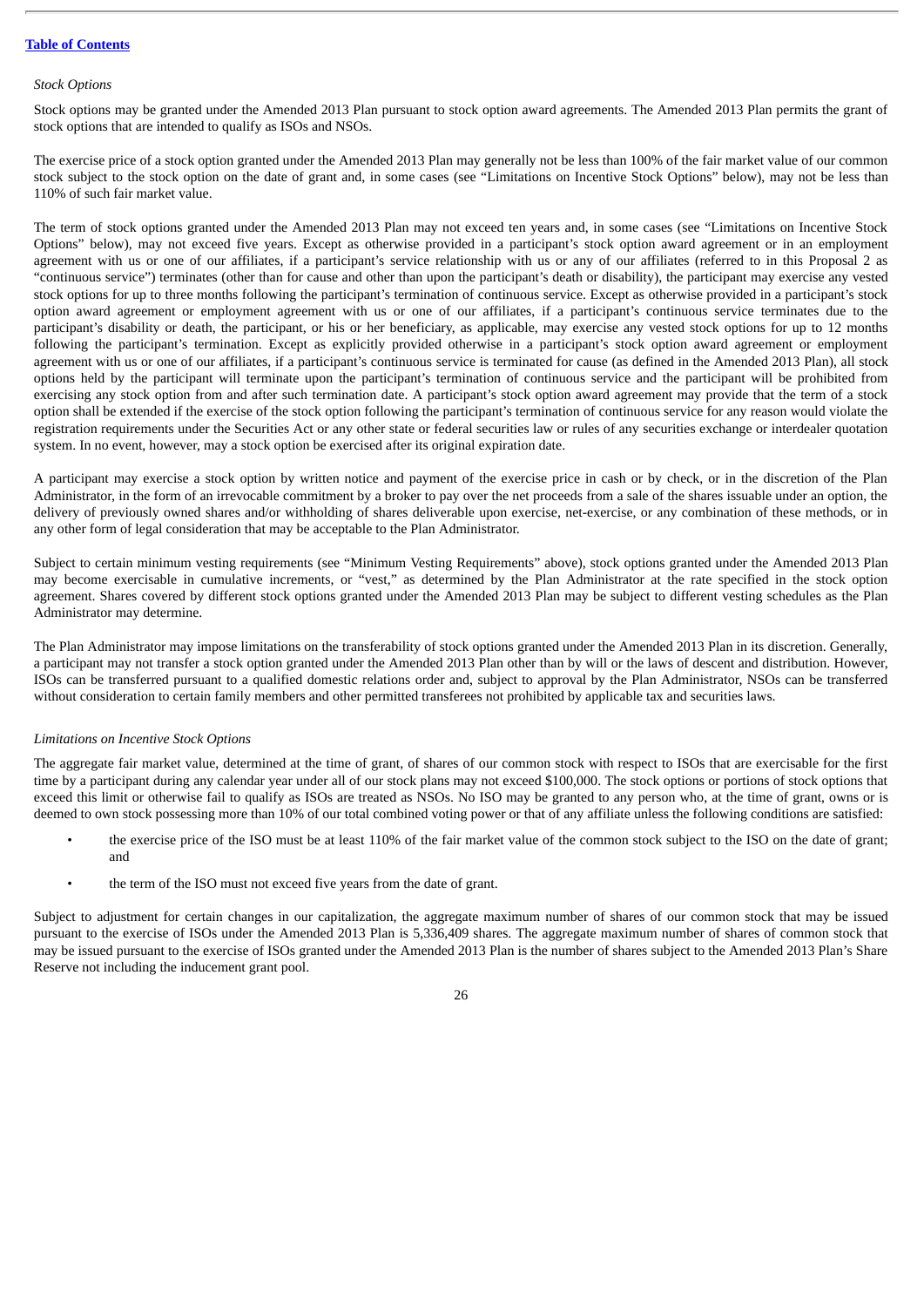*Stock Options*

Stock options may be granted under the Amended 2013 Plan pursuant to stock option award agreements. The Amended 2013 Plan permits the grant of stock options that are intended to qualify as ISOs and NSOs.

The exercise price of a stock option granted under the Amended 2013 Plan may generally not be less than 100% of the fair market value of our common stock subject to the stock option on the date of grant and, in some cases (see "Limitations on Incentive Stock Options" below), may not be less than 110% of such fair market value.

The term of stock options granted under the Amended 2013 Plan may not exceed ten years and, in some cases (see "Limitations on Incentive Stock Options" below), may not exceed five years. Except as otherwise provided in a participant's stock option award agreement or in an employment agreement with us or one of our affiliates, if a participant's service relationship with us or any of our affiliates (referred to in this Proposal 2 as "continuous service") terminates (other than for cause and other than upon the participant's death or disability), the participant may exercise any vested stock options for up to three months following the participant's termination of continuous service. Except as otherwise provided in a participant's stock option award agreement or employment agreement with us or one of our affiliates, if a participant's continuous service terminates due to the participant's disability or death, the participant, or his or her beneficiary, as applicable, may exercise any vested stock options for up to 12 months following the participant's termination. Except as explicitly provided otherwise in a participant's stock option award agreement or employment agreement with us or one of our affiliates, if a participant's continuous service is terminated for cause (as defined in the Amended 2013 Plan), all stock options held by the participant will terminate upon the participant's termination of continuous service and the participant will be prohibited from exercising any stock option from and after such termination date. A participant's stock option award agreement may provide that the term of a stock option shall be extended if the exercise of the stock option following the participant's termination of continuous service for any reason would violate the registration requirements under the Securities Act or any other state or federal securities law or rules of any securities exchange or interdealer quotation system. In no event, however, may a stock option be exercised after its original expiration date.

A participant may exercise a stock option by written notice and payment of the exercise price in cash or by check, or in the discretion of the Plan Administrator, in the form of an irrevocable commitment by a broker to pay over the net proceeds from a sale of the shares issuable under an option, the delivery of previously owned shares and/or withholding of shares deliverable upon exercise, net-exercise, or any combination of these methods, or in any other form of legal consideration that may be acceptable to the Plan Administrator.

Subject to certain minimum vesting requirements (see "Minimum Vesting Requirements" above), stock options granted under the Amended 2013 Plan may become exercisable in cumulative increments, or "vest," as determined by the Plan Administrator at the rate specified in the stock option agreement. Shares covered by different stock options granted under the Amended 2013 Plan may be subject to different vesting schedules as the Plan Administrator may determine.

The Plan Administrator may impose limitations on the transferability of stock options granted under the Amended 2013 Plan in its discretion. Generally, a participant may not transfer a stock option granted under the Amended 2013 Plan other than by will or the laws of descent and distribution. However, ISOs can be transferred pursuant to a qualified domestic relations order and, subject to approval by the Plan Administrator, NSOs can be transferred without consideration to certain family members and other permitted transferees not prohibited by applicable tax and securities laws.

*Limitations on Incentive Stock Options*

The aggregate fair market value, determined at the time of grant, of shares of our common stock with respect to ISOs that are exercisable for the first time by a participant during any calendar year under all of our stock plans may not exceed $100,000. The stock options or portions of stock options that exceed this limit or otherwise fail to qualify as ISOs are treated as NSOs. No ISO may be granted to any person who, at the time of grant, owns or is deemed to own stock possessing more than 10% of our total combined voting power or that of any affiliate unless the following conditions are satisfied:

- the exercise price of the ISO must be at least 110% of the fair market value of the common stock subject to the ISO on the date of grant; and
- the term of the ISO must not exceed five years from the date of grant.

Subject to adjustment for certain changes in our capitalization, the aggregate maximum number of shares of our common stock that may be issued pursuant to the exercise of ISOs under the Amended 2013 Plan is 5,336,409 shares. The aggregate maximum number of shares of common stock that may be issued pursuant to the exercise of ISOs granted under the Amended 2013 Plan is the number of shares subject to the Amended 2013 Plan's Share Reserve not including the inducement grant pool.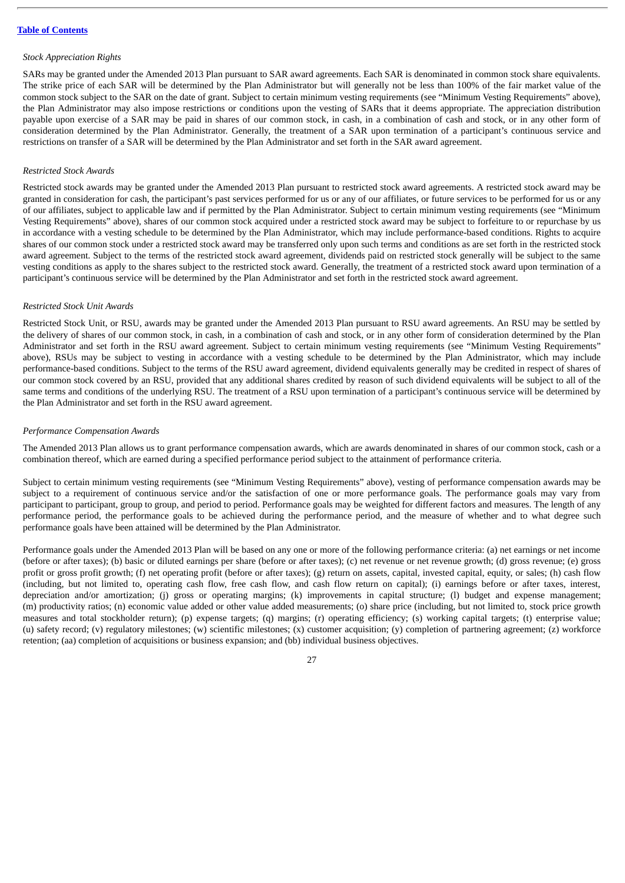*Stock Appreciation Rights*

SARs may be granted under the Amended 2013 Plan pursuant to SAR award agreements. Each SAR is denominated in common stock share equivalents. The strike price of each SAR will be determined by the Plan Administrator but will generally not be less than 100% of the fair market value of the common stock subject to the SAR on the date of grant. Subject to certain minimum vesting requirements (see "Minimum Vesting Requirements" above), the Plan Administrator may also impose restrictions or conditions upon the vesting of SARs that it deems appropriate. The appreciation distribution payable upon exercise of a SAR may be paid in shares of our common stock, in cash, in a combination of cash and stock, or in any other form of consideration determined by the Plan Administrator. Generally, the treatment of a SAR upon termination of a participant's continuous service and restrictions on transfer of a SAR will be determined by the Plan Administrator and set forth in the SAR award agreement.

*Restricted Stock Awards*

Restricted stock awards may be granted under the Amended 2013 Plan pursuant to restricted stock award agreements. A restricted stock award may be granted in consideration for cash, the participant's past services performed for us or any of our affiliates, or future services to be performed for us or any of our affiliates, subject to applicable law and if permitted by the Plan Administrator. Subject to certain minimum vesting requirements (see "Minimum Vesting Requirements" above), shares of our common stock acquired under a restricted stock award may be subject to forfeiture to or repurchase by us in accordance with a vesting schedule to be determined by the Plan Administrator, which may include performance-based conditions. Rights to acquire shares of our common stock under a restricted stock award may be transferred only upon such terms and conditions as are set forth in the restricted stock award agreement. Subject to the terms of the restricted stock award agreement, dividends paid on restricted stock generally will be subject to the same vesting conditions as apply to the shares subject to the restricted stock award. Generally, the treatment of a restricted stock award upon termination of a participant's continuous service will be determined by the Plan Administrator and set forth in the restricted stock award agreement.

*Restricted Stock Unit Awards*

Restricted Stock Unit, or RSU, awards may be granted under the Amended 2013 Plan pursuant to RSU award agreements. An RSU may be settled by the delivery of shares of our common stock, in cash, in a combination of cash and stock, or in any other form of consideration determined by the Plan Administrator and set forth in the RSU award agreement. Subject to certain minimum vesting requirements (see "Minimum Vesting Requirements" above), RSUs may be subject to vesting in accordance with a vesting schedule to be determined by the Plan Administrator, which may include performance-based conditions. Subject to the terms of the RSU award agreement, dividend equivalents generally may be credited in respect of shares of our common stock covered by an RSU, provided that any additional shares credited by reason of such dividend equivalents will be subject to all of the same terms and conditions of the underlying RSU. The treatment of a RSU upon termination of a participant's continuous service will be determined by the Plan Administrator and set forth in the RSU award agreement.

*Performance Compensation Awards*

The Amended 2013 Plan allows us to grant performance compensation awards, which are awards denominated in shares of our common stock, cash or a combination thereof, which are earned during a specified performance period subject to the attainment of performance criteria.

Subject to certain minimum vesting requirements (see "Minimum Vesting Requirements" above), vesting of performance compensation awards may be subject to a requirement of continuous service and/or the satisfaction of one or more performance goals. The performance goals may vary from participant to participant, group to group, and period to period. Performance goals may be weighted for different factors and measures. The length of any performance period, the performance goals to be achieved during the performance period, and the measure of whether and to what degree such performance goals have been attained will be determined by the Plan Administrator.

Performance goals under the Amended 2013 Plan will be based on any one or more of the following performance criteria: (a) net earnings or net income (before or after taxes); (b) basic or diluted earnings per share (before or after taxes); (c) net revenue or net revenue growth; (d) gross revenue; (e) gross profit or gross profit growth; (f) net operating profit (before or after taxes); (g) return on assets, capital, invested capital, equity, or sales; (h) cash flow (including, but not limited to, operating cash flow, free cash flow, and cash flow return on capital); (i) earnings before or after taxes, interest, depreciation and/or amortization; (j) gross or operating margins; (k) improvements in capital structure; (l) budget and expense management; (m) productivity ratios; (n) economic value added or other value added measurements; (o) share price (including, but not limited to, stock price growth measures and total stockholder return); (p) expense targets; (q) margins; (r) operating efficiency; (s) working capital targets; (t) enterprise value; (u) safety record; (v) regulatory milestones; (w) scientific milestones; (x) customer acquisition; (y) completion of partnering agreement; (z) workforce retention; (aa) completion of acquisitions or business expansion; and (bb) individual business objectives.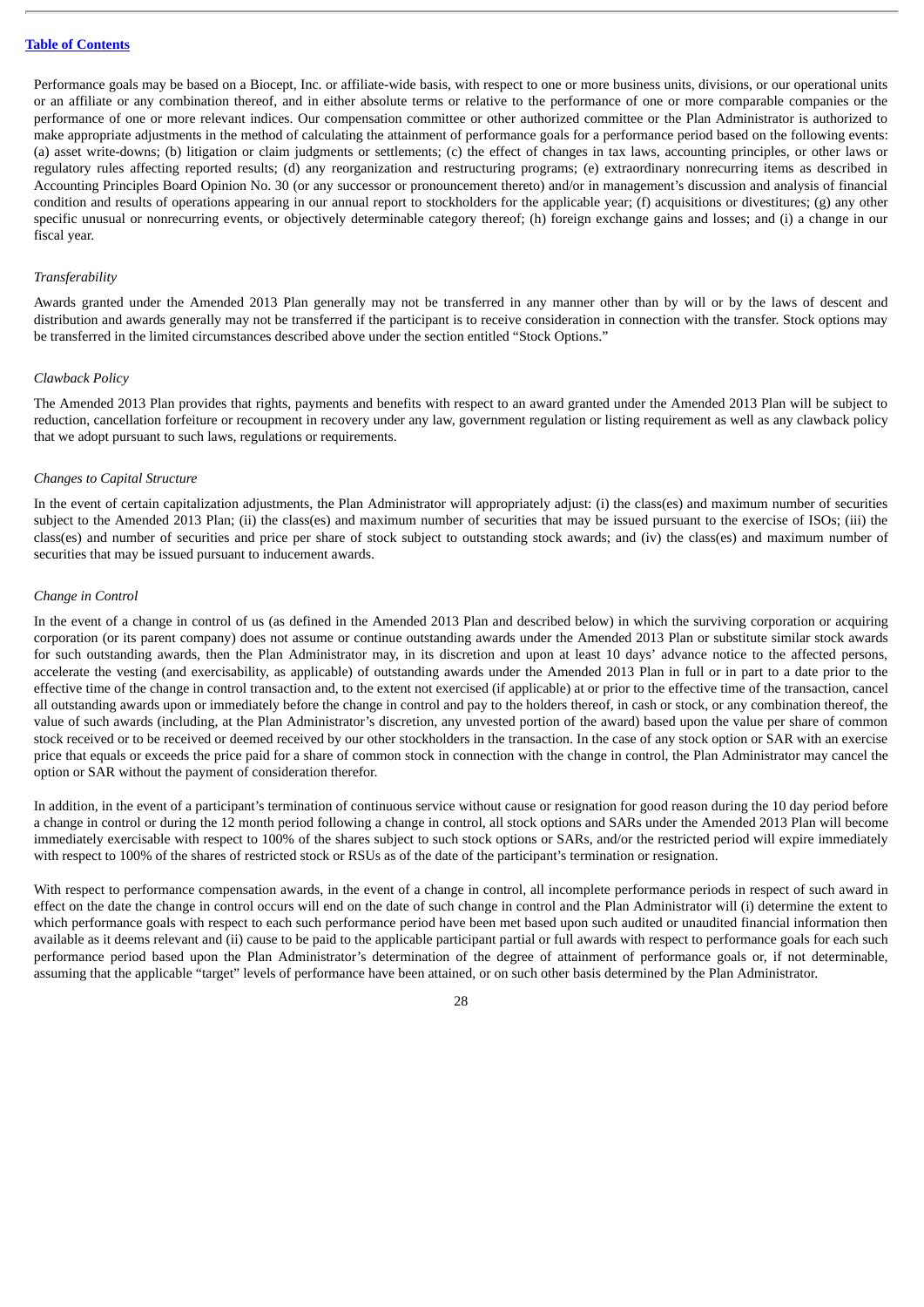Performance goals may be based on a Biocept, Inc. or affiliate-wide basis, with respect to one or more business units, divisions, or our operational units or an affiliate or any combination thereof, and in either absolute terms or relative to the performance of one or more comparable companies or the performance of one or more relevant indices. Our compensation committee or other authorized committee or the Plan Administrator is authorized to make appropriate adjustments in the method of calculating the attainment of performance goals for a performance period based on the following events: (a) asset write-downs; (b) litigation or claim judgments or settlements; (c) the effect of changes in tax laws, accounting principles, or other laws or regulatory rules affecting reported results; (d) any reorganization and restructuring programs; (e) extraordinary nonrecurring items as described in Accounting Principles Board Opinion No. 30 (or any successor or pronouncement thereto) and/or in management's discussion and analysis of financial condition and results of operations appearing in our annual report to stockholders for the applicable year; (f) acquisitions or divestitures; (g) any other specific unusual or nonrecurring events, or objectively determinable category thereof; (h) foreign exchange gains and losses; and (i) a change in our fiscal year.

*Transferability*

Awards granted under the Amended 2013 Plan generally may not be transferred in any manner other than by will or by the laws of descent and distribution and awards generally may not be transferred if the participant is to receive consideration in connection with the transfer. Stock options may be transferred in the limited circumstances described above under the section entitled "Stock Options."

*Clawback Policy*

The Amended 2013 Plan provides that rights, payments and benefits with respect to an award granted under the Amended 2013 Plan will be subject to reduction, cancellation forfeiture or recoupment in recovery under any law, government regulation or listing requirement as well as any clawback policy that we adopt pursuant to such laws, regulations or requirements.

*Changes to Capital Structure*

In the event of certain capitalization adjustments, the Plan Administrator will appropriately adjust: (i) the class(es) and maximum number of securities subject to the Amended 2013 Plan; (ii) the class(es) and maximum number of securities that may be issued pursuant to the exercise of ISOs; (iii) the class(es) and number of securities and price per share of stock subject to outstanding stock awards; and (iv) the class(es) and maximum number of securities that may be issued pursuant to inducement awards.

*Change in Control*

In the event of a change in control of us (as defined in the Amended 2013 Plan and described below) in which the surviving corporation or acquiring corporation (or its parent company) does not assume or continue outstanding awards under the Amended 2013 Plan or substitute similar stock awards for such outstanding awards, then the Plan Administrator may, in its discretion and upon at least 10 days' advance notice to the affected persons, accelerate the vesting (and exercisability, as applicable) of outstanding awards under the Amended 2013 Plan in full or in part to a date prior to the effective time of the change in control transaction and, to the extent not exercised (if applicable) at or prior to the effective time of the transaction, cancel all outstanding awards upon or immediately before the change in control and pay to the holders thereof, in cash or stock, or any combination thereof, the value of such awards (including, at the Plan Administrator's discretion, any unvested portion of the award) based upon the value per share of common stock received or to be received or deemed received by our other stockholders in the transaction. In the case of any stock option or SAR with an exercise price that equals or exceeds the price paid for a share of common stock in connection with the change in control, the Plan Administrator may cancel the option or SAR without the payment of consideration therefor.

In addition, in the event of a participant's termination of continuous service without cause or resignation for good reason during the 10 day period before a change in control or during the 12 month period following a change in control, all stock options and SARs under the Amended 2013 Plan will become immediately exercisable with respect to 100% of the shares subject to such stock options or SARs, and/or the restricted period will expire immediately with respect to 100% of the shares of restricted stock or RSUs as of the date of the participant's termination or resignation.

With respect to performance compensation awards, in the event of a change in control, all incomplete performance periods in respect of such award in effect on the date the change in control occurs will end on the date of such change in control and the Plan Administrator will (i) determine the extent to which performance goals with respect to each such performance period have been met based upon such audited or unaudited financial information then available as it deems relevant and (ii) cause to be paid to the applicable participant partial or full awards with respect to performance goals for each such performance period based upon the Plan Administrator's determination of the degree of attainment of performance goals or, if not determinable, assuming that the applicable "target" levels of performance have been attained, or on such other basis determined by the Plan Administrator.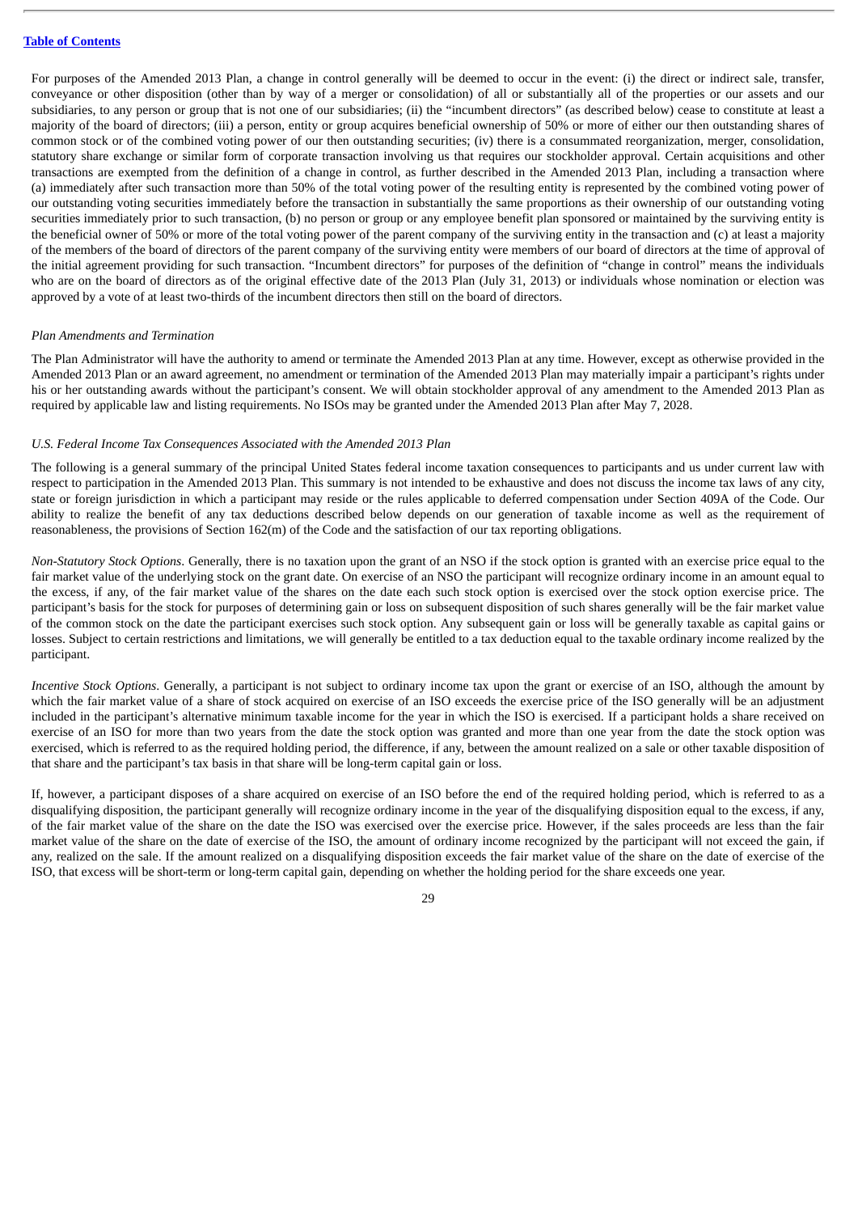For purposes of the Amended 2013 Plan, a change in control generally will be deemed to occur in the event: (i) the direct or indirect sale, transfer, conveyance or other disposition (other than by way of a merger or consolidation) of all or substantially all of the properties or our assets and our subsidiaries, to any person or group that is not one of our subsidiaries; (ii) the "incumbent directors" (as described below) cease to constitute at least a majority of the board of directors; (iii) a person, entity or group acquires beneficial ownership of 50% or more of either our then outstanding shares of common stock or of the combined voting power of our then outstanding securities; (iv) there is a consummated reorganization, merger, consolidation, statutory share exchange or similar form of corporate transaction involving us that requires our stockholder approval. Certain acquisitions and other transactions are exempted from the definition of a change in control, as further described in the Amended 2013 Plan, including a transaction where (a) immediately after such transaction more than 50% of the total voting power of the resulting entity is represented by the combined voting power of our outstanding voting securities immediately before the transaction in substantially the same proportions as their ownership of our outstanding voting securities immediately prior to such transaction, (b) no person or group or any employee benefit plan sponsored or maintained by the surviving entity is the beneficial owner of 50% or more of the total voting power of the parent company of the surviving entity in the transaction and (c) at least a majority of the members of the board of directors of the parent company of the surviving entity were members of our board of directors at the time of approval of the initial agreement providing for such transaction. "Incumbent directors" for purposes of the definition of "change in control" means the individuals who are on the board of directors as of the original effective date of the 2013 Plan (July 31, 2013) or individuals whose nomination or election was approved by a vote of at least two-thirds of the incumbent directors then still on the board of directors.

*Plan Amendments and Termination*

The Plan Administrator will have the authority to amend or terminate the Amended 2013 Plan at any time. However, except as otherwise provided in the Amended 2013 Plan or an award agreement, no amendment or termination of the Amended 2013 Plan may materially impair a participant's rights under his or her outstanding awards without the participant's consent. We will obtain stockholder approval of any amendment to the Amended 2013 Plan as required by applicable law and listing requirements. No ISOs may be granted under the Amended 2013 Plan after May 7, 2028.

*U.S. Federal Income Tax Consequences Associated with the Amended 2013 Plan*

The following is a general summary of the principal United States federal income taxation consequences to participants and us under current law with respect to participation in the Amended 2013 Plan. This summary is not intended to be exhaustive and does not discuss the income tax laws of any city, state or foreign jurisdiction in which a participant may reside or the rules applicable to deferred compensation under Section 409A of the Code. Our ability to realize the benefit of any tax deductions described below depends on our generation of taxable income as well as the requirement of reasonableness, the provisions of Section 162(m) of the Code and the satisfaction of our tax reporting obligations.

*Non-Statutory Stock Options*. Generally, there is no taxation upon the grant of an NSO if the stock option is granted with an exercise price equal to the fair market value of the underlying stock on the grant date. On exercise of an NSO the participant will recognize ordinary income in an amount equal to the excess, if any, of the fair market value of the shares on the date each such stock option is exercised over the stock option exercise price. The participant's basis for the stock for purposes of determining gain or loss on subsequent disposition of such shares generally will be the fair market value of the common stock on the date the participant exercises such stock option. Any subsequent gain or loss will be generally taxable as capital gains or losses. Subject to certain restrictions and limitations, we will generally be entitled to a tax deduction equal to the taxable ordinary income realized by the participant.

*Incentive Stock Options*. Generally, a participant is not subject to ordinary income tax upon the grant or exercise of an ISO, although the amount by which the fair market value of a share of stock acquired on exercise of an ISO exceeds the exercise price of the ISO generally will be an adjustment included in the participant's alternative minimum taxable income for the year in which the ISO is exercised. If a participant holds a share received on exercise of an ISO for more than two years from the date the stock option was granted and more than one year from the date the stock option was exercised, which is referred to as the required holding period, the difference, if any, between the amount realized on a sale or other taxable disposition of that share and the participant's tax basis in that share will be long-term capital gain or loss.

If, however, a participant disposes of a share acquired on exercise of an ISO before the end of the required holding period, which is referred to as a disqualifying disposition, the participant generally will recognize ordinary income in the year of the disqualifying disposition equal to the excess, if any, of the fair market value of the share on the date the ISO was exercised over the exercise price. However, if the sales proceeds are less than the fair market value of the share on the date of exercise of the ISO, the amount of ordinary income recognized by the participant will not exceed the gain, if any, realized on the sale. If the amount realized on a disqualifying disposition exceeds the fair market value of the share on the date of exercise of the ISO, that excess will be short-term or long-term capital gain, depending on whether the holding period for the share exceeds one year.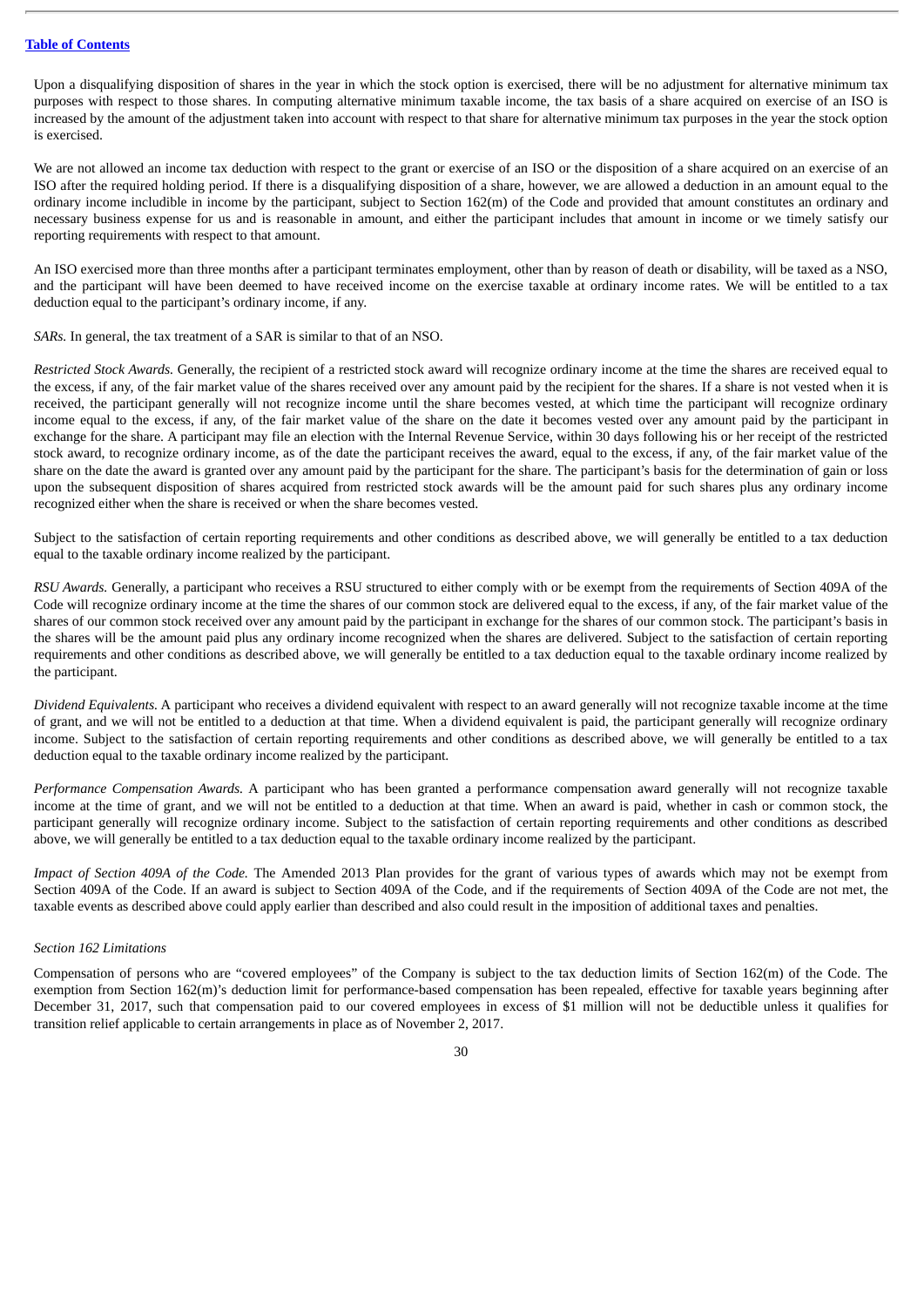Upon a disqualifying disposition of shares in the year in which the stock option is exercised, there will be no adjustment for alternative minimum tax purposes with respect to those shares. In computing alternative minimum taxable income, the tax basis of a share acquired on exercise of an ISO is increased by the amount of the adjustment taken into account with respect to that share for alternative minimum tax purposes in the year the stock option is exercised.

We are not allowed an income tax deduction with respect to the grant or exercise of an ISO or the disposition of a share acquired on an exercise of an ISO after the required holding period. If there is a disqualifying disposition of a share, however, we are allowed a deduction in an amount equal to the ordinary income includible in income by the participant, subject to Section 162(m) of the Code and provided that amount constitutes an ordinary and necessary business expense for us and is reasonable in amount, and either the participant includes that amount in income or we timely satisfy our reporting requirements with respect to that amount.

An ISO exercised more than three months after a participant terminates employment, other than by reason of death or disability, will be taxed as a NSO, and the participant will have been deemed to have received income on the exercise taxable at ordinary income rates. We will be entitled to a tax deduction equal to the participant's ordinary income, if any.

*SARs.* In general, the tax treatment of a SAR is similar to that of an NSO.

*Restricted Stock Awards.* Generally, the recipient of a restricted stock award will recognize ordinary income at the time the shares are received equal to the excess, if any, of the fair market value of the shares received over any amount paid by the recipient for the shares. If a share is not vested when it is received, the participant generally will not recognize income until the share becomes vested, at which time the participant will recognize ordinary income equal to the excess, if any, of the fair market value of the share on the date it becomes vested over any amount paid by the participant in exchange for the share. A participant may file an election with the Internal Revenue Service, within 30 days following his or her receipt of the restricted stock award, to recognize ordinary income, as of the date the participant receives the award, equal to the excess, if any, of the fair market value of the share on the date the award is granted over any amount paid by the participant for the share. The participant's basis for the determination of gain or loss upon the subsequent disposition of shares acquired from restricted stock awards will be the amount paid for such shares plus any ordinary income recognized either when the share is received or when the share becomes vested.

Subject to the satisfaction of certain reporting requirements and other conditions as described above, we will generally be entitled to a tax deduction equal to the taxable ordinary income realized by the participant.

*RSU Awards.* Generally, a participant who receives a RSU structured to either comply with or be exempt from the requirements of Section 409A of the Code will recognize ordinary income at the time the shares of our common stock are delivered equal to the excess, if any, of the fair market value of the shares of our common stock received over any amount paid by the participant in exchange for the shares of our common stock. The participant's basis in the shares will be the amount paid plus any ordinary income recognized when the shares are delivered. Subject to the satisfaction of certain reporting requirements and other conditions as described above, we will generally be entitled to a tax deduction equal to the taxable ordinary income realized by the participant.

*Dividend Equivalents.* A participant who receives a dividend equivalent with respect to an award generally will not recognize taxable income at the time of grant, and we will not be entitled to a deduction at that time. When a dividend equivalent is paid, the participant generally will recognize ordinary income. Subject to the satisfaction of certain reporting requirements and other conditions as described above, we will generally be entitled to a tax deduction equal to the taxable ordinary income realized by the participant.

*Performance Compensation Awards.* A participant who has been granted a performance compensation award generally will not recognize taxable income at the time of grant, and we will not be entitled to a deduction at that time. When an award is paid, whether in cash or common stock, the participant generally will recognize ordinary income. Subject to the satisfaction of certain reporting requirements and other conditions as described above, we will generally be entitled to a tax deduction equal to the taxable ordinary income realized by the participant.

*Impact of Section 409A of the Code.* The Amended 2013 Plan provides for the grant of various types of awards which may not be exempt from Section 409A of the Code. If an award is subject to Section 409A of the Code, and if the requirements of Section 409A of the Code are not met, the taxable events as described above could apply earlier than described and also could result in the imposition of additional taxes and penalties.

*Section 162 Limitations*

Compensation of persons who are "covered employees" of the Company is subject to the tax deduction limits of Section 162(m) of the Code. The exemption from Section 162(m)'s deduction limit for performance-based compensation has been repealed, effective for taxable years beginning after December 31, 2017, such that compensation paid to our covered employees in excess of $1 million will not be deductible unless it qualifies for transition relief applicable to certain arrangements in place as of November 2, 2017.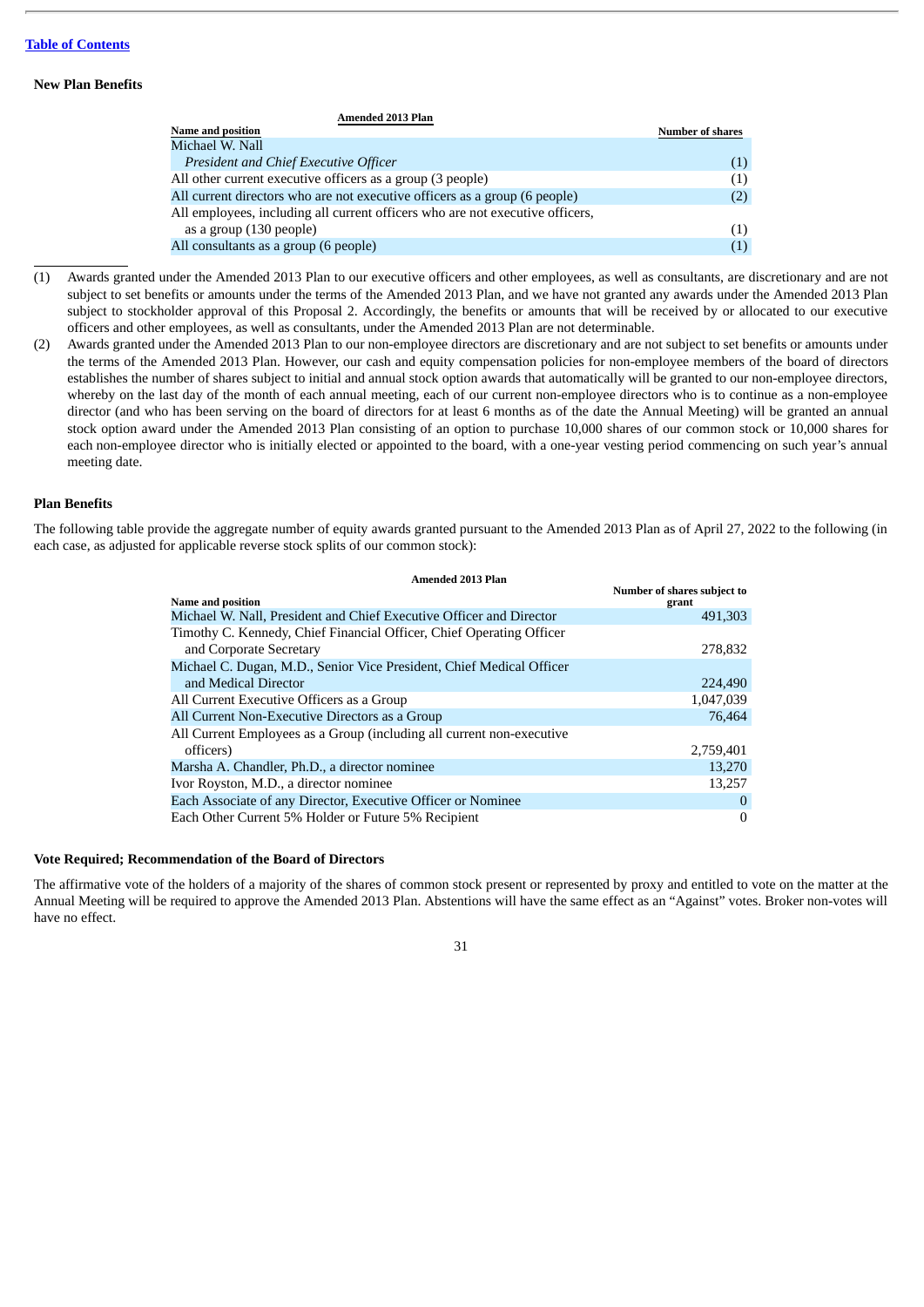[Table of Contents](#)

**New Plan Benefits**

| Amended 2013 Plan | |
|---|---|
| Name and position | Number of shares |
| Michael W. Nall<br>*President and Chief Executive Officer* | (1) |
| All other current executive officers as a group (3 people) | (1) |
| All current directors who are not executive officers as a group (6 people) | (2) |
| All employees, including all current officers who are not executive officers, as a group (130 people) | (1) |
| All consultants as a group (6 people) | (1) |

(1) Awards granted under the Amended 2013 Plan to our executive officers and other employees, as well as consultants, are discretionary and are not subject to set benefits or amounts under the terms of the Amended 2013 Plan, and we have not granted any awards under the Amended 2013 Plan subject to stockholder approval of this Proposal 2. Accordingly, the benefits or amounts that will be received by or allocated to our executive officers and other employees, as well as consultants, under the Amended 2013 Plan are not determinable.

(2) Awards granted under the Amended 2013 Plan to our non-employee directors are discretionary and are not subject to set benefits or amounts under the terms of the Amended 2013 Plan. However, our cash and equity compensation policies for non-employee members of the board of directors establishes the number of shares subject to initial and annual stock option awards that automatically will be granted to our non-employee directors, whereby on the last day of the month of each annual meeting, each of our current non-employee directors who is to continue as a non-employee director (and who has been serving on the board of directors for at least 6 months as of the date the Annual Meeting) will be granted an annual stock option award under the Amended 2013 Plan consisting of an option to purchase 10,000 shares of our common stock or 10,000 shares for each non-employee director who is initially elected or appointed to the board, with a one-year vesting period commencing on such year's annual meeting date.

**Plan Benefits**

The following table provide the aggregate number of equity awards granted pursuant to the Amended 2013 Plan as of April 27, 2022 to the following (in each case, as adjusted for applicable reverse stock splits of our common stock):

| Amended 2013 Plan | |
|---|---|
| Name and position | Number of shares subject to grant |
| Michael W. Nall, President and Chief Executive Officer and Director | 491,303 |
| Timothy C. Kennedy, Chief Financial Officer, Chief Operating Officer and Corporate Secretary | 278,832 |
| Michael C. Dugan, M.D., Senior Vice President, Chief Medical Officer and Medical Director | 224,490 |
| All Current Executive Officers as a Group | 1,047,039 |
| All Current Non-Executive Directors as a Group | 76,464 |
| All Current Employees as a Group (including all current non-executive officers) | 2,759,401 |
| Marsha A. Chandler, Ph.D., a director nominee | 13,270 |
| Ivor Royston, M.D., a director nominee | 13,257 |
| Each Associate of any Director, Executive Officer or Nominee | 0 |
| Each Other Current 5% Holder or Future 5% Recipient | 0 |

**Vote Required; Recommendation of the Board of Directors**

The affirmative vote of the holders of a majority of the shares of common stock present or represented by proxy and entitled to vote on the matter at the Annual Meeting will be required to approve the Amended 2013 Plan. Abstentions will have the same effect as an "Against" votes. Broker non-votes will have no effect.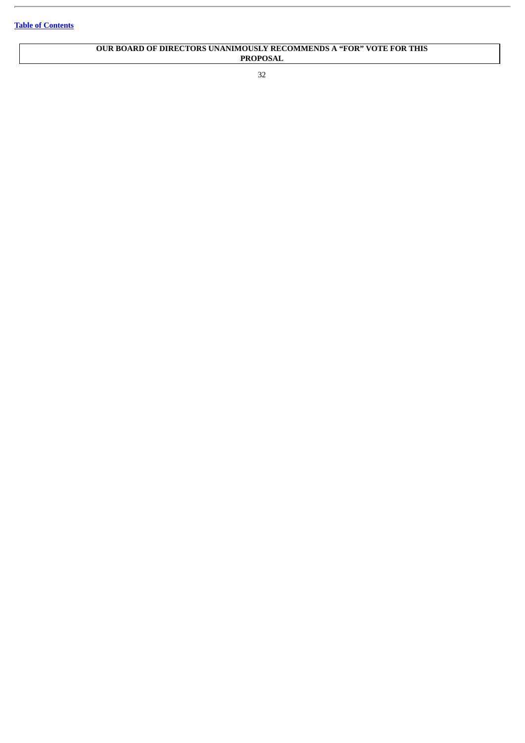[Table of Contents](#)

| OUR BOARD OF DIRECTORS UNANIMOUSLY RECOMMENDS A "FOR" VOTE FOR THIS PROPOSAL |
| --- |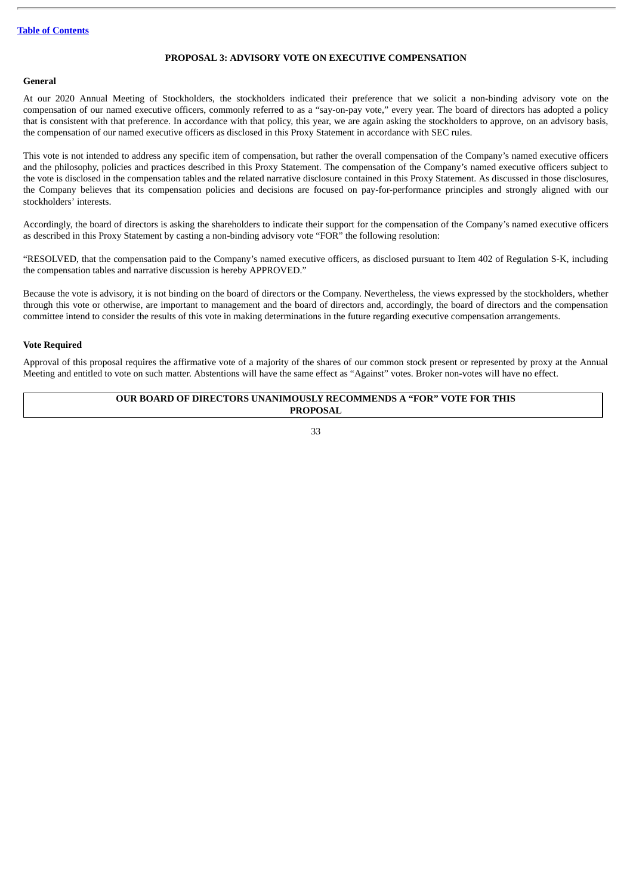## PROPOSAL 3: ADVISORY VOTE ON EXECUTIVE COMPENSATION

### General

At our 2020 Annual Meeting of Stockholders, the stockholders indicated their preference that we solicit a non-binding advisory vote on the compensation of our named executive officers, commonly referred to as a "say-on-pay vote," every year. The board of directors has adopted a policy that is consistent with that preference. In accordance with that policy, this year, we are again asking the stockholders to approve, on an advisory basis, the compensation of our named executive officers as disclosed in this Proxy Statement in accordance with SEC rules.

This vote is not intended to address any specific item of compensation, but rather the overall compensation of the Company's named executive officers and the philosophy, policies and practices described in this Proxy Statement. The compensation of the Company's named executive officers subject to the vote is disclosed in the compensation tables and the related narrative disclosure contained in this Proxy Statement. As discussed in those disclosures, the Company believes that its compensation policies and decisions are focused on pay-for-performance principles and strongly aligned with our stockholders' interests.

Accordingly, the board of directors is asking the shareholders to indicate their support for the compensation of the Company's named executive officers as described in this Proxy Statement by casting a non-binding advisory vote "FOR" the following resolution:

"RESOLVED, that the compensation paid to the Company's named executive officers, as disclosed pursuant to Item 402 of Regulation S-K, including the compensation tables and narrative discussion is hereby APPROVED."

Because the vote is advisory, it is not binding on the board of directors or the Company. Nevertheless, the views expressed by the stockholders, whether through this vote or otherwise, are important to management and the board of directors and, accordingly, the board of directors and the compensation committee intend to consider the results of this vote in making determinations in the future regarding executive compensation arrangements.

### Vote Required

Approval of this proposal requires the affirmative vote of a majority of the shares of our common stock present or represented by proxy at the Annual Meeting and entitled to vote on such matter. Abstentions will have the same effect as "Against" votes. Broker non-votes will have no effect.

**OUR BOARD OF DIRECTORS UNANIMOUSLY RECOMMENDS A "FOR" VOTE FOR THIS PROPOSAL**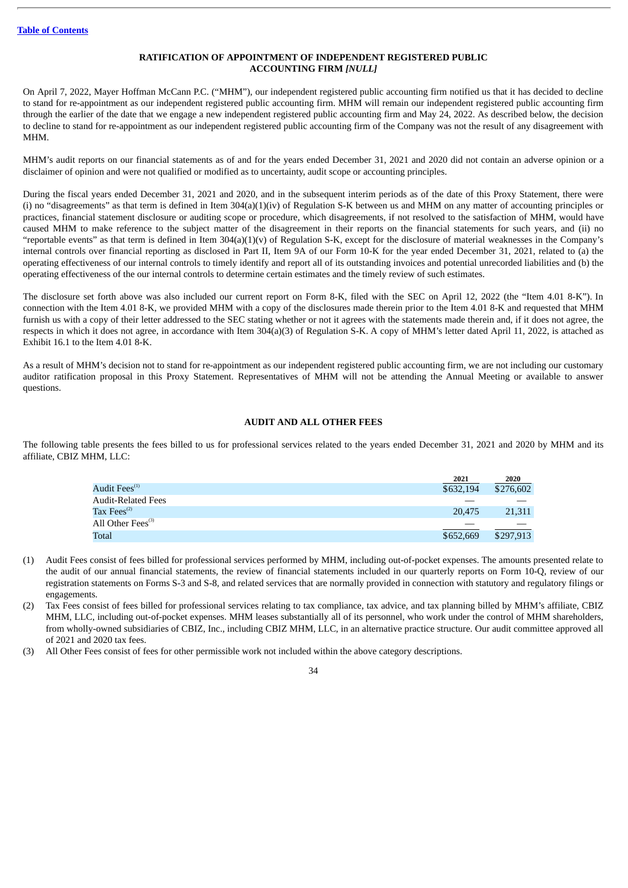[Table of Contents](#)

## RATIFICATION OF APPOINTMENT OF INDEPENDENT REGISTERED PUBLIC ACCOUNTING FIRM *[NULL]*

On April 7, 2022, Mayer Hoffman McCann P.C. ("MHM"), our independent registered public accounting firm notified us that it has decided to decline to stand for re-appointment as our independent registered public accounting firm. MHM will remain our independent registered public accounting firm through the earlier of the date that we engage a new independent registered public accounting firm and May 24, 2022. As described below, the decision to decline to stand for re-appointment as our independent registered public accounting firm of the Company was not the result of any disagreement with MHM.

MHM's audit reports on our financial statements as of and for the years ended December 31, 2021 and 2020 did not contain an adverse opinion or a disclaimer of opinion and were not qualified or modified as to uncertainty, audit scope or accounting principles.

During the fiscal years ended December 31, 2021 and 2020, and in the subsequent interim periods as of the date of this Proxy Statement, there were (i) no "disagreements" as that term is defined in Item 304(a)(1)(iv) of Regulation S-K between us and MHM on any matter of accounting principles or practices, financial statement disclosure or auditing scope or procedure, which disagreements, if not resolved to the satisfaction of MHM, would have caused MHM to make reference to the subject matter of the disagreement in their reports on the financial statements for such years, and (ii) no "reportable events" as that term is defined in Item 304(a)(1)(v) of Regulation S-K, except for the disclosure of material weaknesses in the Company's internal controls over financial reporting as disclosed in Part II, Item 9A of our Form 10-K for the year ended December 31, 2021, related to (a) the operating effectiveness of our internal controls to timely identify and report all of its outstanding invoices and potential unrecorded liabilities and (b) the operating effectiveness of the our internal controls to determine certain estimates and the timely review of such estimates.

The disclosure set forth above was also included our current report on Form 8-K, filed with the SEC on April 12, 2022 (the "Item 4.01 8-K"). In connection with the Item 4.01 8-K, we provided MHM with a copy of the disclosures made therein prior to the Item 4.01 8-K and requested that MHM furnish us with a copy of their letter addressed to the SEC stating whether or not it agrees with the statements made therein and, if it does not agree, the respects in which it does not agree, in accordance with Item 304(a)(3) of Regulation S-K. A copy of MHM's letter dated April 11, 2022, is attached as Exhibit 16.1 to the Item 4.01 8-K.

As a result of MHM's decision not to stand for re-appointment as our independent registered public accounting firm, we are not including our customary auditor ratification proposal in this Proxy Statement. Representatives of MHM will not be attending the Annual Meeting or available to answer questions.

## AUDIT AND ALL OTHER FEES

The following table presents the fees billed to us for professional services related to the years ended December 31, 2021 and 2020 by MHM and its affiliate, CBIZ MHM, LLC:

| | 2021 | 2020 |
|---|---|---|
| Audit Fees[(1)] | $632,194 | $276,602 |
| Audit-Related Fees | — | — |
| Tax Fees[(2)] | 20,475 | 21,311 |
| All Other Fees[(3)] | — | — |
| Total | $652,669 | $297,913 |

(1) Audit Fees consist of fees billed for professional services performed by MHM, including out-of-pocket expenses. The amounts presented relate to the audit of our annual financial statements, the review of financial statements included in our quarterly reports on Form 10-Q, review of our registration statements on Forms S-3 and S-8, and related services that are normally provided in connection with statutory and regulatory filings or engagements.

(2) Tax Fees consist of fees billed for professional services relating to tax compliance, tax advice, and tax planning billed by MHM's affiliate, CBIZ MHM, LLC, including out-of-pocket expenses. MHM leases substantially all of its personnel, who work under the control of MHM shareholders, from wholly-owned subsidiaries of CBIZ, Inc., including CBIZ MHM, LLC, in an alternative practice structure. Our audit committee approved all of 2021 and 2020 tax fees.

(3) All Other Fees consist of fees for other permissible work not included within the above category descriptions.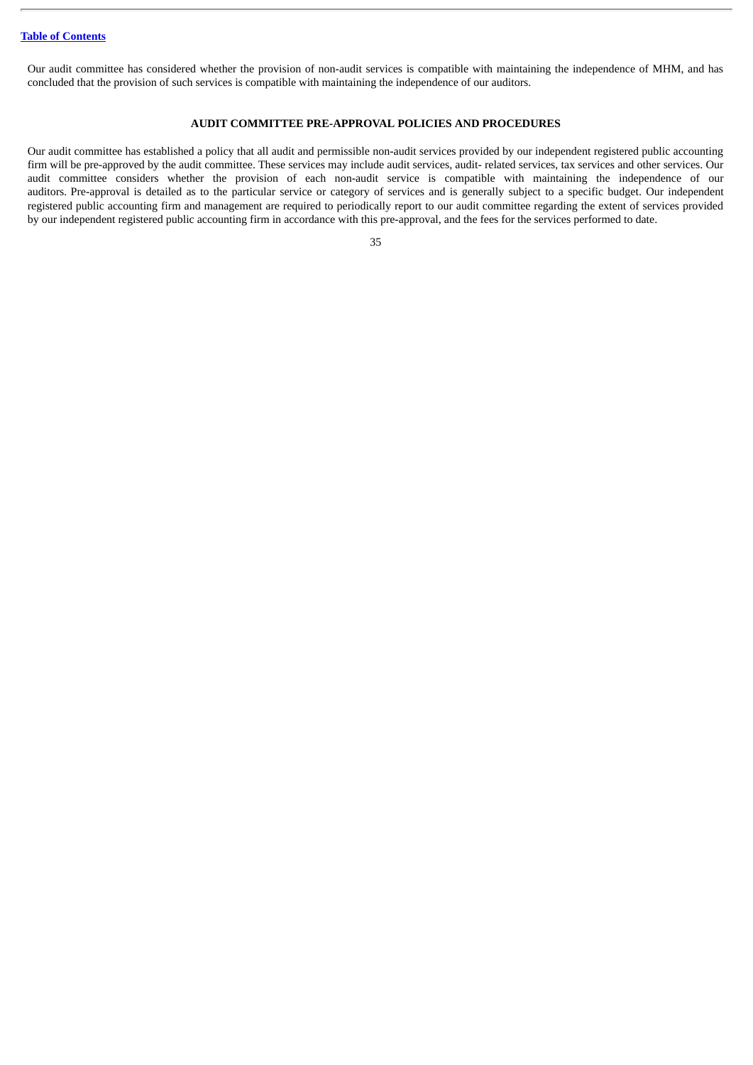Our audit committee has considered whether the provision of non-audit services is compatible with maintaining the independence of MHM, and has concluded that the provision of such services is compatible with maintaining the independence of our auditors.

## AUDIT COMMITTEE PRE-APPROVAL POLICIES AND PROCEDURES

Our audit committee has established a policy that all audit and permissible non-audit services provided by our independent registered public accounting firm will be pre-approved by the audit committee. These services may include audit services, audit- related services, tax services and other services. Our audit committee considers whether the provision of each non-audit service is compatible with maintaining the independence of our auditors. Pre-approval is detailed as to the particular service or category of services and is generally subject to a specific budget. Our independent registered public accounting firm and management are required to periodically report to our audit committee regarding the extent of services provided by our independent registered public accounting firm in accordance with this pre-approval, and the fees for the services performed to date.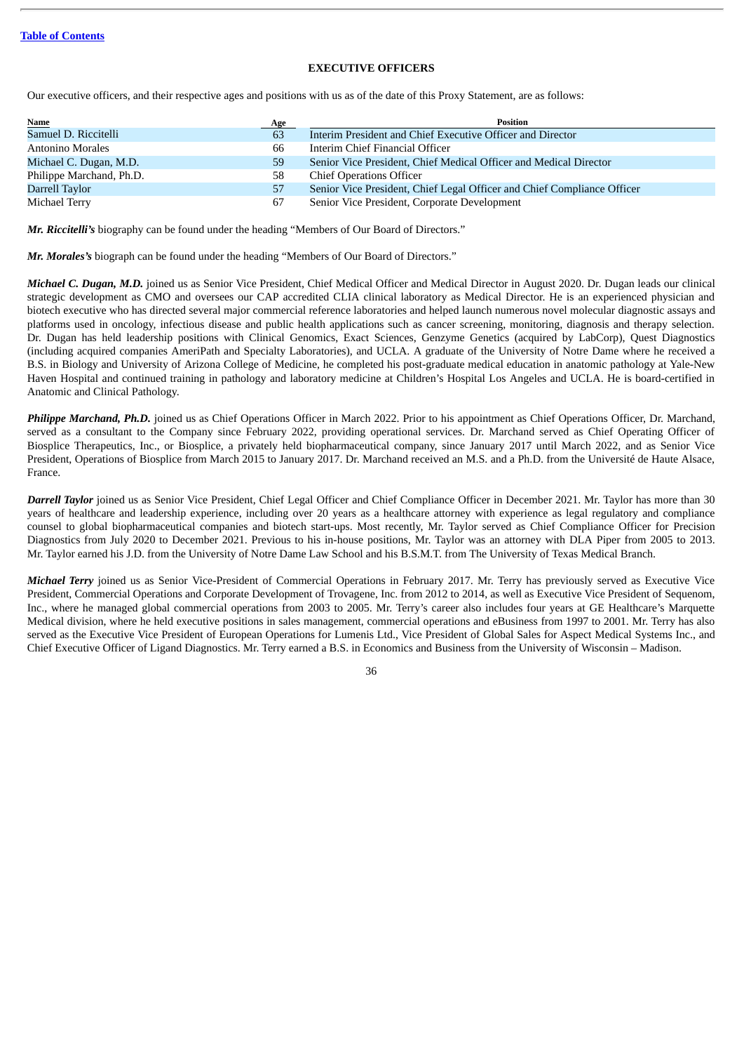## EXECUTIVE OFFICERS

Our executive officers, and their respective ages and positions with us as of the date of this Proxy Statement, are as follows:

| Name | Age | Position |
|---|---|---|
| Samuel D. Riccitelli | 63 | Interim President and Chief Executive Officer and Director |
| Antonino Morales | 66 | Interim Chief Financial Officer |
| Michael C. Dugan, M.D. | 59 | Senior Vice President, Chief Medical Officer and Medical Director |
| Philippe Marchand, Ph.D. | 58 | Chief Operations Officer |
| Darrell Taylor | 57 | Senior Vice President, Chief Legal Officer and Chief Compliance Officer |
| Michael Terry | 67 | Senior Vice President, Corporate Development |

***Mr. Riccitelli's*** biography can be found under the heading "Members of Our Board of Directors."

***Mr. Morales's*** biograph can be found under the heading "Members of Our Board of Directors."

***Michael C. Dugan, M.D.*** joined us as Senior Vice President, Chief Medical Officer and Medical Director in August 2020. Dr. Dugan leads our clinical strategic development as CMO and oversees our CAP accredited CLIA clinical laboratory as Medical Director. He is an experienced physician and biotech executive who has directed several major commercial reference laboratories and helped launch numerous novel molecular diagnostic assays and platforms used in oncology, infectious disease and public health applications such as cancer screening, monitoring, diagnosis and therapy selection. Dr. Dugan has held leadership positions with Clinical Genomics, Exact Sciences, Genzyme Genetics (acquired by LabCorp), Quest Diagnostics (including acquired companies AmeriPath and Specialty Laboratories), and UCLA. A graduate of the University of Notre Dame where he received a B.S. in Biology and University of Arizona College of Medicine, he completed his post-graduate medical education in anatomic pathology at Yale-New Haven Hospital and continued training in pathology and laboratory medicine at Children's Hospital Los Angeles and UCLA. He is board-certified in Anatomic and Clinical Pathology.

***Philippe Marchand, Ph.D.*** joined us as Chief Operations Officer in March 2022. Prior to his appointment as Chief Operations Officer, Dr. Marchand, served as a consultant to the Company since February 2022, providing operational services. Dr. Marchand served as Chief Operating Officer of Biosplice Therapeutics, Inc., or Biosplice, a privately held biopharmaceutical company, since January 2017 until March 2022, and as Senior Vice President, Operations of Biosplice from March 2015 to January 2017. Dr. Marchand received an M.S. and a Ph.D. from the Université de Haute Alsace, France.

***Darrell Taylor*** joined us as Senior Vice President, Chief Legal Officer and Chief Compliance Officer in December 2021. Mr. Taylor has more than 30 years of healthcare and leadership experience, including over 20 years as a healthcare attorney with experience as legal regulatory and compliance counsel to global biopharmaceutical companies and biotech start-ups. Most recently, Mr. Taylor served as Chief Compliance Officer for Precision Diagnostics from July 2020 to December 2021. Previous to his in-house positions, Mr. Taylor was an attorney with DLA Piper from 2005 to 2013. Mr. Taylor earned his J.D. from the University of Notre Dame Law School and his B.S.M.T. from The University of Texas Medical Branch.

***Michael Terry*** joined us as Senior Vice-President of Commercial Operations in February 2017. Mr. Terry has previously served as Executive Vice President, Commercial Operations and Corporate Development of Trovagene, Inc. from 2012 to 2014, as well as Executive Vice President of Sequenom, Inc., where he managed global commercial operations from 2003 to 2005. Mr. Terry's career also includes four years at GE Healthcare's Marquette Medical division, where he held executive positions in sales management, commercial operations and eBusiness from 1997 to 2001. Mr. Terry has also served as the Executive Vice President of European Operations for Lumenis Ltd., Vice President of Global Sales for Aspect Medical Systems Inc., and Chief Executive Officer of Ligand Diagnostics. Mr. Terry earned a B.S. in Economics and Business from the University of Wisconsin – Madison.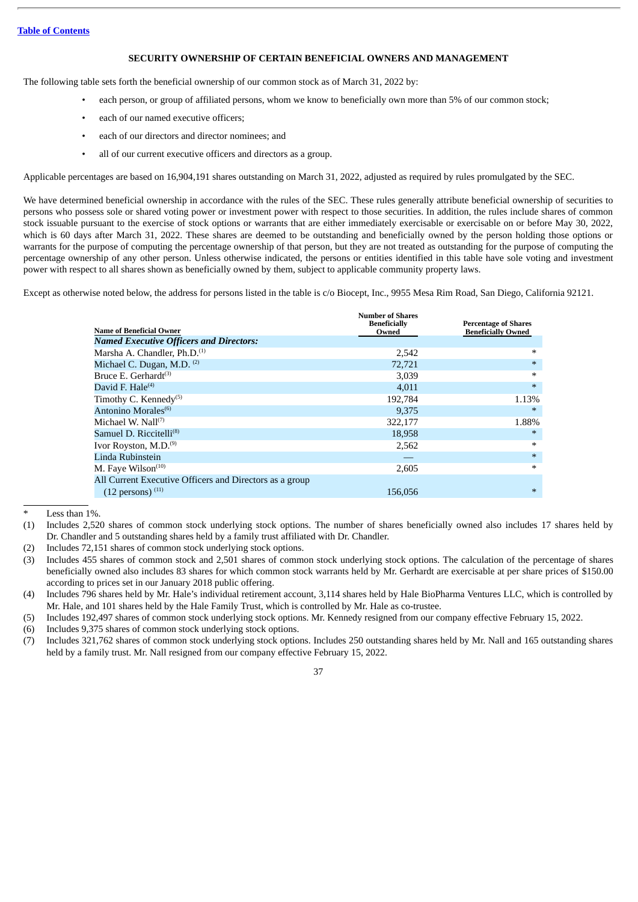## SECURITY OWNERSHIP OF CERTAIN BENEFICIAL OWNERS AND MANAGEMENT

The following table sets forth the beneficial ownership of our common stock as of March 31, 2022 by:

- each person, or group of affiliated persons, whom we know to beneficially own more than 5% of our common stock;
- each of our named executive officers;
- each of our directors and director nominees; and
- all of our current executive officers and directors as a group.

Applicable percentages are based on 16,904,191 shares outstanding on March 31, 2022, adjusted as required by rules promulgated by the SEC.

We have determined beneficial ownership in accordance with the rules of the SEC. These rules generally attribute beneficial ownership of securities to persons who possess sole or shared voting power or investment power with respect to those securities. In addition, the rules include shares of common stock issuable pursuant to the exercise of stock options or warrants that are either immediately exercisable or exercisable on or before May 30, 2022, which is 60 days after March 31, 2022. These shares are deemed to be outstanding and beneficially owned by the person holding those options or warrants for the purpose of computing the percentage ownership of that person, but they are not treated as outstanding for the purpose of computing the percentage ownership of any other person. Unless otherwise indicated, the persons or entities identified in this table have sole voting and investment power with respect to all shares shown as beneficially owned by them, subject to applicable community property laws.

Except as otherwise noted below, the address for persons listed in the table is c/o Biocept, Inc., 9955 Mesa Rim Road, San Diego, California 92121.

| Name of Beneficial Owner | Number of Shares Beneficially Owned | Percentage of Shares Beneficially Owned |
|---|---|---|
| ***Named Executive Officers and Directors:*** | | |
| Marsha A. Chandler, Ph.D.[(1)] | 2,542 | * |
| Michael C. Dugan, M.D. [(2)] | 72,721 | * |
| Bruce E. Gerhardt[(3)] | 3,039 | * |
| David F. Hale[(4)] | 4,011 | * |
| Timothy C. Kennedy[(5)] | 192,784 | 1.13% |
| Antonino Morales[(6)] | 9,375 | * |
| Michael W. Nall[(7)] | 322,177 | 1.88% |
| Samuel D. Riccitelli[(8)] | 18,958 | * |
| Ivor Royston, M.D.[(9)] | 2,562 | * |
| Linda Rubinstein | — | * |
| M. Faye Wilson[(10)] | 2,605 | * |
| All Current Executive Officers and Directors as a group (12 persons) [(11)] | 156,056 | * |

\* Less than 1%.

(1) Includes 2,520 shares of common stock underlying stock options. The number of shares beneficially owned also includes 17 shares held by Dr. Chandler and 5 outstanding shares held by a family trust affiliated with Dr. Chandler.

(2) Includes 72,151 shares of common stock underlying stock options.

(3) Includes 455 shares of common stock and 2,501 shares of common stock underlying stock options. The calculation of the percentage of shares beneficially owned also includes 83 shares for which common stock warrants held by Mr. Gerhardt are exercisable at per share prices of $150.00 according to prices set in our January 2018 public offering.

(4) Includes 796 shares held by Mr. Hale's individual retirement account, 3,114 shares held by Hale BioPharma Ventures LLC, which is controlled by Mr. Hale, and 101 shares held by the Hale Family Trust, which is controlled by Mr. Hale as co-trustee.

(5) Includes 192,497 shares of common stock underlying stock options. Mr. Kennedy resigned from our company effective February 15, 2022.

(6) Includes 9,375 shares of common stock underlying stock options.

(7) Includes 321,762 shares of common stock underlying stock options. Includes 250 outstanding shares held by Mr. Nall and 165 outstanding shares held by a family trust. Mr. Nall resigned from our company effective February 15, 2022.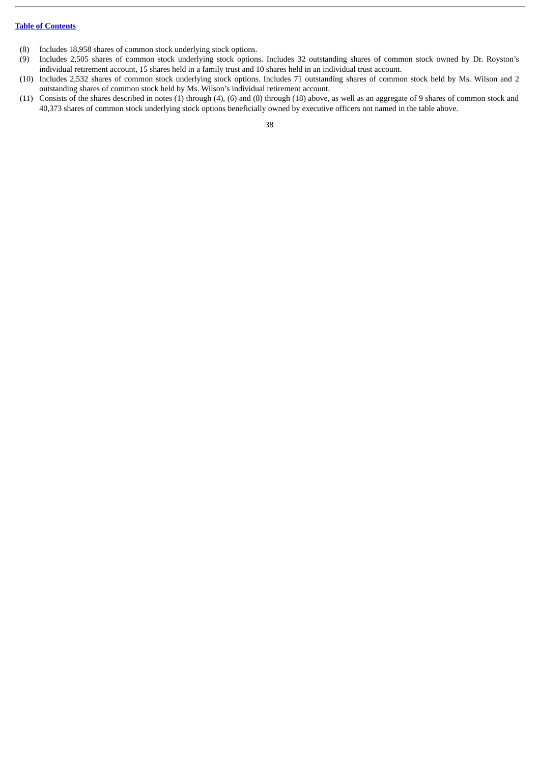[Table of Contents](#)

(8) Includes 18,958 shares of common stock underlying stock options.

(9) Includes 2,505 shares of common stock underlying stock options. Includes 32 outstanding shares of common stock owned by Dr. Royston's individual retirement account, 15 shares held in a family trust and 10 shares held in an individual trust account.

(10) Includes 2,532 shares of common stock underlying stock options. Includes 71 outstanding shares of common stock held by Ms. Wilson and 2 outstanding shares of common stock held by Ms. Wilson's individual retirement account.

(11) Consists of the shares described in notes (1) through (4), (6) and (8) through (18) above, as well as an aggregate of 9 shares of common stock and 40,373 shares of common stock underlying stock options beneficially owned by executive officers not named in the table above.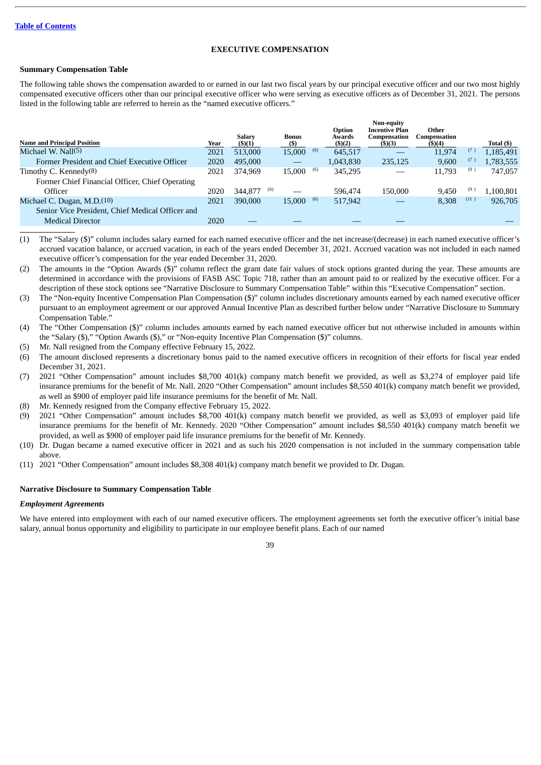[Table of Contents](#)

## EXECUTIVE COMPENSATION

### Summary Compensation Table

The following table shows the compensation awarded to or earned in our last two fiscal years by our principal executive officer and our two most highly compensated executive officers other than our principal executive officer who were serving as executive officers as of December 31, 2021. The persons listed in the following table are referred to herein as the "named executive officers."

| Name and Principal Position | Year | Salary ($)(1) | Bonus ($) | Option Awards ($)(2) | Non-equity Incentive Plan Compensation ($)(3) | Other Compensation ($)(4) | Total ($) |
|---|---|---|---|---|---|---|---|
| Michael W. Nall(5) | 2021 | 513,000 | 15,000 (6) | 645,517 | — | 11,974 (7) | 1,185,491 |
| Former President and Chief Executive Officer | 2020 | 495,000 | — | 1,043,830 | 235,125 | 9,600 (7) | 1,783,555 |
| Timothy C. Kennedy(8) | 2021 | 374,969 | 15,000 (6) | 345,295 | — | 11,793 (9) | 747,057 |
| Former Chief Financial Officer, Chief Operating Officer | 2020 | 344,877 (6) | — | 596,474 | 150,000 | 9,450 (9) | 1,100,801 |
| Michael C. Dugan, M.D.(10) | 2021 | 390,000 | 15,000 (6) | 517,942 | — | 8,308 (11) | 926,705 |
| Senior Vice President, Chief Medical Officer and Medical Director | 2020 | — | — | — | — | | — |

(1) The "Salary ($)" column includes salary earned for each named executive officer and the net increase/(decrease) in each named executive officer's accrued vacation balance, or accrued vacation, in each of the years ended December 31, 2021. Accrued vacation was not included in each named executive officer's compensation for the year ended December 31, 2020.

(2) The amounts in the "Option Awards ($)" column reflect the grant date fair values of stock options granted during the year. These amounts are determined in accordance with the provisions of FASB ASC Topic 718, rather than an amount paid to or realized by the executive officer. For a description of these stock options see "Narrative Disclosure to Summary Compensation Table" within this "Executive Compensation" section.

(3) The "Non-equity Incentive Compensation Plan Compensation ($)" column includes discretionary amounts earned by each named executive officer pursuant to an employment agreement or our approved Annual Incentive Plan as described further below under "Narrative Disclosure to Summary Compensation Table."

(4) The "Other Compensation ($)" column includes amounts earned by each named executive officer but not otherwise included in amounts within the "Salary ($)," "Option Awards ($)," or "Non-equity Incentive Plan Compensation ($)" columns.

(5) Mr. Nall resigned from the Company effective February 15, 2022.

(6) The amount disclosed represents a discretionary bonus paid to the named executive officers in recognition of their efforts for fiscal year ended December 31, 2021.

(7) 2021 "Other Compensation" amount includes $8,700 401(k) company match benefit we provided, as well as $3,274 of employer paid life insurance premiums for the benefit of Mr. Nall. 2020 "Other Compensation" amount includes $8,550 401(k) company match benefit we provided, as well as $900 of employer paid life insurance premiums for the benefit of Mr. Nall.

(8) Mr. Kennedy resigned from the Company effective February 15, 2022.

(9) 2021 "Other Compensation" amount includes $8,700 401(k) company match benefit we provided, as well as $3,093 of employer paid life insurance premiums for the benefit of Mr. Kennedy. 2020 "Other Compensation" amount includes $8,550 401(k) company match benefit we provided, as well as $900 of employer paid life insurance premiums for the benefit of Mr. Kennedy.

(10) Dr. Dugan became a named executive officer in 2021 and as such his 2020 compensation is not included in the summary compensation table above.

(11) 2021 "Other Compensation" amount includes $8,308 401(k) company match benefit we provided to Dr. Dugan.

### Narrative Disclosure to Summary Compensation Table

***Employment Agreements***

We have entered into employment with each of our named executive officers. The employment agreements set forth the executive officer's initial base salary, annual bonus opportunity and eligibility to participate in our employee benefit plans. Each of our named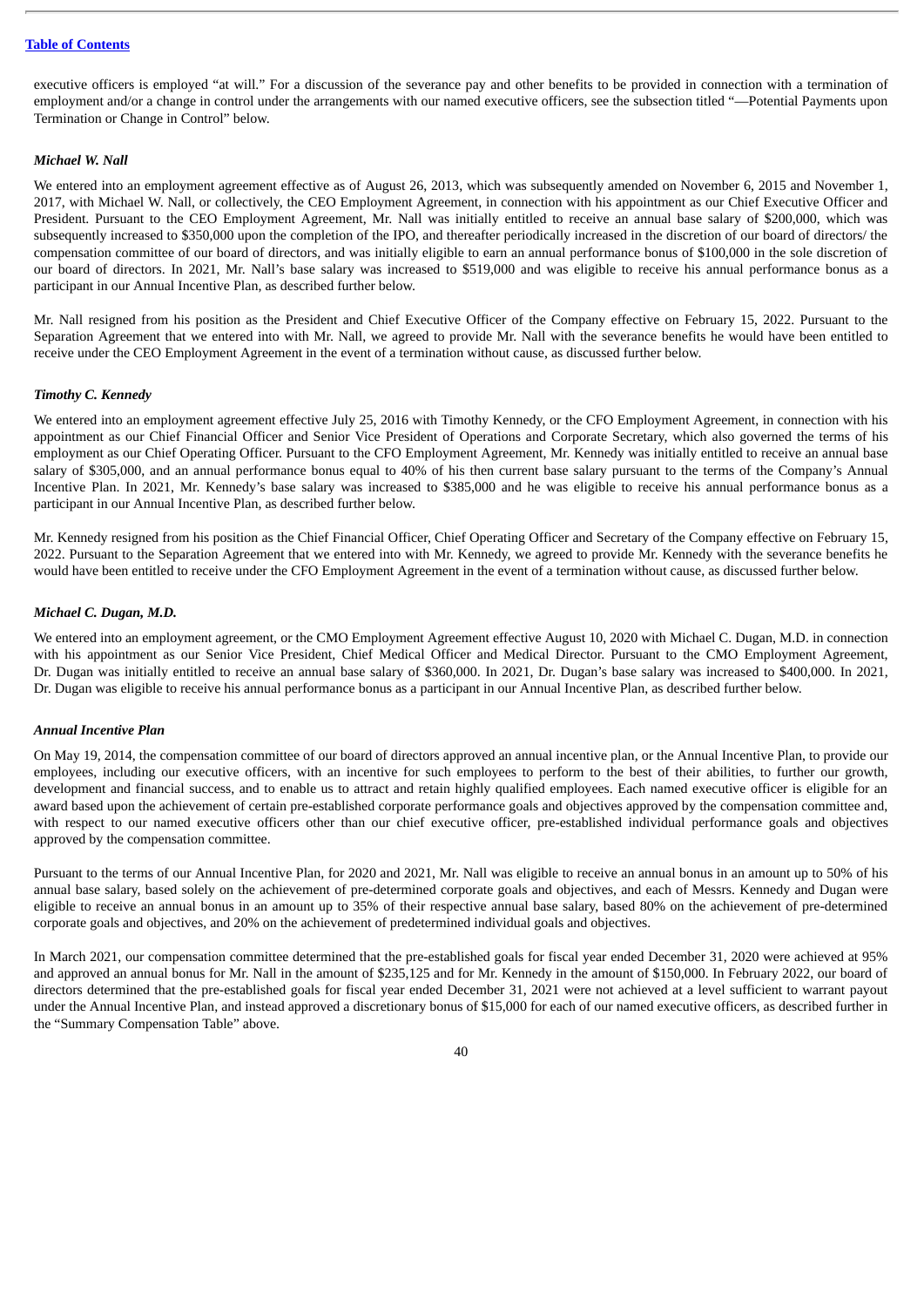executive officers is employed "at will." For a discussion of the severance pay and other benefits to be provided in connection with a termination of employment and/or a change in control under the arrangements with our named executive officers, see the subsection titled "—Potential Payments upon Termination or Change in Control" below.

***Michael W. Nall***

We entered into an employment agreement effective as of August 26, 2013, which was subsequently amended on November 6, 2015 and November 1, 2017, with Michael W. Nall, or collectively, the CEO Employment Agreement, in connection with his appointment as our Chief Executive Officer and President. Pursuant to the CEO Employment Agreement, Mr. Nall was initially entitled to receive an annual base salary of $200,000, which was subsequently increased to $350,000 upon the completion of the IPO, and thereafter periodically increased in the discretion of our board of directors/ the compensation committee of our board of directors, and was initially eligible to earn an annual performance bonus of $100,000 in the sole discretion of our board of directors. In 2021, Mr. Nall's base salary was increased to $519,000 and was eligible to receive his annual performance bonus as a participant in our Annual Incentive Plan, as described further below.

Mr. Nall resigned from his position as the President and Chief Executive Officer of the Company effective on February 15, 2022. Pursuant to the Separation Agreement that we entered into with Mr. Nall, we agreed to provide Mr. Nall with the severance benefits he would have been entitled to receive under the CEO Employment Agreement in the event of a termination without cause, as discussed further below.

***Timothy C. Kennedy***

We entered into an employment agreement effective July 25, 2016 with Timothy Kennedy, or the CFO Employment Agreement, in connection with his appointment as our Chief Financial Officer and Senior Vice President of Operations and Corporate Secretary, which also governed the terms of his employment as our Chief Operating Officer. Pursuant to the CFO Employment Agreement, Mr. Kennedy was initially entitled to receive an annual base salary of $305,000, and an annual performance bonus equal to 40% of his then current base salary pursuant to the terms of the Company's Annual Incentive Plan. In 2021, Mr. Kennedy's base salary was increased to $385,000 and he was eligible to receive his annual performance bonus as a participant in our Annual Incentive Plan, as described further below.

Mr. Kennedy resigned from his position as the Chief Financial Officer, Chief Operating Officer and Secretary of the Company effective on February 15, 2022. Pursuant to the Separation Agreement that we entered into with Mr. Kennedy, we agreed to provide Mr. Kennedy with the severance benefits he would have been entitled to receive under the CFO Employment Agreement in the event of a termination without cause, as discussed further below.

***Michael C. Dugan, M.D.***

We entered into an employment agreement, or the CMO Employment Agreement effective August 10, 2020 with Michael C. Dugan, M.D. in connection with his appointment as our Senior Vice President, Chief Medical Officer and Medical Director. Pursuant to the CMO Employment Agreement, Dr. Dugan was initially entitled to receive an annual base salary of $360,000. In 2021, Dr. Dugan's base salary was increased to $400,000. In 2021, Dr. Dugan was eligible to receive his annual performance bonus as a participant in our Annual Incentive Plan, as described further below.

***Annual Incentive Plan***

On May 19, 2014, the compensation committee of our board of directors approved an annual incentive plan, or the Annual Incentive Plan, to provide our employees, including our executive officers, with an incentive for such employees to perform to the best of their abilities, to further our growth, development and financial success, and to enable us to attract and retain highly qualified employees. Each named executive officer is eligible for an award based upon the achievement of certain pre-established corporate performance goals and objectives approved by the compensation committee and, with respect to our named executive officers other than our chief executive officer, pre-established individual performance goals and objectives approved by the compensation committee.

Pursuant to the terms of our Annual Incentive Plan, for 2020 and 2021, Mr. Nall was eligible to receive an annual bonus in an amount up to 50% of his annual base salary, based solely on the achievement of pre-determined corporate goals and objectives, and each of Messrs. Kennedy and Dugan were eligible to receive an annual bonus in an amount up to 35% of their respective annual base salary, based 80% on the achievement of pre-determined corporate goals and objectives, and 20% on the achievement of predetermined individual goals and objectives.

In March 2021, our compensation committee determined that the pre-established goals for fiscal year ended December 31, 2020 were achieved at 95% and approved an annual bonus for Mr. Nall in the amount of $235,125 and for Mr. Kennedy in the amount of $150,000. In February 2022, our board of directors determined that the pre-established goals for fiscal year ended December 31, 2021 were not achieved at a level sufficient to warrant payout under the Annual Incentive Plan, and instead approved a discretionary bonus of $15,000 for each of our named executive officers, as described further in the "Summary Compensation Table" above.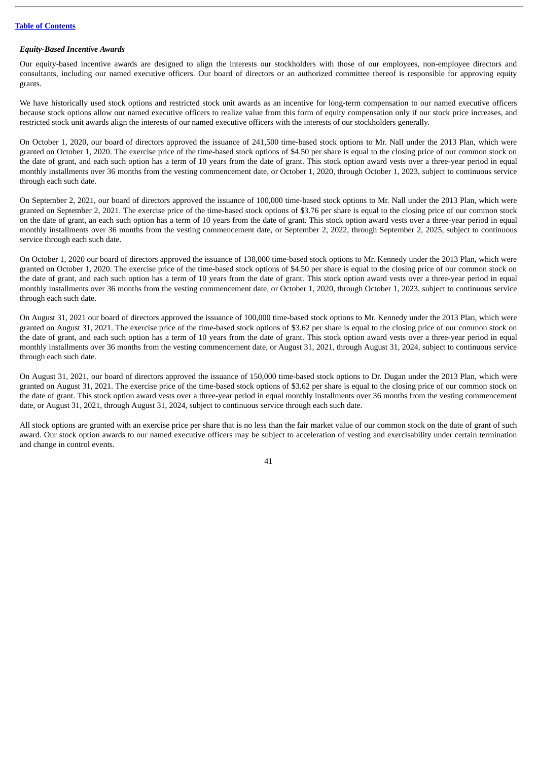***Equity-Based Incentive Awards***

Our equity-based incentive awards are designed to align the interests our stockholders with those of our employees, non-employee directors and consultants, including our named executive officers. Our board of directors or an authorized committee thereof is responsible for approving equity grants.

We have historically used stock options and restricted stock unit awards as an incentive for long-term compensation to our named executive officers because stock options allow our named executive officers to realize value from this form of equity compensation only if our stock price increases, and restricted stock unit awards align the interests of our named executive officers with the interests of our stockholders generally.

On October 1, 2020, our board of directors approved the issuance of 241,500 time-based stock options to Mr. Nall under the 2013 Plan, which were granted on October 1, 2020. The exercise price of the time-based stock options of $4.50 per share is equal to the closing price of our common stock on the date of grant, and each such option has a term of 10 years from the date of grant. This stock option award vests over a three-year period in equal monthly installments over 36 months from the vesting commencement date, or October 1, 2020, through October 1, 2023, subject to continuous service through each such date.

On September 2, 2021, our board of directors approved the issuance of 100,000 time-based stock options to Mr. Nall under the 2013 Plan, which were granted on September 2, 2021. The exercise price of the time-based stock options of $3.76 per share is equal to the closing price of our common stock on the date of grant, an each such option has a term of 10 years from the date of grant. This stock option award vests over a three-year period in equal monthly installments over 36 months from the vesting commencement date, or September 2, 2022, through September 2, 2025, subject to continuous service through each such date.

On October 1, 2020 our board of directors approved the issuance of 138,000 time-based stock options to Mr. Kennedy under the 2013 Plan, which were granted on October 1, 2020. The exercise price of the time-based stock options of $4.50 per share is equal to the closing price of our common stock on the date of grant, and each such option has a term of 10 years from the date of grant. This stock option award vests over a three-year period in equal monthly installments over 36 months from the vesting commencement date, or October 1, 2020, through October 1, 2023, subject to continuous service through each such date.

On August 31, 2021 our board of directors approved the issuance of 100,000 time-based stock options to Mr. Kennedy under the 2013 Plan, which were granted on August 31, 2021. The exercise price of the time-based stock options of $3.62 per share is equal to the closing price of our common stock on the date of grant, and each such option has a term of 10 years from the date of grant. This stock option award vests over a three-year period in equal monthly installments over 36 months from the vesting commencement date, or August 31, 2021, through August 31, 2024, subject to continuous service through each such date.

On August 31, 2021, our board of directors approved the issuance of 150,000 time-based stock options to Dr. Dugan under the 2013 Plan, which were granted on August 31, 2021. The exercise price of the time-based stock options of $3.62 per share is equal to the closing price of our common stock on the date of grant. This stock option award vests over a three-year period in equal monthly installments over 36 months from the vesting commencement date, or August 31, 2021, through August 31, 2024, subject to continuous service through each such date.

All stock options are granted with an exercise price per share that is no less than the fair market value of our common stock on the date of grant of such award. Our stock option awards to our named executive officers may be subject to acceleration of vesting and exercisability under certain termination and change in control events.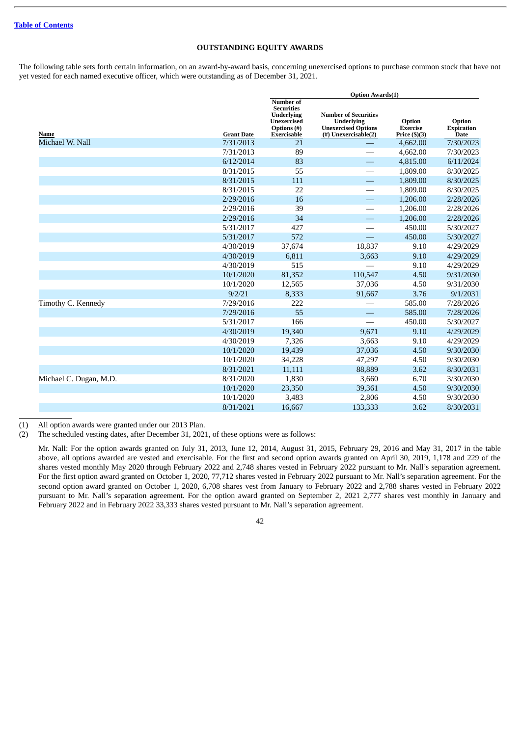[Table of Contents](#)

## OUTSTANDING EQUITY AWARDS

The following table sets forth certain information, on an award-by-award basis, concerning unexercised options to purchase common stock that have not yet vested for each named executive officer, which were outstanding as of December 31, 2021.

| | | Option Awards(1) | | | |
|---|---|---|---|---|---|
| **Name** | **Grant Date** | **Number of Securities Underlying Unexercised Options (#) Exercisable** | **Number of Securities Underlying Unexercised Options (#) Unexercisable(2)** | **Option Exercise Price ($)(3)** | **Option Expiration Date** |
| Michael W. Nall | 7/31/2013 | 21 | — | 4,662.00 | 7/30/2023 |
| | 7/31/2013 | 89 | — | 4,662.00 | 7/30/2023 |
| | 6/12/2014 | 83 | — | 4,815.00 | 6/11/2024 |
| | 8/31/2015 | 55 | — | 1,809.00 | 8/30/2025 |
| | 8/31/2015 | 111 | — | 1,809.00 | 8/30/2025 |
| | 8/31/2015 | 22 | — | 1,809.00 | 8/30/2025 |
| | 2/29/2016 | 16 | — | 1,206.00 | 2/28/2026 |
| | 2/29/2016 | 39 | — | 1,206.00 | 2/28/2026 |
| | 2/29/2016 | 34 | — | 1,206.00 | 2/28/2026 |
| | 5/31/2017 | 427 | — | 450.00 | 5/30/2027 |
| | 5/31/2017 | 572 | — | 450.00 | 5/30/2027 |
| | 4/30/2019 | 37,674 | 18,837 | 9.10 | 4/29/2029 |
| | 4/30/2019 | 6,811 | 3,663 | 9.10 | 4/29/2029 |
| | 4/30/2019 | 515 | — | 9.10 | 4/29/2029 |
| | 10/1/2020 | 81,352 | 110,547 | 4.50 | 9/31/2030 |
| | 10/1/2020 | 12,565 | 37,036 | 4.50 | 9/31/2030 |
| | 9/2/21 | 8,333 | 91,667 | 3.76 | 9/1/2031 |
| Timothy C. Kennedy | 7/29/2016 | 222 | — | 585.00 | 7/28/2026 |
| | 7/29/2016 | 55 | — | 585.00 | 7/28/2026 |
| | 5/31/2017 | 166 | — | 450.00 | 5/30/2027 |
| | 4/30/2019 | 19,340 | 9,671 | 9.10 | 4/29/2029 |
| | 4/30/2019 | 7,326 | 3,663 | 9.10 | 4/29/2029 |
| | 10/1/2020 | 19,439 | 37,036 | 4.50 | 9/30/2030 |
| | 10/1/2020 | 34,228 | 47,297 | 4.50 | 9/30/2030 |
| | 8/31/2021 | 11,111 | 88,889 | 3.62 | 8/30/2031 |
| Michael C. Dugan, M.D. | 8/31/2020 | 1,830 | 3,660 | 6.70 | 3/30/2030 |
| | 10/1/2020 | 23,350 | 39,361 | 4.50 | 9/30/2030 |
| | 10/1/2020 | 3,483 | 2,806 | 4.50 | 9/30/2030 |
| | 8/31/2021 | 16,667 | 133,333 | 3.62 | 8/30/2031 |

(1) All option awards were granted under our 2013 Plan.

(2) The scheduled vesting dates, after December 31, 2021, of these options were as follows:

Mr. Nall: For the option awards granted on July 31, 2013, June 12, 2014, August 31, 2015, February 29, 2016 and May 31, 2017 in the table above, all options awarded are vested and exercisable. For the first and second option awards granted on April 30, 2019, 1,178 and 229 of the shares vested monthly May 2020 through February 2022 and 2,748 shares vested in February 2022 pursuant to Mr. Nall's separation agreement. For the first option award granted on October 1, 2020, 77,712 shares vested in February 2022 pursuant to Mr. Nall's separation agreement. For the second option award granted on October 1, 2020, 6,708 shares vest from January to February 2022 and 2,788 shares vested in February 2022 pursuant to Mr. Nall's separation agreement. For the option award granted on September 2, 2021 2,777 shares vest monthly in January and February 2022 and in February 2022 33,333 shares vested pursuant to Mr. Nall's separation agreement.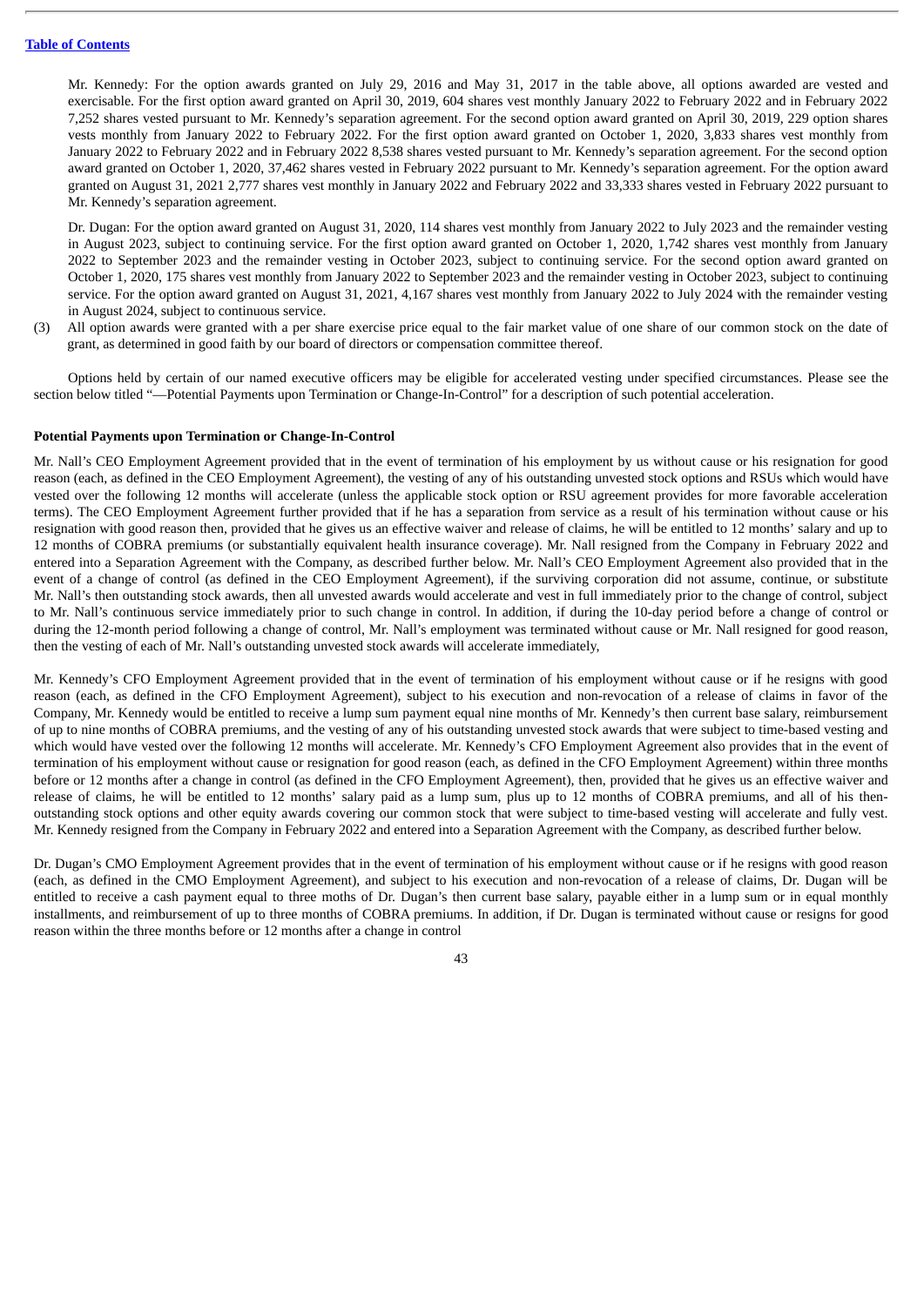Mr. Kennedy: For the option awards granted on July 29, 2016 and May 31, 2017 in the table above, all options awarded are vested and exercisable. For the first option award granted on April 30, 2019, 604 shares vest monthly January 2022 to February 2022 and in February 2022 7,252 shares vested pursuant to Mr. Kennedy's separation agreement. For the second option award granted on April 30, 2019, 229 option shares vests monthly from January 2022 to February 2022 and in February 2022 8,538 shares vested pursuant to Mr. Kennedy's separation agreement. For the first option award granted on October 1, 2020, 3,833 shares vest monthly from January 2022 to February 2022 and in February 2022 8,538 shares vested pursuant to Mr. Kennedy's separation agreement. For the second option award granted on October 1, 2020, 37,462 shares vested in February 2022 pursuant to Mr. Kennedy's separation agreement. For the option award granted on August 31, 2021 2,777 shares vest monthly in January 2022 and February 2022 and 33,333 shares vested in February 2022 pursuant to Mr. Kennedy's separation agreement.

Dr. Dugan: For the option award granted on August 31, 2020, 114 shares vest monthly from January 2022 to July 2023 and the remainder vesting in August 2023, subject to continuing service. For the first option award granted on October 1, 2020, 1,742 shares vest monthly from January 2022 to September 2023 and the remainder vesting in October 2023, subject to continuing service. For the second option award granted on October 1, 2020, 175 shares vest monthly from January 2022 to September 2023 and the remainder vesting in October 2023, subject to continuing service. For the option award granted on August 31, 2021, 4,167 shares vest monthly from January 2022 to July 2024 with the remainder vesting in August 2024, subject to continuous service.

(3) All option awards were granted with a per share exercise price equal to the fair market value of one share of our common stock on the date of grant, as determined in good faith by our board of directors or compensation committee thereof.

Options held by certain of our named executive officers may be eligible for accelerated vesting under specified circumstances. Please see the section below titled "—Potential Payments upon Termination or Change-In-Control" for a description of such potential acceleration.

**Potential Payments upon Termination or Change-In-Control**

Mr. Nall's CEO Employment Agreement provided that in the event of termination of his employment by us without cause or his resignation for good reason (each, as defined in the CEO Employment Agreement), the vesting of any of his outstanding unvested stock options and RSUs which would have vested over the following 12 months will accelerate (unless the applicable stock option or RSU agreement provides for more favorable acceleration terms). The CEO Employment Agreement further provided that if he has a separation from service as a result of his termination without cause or his resignation with good reason then, provided that he gives us an effective waiver and release of claims, he will be entitled to 12 months' salary and up to 12 months of COBRA premiums (or substantially equivalent health insurance coverage). Mr. Nall resigned from the Company in February 2022 and entered into a Separation Agreement with the Company, as described further below. Mr. Nall's CEO Employment Agreement also provided that in the event of a change of control (as defined in the CEO Employment Agreement), if the surviving corporation did not assume, continue, or substitute Mr. Nall's then outstanding stock awards, then all unvested awards would accelerate and vest in full immediately prior to the change of control, subject to Mr. Nall's continuous service immediately prior to such change in control. In addition, if during the 10-day period before a change of control or during the 12-month period following a change of control, Mr. Nall's employment was terminated without cause or Mr. Nall resigned for good reason, then the vesting of each of Mr. Nall's outstanding unvested stock awards will accelerate immediately,

Mr. Kennedy's CFO Employment Agreement provided that in the event of termination of his employment without cause or if he resigns with good reason (each, as defined in the CFO Employment Agreement), subject to his execution and non-revocation of a release of claims in favor of the Company, Mr. Kennedy would be entitled to receive a lump sum payment equal nine months of Mr. Kennedy's then current base salary, reimbursement of up to nine months of COBRA premiums, and the vesting of any of his outstanding unvested stock awards that were subject to time-based vesting and which would have vested over the following 12 months will accelerate. Mr. Kennedy's CFO Employment Agreement also provides that in the event of termination of his employment without cause or resignation for good reason (each, as defined in the CFO Employment Agreement) within three months before or 12 months after a change in control (as defined in the CFO Employment Agreement), then, provided that he gives us an effective waiver and release of claims, he will be entitled to 12 months' salary paid as a lump sum, plus up to 12 months of COBRA premiums, and all of his then-outstanding stock options and other equity awards covering our common stock that were subject to time-based vesting will accelerate and fully vest. Mr. Kennedy resigned from the Company in February 2022 and entered into a Separation Agreement with the Company, as described further below.

Dr. Dugan's CMO Employment Agreement provides that in the event of termination of his employment without cause or if he resigns with good reason (each, as defined in the CMO Employment Agreement), and subject to his execution and non-revocation of a release of claims, Dr. Dugan will be entitled to receive a cash payment equal to three moths of Dr. Dugan's then current base salary, payable either in a lump sum or in equal monthly installments, and reimbursement of up to three months of COBRA premiums. In addition, if Dr. Dugan is terminated without cause or resigns for good reason within the three months before or 12 months after a change in control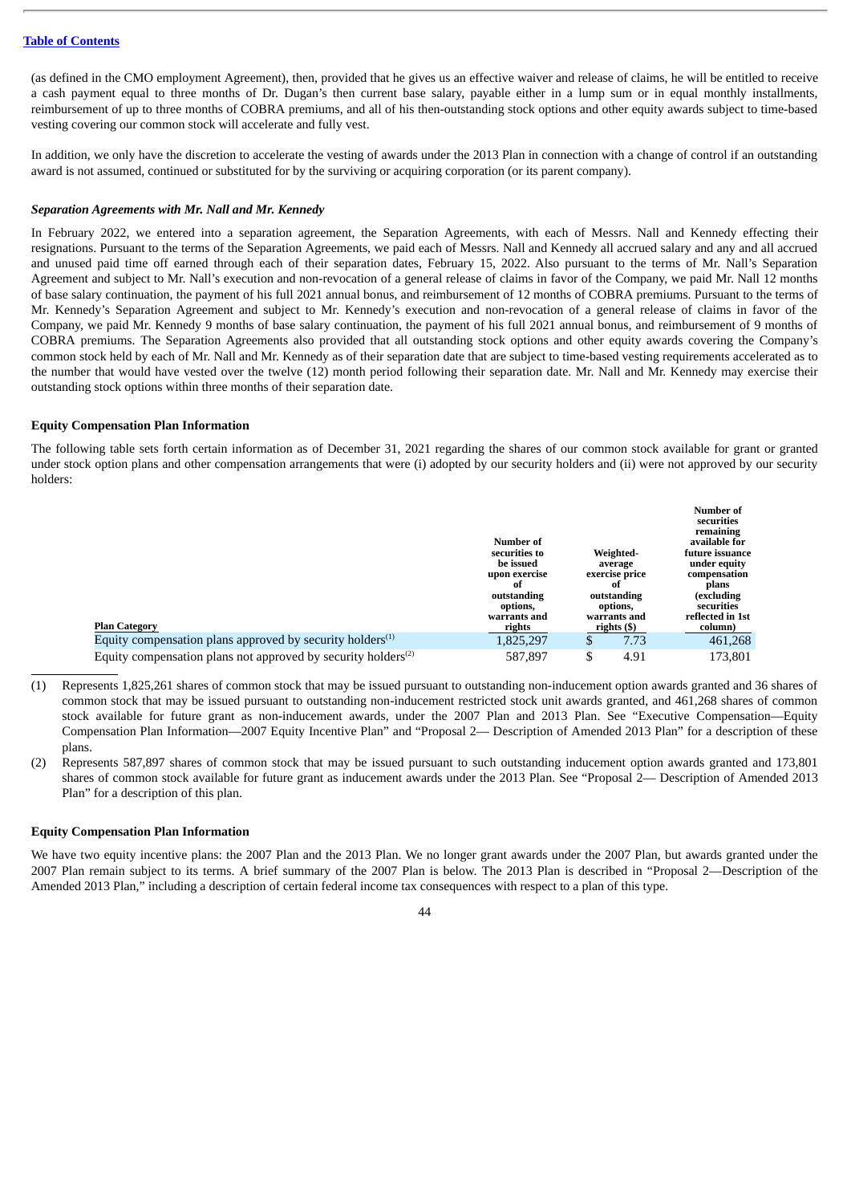(as defined in the CMO employment Agreement), then, provided that he gives us an effective waiver and release of claims, he will be entitled to receive a cash payment equal to three months of Dr. Dugan's then current base salary, payable either in a lump sum or in equal monthly installments, reimbursement of up to three months of COBRA premiums, and all of his then-outstanding stock options and other equity awards subject to time-based vesting covering our common stock will accelerate and fully vest.

In addition, we only have the discretion to accelerate the vesting of awards under the 2013 Plan in connection with a change of control if an outstanding award is not assumed, continued or substituted for by the surviving or acquiring corporation (or its parent company).

***Separation Agreements with Mr. Nall and Mr. Kennedy***

In February 2022, we entered into a separation agreement, the Separation Agreements, with each of Messrs. Nall and Kennedy effecting their resignations. Pursuant to the terms of the Separation Agreements, we paid each of Messrs. Nall and Kennedy all accrued salary and any and all accrued and unused paid time off earned through each of their separation dates, February 15, 2022. Also pursuant to the terms of Mr. Nall's Separation Agreement and subject to Mr. Nall's execution and non-revocation of a general release of claims in favor of the Company, we paid Mr. Nall 12 months of base salary continuation, the payment of his full 2021 annual bonus, and reimbursement of 12 months of COBRA premiums. Pursuant to the terms of Mr. Kennedy's Separation Agreement and subject to Mr. Kennedy's execution and non-revocation of a general release of claims in favor of the Company, we paid Mr. Kennedy 9 months of base salary continuation, the payment of his full 2021 annual bonus, and reimbursement of 9 months of COBRA premiums. The Separation Agreements also provided that all outstanding stock options and other equity awards covering the Company's common stock held by each of Mr. Nall and Mr. Kennedy as of their separation date that are subject to time-based vesting requirements accelerated as to the number that would have vested over the twelve (12) month period following their separation date. Mr. Nall and Mr. Kennedy may exercise their outstanding stock options within three months of their separation date.

**Equity Compensation Plan Information**

The following table sets forth certain information as of December 31, 2021 regarding the shares of our common stock available for grant or granted under stock option plans and other compensation arrangements that were (i) adopted by our security holders and (ii) were not approved by our security holders:

| Plan Category | Number of securities to be issued upon exercise of outstanding options, warrants and rights | Weighted-average exercise price of outstanding options, warrants and rights ($) | Number of securities remaining available for future issuance under equity compensation plans (excluding securities reflected in 1st column) |
|---|---|---|---|
| Equity compensation plans approved by security holders[(1)] | 1,825,297 | $ 7.73 | 461,268 |
| Equity compensation plans not approved by security holders[(2)] | 587,897 | $ 4.91 | 173,801 |

(1) Represents 1,825,261 shares of common stock that may be issued pursuant to outstanding non-inducement option awards granted and 36 shares of common stock that may be issued pursuant to outstanding non-inducement restricted stock unit awards granted, and 461,268 shares of common stock available for future grant as non-inducement awards, under the 2007 Plan and 2013 Plan. See "Executive Compensation—Equity Compensation Plan Information—2007 Equity Incentive Plan" and "Proposal 2— Description of Amended 2013 Plan" for a description of these plans.

(2) Represents 587,897 shares of common stock that may be issued pursuant to such outstanding inducement option awards granted and 173,801 shares of common stock available for future grant as inducement awards under the 2013 Plan. See "Proposal 2— Description of Amended 2013 Plan" for a description of this plan.

**Equity Compensation Plan Information**

We have two equity incentive plans: the 2007 Plan and the 2013 Plan. We no longer grant awards under the 2007 Plan, but awards granted under the 2007 Plan remain subject to its terms. A brief summary of the 2007 Plan is below. The 2013 Plan is described in "Proposal 2—Description of the Amended 2013 Plan," including a description of certain federal income tax consequences with respect to a plan of this type.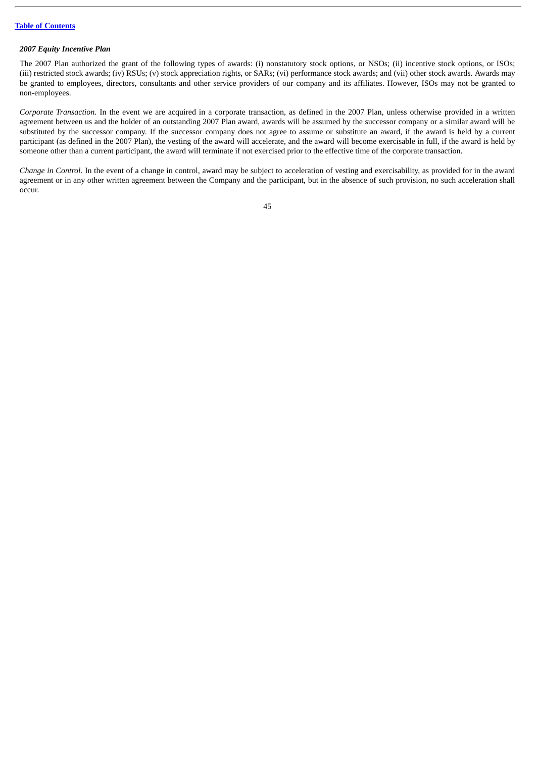*2007 Equity Incentive Plan*

The 2007 Plan authorized the grant of the following types of awards: (i) nonstatutory stock options, or NSOs; (ii) incentive stock options, or ISOs; (iii) restricted stock awards; (iv) RSUs; (v) stock appreciation rights, or SARs; (vi) performance stock awards; and (vii) other stock awards. Awards may be granted to employees, directors, consultants and other service providers of our company and its affiliates. However, ISOs may not be granted to non-employees.

*Corporate Transaction*. In the event we are acquired in a corporate transaction, as defined in the 2007 Plan, unless otherwise provided in a written agreement between us and the holder of an outstanding 2007 Plan award, awards will be assumed by the successor company or a similar award will be substituted by the successor company. If the successor company does not agree to assume or substitute an award, if the award is held by a current participant (as defined in the 2007 Plan), the vesting of the award will accelerate, and the award will become exercisable in full, if the award is held by someone other than a current participant, the award will terminate if not exercised prior to the effective time of the corporate transaction.

*Change in Control*. In the event of a change in control, award may be subject to acceleration of vesting and exercisability, as provided for in the award agreement or in any other written agreement between the Company and the participant, but in the absence of such provision, no such acceleration shall occur.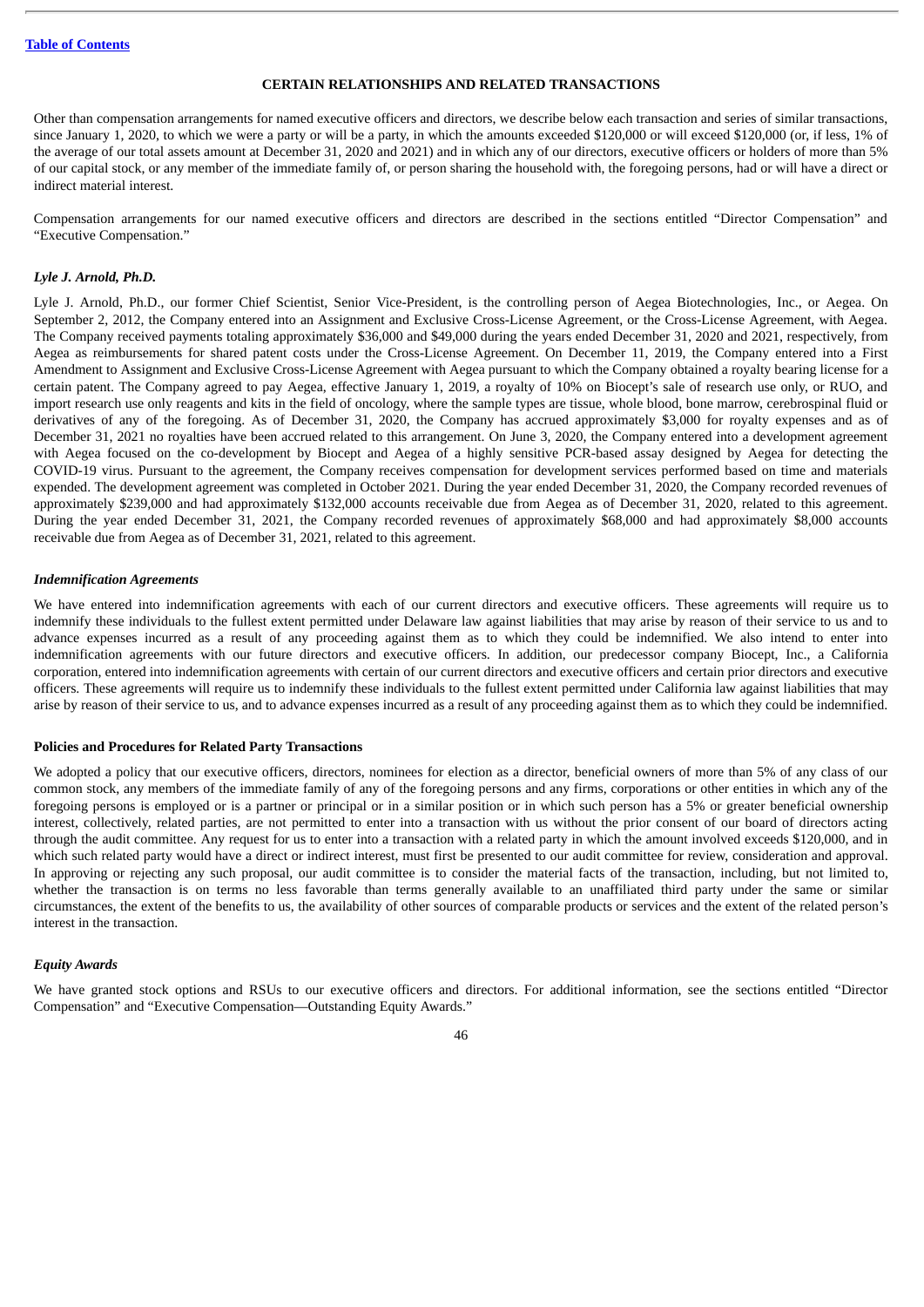[Table of Contents](#)

## CERTAIN RELATIONSHIPS AND RELATED TRANSACTIONS

Other than compensation arrangements for named executive officers and directors, we describe below each transaction and series of similar transactions, since January 1, 2020, to which we were a party or will be a party, in which the amounts exceeded $120,000 or will exceed $120,000 (or, if less, 1% of the average of our total assets amount at December 31, 2020 and 2021) and in which any of our directors, executive officers or holders of more than 5% of our capital stock, or any member of the immediate family of, or person sharing the household with, the foregoing persons, had or will have a direct or indirect material interest.

Compensation arrangements for our named executive officers and directors are described in the sections entitled "Director Compensation" and "Executive Compensation."

### *Lyle J. Arnold, Ph.D.*

Lyle J. Arnold, Ph.D., our former Chief Scientist, Senior Vice-President, is the controlling person of Aegea Biotechnologies, Inc., or Aegea. On September 2, 2012, the Company entered into an Assignment and Exclusive Cross-License Agreement, or the Cross-License Agreement, with Aegea. The Company received payments totaling approximately $36,000 and $49,000 during the years ended December 31, 2020 and 2021, respectively, from Aegea as reimbursements for shared patent costs under the Cross-License Agreement. On December 11, 2019, the Company entered into a First Amendment to Assignment and Exclusive Cross-License Agreement with Aegea pursuant to which the Company obtained a royalty bearing license for a certain patent. The Company agreed to pay Aegea, effective January 1, 2019, a royalty of 10% on Biocept's sale of research use only, or RUO, and import research use only reagents and kits in the field of oncology, where the sample types are tissue, whole blood, bone marrow, cerebrospinal fluid or derivatives of any of the foregoing. As of December 31, 2020, the Company has accrued approximately $3,000 for royalty expenses and as of December 31, 2021 no royalties have been accrued related to this arrangement. On June 3, 2020, the Company entered into a development agreement with Aegea focused on the co-development by Biocept and Aegea of a highly sensitive PCR-based assay designed by Aegea for detecting the COVID-19 virus. Pursuant to the agreement, the Company receives compensation for development services performed based on time and materials expended. The development agreement was completed in October 2021. During the year ended December 31, 2020, the Company recorded revenues of approximately $239,000 and had approximately $132,000 accounts receivable due from Aegea as of December 31, 2020, related to this agreement. During the year ended December 31, 2021, the Company recorded revenues of approximately $68,000 and had approximately $8,000 accounts receivable due from Aegea as of December 31, 2021, related to this agreement.

### *Indemnification Agreements*

We have entered into indemnification agreements with each of our current directors and executive officers. These agreements will require us to indemnify these individuals to the fullest extent permitted under Delaware law against liabilities that may arise by reason of their service to us and to advance expenses incurred as a result of any proceeding against them as to which they could be indemnified. We also intend to enter into indemnification agreements with our future directors and executive officers. In addition, our predecessor company Biocept, Inc., a California corporation, entered into indemnification agreements with certain of our current directors and executive officers and certain prior directors and executive officers. These agreements will require us to indemnify these individuals to the fullest extent permitted under California law against liabilities that may arise by reason of their service to us, and to advance expenses incurred as a result of any proceeding against them as to which they could be indemnified.

### Policies and Procedures for Related Party Transactions

We adopted a policy that our executive officers, directors, nominees for election as a director, beneficial owners of more than 5% of any class of our common stock, any members of the immediate family of any of the foregoing persons and any firms, corporations or other entities in which any of the foregoing persons is employed or is a partner or principal or in a similar position or in which such person has a 5% or greater beneficial ownership interest, collectively, related parties, are not permitted to enter into a transaction with us without the prior consent of our board of directors acting through the audit committee. Any request for us to enter into a transaction with a related party in which the amount involved exceeds $120,000, and in which such related party would have a direct or indirect interest, must first be presented to our audit committee for review, consideration and approval. In approving or rejecting any such proposal, our audit committee is to consider the material facts of the transaction, including, but not limited to, whether the transaction is on terms no less favorable than terms generally available to an unaffiliated third party under the same or similar circumstances, the extent of the benefits to us, the availability of other sources of comparable products or services and the extent of the related person's interest in the transaction.

### *Equity Awards*

We have granted stock options and RSUs to our executive officers and directors. For additional information, see the sections entitled "Director Compensation" and "Executive Compensation—Outstanding Equity Awards."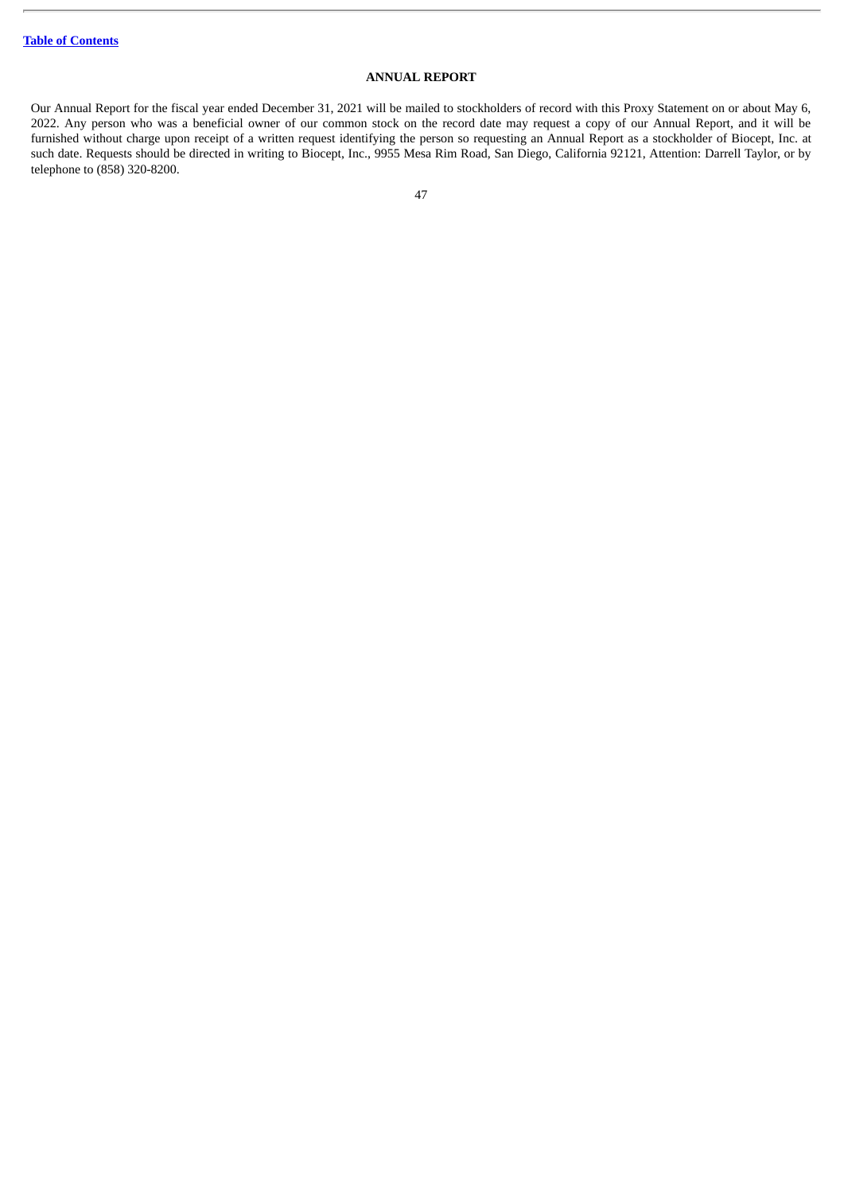## ANNUAL REPORT

Our Annual Report for the fiscal year ended December 31, 2021 will be mailed to stockholders of record with this Proxy Statement on or about May 6, 2022. Any person who was a beneficial owner of our common stock on the record date may request a copy of our Annual Report, and it will be furnished without charge upon receipt of a written request identifying the person so requesting an Annual Report as a stockholder of Biocept, Inc. at such date. Requests should be directed in writing to Biocept, Inc., 9955 Mesa Rim Road, San Diego, California 92121, Attention: Darrell Taylor, or by telephone to (858) 320-8200.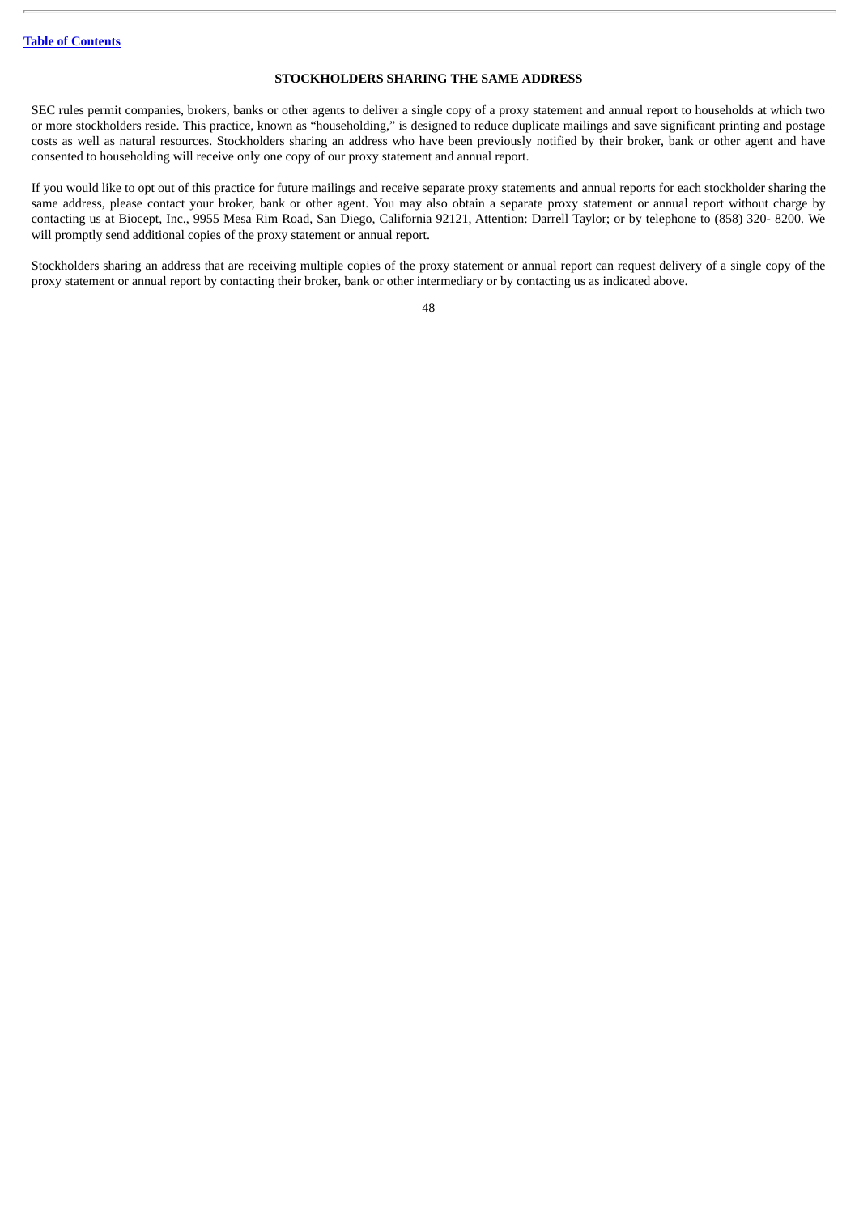## STOCKHOLDERS SHARING THE SAME ADDRESS

SEC rules permit companies, brokers, banks or other agents to deliver a single copy of a proxy statement and annual report to households at which two or more stockholders reside. This practice, known as "householding," is designed to reduce duplicate mailings and save significant printing and postage costs as well as natural resources. Stockholders sharing an address who have been previously notified by their broker, bank or other agent and have consented to householding will receive only one copy of our proxy statement and annual report.

If you would like to opt out of this practice for future mailings and receive separate proxy statements and annual reports for each stockholder sharing the same address, please contact your broker, bank or other agent. You may also obtain a separate proxy statement or annual report without charge by contacting us at Biocept, Inc., 9955 Mesa Rim Road, San Diego, California 92121, Attention: Darrell Taylor; or by telephone to (858) 320- 8200. We will promptly send additional copies of the proxy statement or annual report.

Stockholders sharing an address that are receiving multiple copies of the proxy statement or annual report can request delivery of a single copy of the proxy statement or annual report by contacting their broker, bank or other intermediary or by contacting us as indicated above.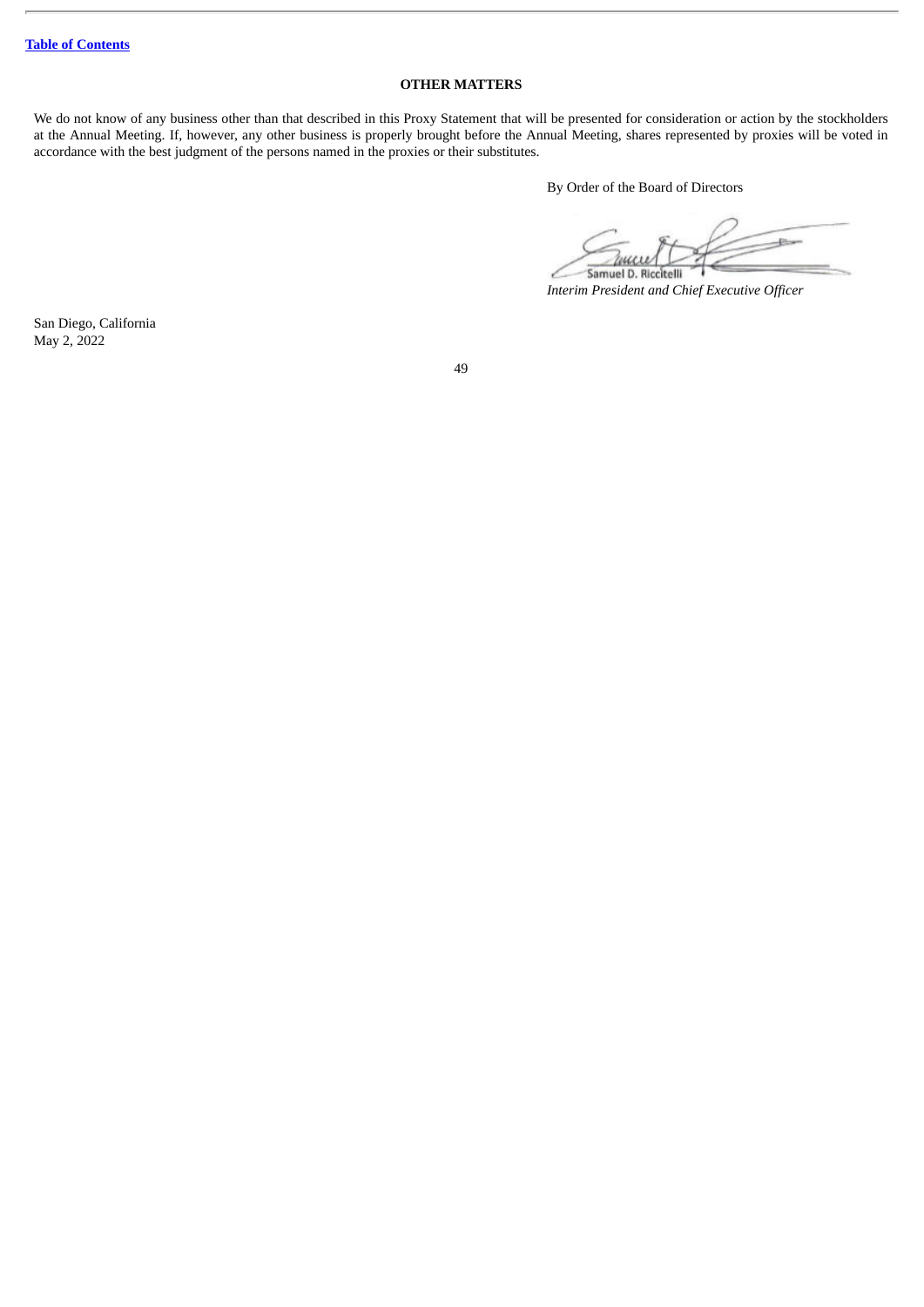## OTHER MATTERS

We do not know of any business other than that described in this Proxy Statement that will be presented for consideration or action by the stockholders at the Annual Meeting. If, however, any other business is properly brought before the Annual Meeting, shares represented by proxies will be voted in accordance with the best judgment of the persons named in the proxies or their substitutes.

By Order of the Board of Directors

Samuel D. Riccitelli

*Interim President and Chief Executive Officer*

San Diego, California
May 2, 2022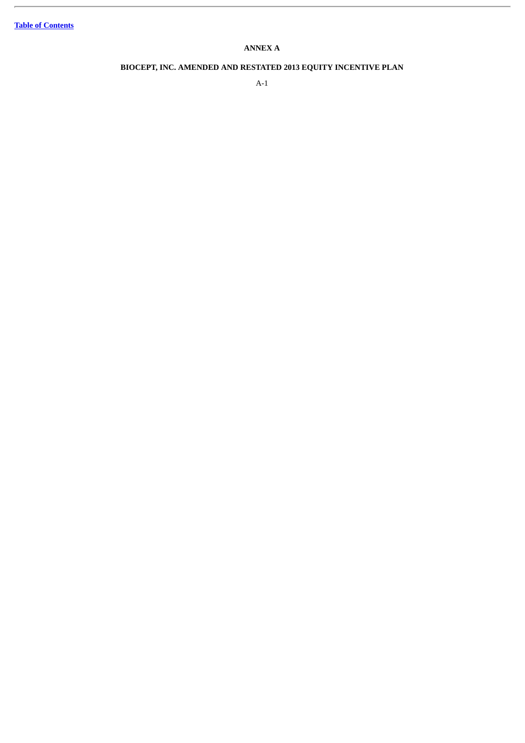## ANNEX A

## BIOCEPT, INC. AMENDED AND RESTATED 2013 EQUITY INCENTIVE PLAN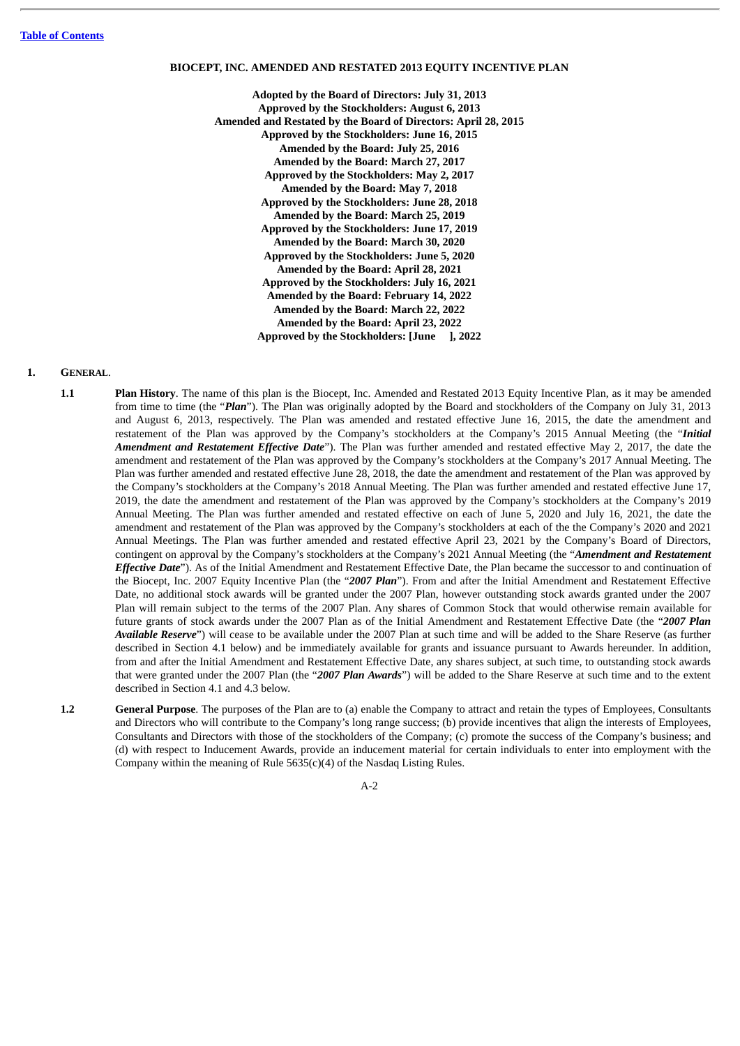**BIOCEPT, INC. AMENDED AND RESTATED 2013 EQUITY INCENTIVE PLAN**

**Adopted by the Board of Directors: July 31, 2013**
**Approved by the Stockholders: August 6, 2013**
**Amended and Restated by the Board of Directors: April 28, 2015**
**Approved by the Stockholders: June 16, 2015**
**Amended by the Board: July 25, 2016**
**Amended by the Board: March 27, 2017**
**Approved by the Stockholders: May 2, 2017**
**Amended by the Board: May 7, 2018**
**Approved by the Stockholders: June 28, 2018**
**Amended by the Board: March 25, 2019**
**Approved by the Stockholders: June 17, 2019**
**Amended by the Board: March 30, 2020**
**Approved by the Stockholders: June 5, 2020**
**Amended by the Board: April 28, 2021**
**Approved by the Stockholders: July 16, 2021**
**Amended by the Board: February 14, 2022**
**Amended by the Board: March 22, 2022**
**Amended by the Board: April 23, 2022**
**Approved by the Stockholders: [June     ], 2022**

**1. GENERAL.**

**1.1 Plan History**. The name of this plan is the Biocept, Inc. Amended and Restated 2013 Equity Incentive Plan, as it may be amended from time to time (the "***Plan***"). The Plan was originally adopted by the Board and stockholders of the Company on July 31, 2013 and August 6, 2013, respectively. The Plan was amended and restated effective June 16, 2015, the date the amendment and restatement of the Plan was approved by the Company's stockholders at the Company's 2015 Annual Meeting (the "***Initial Amendment and Restatement Effective Date***"). The Plan was further amended and restated effective May 2, 2017, the date the amendment and restatement of the Plan was approved by the Company's stockholders at the Company's 2017 Annual Meeting. The Plan was further amended and restated effective June 28, 2018, the date the amendment and restatement of the Plan was approved by the Company's stockholders at the Company's 2018 Annual Meeting. The Plan was further amended and restated effective June 17, 2019, the date the amendment and restatement of the Plan was approved by the Company's stockholders at the Company's 2019 Annual Meeting. The Plan was further amended and restated effective on each of June 5, 2020 and July 16, 2021, the date the amendment and restatement of the Plan was approved by the Company's stockholders at each of the the Company's 2020 and 2021 Annual Meetings. The Plan was further amended and restated effective April 23, 2021 by the Company's Board of Directors, contingent on approval by the Company's stockholders at the Company's 2021 Annual Meeting (the "***Amendment and Restatement Effective Date***"). As of the Initial Amendment and Restatement Effective Date, the Plan became the successor to and continuation of the Biocept, Inc. 2007 Equity Incentive Plan (the "***2007 Plan***"). From and after the Initial Amendment and Restatement Effective Date, no additional stock awards will be granted under the 2007 Plan, however outstanding stock awards granted under the 2007 Plan will remain subject to the terms of the 2007 Plan. Any shares of Common Stock that would otherwise remain available for future grants of stock awards under the 2007 Plan as of the Initial Amendment and Restatement Effective Date (the "***2007 Plan Available Reserve***") will cease to be available under the 2007 Plan at such time and will be added to the Share Reserve (as further described in Section 4.1 below) and be immediately available for grants and issuance pursuant to Awards hereunder. In addition, from and after the Initial Amendment and Restatement Effective Date, any shares subject, at such time, to outstanding stock awards that were granted under the 2007 Plan (the "***2007 Plan Awards***") will be added to the Share Reserve at such time and to the extent described in Section 4.1 and 4.3 below.

**1.2 General Purpose**. The purposes of the Plan are to (a) enable the Company to attract and retain the types of Employees, Consultants and Directors who will contribute to the Company's long range success; (b) provide incentives that align the interests of Employees, Consultants and Directors with those of the stockholders of the Company; (c) promote the success of the Company's business; and (d) with respect to Inducement Awards, provide an inducement material for certain individuals to enter into employment with the Company within the meaning of Rule 5635(c)(4) of the Nasdaq Listing Rules.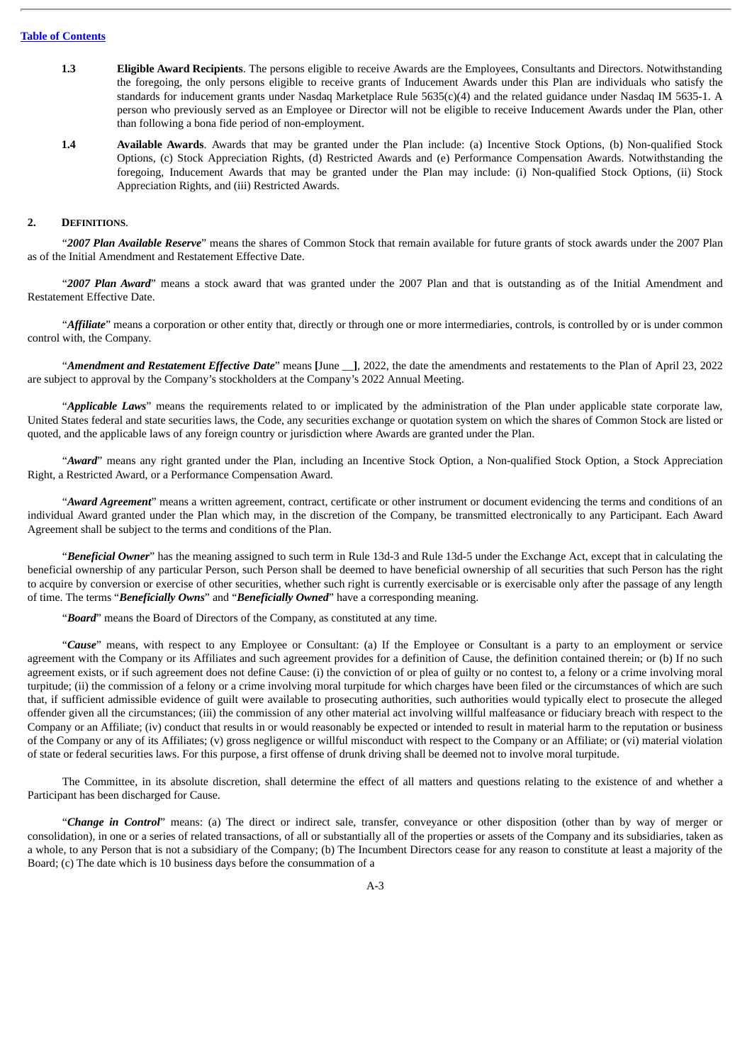**1.3 Eligible Award Recipients**. The persons eligible to receive Awards are the Employees, Consultants and Directors. Notwithstanding the foregoing, the only persons eligible to receive grants of Inducement Awards under this Plan are individuals who satisfy the standards for inducement grants under Nasdaq Marketplace Rule 5635(c)(4) and the related guidance under Nasdaq IM 5635-1. A person who previously served as an Employee or Director will not be eligible to receive Inducement Awards under the Plan, other than following a bona fide period of non-employment.

**1.4 Available Awards**. Awards that may be granted under the Plan include: (a) Incentive Stock Options, (b) Non-qualified Stock Options, (c) Stock Appreciation Rights, (d) Restricted Awards and (e) Performance Compensation Awards. Notwithstanding the foregoing, Inducement Awards that may be granted under the Plan may include: (i) Non-qualified Stock Options, (ii) Stock Appreciation Rights, and (iii) Restricted Awards.

## 2. DEFINITIONS.

"***2007 Plan Available Reserve***" means the shares of Common Stock that remain available for future grants of stock awards under the 2007 Plan as of the Initial Amendment and Restatement Effective Date.

"***2007 Plan Award***" means a stock award that was granted under the 2007 Plan and that is outstanding as of the Initial Amendment and Restatement Effective Date.

"***Affiliate***" means a corporation or other entity that, directly or through one or more intermediaries, controls, is controlled by or is under common control with, the Company.

"***Amendment and Restatement Effective Date***" means **[**June **__]**, 2022, the date the amendments and restatements to the Plan of April 23, 2022 are subject to approval by the Company's stockholders at the Company's 2022 Annual Meeting.

"***Applicable Laws***" means the requirements related to or implicated by the administration of the Plan under applicable state corporate law, United States federal and state securities laws, the Code, any securities exchange or quotation system on which the shares of Common Stock are listed or quoted, and the applicable laws of any foreign country or jurisdiction where Awards are granted under the Plan.

"***Award***" means any right granted under the Plan, including an Incentive Stock Option, a Non-qualified Stock Option, a Stock Appreciation Right, a Restricted Award, or a Performance Compensation Award.

"***Award Agreement***" means a written agreement, contract, certificate or other instrument or document evidencing the terms and conditions of an individual Award granted under the Plan which may, in the discretion of the Company, be transmitted electronically to any Participant. Each Award Agreement shall be subject to the terms and conditions of the Plan.

"***Beneficial Owner***" has the meaning assigned to such term in Rule 13d-3 and Rule 13d-5 under the Exchange Act, except that in calculating the beneficial ownership of any particular Person, such Person shall be deemed to have beneficial ownership of all securities that such Person has the right to acquire by conversion or exercise of other securities, whether such right is currently exercisable or is exercisable only after the passage of any length of time. The terms "***Beneficially Owns***" and "***Beneficially Owned***" have a corresponding meaning.

"***Board***" means the Board of Directors of the Company, as constituted at any time.

"***Cause***" means, with respect to any Employee or Consultant: (a) If the Employee or Consultant is a party to an employment or service agreement with the Company or its Affiliates and such agreement provides for a definition of Cause, the definition contained therein; or (b) If no such agreement exists, or if such agreement does not define Cause: (i) the conviction of or plea of guilty or no contest to, a felony or a crime involving moral turpitude; (ii) the commission of a felony or a crime involving moral turpitude for which charges have been filed or the circumstances of which are such that, if sufficient admissible evidence of guilt were available to prosecuting authorities, such authorities would typically elect to prosecute the alleged offender given all the circumstances; (iii) the commission of any other material act involving willful malfeasance or fiduciary breach with respect to the Company or an Affiliate; (iv) conduct that results in or would reasonably be expected or intended to result in material harm to the reputation or business of the Company or any of its Affiliates; (v) gross negligence or willful misconduct with respect to the Company or an Affiliate; or (vi) material violation of state or federal securities laws. For this purpose, a first offense of drunk driving shall be deemed not to involve moral turpitude.

The Committee, in its absolute discretion, shall determine the effect of all matters and questions relating to the existence of and whether a Participant has been discharged for Cause.

"***Change in Control***" means: (a) The direct or indirect sale, transfer, conveyance or other disposition (other than by way of merger or consolidation), in one or a series of related transactions, of all or substantially all of the properties or assets of the Company and its subsidiaries, taken as a whole, to any Person that is not a subsidiary of the Company; (b) The Incumbent Directors cease for any reason to constitute at least a majority of the Board; (c) The date which is 10 business days before the consummation of a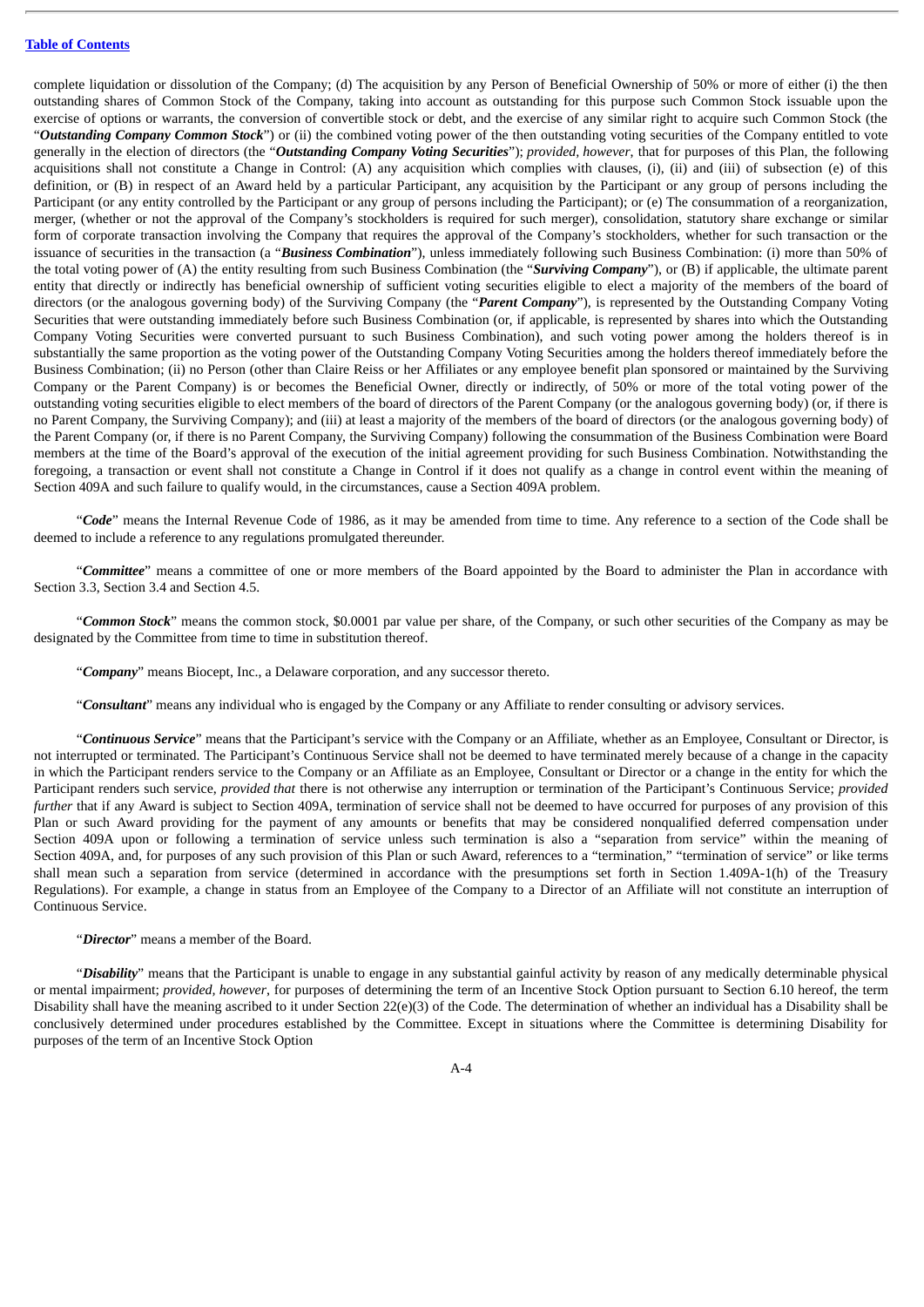complete liquidation or dissolution of the Company; (d) The acquisition by any Person of Beneficial Ownership of 50% or more of either (i) the then outstanding shares of Common Stock of the Company, taking into account as outstanding for this purpose such Common Stock issuable upon the exercise of options or warrants, the conversion of convertible stock or debt, and the exercise of any similar right to acquire such Common Stock (the "***Outstanding Company Common Stock***") or (ii) the combined voting power of the then outstanding voting securities of the Company entitled to vote generally in the election of directors (the "***Outstanding Company Voting Securities***"); *provided, however*, that for purposes of this Plan, the following acquisitions shall not constitute a Change in Control: (A) any acquisition which complies with clauses, (i), (ii) and (iii) of subsection (e) of this definition, or (B) in respect of an Award held by a particular Participant, any acquisition by the Participant or any group of persons including the Participant (or any entity controlled by the Participant or any group of persons including the Participant); or (e) The consummation of a reorganization, merger, (whether or not the approval of the Company's stockholders is required for such merger), consolidation, statutory share exchange or similar form of corporate transaction involving the Company that requires the approval of the Company's stockholders, whether for such transaction or the issuance of securities in the transaction (a "***Business Combination***"), unless immediately following such Business Combination: (i) more than 50% of the total voting power of (A) the entity resulting from such Business Combination (the "***Surviving Company***"), or (B) if applicable, the ultimate parent entity that directly or indirectly has beneficial ownership of sufficient voting securities eligible to elect a majority of the members of the board of directors (or the analogous governing body) of the Surviving Company (the "***Parent Company***"), is represented by the Outstanding Company Voting Securities that were outstanding immediately before such Business Combination (or, if applicable, is represented by shares into which the Outstanding Company Voting Securities were converted pursuant to such Business Combination), and such voting power among the holders thereof is in substantially the same proportion as the voting power of the Outstanding Company Voting Securities among the holders thereof immediately before the Business Combination; (ii) no Person (other than Claire Reiss or her Affiliates or any employee benefit plan sponsored or maintained by the Surviving Company or the Parent Company) is or becomes the Beneficial Owner, directly or indirectly, of 50% or more of the total voting power of the outstanding voting securities eligible to elect members of the board of directors of the Parent Company (or the analogous governing body) (or, if there is no Parent Company, the Surviving Company); and (iii) at least a majority of the members of the board of directors (or the analogous governing body) of the Parent Company (or, if there is no Parent Company, the Surviving Company) following the consummation of the Business Combination were Board members at the time of the Board's approval of the execution of the initial agreement providing for such Business Combination. Notwithstanding the foregoing, a transaction or event shall not constitute a Change in Control if it does not qualify as a change in control event within the meaning of Section 409A and such failure to qualify would, in the circumstances, cause a Section 409A problem.

"***Code***" means the Internal Revenue Code of 1986, as it may be amended from time to time. Any reference to a section of the Code shall be deemed to include a reference to any regulations promulgated thereunder.

"***Committee***" means a committee of one or more members of the Board appointed by the Board to administer the Plan in accordance with Section 3.3, Section 3.4 and Section 4.5.

"***Common Stock***" means the common stock, $0.0001 par value per share, of the Company, or such other securities of the Company as may be designated by the Committee from time to time in substitution thereof.

"***Company***" means Biocept, Inc., a Delaware corporation, and any successor thereto.

"***Consultant***" means any individual who is engaged by the Company or any Affiliate to render consulting or advisory services.

"***Continuous Service***" means that the Participant's service with the Company or an Affiliate, whether as an Employee, Consultant or Director, is not interrupted or terminated. The Participant's Continuous Service shall not be deemed to have terminated merely because of a change in the capacity in which the Participant renders service to the Company or an Affiliate as an Employee, Consultant or Director or a change in the entity for which the Participant renders such service, *provided that* there is not otherwise any interruption or termination of the Participant's Continuous Service; *provided further* that if any Award is subject to Section 409A, termination of service shall not be deemed to have occurred for purposes of any provision of this Plan or such Award providing for the payment of any amounts or benefits that may be considered nonqualified deferred compensation under Section 409A upon or following a termination of service unless such termination is also a "separation from service" within the meaning of Section 409A, and, for purposes of any such provision of this Plan or such Award, references to a "termination," "termination of service" or like terms shall mean such a separation from service (determined in accordance with the presumptions set forth in Section 1.409A-1(h) of the Treasury Regulations). For example, a change in status from an Employee of the Company to a Director of an Affiliate will not constitute an interruption of Continuous Service.

"***Director***" means a member of the Board.

"***Disability***" means that the Participant is unable to engage in any substantial gainful activity by reason of any medically determinable physical or mental impairment; *provided, however*, for purposes of determining the term of an Incentive Stock Option pursuant to Section 6.10 hereof, the term Disability shall have the meaning ascribed to it under Section 22(e)(3) of the Code. The determination of whether an individual has a Disability shall be conclusively determined under procedures established by the Committee. Except in situations where the Committee is determining Disability for purposes of the term of an Incentive Stock Option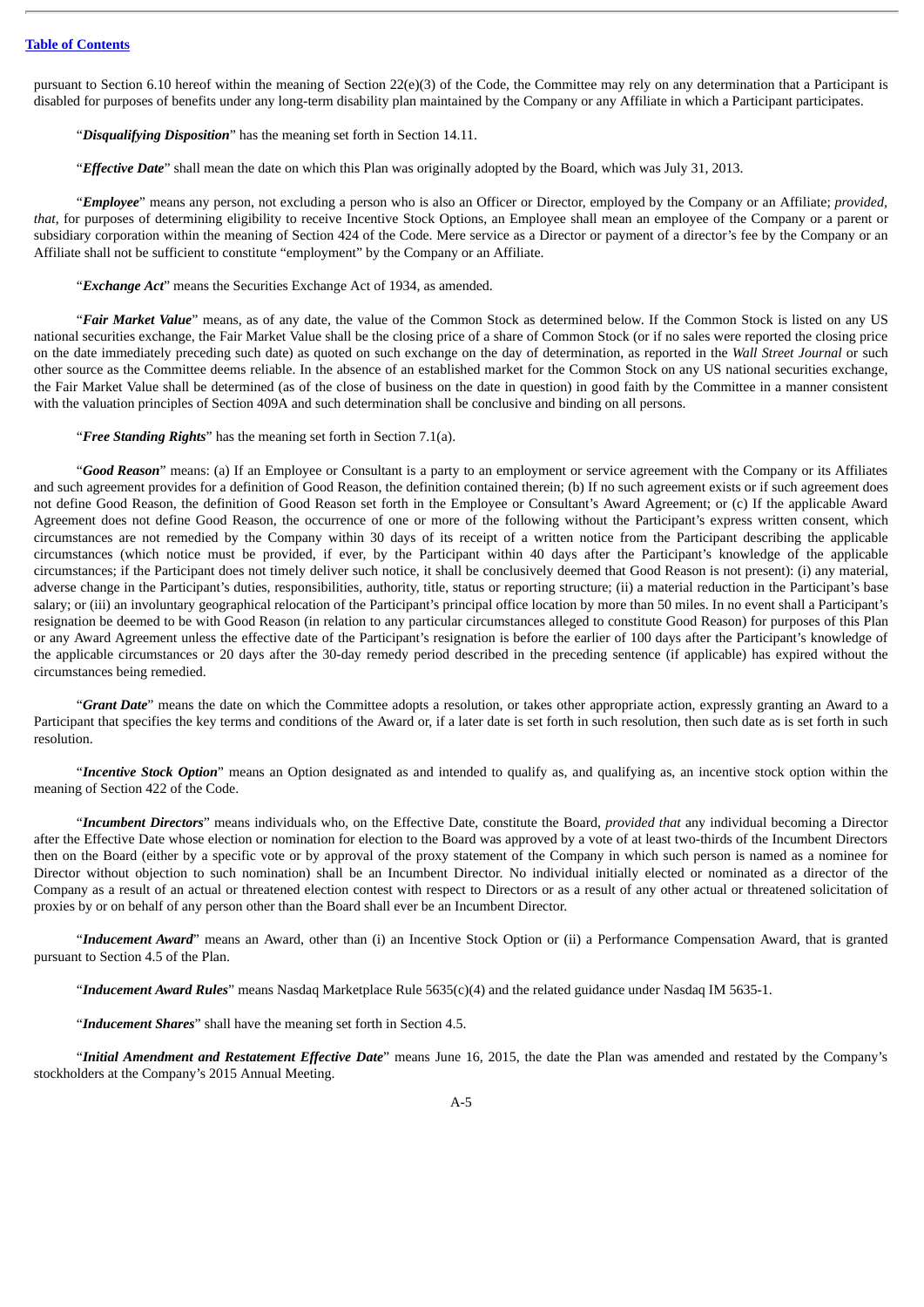pursuant to Section 6.10 hereof within the meaning of Section 22(e)(3) of the Code, the Committee may rely on any determination that a Participant is disabled for purposes of benefits under any long-term disability plan maintained by the Company or any Affiliate in which a Participant participates.

"***Disqualifying Disposition***" has the meaning set forth in Section 14.11.

"***Effective Date***" shall mean the date on which this Plan was originally adopted by the Board, which was July 31, 2013.

"***Employee***" means any person, not excluding a person who is also an Officer or Director, employed by the Company or an Affiliate; *provided, that*, for purposes of determining eligibility to receive Incentive Stock Options, an Employee shall mean an employee of the Company or a parent or subsidiary corporation within the meaning of Section 424 of the Code. Mere service as a Director or payment of a director's fee by the Company or an Affiliate shall not be sufficient to constitute "employment" by the Company or an Affiliate.

"***Exchange Act***" means the Securities Exchange Act of 1934, as amended.

"***Fair Market Value***" means, as of any date, the value of the Common Stock as determined below. If the Common Stock is listed on any US national securities exchange, the Fair Market Value shall be the closing price of a share of Common Stock (or if no sales were reported the closing price on the date immediately preceding such date) as quoted on such exchange on the day of determination, as reported in the *Wall Street Journal* or such other source as the Committee deems reliable. In the absence of an established market for the Common Stock on any US national securities exchange, the Fair Market Value shall be determined (as of the close of business on the date in question) in good faith by the Committee in a manner consistent with the valuation principles of Section 409A and such determination shall be conclusive and binding on all persons.

"***Free Standing Rights***" has the meaning set forth in Section 7.1(a).

"***Good Reason***" means: (a) If an Employee or Consultant is a party to an employment or service agreement with the Company or its Affiliates and such agreement provides for a definition of Good Reason, the definition contained therein; (b) If no such agreement exists or if such agreement does not define Good Reason, the definition of Good Reason set forth in the Employee or Consultant's Award Agreement; or (c) If the applicable Award Agreement does not define Good Reason, the occurrence of one or more of the following without the Participant's express written consent, which circumstances are not remedied by the Company within 30 days of its receipt of a written notice from the Participant describing the applicable circumstances (which notice must be provided, if ever, by the Participant within 40 days after the Participant's knowledge of the applicable circumstances; if the Participant does not timely deliver such notice, it shall be conclusively deemed that Good Reason is not present): (i) any material, adverse change in the Participant's duties, responsibilities, authority, title, status or reporting structure; (ii) a material reduction in the Participant's base salary; or (iii) an involuntary geographical relocation of the Participant's principal office location by more than 50 miles. In no event shall a Participant's resignation be deemed to be with Good Reason (in relation to any particular circumstances alleged to constitute Good Reason) for purposes of this Plan or any Award Agreement unless the effective date of the Participant's resignation is before the earlier of 100 days after the Participant's knowledge of the applicable circumstances or 20 days after the 30-day remedy period described in the preceding sentence (if applicable) has expired without the circumstances being remedied.

"***Grant Date***" means the date on which the Committee adopts a resolution, or takes other appropriate action, expressly granting an Award to a Participant that specifies the key terms and conditions of the Award or, if a later date is set forth in such resolution, then such date as is set forth in such resolution.

"***Incentive Stock Option***" means an Option designated as and intended to qualify as, and qualifying as, an incentive stock option within the meaning of Section 422 of the Code.

"***Incumbent Directors***" means individuals who, on the Effective Date, constitute the Board, *provided that* any individual becoming a Director after the Effective Date whose election or nomination for election to the Board was approved by a vote of at least two-thirds of the Incumbent Directors then on the Board (either by a specific vote or by approval of the proxy statement of the Company in which such person is named as a nominee for Director without objection to such nomination) shall be an Incumbent Director. No individual initially elected or nominated as a director of the Company as a result of an actual or threatened election contest with respect to Directors or as a result of any other actual or threatened solicitation of proxies by or on behalf of any person other than the Board shall ever be an Incumbent Director.

"***Inducement Award***" means an Award, other than (i) an Incentive Stock Option or (ii) a Performance Compensation Award, that is granted pursuant to Section 4.5 of the Plan.

"***Inducement Award Rules***" means Nasdaq Marketplace Rule 5635(c)(4) and the related guidance under Nasdaq IM 5635-1.

"***Inducement Shares***" shall have the meaning set forth in Section 4.5.

"***Initial Amendment and Restatement Effective Date***" means June 16, 2015, the date the Plan was amended and restated by the Company's stockholders at the Company's 2015 Annual Meeting.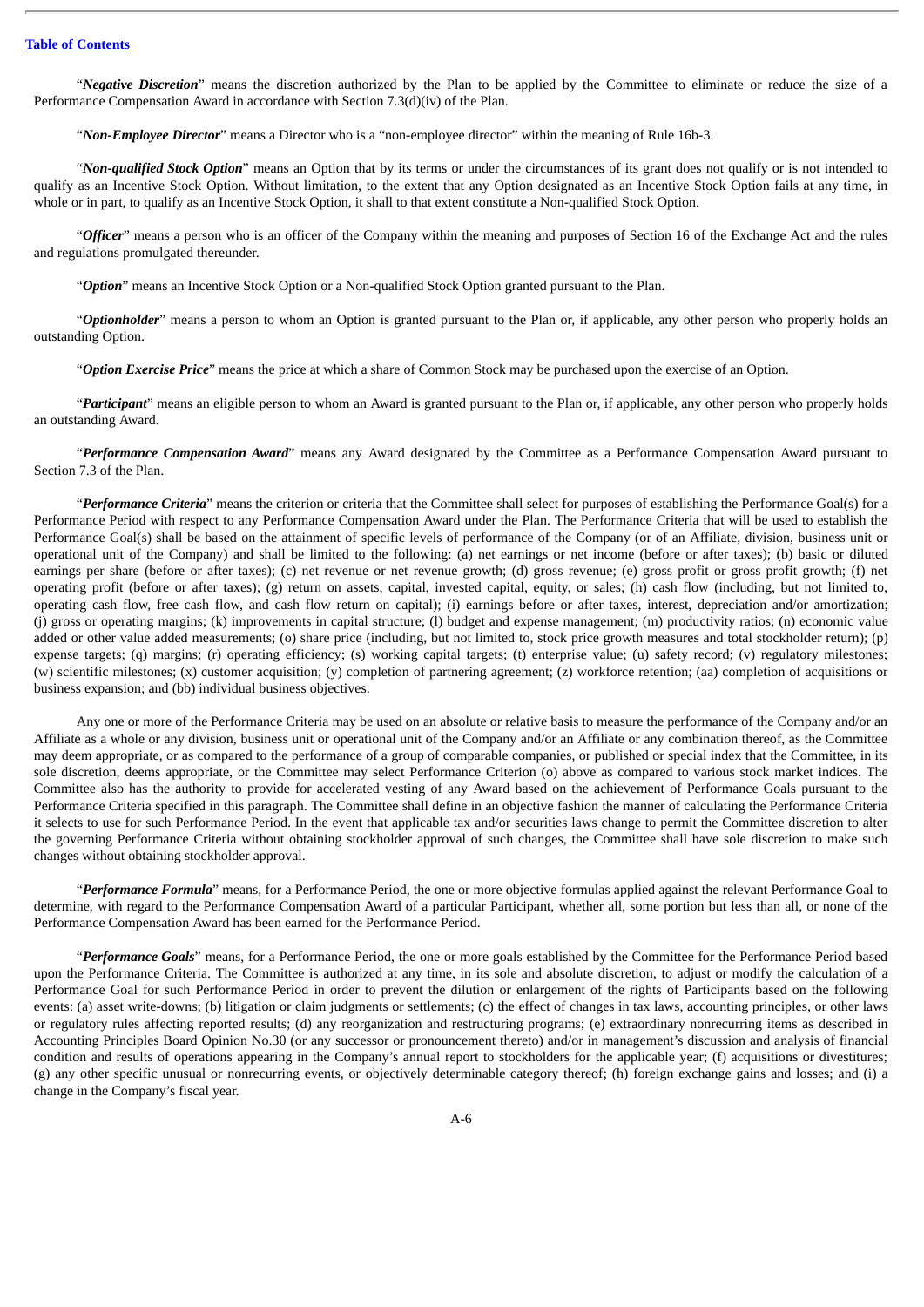"*Negative Discretion*" means the discretion authorized by the Plan to be applied by the Committee to eliminate or reduce the size of a Performance Compensation Award in accordance with Section 7.3(d)(iv) of the Plan.

"*Non-Employee Director*" means a Director who is a "non-employee director" within the meaning of Rule 16b-3.

"*Non-qualified Stock Option*" means an Option that by its terms or under the circumstances of its grant does not qualify or is not intended to qualify as an Incentive Stock Option. Without limitation, to the extent that any Option designated as an Incentive Stock Option fails at any time, in whole or in part, to qualify as an Incentive Stock Option, it shall to that extent constitute a Non-qualified Stock Option.

"*Officer*" means a person who is an officer of the Company within the meaning and purposes of Section 16 of the Exchange Act and the rules and regulations promulgated thereunder.

"*Option*" means an Incentive Stock Option or a Non-qualified Stock Option granted pursuant to the Plan.

"*Optionholder*" means a person to whom an Option is granted pursuant to the Plan or, if applicable, any other person who properly holds an outstanding Option.

"*Option Exercise Price*" means the price at which a share of Common Stock may be purchased upon the exercise of an Option.

"*Participant*" means an eligible person to whom an Award is granted pursuant to the Plan or, if applicable, any other person who properly holds an outstanding Award.

"*Performance Compensation Award*" means any Award designated by the Committee as a Performance Compensation Award pursuant to Section 7.3 of the Plan.

"*Performance Criteria*" means the criterion or criteria that the Committee shall select for purposes of establishing the Performance Goal(s) for a Performance Period with respect to any Performance Compensation Award under the Plan. The Performance Criteria that will be used to establish the Performance Goal(s) shall be based on the attainment of specific levels of performance of the Company (or of an Affiliate, division, business unit or operational unit of the Company) and shall be limited to the following: (a) net earnings or net income (before or after taxes); (b) basic or diluted earnings per share (before or after taxes); (c) net revenue or net revenue growth; (d) gross revenue; (e) gross profit or gross profit growth; (f) net operating profit (before or after taxes); (g) return on assets, capital, invested capital, equity, or sales; (h) cash flow (including, but not limited to, operating cash flow, free cash flow, and cash flow return on capital); (i) earnings before or after taxes, interest, depreciation and/or amortization; (j) gross or operating margins; (k) improvements in capital structure; (l) budget and expense management; (m) productivity ratios; (n) economic value added or other value added measurements; (o) share price (including, but not limited to, stock price growth measures and total stockholder return); (p) expense targets; (q) margins; (r) operating efficiency; (s) working capital targets; (t) enterprise value; (u) safety record; (v) regulatory milestones; (w) scientific milestones; (x) customer acquisition; (y) completion of partnering agreement; (z) workforce retention; (aa) completion of acquisitions or business expansion; and (bb) individual business objectives.

Any one or more of the Performance Criteria may be used on an absolute or relative basis to measure the performance of the Company and/or an Affiliate as a whole or any division, business unit or operational unit of the Company and/or an Affiliate or any combination thereof, as the Committee may deem appropriate, or as compared to the performance of a group of comparable companies, or published or special index that the Committee, in its sole discretion, deems appropriate, or the Committee may select Performance Criterion (o) above as compared to various stock market indices. The Committee also has the authority to provide for accelerated vesting of any Award based on the achievement of Performance Goals pursuant to the Performance Criteria specified in this paragraph. The Committee shall define in an objective fashion the manner of calculating the Performance Criteria it selects to use for such Performance Period. In the event that applicable tax and/or securities laws change to permit the Committee discretion to alter the governing Performance Criteria without obtaining stockholder approval of such changes, the Committee shall have sole discretion to make such changes without obtaining stockholder approval.

"*Performance Formula*" means, for a Performance Period, the one or more objective formulas applied against the relevant Performance Goal to determine, with regard to the Performance Compensation Award of a particular Participant, whether all, some portion but less than all, or none of the Performance Compensation Award has been earned for the Performance Period.

"*Performance Goals*" means, for a Performance Period, the one or more goals established by the Committee for the Performance Period based upon the Performance Criteria. The Committee is authorized at any time, in its sole and absolute discretion, to adjust or modify the calculation of a Performance Goal for such Performance Period in order to prevent the dilution or enlargement of the rights of Participants based on the following events: (a) asset write-downs; (b) litigation or claim judgments or settlements; (c) the effect of changes in tax laws, accounting principles, or other laws or regulatory rules affecting reported results; (d) any reorganization and restructuring programs; (e) extraordinary nonrecurring items as described in Accounting Principles Board Opinion No.30 (or any successor or pronouncement thereto) and/or in management's discussion and analysis of financial condition and results of operations appearing in the Company's annual report to stockholders for the applicable year; (f) acquisitions or divestitures; (g) any other specific unusual or nonrecurring events, or objectively determinable category thereof; (h) foreign exchange gains and losses; and (i) a change in the Company's fiscal year.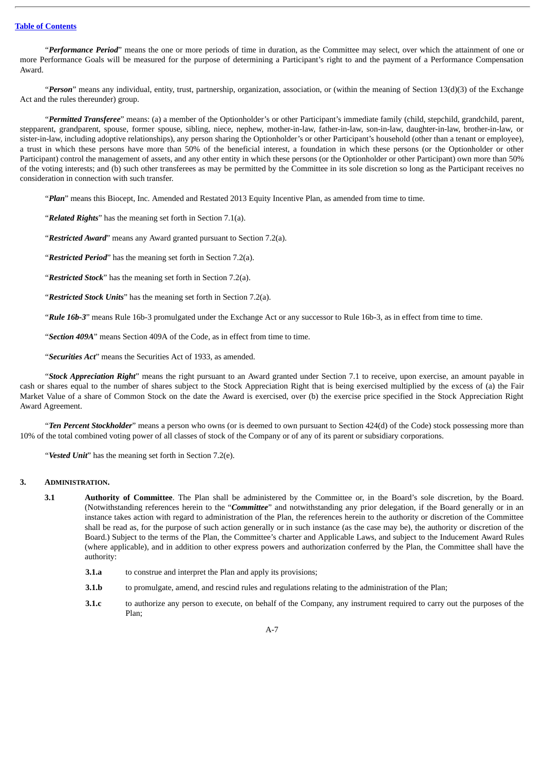"***Performance Period***" means the one or more periods of time in duration, as the Committee may select, over which the attainment of one or more Performance Goals will be measured for the purpose of determining a Participant's right to and the payment of a Performance Compensation Award.

"***Person***" means any individual, entity, trust, partnership, organization, association, or (within the meaning of Section 13(d)(3) of the Exchange Act and the rules thereunder) group.

"***Permitted Transferee***" means: (a) a member of the Optionholder's or other Participant's immediate family (child, stepchild, grandchild, parent, stepparent, grandparent, spouse, former spouse, sibling, niece, nephew, mother-in-law, father-in-law, son-in-law, daughter-in-law, brother-in-law, or sister-in-law, including adoptive relationships), any person sharing the Optionholder's or other Participant's household (other than a tenant or employee), a trust in which these persons have more than 50% of the beneficial interest, a foundation in which these persons (or the Optionholder or other Participant) control the management of assets, and any other entity in which these persons (or the Optionholder or other Participant) own more than 50% of the voting interests; and (b) such other transferees as may be permitted by the Committee in its sole discretion so long as the Participant receives no consideration in connection with such transfer.

"***Plan***" means this Biocept, Inc. Amended and Restated 2013 Equity Incentive Plan, as amended from time to time.

"***Related Rights***" has the meaning set forth in Section 7.1(a).

"***Restricted Award***" means any Award granted pursuant to Section 7.2(a).

"***Restricted Period***" has the meaning set forth in Section 7.2(a).

"***Restricted Stock***" has the meaning set forth in Section 7.2(a).

"***Restricted Stock Units***" has the meaning set forth in Section 7.2(a).

"***Rule 16b-3***" means Rule 16b-3 promulgated under the Exchange Act or any successor to Rule 16b-3, as in effect from time to time.

"***Section 409A***" means Section 409A of the Code, as in effect from time to time.

"***Securities Act***" means the Securities Act of 1933, as amended.

"***Stock Appreciation Right***" means the right pursuant to an Award granted under Section 7.1 to receive, upon exercise, an amount payable in cash or shares equal to the number of shares subject to the Stock Appreciation Right that is being exercised multiplied by the excess of (a) the Fair Market Value of a share of Common Stock on the date the Award is exercised, over (b) the exercise price specified in the Stock Appreciation Right Award Agreement.

"***Ten Percent Stockholder***" means a person who owns (or is deemed to own pursuant to Section 424(d) of the Code) stock possessing more than 10% of the total combined voting power of all classes of stock of the Company or of any of its parent or subsidiary corporations.

"***Vested Unit***" has the meaning set forth in Section 7.2(e).

## 3. ADMINISTRATION.

**3.1 Authority of Committee**. The Plan shall be administered by the Committee or, in the Board's sole discretion, by the Board. (Notwithstanding references herein to the "***Committee***" and notwithstanding any prior delegation, if the Board generally or in an instance takes action with regard to administration of the Plan, the references herein to the authority or discretion of the Committee shall be read as, for the purpose of such action generally or in such instance (as the case may be), the authority or discretion of the Board.) Subject to the terms of the Plan, the Committee's charter and Applicable Laws, and subject to the Inducement Award Rules (where applicable), and in addition to other express powers and authorization conferred by the Plan, the Committee shall have the authority:

**3.1.a** to construe and interpret the Plan and apply its provisions;

**3.1.b** to promulgate, amend, and rescind rules and regulations relating to the administration of the Plan;

**3.1.c** to authorize any person to execute, on behalf of the Company, any instrument required to carry out the purposes of the Plan;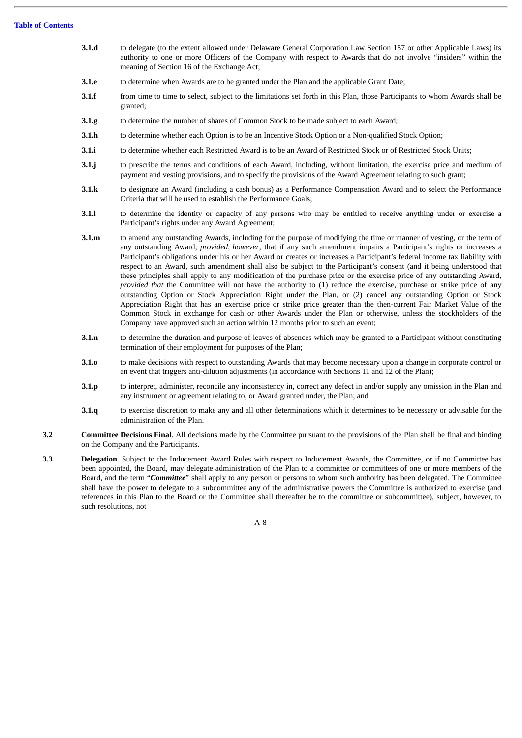**3.1.d** to delegate (to the extent allowed under Delaware General Corporation Law Section 157 or other Applicable Laws) its authority to one or more Officers of the Company with respect to Awards that do not involve "insiders" within the meaning of Section 16 of the Exchange Act;

**3.1.e** to determine when Awards are to be granted under the Plan and the applicable Grant Date;

**3.1.f** from time to time to select, subject to the limitations set forth in this Plan, those Participants to whom Awards shall be granted;

**3.1.g** to determine the number of shares of Common Stock to be made subject to each Award;

**3.1.h** to determine whether each Option is to be an Incentive Stock Option or a Non-qualified Stock Option;

**3.1.i** to determine whether each Restricted Award is to be an Award of Restricted Stock or of Restricted Stock Units;

**3.1.j** to prescribe the terms and conditions of each Award, including, without limitation, the exercise price and medium of payment and vesting provisions, and to specify the provisions of the Award Agreement relating to such grant;

**3.1.k** to designate an Award (including a cash bonus) as a Performance Compensation Award and to select the Performance Criteria that will be used to establish the Performance Goals;

**3.1.l** to determine the identity or capacity of any persons who may be entitled to receive anything under or exercise a Participant's rights under any Award Agreement;

**3.1.m** to amend any outstanding Awards, including for the purpose of modifying the time or manner of vesting, or the term of any outstanding Award; *provided, however*, that if any such amendment impairs a Participant's rights or increases a Participant's obligations under his or her Award or creates or increases a Participant's federal income tax liability with respect to an Award, such amendment shall also be subject to the Participant's consent (and it being understood that these principles shall apply to any modification of the purchase price or the exercise price of any outstanding Award, *provided that* the Committee will not have the authority to (1) reduce the exercise, purchase or strike price of any outstanding Option or Stock Appreciation Right under the Plan, or (2) cancel any outstanding Option or Stock Appreciation Right that has an exercise price or strike price greater than the then-current Fair Market Value of the Common Stock in exchange for cash or other Awards under the Plan or otherwise, unless the stockholders of the Company have approved such an action within 12 months prior to such an event;

**3.1.n** to determine the duration and purpose of leaves of absences which may be granted to a Participant without constituting termination of their employment for purposes of the Plan;

**3.1.o** to make decisions with respect to outstanding Awards that may become necessary upon a change in corporate control or an event that triggers anti-dilution adjustments (in accordance with Sections 11 and 12 of the Plan);

**3.1.p** to interpret, administer, reconcile any inconsistency in, correct any defect in and/or supply any omission in the Plan and any instrument or agreement relating to, or Award granted under, the Plan; and

**3.1.q** to exercise discretion to make any and all other determinations which it determines to be necessary or advisable for the administration of the Plan.

**3.2** **Committee Decisions Final**. All decisions made by the Committee pursuant to the provisions of the Plan shall be final and binding on the Company and the Participants.

**3.3** **Delegation**. Subject to the Inducement Award Rules with respect to Inducement Awards, the Committee, or if no Committee has been appointed, the Board, may delegate administration of the Plan to a committee or committees of one or more members of the Board, and the term "***Committee***" shall apply to any person or persons to whom such authority has been delegated. The Committee shall have the power to delegate to a subcommittee any of the administrative powers the Committee is authorized to exercise (and references in this Plan to the Board or the Committee shall thereafter be to the committee or subcommittee), subject, however, to such resolutions, not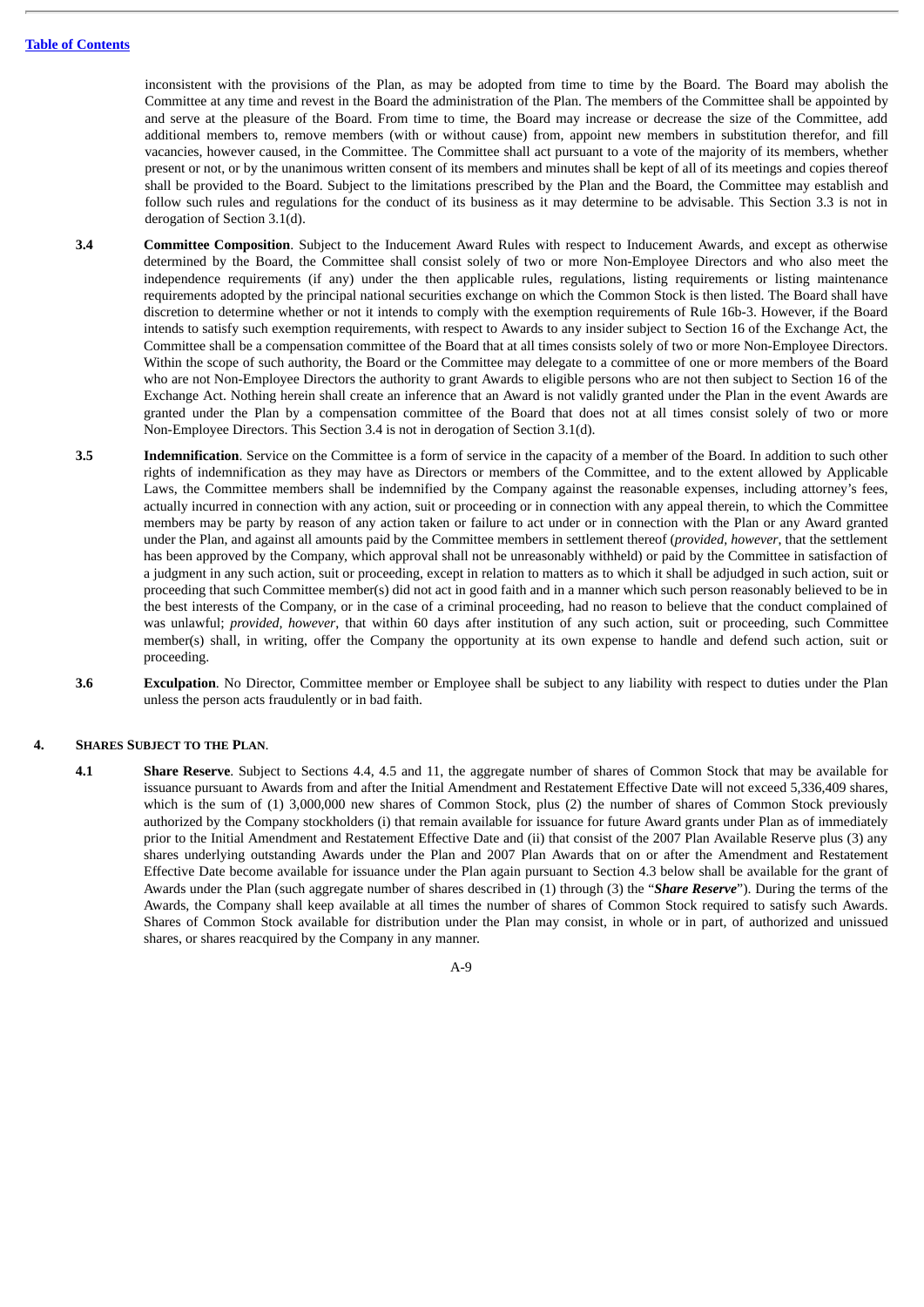inconsistent with the provisions of the Plan, as may be adopted from time to time by the Board. The Board may abolish the Committee at any time and revest in the Board the administration of the Plan. The members of the Committee shall be appointed by and serve at the pleasure of the Board. From time to time, the Board may increase or decrease the size of the Committee, add additional members to, remove members (with or without cause) from, appoint new members in substitution therefor, and fill vacancies, however caused, in the Committee. The Committee shall act pursuant to a vote of the majority of its members, whether present or not, or by the unanimous written consent of its members and minutes shall be kept of all of its meetings and copies thereof shall be provided to the Board. Subject to the limitations prescribed by the Plan and the Board, the Committee may establish and follow such rules and regulations for the conduct of its business as it may determine to be advisable. This Section 3.3 is not in derogation of Section 3.1(d).

**3.4 Committee Composition**. Subject to the Inducement Award Rules with respect to Inducement Awards, and except as otherwise determined by the Board, the Committee shall consist solely of two or more Non-Employee Directors and who also meet the independence requirements (if any) under the then applicable rules, regulations, listing requirements or listing maintenance requirements adopted by the principal national securities exchange on which the Common Stock is then listed. The Board shall have discretion to determine whether or not it intends to comply with the exemption requirements of Rule 16b-3. However, if the Board intends to satisfy such exemption requirements, with respect to Awards to any insider subject to Section 16 of the Exchange Act, the Committee shall be a compensation committee of the Board that at all times consists solely of two or more Non-Employee Directors. Within the scope of such authority, the Board or the Committee may delegate to a committee of one or more members of the Board who are not Non-Employee Directors the authority to grant Awards to eligible persons who are not then subject to Section 16 of the Exchange Act. Nothing herein shall create an inference that an Award is not validly granted under the Plan in the event Awards are granted under the Plan by a compensation committee of the Board that does not at all times consist solely of two or more Non-Employee Directors. This Section 3.4 is not in derogation of Section 3.1(d).

**3.5 Indemnification**. Service on the Committee is a form of service in the capacity of a member of the Board. In addition to such other rights of indemnification as they may have as Directors or members of the Committee, and to the extent allowed by Applicable Laws, the Committee members shall be indemnified by the Company against the reasonable expenses, including attorney's fees, actually incurred in connection with any action, suit or proceeding or in connection with any appeal therein, to which the Committee members may be party by reason of any action taken or failure to act under or in connection with the Plan or any Award granted under the Plan, and against all amounts paid by the Committee members in settlement thereof (*provided, however*, that the settlement has been approved by the Company, which approval shall not be unreasonably withheld) or paid by the Committee in satisfaction of a judgment in any such action, suit or proceeding, except in relation to matters as to which it shall be adjudged in such action, suit or proceeding that such Committee member(s) did not act in good faith and in a manner which such person reasonably believed to be in the best interests of the Company, or in the case of a criminal proceeding, had no reason to believe that the conduct complained of was unlawful; *provided, however*, that within 60 days after institution of any such action, suit or proceeding, such Committee member(s) shall, in writing, offer the Company the opportunity at its own expense to handle and defend such action, suit or proceeding.

**3.6 Exculpation**. No Director, Committee member or Employee shall be subject to any liability with respect to duties under the Plan unless the person acts fraudulently or in bad faith.

## 4. SHARES SUBJECT TO THE PLAN.

**4.1 Share Reserve**. Subject to Sections 4.4, 4.5 and 11, the aggregate number of shares of Common Stock that may be available for issuance pursuant to Awards from and after the Initial Amendment and Restatement Effective Date will not exceed 5,336,409 shares, which is the sum of (1) 3,000,000 new shares of Common Stock, plus (2) the number of shares of Common Stock previously authorized by the Company stockholders (i) that remain available for issuance for future Award grants under Plan as of immediately prior to the Initial Amendment and Restatement Effective Date and (ii) that consist of the 2007 Plan Available Reserve plus (3) any shares underlying outstanding Awards under the Plan and 2007 Plan Awards that on or after the Amendment and Restatement Effective Date become available for issuance under the Plan again pursuant to Section 4.3 below shall be available for the grant of Awards under the Plan (such aggregate number of shares described in (1) through (3) the "***Share Reserve***"). During the terms of the Awards, the Company shall keep available at all times the number of shares of Common Stock required to satisfy such Awards. Shares of Common Stock available for distribution under the Plan may consist, in whole or in part, of authorized and unissued shares, or shares reacquired by the Company in any manner.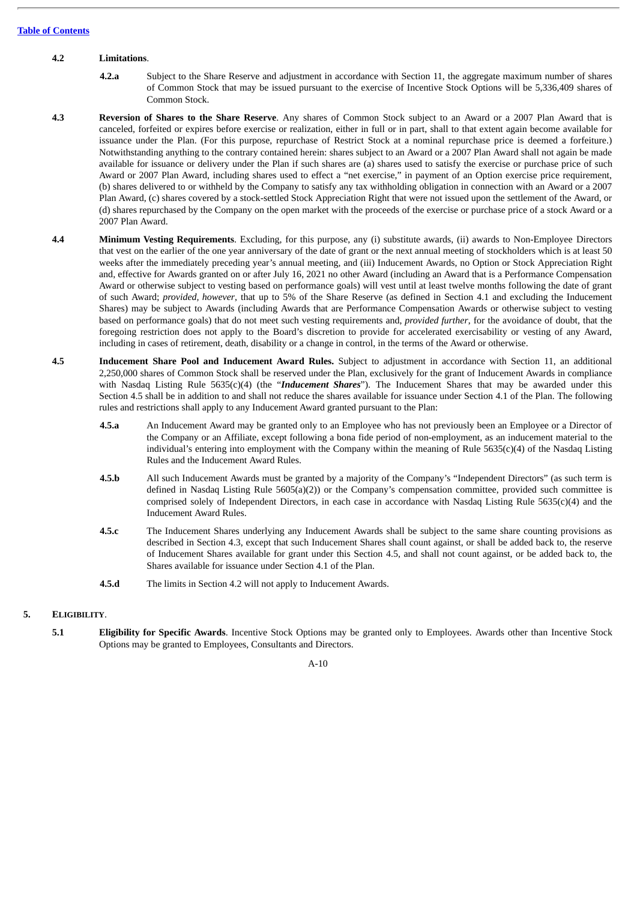**4.2 Limitations**.

**4.2.a** Subject to the Share Reserve and adjustment in accordance with Section 11, the aggregate maximum number of shares of Common Stock that may be issued pursuant to the exercise of Incentive Stock Options will be 5,336,409 shares of Common Stock.

**4.3 Reversion of Shares to the Share Reserve**. Any shares of Common Stock subject to an Award or a 2007 Plan Award that is canceled, forfeited or expires before exercise or realization, either in full or in part, shall to that extent again become available for issuance under the Plan. (For this purpose, repurchase of Restrict Stock at a nominal repurchase price is deemed a forfeiture.) Notwithstanding anything to the contrary contained herein: shares subject to an Award or a 2007 Plan Award shall not again be made available for issuance or delivery under the Plan if such shares are (a) shares used to satisfy the exercise or purchase price of such Award or 2007 Plan Award, including shares used to effect a "net exercise," in payment of an Option exercise price requirement, (b) shares delivered to or withheld by the Company to satisfy any tax withholding obligation in connection with an Award or a 2007 Plan Award, (c) shares covered by a stock-settled Stock Appreciation Right that were not issued upon the settlement of the Award, or (d) shares repurchased by the Company on the open market with the proceeds of the exercise or purchase price of a stock Award or a 2007 Plan Award.

**4.4 Minimum Vesting Requirements**. Excluding, for this purpose, any (i) substitute awards, (ii) awards to Non-Employee Directors that vest on the earlier of the one year anniversary of the date of grant or the next annual meeting of stockholders which is at least 50 weeks after the immediately preceding year's annual meeting, and (iii) Inducement Awards, no Option or Stock Appreciation Right and, effective for Awards granted on or after July 16, 2021 no other Award (including an Award that is a Performance Compensation Award or otherwise subject to vesting based on performance goals) will vest until at least twelve months following the date of grant of such Award; *provided, however*, that up to 5% of the Share Reserve (as defined in Section 4.1 and excluding the Inducement Shares) may be subject to Awards (including Awards that are Performance Compensation Awards or otherwise subject to vesting based on performance goals) that do not meet such vesting requirements and, *provided further*, for the avoidance of doubt, that the foregoing restriction does not apply to the Board's discretion to provide for accelerated exercisability or vesting of any Award, including in cases of retirement, death, disability or a change in control, in the terms of the Award or otherwise.

**4.5 Inducement Share Pool and Inducement Award Rules.** Subject to adjustment in accordance with Section 11, an additional 2,250,000 shares of Common Stock shall be reserved under the Plan, exclusively for the grant of Inducement Awards in compliance with Nasdaq Listing Rule 5635(c)(4) (the "***Inducement Shares***"). The Inducement Shares that may be awarded under this Section 4.5 shall be in addition to and shall not reduce the shares available for issuance under Section 4.1 of the Plan. The following rules and restrictions shall apply to any Inducement Award granted pursuant to the Plan:

**4.5.a** An Inducement Award may be granted only to an Employee who has not previously been an Employee or a Director of the Company or an Affiliate, except following a bona fide period of non-employment, as an inducement material to the individual's entering into employment with the Company within the meaning of Rule 5635(c)(4) of the Nasdaq Listing Rules and the Inducement Award Rules.

**4.5.b** All such Inducement Awards must be granted by a majority of the Company's "Independent Directors" (as such term is defined in Nasdaq Listing Rule 5605(a)(2)) or the Company's compensation committee, provided such committee is comprised solely of Independent Directors, in each case in accordance with Nasdaq Listing Rule 5635(c)(4) and the Inducement Award Rules.

**4.5.c** The Inducement Shares underlying any Inducement Awards shall be subject to the same share counting provisions as described in Section 4.3, except that such Inducement Shares shall count against, or shall be added back to, the reserve of Inducement Shares available for grant under this Section 4.5, and shall not count against, or be added back to, the Shares available for issuance under Section 4.1 of the Plan.

**4.5.d** The limits in Section 4.2 will not apply to Inducement Awards.

## 5. ELIGIBILITY.

**5.1 Eligibility for Specific Awards**. Incentive Stock Options may be granted only to Employees. Awards other than Incentive Stock Options may be granted to Employees, Consultants and Directors.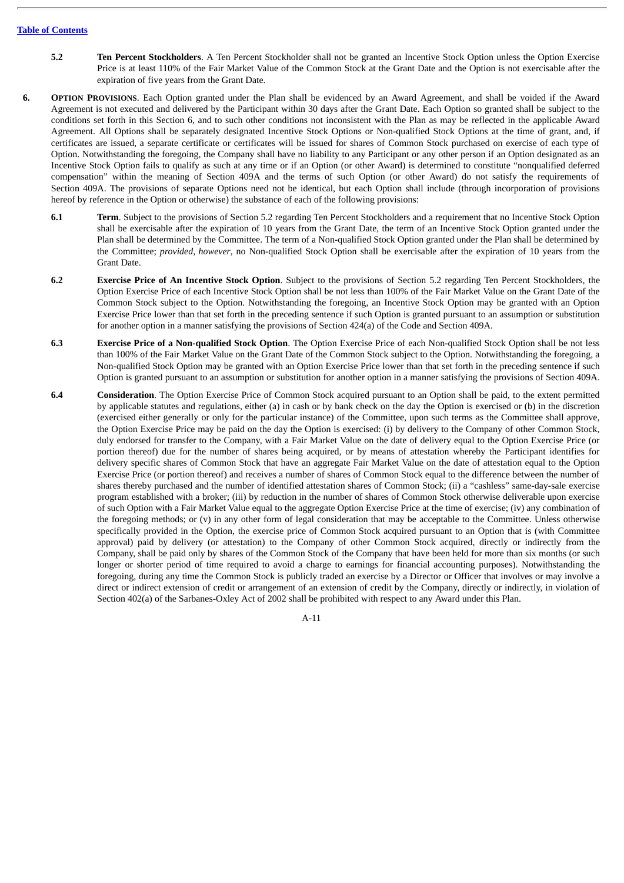**5.2 Ten Percent Stockholders**. A Ten Percent Stockholder shall not be granted an Incentive Stock Option unless the Option Exercise Price is at least 110% of the Fair Market Value of the Common Stock at the Grant Date and the Option is not exercisable after the expiration of five years from the Grant Date.

**6. OPTION PROVISIONS**. Each Option granted under the Plan shall be evidenced by an Award Agreement, and shall be voided if the Award Agreement is not executed and delivered by the Participant within 30 days after the Grant Date. Each Option so granted shall be subject to the conditions set forth in this Section 6, and to such other conditions not inconsistent with the Plan as may be reflected in the applicable Award Agreement. All Options shall be separately designated Incentive Stock Options or Non-qualified Stock Options at the time of grant, and, if certificates are issued, a separate certificate or certificates will be issued for shares of Common Stock purchased on exercise of each type of Option. Notwithstanding the foregoing, the Company shall have no liability to any Participant or any other person if an Option designated as an Incentive Stock Option fails to qualify as such at any time or if an Option (or other Award) is determined to constitute "nonqualified deferred compensation" within the meaning of Section 409A and the terms of such Option (or other Award) do not satisfy the requirements of Section 409A. The provisions of separate Options need not be identical, but each Option shall include (through incorporation of provisions hereof by reference in the Option or otherwise) the substance of each of the following provisions:

**6.1 Term**. Subject to the provisions of Section 5.2 regarding Ten Percent Stockholders and a requirement that no Incentive Stock Option shall be exercisable after the expiration of 10 years from the Grant Date, the term of an Incentive Stock Option granted under the Plan shall be determined by the Committee. The term of a Non-qualified Stock Option granted under the Plan shall be determined by the Committee; *provided*, *however*, no Non-qualified Stock Option shall be exercisable after the expiration of 10 years from the Grant Date.

**6.2 Exercise Price of An Incentive Stock Option**. Subject to the provisions of Section 5.2 regarding Ten Percent Stockholders, the Option Exercise Price of each Incentive Stock Option shall be not less than 100% of the Fair Market Value on the Grant Date of the Common Stock subject to the Option. Notwithstanding the foregoing, an Incentive Stock Option may be granted with an Option Exercise Price lower than that set forth in the preceding sentence if such Option is granted pursuant to an assumption or substitution for another option in a manner satisfying the provisions of Section 424(a) of the Code and Section 409A.

**6.3 Exercise Price of a Non-qualified Stock Option**. The Option Exercise Price of each Non-qualified Stock Option shall be not less than 100% of the Fair Market Value on the Grant Date of the Common Stock subject to the Option. Notwithstanding the foregoing, a Non-qualified Stock Option may be granted with an Option Exercise Price lower than that set forth in the preceding sentence if such Option is granted pursuant to an assumption or substitution for another option in a manner satisfying the provisions of Section 409A.

**6.4 Consideration**. The Option Exercise Price of Common Stock acquired pursuant to an Option shall be paid, to the extent permitted by applicable statutes and regulations, either (a) in cash or by bank check on the day the Option is exercised or (b) in the discretion (exercised either generally or only for the particular instance) of the Committee, upon such terms as the Committee shall approve, the Option Exercise Price may be paid on the day the Option is exercised: (i) by delivery to the Company of other Common Stock, duly endorsed for transfer to the Company, with a Fair Market Value on the date of delivery equal to the Option Exercise Price (or portion thereof) due for the number of shares being acquired, or by means of attestation whereby the Participant identifies for delivery specific shares of Common Stock that have an aggregate Fair Market Value on the date of attestation equal to the Option Exercise Price (or portion thereof) and receives a number of shares of Common Stock equal to the difference between the number of shares thereby purchased and the number of identified attestation shares of Common Stock; (ii) a "cashless" same-day-sale exercise program established with a broker; (iii) by reduction in the number of shares of Common Stock otherwise deliverable upon exercise of such Option with a Fair Market Value equal to the aggregate Option Exercise Price at the time of exercise; (iv) any combination of the foregoing methods; or (v) in any other form of legal consideration that may be acceptable to the Committee. Unless otherwise specifically provided in the Option, the exercise price of Common Stock acquired pursuant to an Option that is (with Committee approval) paid by delivery (or attestation) to the Company of other Common Stock acquired, directly or indirectly from the Company, shall be paid only by shares of the Common Stock of the Company that have been held for more than six months (or such longer or shorter period of time required to avoid a charge to earnings for financial accounting purposes). Notwithstanding the foregoing, during any time the Common Stock is publicly traded an exercise by a Director or Officer that involves or may involve a direct or indirect extension of credit or arrangement of an extension of credit by the Company, directly or indirectly, in violation of Section 402(a) of the Sarbanes-Oxley Act of 2002 shall be prohibited with respect to any Award under this Plan.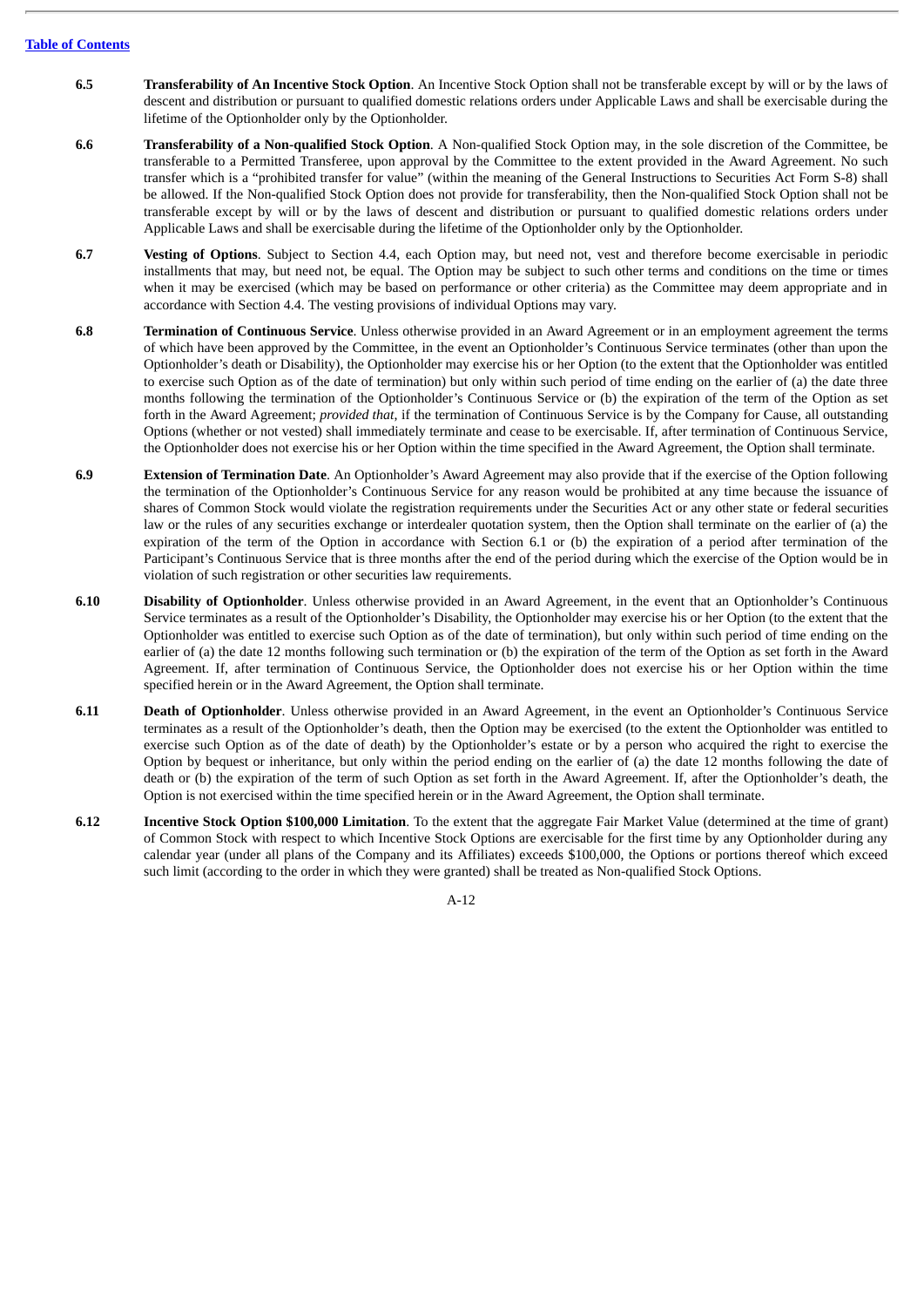**6.5** **Transferability of An Incentive Stock Option**. An Incentive Stock Option shall not be transferable except by will or by the laws of descent and distribution or pursuant to qualified domestic relations orders under Applicable Laws and shall be exercisable during the lifetime of the Optionholder only by the Optionholder.

**6.6** **Transferability of a Non-qualified Stock Option**. A Non-qualified Stock Option may, in the sole discretion of the Committee, be transferable to a Permitted Transferee, upon approval by the Committee to the extent provided in the Award Agreement. No such transfer which is a "prohibited transfer for value" (within the meaning of the General Instructions to Securities Act Form S-8) shall be allowed. If the Non-qualified Stock Option does not provide for transferability, then the Non-qualified Stock Option shall not be transferable except by will or by the laws of descent and distribution or pursuant to qualified domestic relations orders under Applicable Laws and shall be exercisable during the lifetime of the Optionholder only by the Optionholder.

**6.7** **Vesting of Options**. Subject to Section 4.4, each Option may, but need not, vest and therefore become exercisable in periodic installments that may, but need not, be equal. The Option may be subject to such other terms and conditions on the time or times when it may be exercised (which may be based on performance or other criteria) as the Committee may deem appropriate and in accordance with Section 4.4. The vesting provisions of individual Options may vary.

**6.8** **Termination of Continuous Service**. Unless otherwise provided in an Award Agreement or in an employment agreement the terms of which have been approved by the Committee, in the event an Optionholder's Continuous Service terminates (other than upon the Optionholder's death or Disability), the Optionholder may exercise his or her Option (to the extent that the Optionholder was entitled to exercise such Option as of the date of termination) but only within such period of time ending on the earlier of (a) the date three months following the termination of the Optionholder's Continuous Service or (b) the expiration of the term of the Option as set forth in the Award Agreement; *provided that*, if the termination of Continuous Service is by the Company for Cause, all outstanding Options (whether or not vested) shall immediately terminate and cease to be exercisable. If, after termination of Continuous Service, the Optionholder does not exercise his or her Option within the time specified in the Award Agreement, the Option shall terminate.

**6.9** **Extension of Termination Date**. An Optionholder's Award Agreement may also provide that if the exercise of the Option following the termination of the Optionholder's Continuous Service for any reason would be prohibited at any time because the issuance of shares of Common Stock would violate the registration requirements under the Securities Act or any other state or federal securities law or the rules of any securities exchange or interdealer quotation system, then the Option shall terminate on the earlier of (a) the expiration of the term of the Option in accordance with Section 6.1 or (b) the expiration of a period after termination of the Participant's Continuous Service that is three months after the end of the period during which the exercise of the Option would be in violation of such registration or other securities law requirements.

**6.10** **Disability of Optionholder**. Unless otherwise provided in an Award Agreement, in the event that an Optionholder's Continuous Service terminates as a result of the Optionholder's Disability, the Optionholder may exercise his or her Option (to the extent that the Optionholder was entitled to exercise such Option as of the date of termination), but only within such period of time ending on the earlier of (a) the date 12 months following such termination or (b) the expiration of the term of the Option as set forth in the Award Agreement. If, after termination of Continuous Service, the Optionholder does not exercise his or her Option within the time specified herein or in the Award Agreement, the Option shall terminate.

**6.11** **Death of Optionholder**. Unless otherwise provided in an Award Agreement, in the event an Optionholder's Continuous Service terminates as a result of the Optionholder's death, then the Option may be exercised (to the extent the Optionholder was entitled to exercise such Option as of the date of death) by the Optionholder's estate or by a person who acquired the right to exercise the Option by bequest or inheritance, but only within the period ending on the earlier of (a) the date 12 months following the date of death or (b) the expiration of the term of such Option as set forth in the Award Agreement. If, after the Optionholder's death, the Option is not exercised within the time specified herein or in the Award Agreement, the Option shall terminate.

**6.12** **Incentive Stock Option $100,000 Limitation**. To the extent that the aggregate Fair Market Value (determined at the time of grant) of Common Stock with respect to which Incentive Stock Options are exercisable for the first time by any Optionholder during any calendar year (under all plans of the Company and its Affiliates) exceeds $100,000, the Options or portions thereof which exceed such limit (according to the order in which they were granted) shall be treated as Non-qualified Stock Options.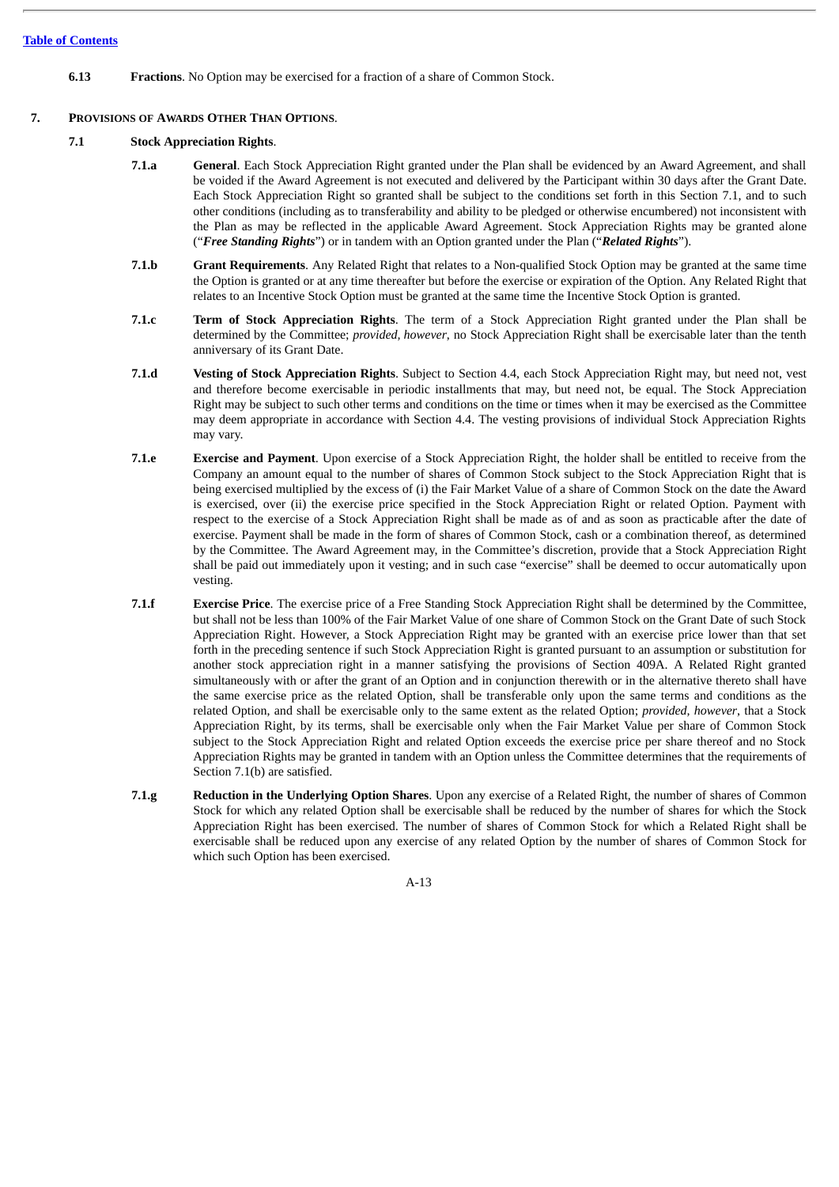**6.13** **Fractions**. No Option may be exercised for a fraction of a share of Common Stock.

## 7. PROVISIONS OF AWARDS OTHER THAN OPTIONS.

### 7.1 Stock Appreciation Rights.

**7.1.a** **General**. Each Stock Appreciation Right granted under the Plan shall be evidenced by an Award Agreement, and shall be voided if the Award Agreement is not executed and delivered by the Participant within 30 days after the Grant Date. Each Stock Appreciation Right so granted shall be subject to the conditions set forth in this Section 7.1, and to such other conditions (including as to transferability and ability to be pledged or otherwise encumbered) not inconsistent with the Plan as may be reflected in the applicable Award Agreement. Stock Appreciation Rights may be granted alone ("***Free Standing Rights***") or in tandem with an Option granted under the Plan ("***Related Rights***").

**7.1.b** **Grant Requirements**. Any Related Right that relates to a Non-qualified Stock Option may be granted at the same time the Option is granted or at any time thereafter but before the exercise or expiration of the Option. Any Related Right that relates to an Incentive Stock Option must be granted at the same time the Incentive Stock Option is granted.

**7.1.c** **Term of Stock Appreciation Rights**. The term of a Stock Appreciation Right granted under the Plan shall be determined by the Committee; *provided, however,* no Stock Appreciation Right shall be exercisable later than the tenth anniversary of its Grant Date.

**7.1.d** **Vesting of Stock Appreciation Rights**. Subject to Section 4.4, each Stock Appreciation Right may, but need not, vest and therefore become exercisable in periodic installments that may, but need not, be equal. The Stock Appreciation Right may be subject to such other terms and conditions on the time or times when it may be exercised as the Committee may deem appropriate in accordance with Section 4.4. The vesting provisions of individual Stock Appreciation Rights may vary.

**7.1.e** **Exercise and Payment**. Upon exercise of a Stock Appreciation Right, the holder shall be entitled to receive from the Company an amount equal to the number of shares of Common Stock subject to the Stock Appreciation Right that is being exercised multiplied by the excess of (i) the Fair Market Value of a share of Common Stock on the date the Award is exercised, over (ii) the exercise price specified in the Stock Appreciation Right or related Option. Payment with respect to the exercise of a Stock Appreciation Right shall be made as of and as soon as practicable after the date of exercise. Payment shall be made in the form of shares of Common Stock, cash or a combination thereof, as determined by the Committee. The Award Agreement may, in the Committee's discretion, provide that a Stock Appreciation Right shall be paid out immediately upon it vesting; and in such case "exercise" shall be deemed to occur automatically upon vesting.

**7.1.f** **Exercise Price**. The exercise price of a Free Standing Stock Appreciation Right shall be determined by the Committee, but shall not be less than 100% of the Fair Market Value of one share of Common Stock on the Grant Date of such Stock Appreciation Right. However, a Stock Appreciation Right may be granted with an exercise price lower than that set forth in the preceding sentence if such Stock Appreciation Right is granted pursuant to an assumption or substitution for another stock appreciation right in a manner satisfying the provisions of Section 409A. A Related Right granted simultaneously with or after the grant of an Option and in conjunction therewith or in the alternative thereto shall have the same exercise price as the related Option, shall be transferable only upon the same terms and conditions as the related Option, and shall be exercisable only to the same extent as the related Option; *provided, however*, that a Stock Appreciation Right, by its terms, shall be exercisable only when the Fair Market Value per share of Common Stock subject to the Stock Appreciation Right and related Option exceeds the exercise price per share thereof and no Stock Appreciation Rights may be granted in tandem with an Option unless the Committee determines that the requirements of Section 7.1(b) are satisfied.

**7.1.g** **Reduction in the Underlying Option Shares**. Upon any exercise of a Related Right, the number of shares of Common Stock for which any related Option shall be exercisable shall be reduced by the number of shares for which the Stock Appreciation Right has been exercised. The number of shares of Common Stock for which a Related Right shall be exercisable shall be reduced upon any exercise of any related Option by the number of shares of Common Stock for which such Option has been exercised.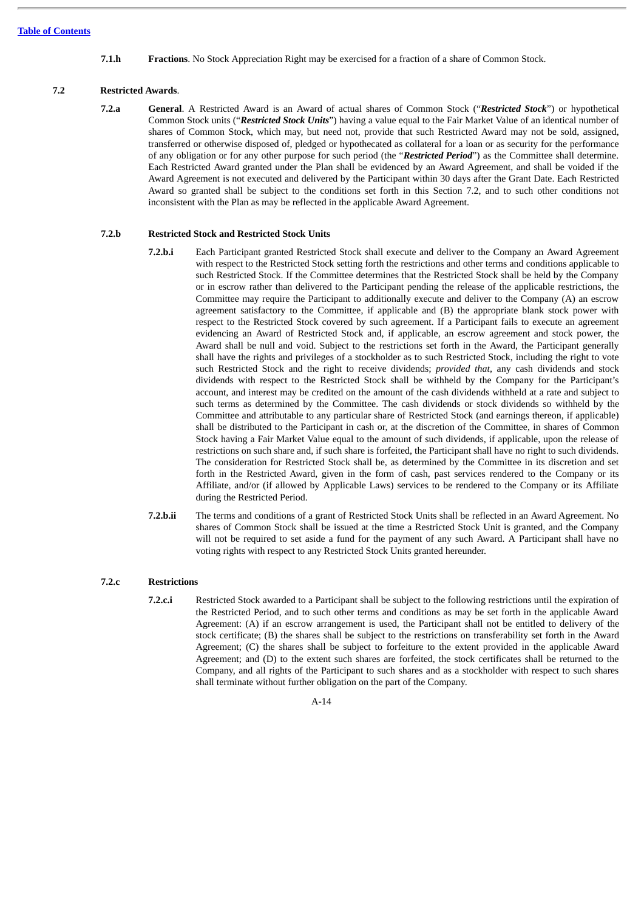**7.1.h** **Fractions**. No Stock Appreciation Right may be exercised for a fraction of a share of Common Stock.

**7.2** **Restricted Awards**.

**7.2.a** **General**. A Restricted Award is an Award of actual shares of Common Stock ("***Restricted Stock***") or hypothetical Common Stock units ("***Restricted Stock Units***") having a value equal to the Fair Market Value of an identical number of shares of Common Stock, which may, but need not, provide that such Restricted Award may not be sold, assigned, transferred or otherwise disposed of, pledged or hypothecated as collateral for a loan or as security for the performance of any obligation or for any other purpose for such period (the "***Restricted Period***") as the Committee shall determine. Each Restricted Award granted under the Plan shall be evidenced by an Award Agreement, and shall be voided if the Award Agreement is not executed and delivered by the Participant within 30 days after the Grant Date. Each Restricted Award so granted shall be subject to the conditions set forth in this Section 7.2, and to such other conditions not inconsistent with the Plan as may be reflected in the applicable Award Agreement.

**7.2.b** **Restricted Stock and Restricted Stock Units**

**7.2.b.i** Each Participant granted Restricted Stock shall execute and deliver to the Company an Award Agreement with respect to the Restricted Stock setting forth the restrictions and other terms and conditions applicable to such Restricted Stock. If the Committee determines that the Restricted Stock shall be held by the Company or in escrow rather than delivered to the Participant pending the release of the applicable restrictions, the Committee may require the Participant to additionally execute and deliver to the Company (A) an escrow agreement satisfactory to the Committee, if applicable and (B) the appropriate blank stock power with respect to the Restricted Stock covered by such agreement. If a Participant fails to execute an agreement evidencing an Award of Restricted Stock and, if applicable, an escrow agreement and stock power, the Award shall be null and void. Subject to the restrictions set forth in the Award, the Participant generally shall have the rights and privileges of a stockholder as to such Restricted Stock, including the right to vote such Restricted Stock and the right to receive dividends; *provided that*, any cash dividends and stock dividends with respect to the Restricted Stock shall be withheld by the Company for the Participant's account, and interest may be credited on the amount of the cash dividends withheld at a rate and subject to such terms as determined by the Committee. The cash dividends or stock dividends so withheld by the Committee and attributable to any particular share of Restricted Stock (and earnings thereon, if applicable) shall be distributed to the Participant in cash or, at the discretion of the Committee, in shares of Common Stock having a Fair Market Value equal to the amount of such dividends, if applicable, upon the release of restrictions on such share and, if such share is forfeited, the Participant shall have no right to such dividends. The consideration for Restricted Stock shall be, as determined by the Committee in its discretion and set forth in the Restricted Award, given in the form of cash, past services rendered to the Company or its Affiliate, and/or (if allowed by Applicable Laws) services to be rendered to the Company or its Affiliate during the Restricted Period.

**7.2.b.ii** The terms and conditions of a grant of Restricted Stock Units shall be reflected in an Award Agreement. No shares of Common Stock shall be issued at the time a Restricted Stock Unit is granted, and the Company will not be required to set aside a fund for the payment of any such Award. A Participant shall have no voting rights with respect to any Restricted Stock Units granted hereunder.

**7.2.c** **Restrictions**

**7.2.c.i** Restricted Stock awarded to a Participant shall be subject to the following restrictions until the expiration of the Restricted Period, and to such other terms and conditions as may be set forth in the applicable Award Agreement: (A) if an escrow arrangement is used, the Participant shall not be entitled to delivery of the stock certificate; (B) the shares shall be subject to the restrictions on transferability set forth in the Award Agreement; (C) the shares shall be subject to forfeiture to the extent provided in the applicable Award Agreement; and (D) to the extent such shares are forfeited, the stock certificates shall be returned to the Company, and all rights of the Participant to such shares and as a stockholder with respect to such shares shall terminate without further obligation on the part of the Company.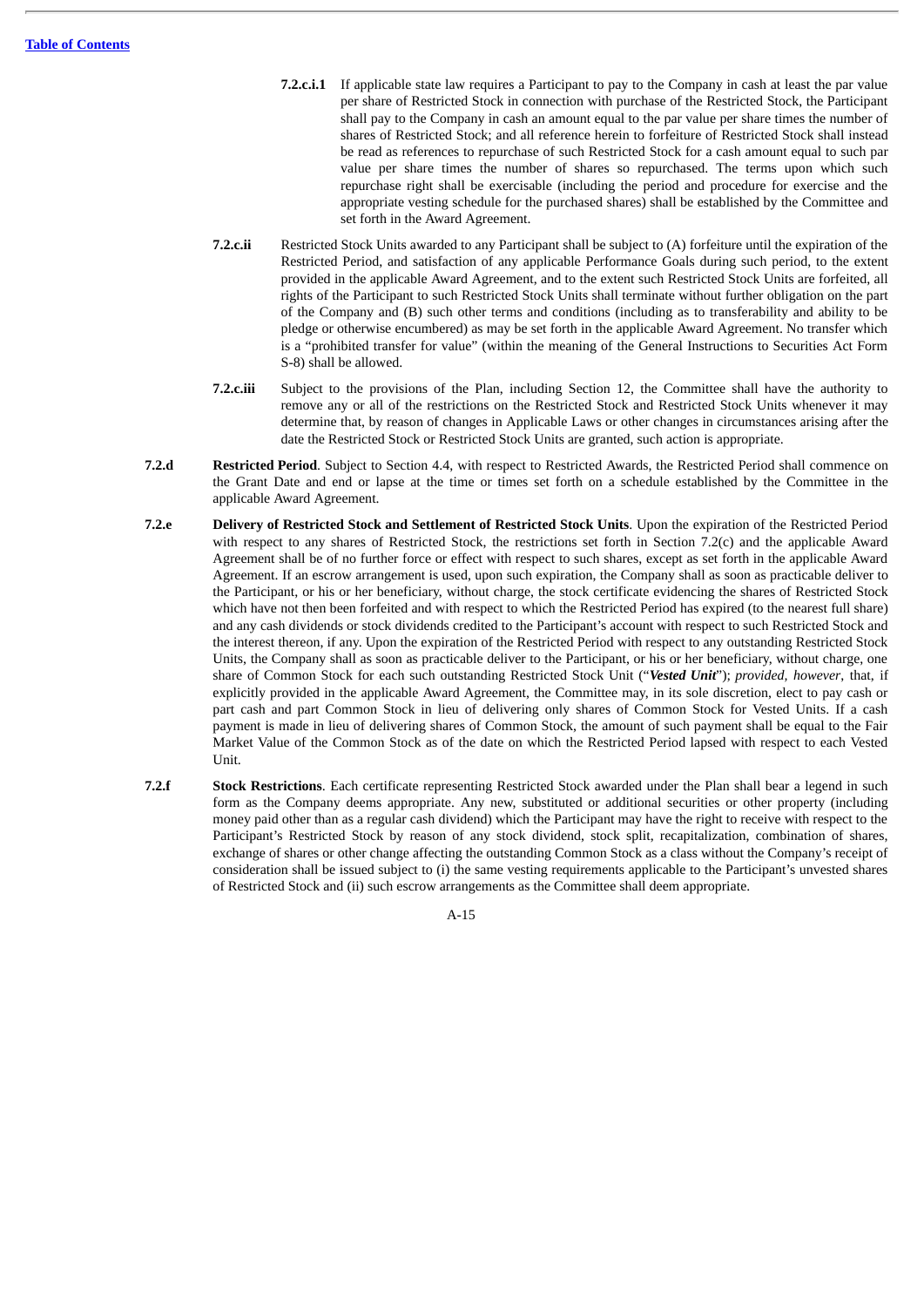**7.2.c.i.1** If applicable state law requires a Participant to pay to the Company in cash at least the par value per share of Restricted Stock in connection with purchase of the Restricted Stock, the Participant shall pay to the Company in cash an amount equal to the par value per share times the number of shares of Restricted Stock; and all reference herein to forfeiture of Restricted Stock shall instead be read as references to repurchase of such Restricted Stock for a cash amount equal to such par value per share times the number of shares so repurchased. The terms upon which such repurchase right shall be exercisable (including the period and procedure for exercise and the appropriate vesting schedule for the purchased shares) shall be established by the Committee and set forth in the Award Agreement.

**7.2.c.ii** Restricted Stock Units awarded to any Participant shall be subject to (A) forfeiture until the expiration of the Restricted Period, and satisfaction of any applicable Performance Goals during such period, to the extent provided in the applicable Award Agreement, and to the extent such Restricted Stock Units are forfeited, all rights of the Participant to such Restricted Stock Units shall terminate without further obligation on the part of the Company and (B) such other terms and conditions (including as to transferability and ability to be pledge or otherwise encumbered) as may be set forth in the applicable Award Agreement. No transfer which is a "prohibited transfer for value" (within the meaning of the General Instructions to Securities Act Form S-8) shall be allowed.

**7.2.c.iii** Subject to the provisions of the Plan, including Section 12, the Committee shall have the authority to remove any or all of the restrictions on the Restricted Stock and Restricted Stock Units whenever it may determine that, by reason of changes in Applicable Laws or other changes in circumstances arising after the date the Restricted Stock or Restricted Stock Units are granted, such action is appropriate.

**7.2.d** **Restricted Period**. Subject to Section 4.4, with respect to Restricted Awards, the Restricted Period shall commence on the Grant Date and end or lapse at the time or times set forth on a schedule established by the Committee in the applicable Award Agreement.

**7.2.e** **Delivery of Restricted Stock and Settlement of Restricted Stock Units**. Upon the expiration of the Restricted Period with respect to any shares of Restricted Stock, the restrictions set forth in Section 7.2(c) and the applicable Award Agreement shall be of no further force or effect with respect to such shares, except as set forth in the applicable Award Agreement. If an escrow arrangement is used, upon such expiration, the Company shall as soon as practicable deliver to the Participant, or his or her beneficiary, without charge, the stock certificate evidencing the shares of Restricted Stock which have not then been forfeited and with respect to which the Restricted Period has expired (to the nearest full share) and any cash dividends or stock dividends credited to the Participant's account with respect to such Restricted Stock and the interest thereon, if any. Upon the expiration of the Restricted Period with respect to any outstanding Restricted Stock Units, the Company shall as soon as practicable deliver to the Participant, or his or her beneficiary, without charge, one share of Common Stock for each such outstanding Restricted Stock Unit ("***Vested Unit***"); *provided, however*, that, if explicitly provided in the applicable Award Agreement, the Committee may, in its sole discretion, elect to pay cash or part cash and part Common Stock in lieu of delivering only shares of Common Stock for Vested Units. If a cash payment is made in lieu of delivering shares of Common Stock, the amount of such payment shall be equal to the Fair Market Value of the Common Stock as of the date on which the Restricted Period lapsed with respect to each Vested Unit.

**7.2.f** **Stock Restrictions**. Each certificate representing Restricted Stock awarded under the Plan shall bear a legend in such form as the Company deems appropriate. Any new, substituted or additional securities or other property (including money paid other than as a regular cash dividend) which the Participant may have the right to receive with respect to the Participant's Restricted Stock by reason of any stock dividend, stock split, recapitalization, combination of shares, exchange of shares or other change affecting the outstanding Common Stock as a class without the Company's receipt of consideration shall be issued subject to (i) the same vesting requirements applicable to the Participant's unvested shares of Restricted Stock and (ii) such escrow arrangements as the Committee shall deem appropriate.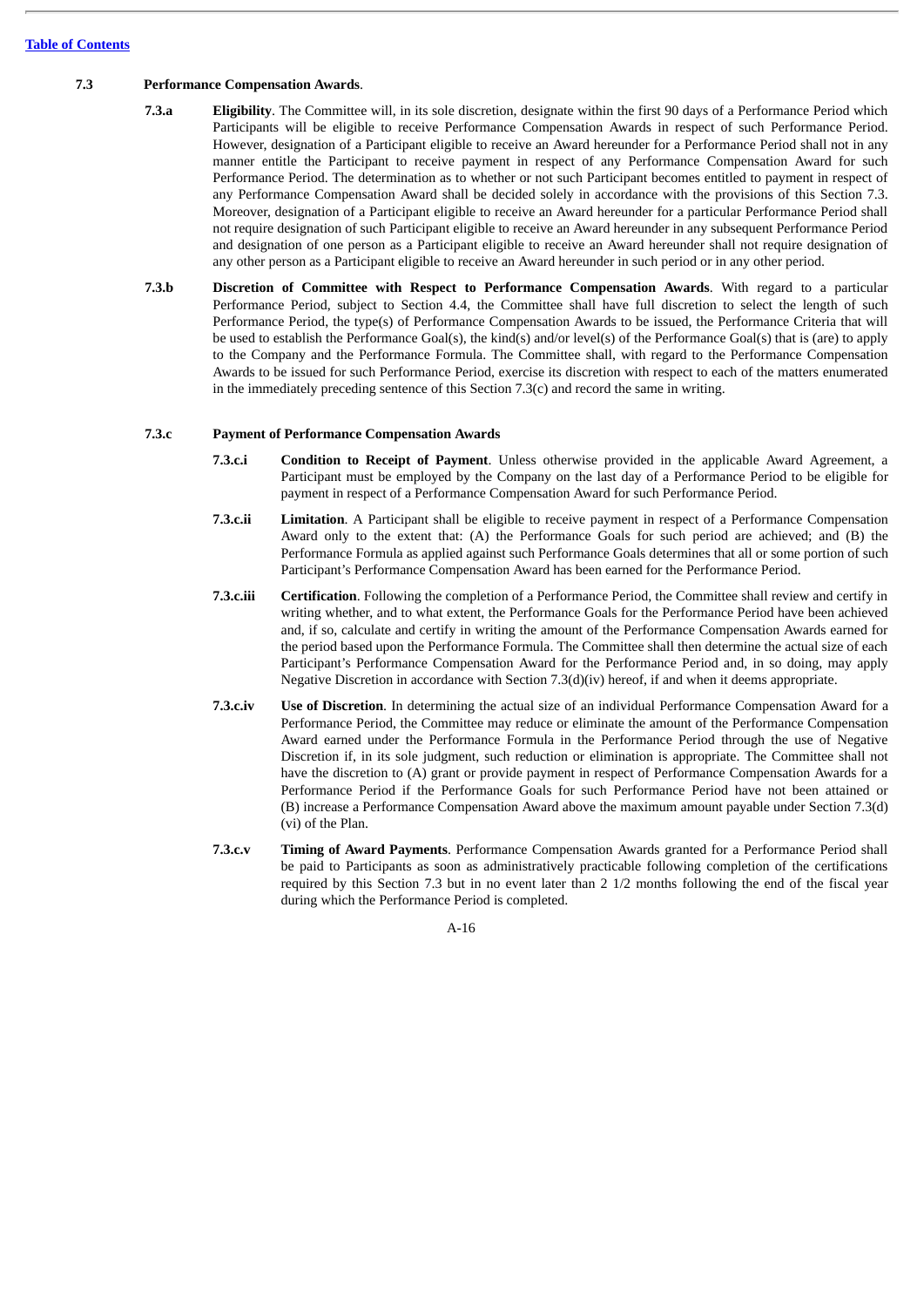**7.3 Performance Compensation Awards**.

**7.3.a Eligibility**. The Committee will, in its sole discretion, designate within the first 90 days of a Performance Period which Participants will be eligible to receive Performance Compensation Awards in respect of such Performance Period. However, designation of a Participant eligible to receive an Award hereunder for a Performance Period shall not in any manner entitle the Participant to receive payment in respect of any Performance Compensation Award for such Performance Period. The determination as to whether or not such Participant becomes entitled to payment in respect of any Performance Compensation Award shall be decided solely in accordance with the provisions of this Section 7.3. Moreover, designation of a Participant eligible to receive an Award hereunder for a particular Performance Period shall not require designation of such Participant eligible to receive an Award hereunder in any subsequent Performance Period and designation of one person as a Participant eligible to receive an Award hereunder shall not require designation of any other person as a Participant eligible to receive an Award hereunder in such period or in any other period.

**7.3.b Discretion of Committee with Respect to Performance Compensation Awards**. With regard to a particular Performance Period, subject to Section 4.4, the Committee shall have full discretion to select the length of such Performance Period, the type(s) of Performance Compensation Awards to be issued, the Performance Criteria that will be used to establish the Performance Goal(s), the kind(s) and/or level(s) of the Performance Goal(s) that is (are) to apply to the Company and the Performance Formula. The Committee shall, with regard to the Performance Compensation Awards to be issued for such Performance Period, exercise its discretion with respect to each of the matters enumerated in the immediately preceding sentence of this Section 7.3(c) and record the same in writing.

**7.3.c Payment of Performance Compensation Awards**

**7.3.c.i Condition to Receipt of Payment**. Unless otherwise provided in the applicable Award Agreement, a Participant must be employed by the Company on the last day of a Performance Period to be eligible for payment in respect of a Performance Compensation Award for such Performance Period.

**7.3.c.ii Limitation**. A Participant shall be eligible to receive payment in respect of a Performance Compensation Award only to the extent that: (A) the Performance Goals for such period are achieved; and (B) the Performance Formula as applied against such Performance Goals determines that all or some portion of such Participant's Performance Compensation Award has been earned for the Performance Period.

**7.3.c.iii Certification**. Following the completion of a Performance Period, the Committee shall review and certify in writing whether, and to what extent, the Performance Goals for the Performance Period have been achieved and, if so, calculate and certify in writing the amount of the Performance Compensation Awards earned for the period based upon the Performance Formula. The Committee shall then determine the actual size of each Participant's Performance Compensation Award for the Performance Period and, in so doing, may apply Negative Discretion in accordance with Section 7.3(d)(iv) hereof, if and when it deems appropriate.

**7.3.c.iv Use of Discretion**. In determining the actual size of an individual Performance Compensation Award for a Performance Period, the Committee may reduce or eliminate the amount of the Performance Compensation Award earned under the Performance Formula in the Performance Period through the use of Negative Discretion if, in its sole judgment, such reduction or elimination is appropriate. The Committee shall not have the discretion to (A) grant or provide payment in respect of Performance Compensation Awards for a Performance Period if the Performance Goals for such Performance Period have not been attained or (B) increase a Performance Compensation Award above the maximum amount payable under Section 7.3(d)(vi) of the Plan.

**7.3.c.v Timing of Award Payments**. Performance Compensation Awards granted for a Performance Period shall be paid to Participants as soon as administratively practicable following completion of the certifications required by this Section 7.3 but in no event later than 2 1/2 months following the end of the fiscal year during which the Performance Period is completed.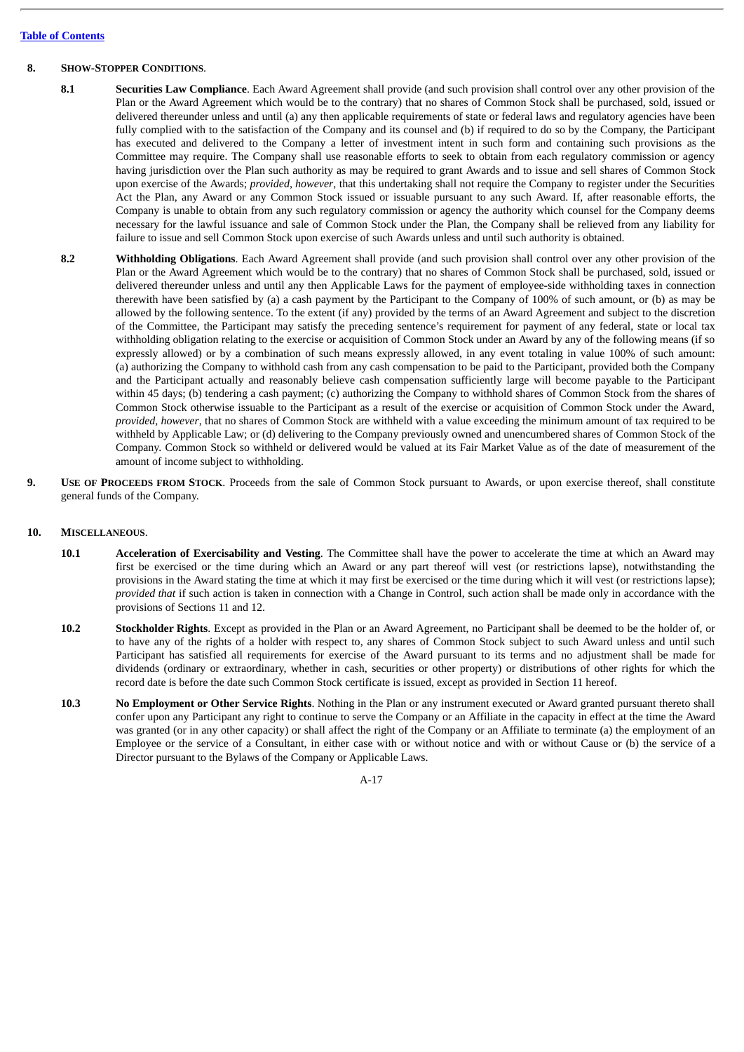## 8. SHOW-STOPPER CONDITIONS.

**8.1 Securities Law Compliance**. Each Award Agreement shall provide (and such provision shall control over any other provision of the Plan or the Award Agreement which would be to the contrary) that no shares of Common Stock shall be purchased, sold, issued or delivered thereunder unless and until (a) any then applicable requirements of state or federal laws and regulatory agencies have been fully complied with to the satisfaction of the Company and its counsel and (b) if required to do so by the Company, the Participant has executed and delivered to the Company a letter of investment intent in such form and containing such provisions as the Committee may require. The Company shall use reasonable efforts to seek to obtain from each regulatory commission or agency having jurisdiction over the Plan such authority as may be required to grant Awards and to issue and sell shares of Common Stock upon exercise of the Awards; *provided*, *however*, that this undertaking shall not require the Company to register under the Securities Act the Plan, any Award or any Common Stock issued or issuable pursuant to any such Award. If, after reasonable efforts, the Company is unable to obtain from any such regulatory commission or agency the authority which counsel for the Company deems necessary for the lawful issuance and sale of Common Stock under the Plan, the Company shall be relieved from any liability for failure to issue and sell Common Stock upon exercise of such Awards unless and until such authority is obtained.

**8.2 Withholding Obligations**. Each Award Agreement shall provide (and such provision shall control over any other provision of the Plan or the Award Agreement which would be to the contrary) that no shares of Common Stock shall be purchased, sold, issued or delivered thereunder unless and until any then Applicable Laws for the payment of employee-side withholding taxes in connection therewith have been satisfied by (a) a cash payment by the Participant to the Company of 100% of such amount, or (b) as may be allowed by the following sentence. To the extent (if any) provided by the terms of an Award Agreement and subject to the discretion of the Committee, the Participant may satisfy the preceding sentence's requirement for payment of any federal, state or local tax withholding obligation relating to the exercise or acquisition of Common Stock under an Award by any of the following means (if so expressly allowed) or by a combination of such means expressly allowed, in any event totaling in value 100% of such amount: (a) authorizing the Company to withhold cash from any cash compensation to be paid to the Participant, provided both the Company and the Participant actually and reasonably believe cash compensation sufficiently large will become payable to the Participant within 45 days; (b) tendering a cash payment; (c) authorizing the Company to withhold shares of Common Stock from the shares of Common Stock otherwise issuable to the Participant as a result of the exercise or acquisition of Common Stock under the Award, *provided*, *however*, that no shares of Common Stock are withheld with a value exceeding the minimum amount of tax required to be withheld by Applicable Law; or (d) delivering to the Company previously owned and unencumbered shares of Common Stock of the Company. Common Stock so withheld or delivered would be valued at its Fair Market Value as of the date of measurement of the amount of income subject to withholding.

## 9. USE OF PROCEEDS FROM STOCK.

Proceeds from the sale of Common Stock pursuant to Awards, or upon exercise thereof, shall constitute general funds of the Company.

## 10. MISCELLANEOUS.

**10.1 Acceleration of Exercisability and Vesting**. The Committee shall have the power to accelerate the time at which an Award may first be exercised or the time during which an Award or any part thereof will vest (or restrictions lapse), notwithstanding the provisions in the Award stating the time at which it may first be exercised or the time during which it will vest (or restrictions lapse); *provided that* if such action is taken in connection with a Change in Control, such action shall be made only in accordance with the provisions of Sections 11 and 12.

**10.2 Stockholder Rights**. Except as provided in the Plan or an Award Agreement, no Participant shall be deemed to be the holder of, or to have any of the rights of a holder with respect to, any shares of Common Stock subject to such Award unless and until such Participant has satisfied all requirements for exercise of the Award pursuant to its terms and no adjustment shall be made for dividends (ordinary or extraordinary, whether in cash, securities or other property) or distributions of other rights for which the record date is before the date such Common Stock certificate is issued, except as provided in Section 11 hereof.

**10.3 No Employment or Other Service Rights**. Nothing in the Plan or any instrument executed or Award granted pursuant thereto shall confer upon any Participant any right to continue to serve the Company or an Affiliate in the capacity in effect at the time the Award was granted (or in any other capacity) or shall affect the right of the Company or an Affiliate to terminate (a) the employment of an Employee or the service of a Consultant, in either case with or without notice and with or without Cause or (b) the service of a Director pursuant to the Bylaws of the Company or Applicable Laws.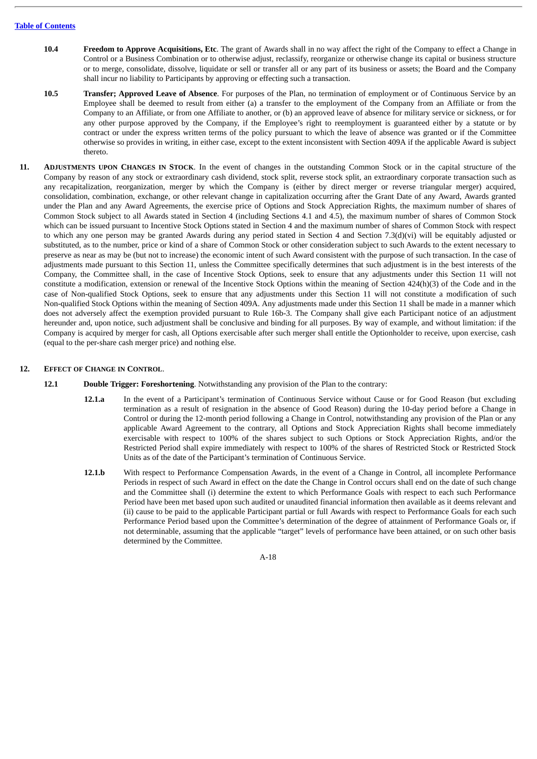**10.4 Freedom to Approve Acquisitions, Etc**. The grant of Awards shall in no way affect the right of the Company to effect a Change in Control or a Business Combination or to otherwise adjust, reclassify, reorganize or otherwise change its capital or business structure or to merge, consolidate, dissolve, liquidate or sell or transfer all or any part of its business or assets; the Board and the Company shall incur no liability to Participants by approving or effecting such a transaction.

**10.5 Transfer; Approved Leave of Absence**. For purposes of the Plan, no termination of employment or of Continuous Service by an Employee shall be deemed to result from either (a) a transfer to the employment of the Company from an Affiliate or from the Company to an Affiliate, or from one Affiliate to another, or (b) an approved leave of absence for military service or sickness, or for any other purpose approved by the Company, if the Employee's right to reemployment is guaranteed either by a statute or by contract or under the express written terms of the policy pursuant to which the leave of absence was granted or if the Committee otherwise so provides in writing, in either case, except to the extent inconsistent with Section 409A if the applicable Award is subject thereto.

**11. ADJUSTMENTS UPON CHANGES IN STOCK**. In the event of changes in the outstanding Common Stock or in the capital structure of the Company by reason of any stock or extraordinary cash dividend, stock split, reverse stock split, an extraordinary corporate transaction such as any recapitalization, reorganization, merger by which the Company is (either by direct merger or reverse triangular merger) acquired, consolidation, combination, exchange, or other relevant change in capitalization occurring after the Grant Date of any Award, Awards granted under the Plan and any Award Agreements, the exercise price of Options and Stock Appreciation Rights, the maximum number of shares of Common Stock subject to all Awards stated in Section 4 (including Sections 4.1 and 4.5), the maximum number of shares of Common Stock which can be issued pursuant to Incentive Stock Options stated in Section 4 and the maximum number of shares of Common Stock with respect to which any one person may be granted Awards during any period stated in Section 4 and Section 7.3(d)(vi) will be equitably adjusted or substituted, as to the number, price or kind of a share of Common Stock or other consideration subject to such Awards to the extent necessary to preserve as near as may be (but not to increase) the economic intent of such Award consistent with the purpose of such transaction. In the case of adjustments made pursuant to this Section 11, unless the Committee specifically determines that such adjustment is in the best interests of the Company, the Committee shall, in the case of Incentive Stock Options, seek to ensure that any adjustments under this Section 11 will not constitute a modification, extension or renewal of the Incentive Stock Options within the meaning of Section 424(h)(3) of the Code and in the case of Non-qualified Stock Options, seek to ensure that any adjustments under this Section 11 will not constitute a modification of such Non-qualified Stock Options within the meaning of Section 409A. Any adjustments made under this Section 11 shall be made in a manner which does not adversely affect the exemption provided pursuant to Rule 16b-3. The Company shall give each Participant notice of an adjustment hereunder and, upon notice, such adjustment shall be conclusive and binding for all purposes. By way of example, and without limitation: if the Company is acquired by merger for cash, all Options exercisable after such merger shall entitle the Optionholder to receive, upon exercise, cash (equal to the per-share cash merger price) and nothing else.

**12. EFFECT OF CHANGE IN CONTROL**.

**12.1 Double Trigger: Foreshortening**. Notwithstanding any provision of the Plan to the contrary:

**12.1.a** In the event of a Participant's termination of Continuous Service without Cause or for Good Reason (but excluding termination as a result of resignation in the absence of Good Reason) during the 10-day period before a Change in Control or during the 12-month period following a Change in Control, notwithstanding any provision of the Plan or any applicable Award Agreement to the contrary, all Options and Stock Appreciation Rights shall become immediately exercisable with respect to 100% of the shares subject to such Options or Stock Appreciation Rights, and/or the Restricted Period shall expire immediately with respect to 100% of the shares of Restricted Stock or Restricted Stock Units as of the date of the Participant's termination of Continuous Service.

**12.1.b** With respect to Performance Compensation Awards, in the event of a Change in Control, all incomplete Performance Periods in respect of such Award in effect on the date the Change in Control occurs shall end on the date of such change and the Committee shall (i) determine the extent to which Performance Goals with respect to each such Performance Period have been met based upon such audited or unaudited financial information then available as it deems relevant and (ii) cause to be paid to the applicable Participant partial or full Awards with respect to Performance Goals for each such Performance Period based upon the Committee's determination of the degree of attainment of Performance Goals or, if not determinable, assuming that the applicable "target" levels of performance have been attained, or on such other basis determined by the Committee.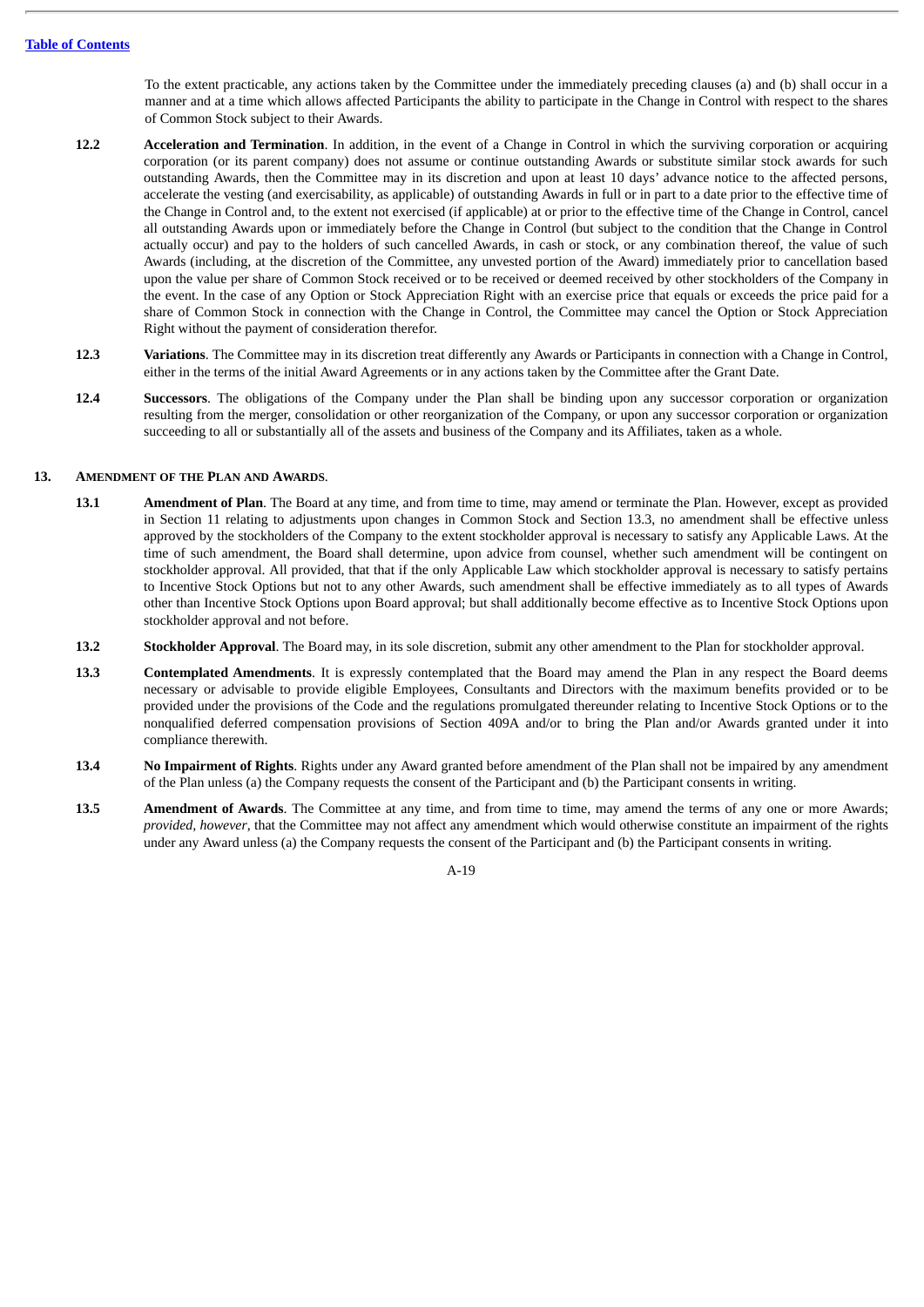To the extent practicable, any actions taken by the Committee under the immediately preceding clauses (a) and (b) shall occur in a manner and at a time which allows affected Participants the ability to participate in the Change in Control with respect to the shares of Common Stock subject to their Awards.

**12.2 Acceleration and Termination**. In addition, in the event of a Change in Control in which the surviving corporation or acquiring corporation (or its parent company) does not assume or continue outstanding Awards or substitute similar stock awards for such outstanding Awards, then the Committee may in its discretion and upon at least 10 days' advance notice to the affected persons, accelerate the vesting (and exercisability, as applicable) of outstanding Awards in full or in part to a date prior to the effective time of the Change in Control and, to the extent not exercised (if applicable) at or prior to the effective time of the Change in Control, cancel all outstanding Awards upon or immediately before the Change in Control (but subject to the condition that the Change in Control actually occur) and pay to the holders of such cancelled Awards, in cash or stock, or any combination thereof, the value of such Awards (including, at the discretion of the Committee, any unvested portion of the Award) immediately prior to cancellation based upon the value per share of Common Stock received or to be received or deemed received by other stockholders of the Company in the event. In the case of any Option or Stock Appreciation Right with an exercise price that equals or exceeds the price paid for a share of Common Stock in connection with the Change in Control, the Committee may cancel the Option or Stock Appreciation Right without the payment of consideration therefor.

**12.3 Variations**. The Committee may in its discretion treat differently any Awards or Participants in connection with a Change in Control, either in the terms of the initial Award Agreements or in any actions taken by the Committee after the Grant Date.

**12.4 Successors**. The obligations of the Company under the Plan shall be binding upon any successor corporation or organization resulting from the merger, consolidation or other reorganization of the Company, or upon any successor corporation or organization succeeding to all or substantially all of the assets and business of the Company and its Affiliates, taken as a whole.

## 13. Amendment of the Plan and Awards.

**13.1 Amendment of Plan**. The Board at any time, and from time to time, may amend or terminate the Plan. However, except as provided in Section 11 relating to adjustments upon changes in Common Stock and Section 13.3, no amendment shall be effective unless approved by the stockholders of the Company to the extent stockholder approval is necessary to satisfy any Applicable Laws. At the time of such amendment, the Board shall determine, upon advice from counsel, whether such amendment will be contingent on stockholder approval. All provided, that that if the only Applicable Law which stockholder approval is necessary to satisfy pertains to Incentive Stock Options but not to any other Awards, such amendment shall be effective immediately as to all types of Awards other than Incentive Stock Options upon Board approval; but shall additionally become effective as to Incentive Stock Options upon stockholder approval and not before.

**13.2 Stockholder Approval**. The Board may, in its sole discretion, submit any other amendment to the Plan for stockholder approval.

**13.3 Contemplated Amendments**. It is expressly contemplated that the Board may amend the Plan in any respect the Board deems necessary or advisable to provide eligible Employees, Consultants and Directors with the maximum benefits provided or to be provided under the provisions of the Code and the regulations promulgated thereunder relating to Incentive Stock Options or to the nonqualified deferred compensation provisions of Section 409A and/or to bring the Plan and/or Awards granted under it into compliance therewith.

**13.4 No Impairment of Rights**. Rights under any Award granted before amendment of the Plan shall not be impaired by any amendment of the Plan unless (a) the Company requests the consent of the Participant and (b) the Participant consents in writing.

**13.5 Amendment of Awards**. The Committee at any time, and from time to time, may amend the terms of any one or more Awards; *provided, however*, that the Committee may not affect any amendment which would otherwise constitute an impairment of the rights under any Award unless (a) the Company requests the consent of the Participant and (b) the Participant consents in writing.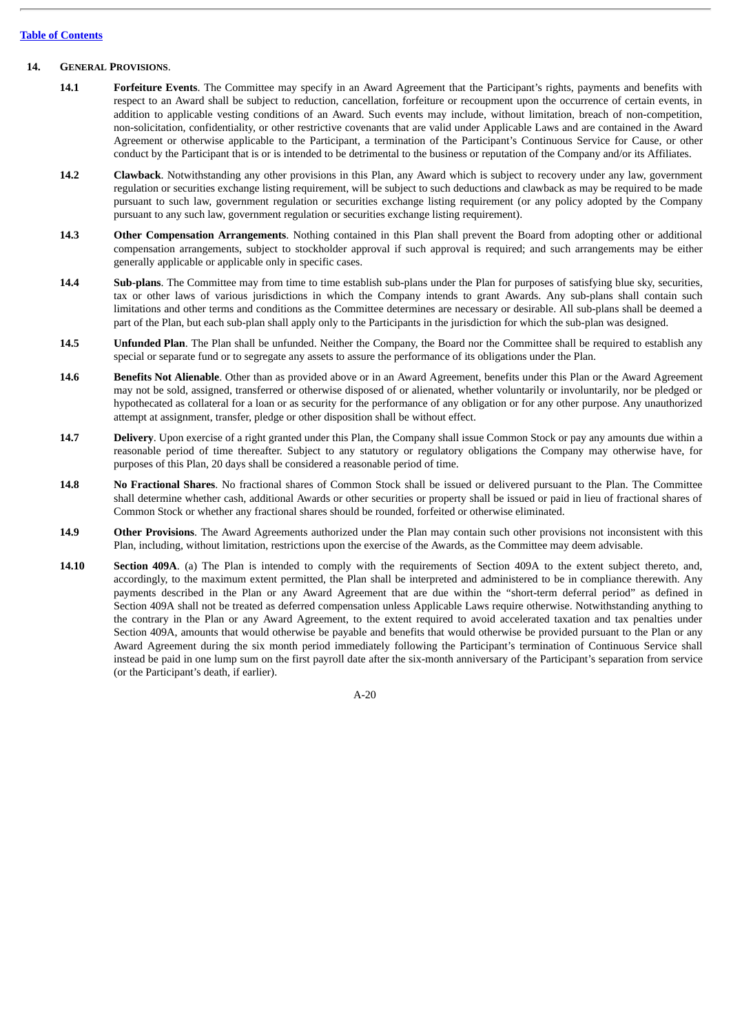## 14. GENERAL PROVISIONS.

**14.1 Forfeiture Events**. The Committee may specify in an Award Agreement that the Participant's rights, payments and benefits with respect to an Award shall be subject to reduction, cancellation, forfeiture or recoupment upon the occurrence of certain events, in addition to applicable vesting conditions of an Award. Such events may include, without limitation, breach of non-competition, non-solicitation, confidentiality, or other restrictive covenants that are valid under Applicable Laws and are contained in the Award Agreement or otherwise applicable to the Participant, a termination of the Participant's Continuous Service for Cause, or other conduct by the Participant that is or is intended to be detrimental to the business or reputation of the Company and/or its Affiliates.

**14.2 Clawback**. Notwithstanding any other provisions in this Plan, any Award which is subject to recovery under any law, government regulation or securities exchange listing requirement, will be subject to such deductions and clawback as may be required to be made pursuant to such law, government regulation or securities exchange listing requirement (or any policy adopted by the Company pursuant to any such law, government regulation or securities exchange listing requirement).

**14.3 Other Compensation Arrangements**. Nothing contained in this Plan shall prevent the Board from adopting other or additional compensation arrangements, subject to stockholder approval if such approval is required; and such arrangements may be either generally applicable or applicable only in specific cases.

**14.4 Sub-plans**. The Committee may from time to time establish sub-plans under the Plan for purposes of satisfying blue sky, securities, tax or other laws of various jurisdictions in which the Company intends to grant Awards. Any sub-plans shall contain such limitations and other terms and conditions as the Committee determines are necessary or desirable. All sub-plans shall be deemed a part of the Plan, but each sub-plan shall apply only to the Participants in the jurisdiction for which the sub-plan was designed.

**14.5 Unfunded Plan**. The Plan shall be unfunded. Neither the Company, the Board nor the Committee shall be required to establish any special or separate fund or to segregate any assets to assure the performance of its obligations under the Plan.

**14.6 Benefits Not Alienable**. Other than as provided above or in an Award Agreement, benefits under this Plan or the Award Agreement may not be sold, assigned, transferred or otherwise disposed of or alienated, whether voluntarily or involuntarily, nor be pledged or hypothecated as collateral for a loan or as security for the performance of any obligation or for any other purpose. Any unauthorized attempt at assignment, transfer, pledge or other disposition shall be without effect.

**14.7 Delivery**. Upon exercise of a right granted under this Plan, the Company shall issue Common Stock or pay any amounts due within a reasonable period of time thereafter. Subject to any statutory or regulatory obligations the Company may otherwise have, for purposes of this Plan, 20 days shall be considered a reasonable period of time.

**14.8 No Fractional Shares**. No fractional shares of Common Stock shall be issued or delivered pursuant to the Plan. The Committee shall determine whether cash, additional Awards or other securities or property shall be issued or paid in lieu of fractional shares of Common Stock or whether any fractional shares should be rounded, forfeited or otherwise eliminated.

**14.9 Other Provisions**. The Award Agreements authorized under the Plan may contain such other provisions not inconsistent with this Plan, including, without limitation, restrictions upon the exercise of the Awards, as the Committee may deem advisable.

**14.10 Section 409A**. (a) The Plan is intended to comply with the requirements of Section 409A to the extent subject thereto, and, accordingly, to the maximum extent permitted, the Plan shall be interpreted and administered to be in compliance therewith. Any payments described in the Plan or any Award Agreement that are due within the "short-term deferral period" as defined in Section 409A shall not be treated as deferred compensation unless Applicable Laws require otherwise. Notwithstanding anything to the contrary in the Plan or any Award Agreement, to the extent required to avoid accelerated taxation and tax penalties under Section 409A, amounts that would otherwise be payable and benefits that would otherwise be provided pursuant to the Plan or any Award Agreement during the six month period immediately following the Participant's termination of Continuous Service shall instead be paid in one lump sum on the first payroll date after the six-month anniversary of the Participant's separation from service (or the Participant's death, if earlier).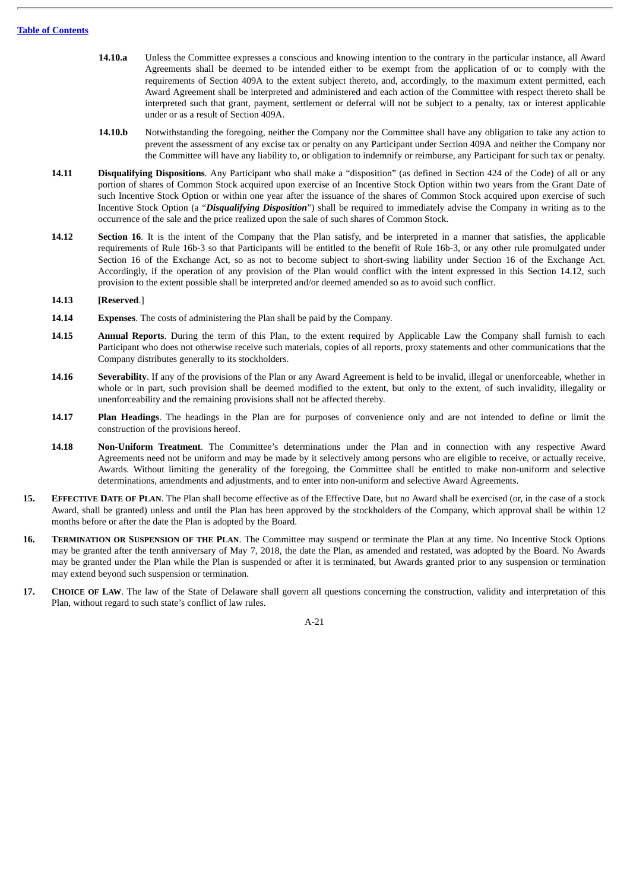**14.10.a** Unless the Committee expresses a conscious and knowing intention to the contrary in the particular instance, all Award Agreements shall be deemed to be intended either to be exempt from the application of or to comply with the requirements of Section 409A to the extent subject thereto, and, accordingly, to the maximum extent permitted, each Award Agreement shall be interpreted and administered and each action of the Committee with respect thereto shall be interpreted such that grant, payment, settlement or deferral will not be subject to a penalty, tax or interest applicable under or as a result of Section 409A.

**14.10.b** Notwithstanding the foregoing, neither the Company nor the Committee shall have any obligation to take any action to prevent the assessment of any excise tax or penalty on any Participant under Section 409A and neither the Company nor the Committee will have any liability to, or obligation to indemnify or reimburse, any Participant for such tax or penalty.

**14.11** **Disqualifying Dispositions**. Any Participant who shall make a "disposition" (as defined in Section 424 of the Code) of all or any portion of shares of Common Stock acquired upon exercise of an Incentive Stock Option within two years from the Grant Date of such Incentive Stock Option or within one year after the issuance of the shares of Common Stock acquired upon exercise of such Incentive Stock Option (a "***Disqualifying Disposition***") shall be required to immediately advise the Company in writing as to the occurrence of the sale and the price realized upon the sale of such shares of Common Stock.

**14.12** **Section 16**. It is the intent of the Company that the Plan satisfy, and be interpreted in a manner that satisfies, the applicable requirements of Rule 16b-3 so that Participants will be entitled to the benefit of Rule 16b-3, or any other rule promulgated under Section 16 of the Exchange Act, so as not to become subject to short-swing liability under Section 16 of the Exchange Act. Accordingly, if the operation of any provision of the Plan would conflict with the intent expressed in this Section 14.12, such provision to the extent possible shall be interpreted and/or deemed amended so as to avoid such conflict.

**14.13** **[Reserved**.]

**14.14** **Expenses**. The costs of administering the Plan shall be paid by the Company.

**14.15** **Annual Reports**. During the term of this Plan, to the extent required by Applicable Law the Company shall furnish to each Participant who does not otherwise receive such materials, copies of all reports, proxy statements and other communications that the Company distributes generally to its stockholders.

**14.16** **Severability**. If any of the provisions of the Plan or any Award Agreement is held to be invalid, illegal or unenforceable, whether in whole or in part, such provision shall be deemed modified to the extent, but only to the extent, of such invalidity, illegality or unenforceability and the remaining provisions shall not be affected thereby.

**14.17** **Plan Headings**. The headings in the Plan are for purposes of convenience only and are not intended to define or limit the construction of the provisions hereof.

**14.18** **Non-Uniform Treatment**. The Committee's determinations under the Plan and in connection with any respective Award Agreements need not be uniform and may be made by it selectively among persons who are eligible to receive, or actually receive, Awards. Without limiting the generality of the foregoing, the Committee shall be entitled to make non-uniform and selective determinations, amendments and adjustments, and to enter into non-uniform and selective Award Agreements.

**15.** **Effective Date of Plan**. The Plan shall become effective as of the Effective Date, but no Award shall be exercised (or, in the case of a stock Award, shall be granted) unless and until the Plan has been approved by the stockholders of the Company, which approval shall be within 12 months before or after the date the Plan is adopted by the Board.

**16.** **Termination or Suspension of the Plan**. The Committee may suspend or terminate the Plan at any time. No Incentive Stock Options may be granted after the tenth anniversary of May 7, 2018, the date the Plan, as amended and restated, was adopted by the Board. No Awards may be granted under the Plan while the Plan is suspended or after it is terminated, but Awards granted prior to any suspension or termination may extend beyond such suspension or termination.

**17.** **Choice of Law**. The law of the State of Delaware shall govern all questions concerning the construction, validity and interpretation of this Plan, without regard to such state's conflict of law rules.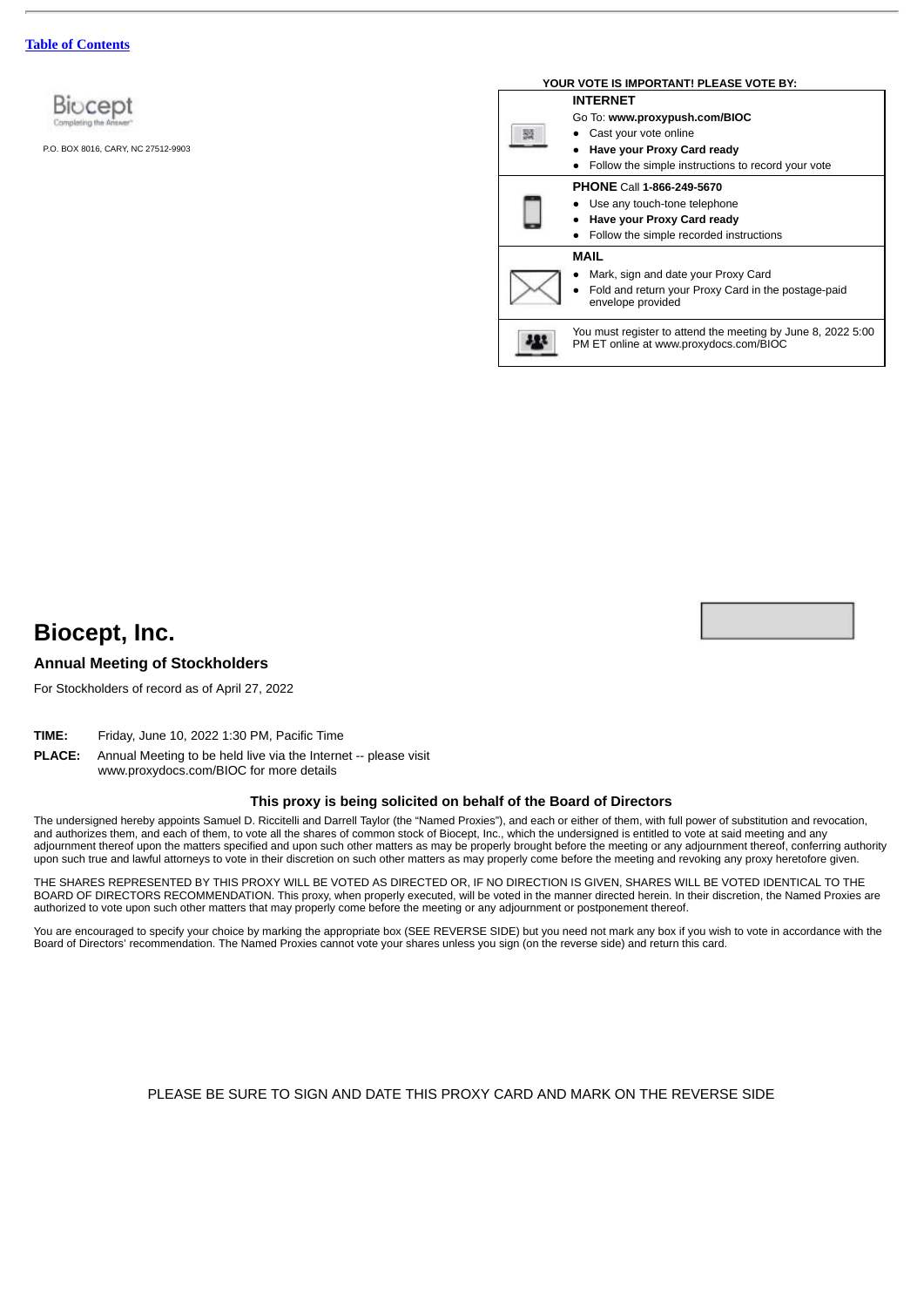Table of Contents

Biocept
Completing the Answer

P.O. BOX 8016, CARY, NC 27512-9903

**YOUR VOTE IS IMPORTANT! PLEASE VOTE BY:**

| | |
|---|---|
| | **INTERNET**<br>Go To: **www.proxypush.com/BIOC**<br>• Cast your vote online<br>• **Have your Proxy Card ready**<br>• Follow the simple instructions to record your vote |
| | **PHONE** Call **1-866-249-5670**<br>• Use any touch-tone telephone<br>• **Have your Proxy Card ready**<br>• Follow the simple recorded instructions |
| | **MAIL**<br>• Mark, sign and date your Proxy Card<br>• Fold and return your Proxy Card in the postage-paid envelope provided |
| | You must register to attend the meeting by June 8, 2022 5:00 PM ET online at www.proxydocs.com/BIOC |

# Biocept, Inc.

## Annual Meeting of Stockholders

For Stockholders of record as of April 27, 2022

**TIME:** Friday, June 10, 2022 1:30 PM, Pacific Time

**PLACE:** Annual Meeting to be held live via the Internet -- please visit www.proxydocs.com/BIOC for more details

**This proxy is being solicited on behalf of the Board of Directors**

The undersigned hereby appoints Samuel D. Riccitelli and Darrell Taylor (the "Named Proxies"), and each or either of them, with full power of substitution and revocation, and authorizes them, and each of them, to vote all the shares of common stock of Biocept, Inc., which the undersigned is entitled to vote at said meeting and any adjournment thereof upon the matters specified and upon such other matters as may be properly brought before the meeting or any adjournment thereof, conferring authority upon such true and lawful attorneys to vote in their discretion on such other matters as may properly come before the meeting and revoking any proxy heretofore given.

THE SHARES REPRESENTED BY THIS PROXY WILL BE VOTED AS DIRECTED OR, IF NO DIRECTION IS GIVEN, SHARES WILL BE VOTED IDENTICAL TO THE BOARD OF DIRECTORS RECOMMENDATION. This proxy, when properly executed, will be voted in the manner directed herein. In their discretion, the Named Proxies are authorized to vote upon such other matters that may properly come before the meeting or any adjournment or postponement thereof.

You are encouraged to specify your choice by marking the appropriate box (SEE REVERSE SIDE) but you need not mark any box if you wish to vote in accordance with the Board of Directors' recommendation. The Named Proxies cannot vote your shares unless you sign (on the reverse side) and return this card.

PLEASE BE SURE TO SIGN AND DATE THIS PROXY CARD AND MARK ON THE REVERSE SIDE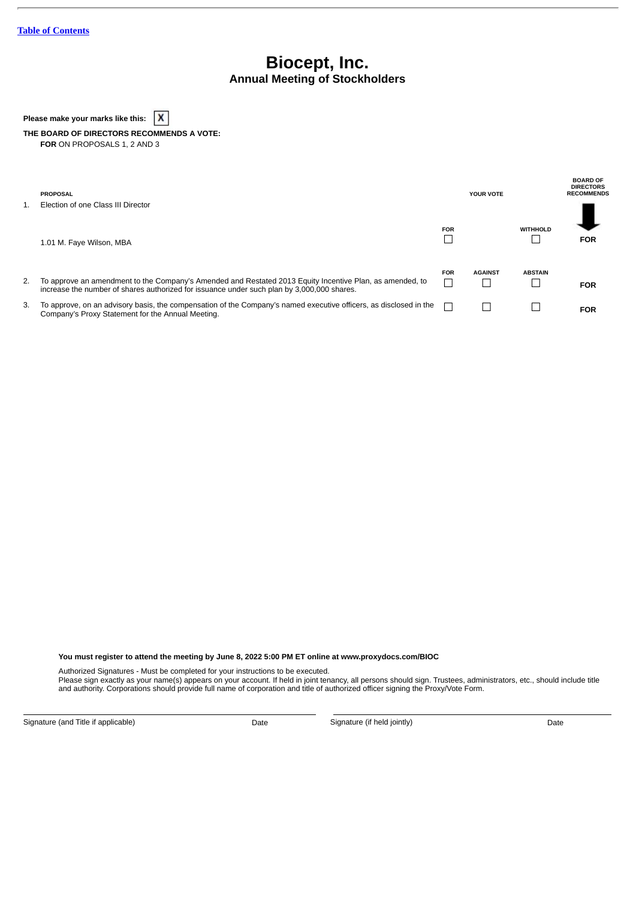[Table of Contents](#)

# Biocept, Inc.

## Annual Meeting of Stockholders

**Please make your marks like this:** X

**THE BOARD OF DIRECTORS RECOMMENDS A VOTE:**
**FOR** ON PROPOSALS 1, 2 AND 3

| | PROPOSAL | YOUR VOTE | | | BOARD OF DIRECTORS RECOMMENDS |
|---|---|---|---|---|---|
| 1. | Election of one Class III Director | | | | |
| | | FOR | | WITHHOLD | |
| | 1.01 M. Faye Wilson, MBA | ☐ | | ☐ | FOR |
| | | FOR | AGAINST | ABSTAIN | |
| 2. | To approve an amendment to the Company's Amended and Restated 2013 Equity Incentive Plan, as amended, to increase the number of shares authorized for issuance under such plan by 3,000,000 shares. | ☐ | ☐ | ☐ | FOR |
| 3. | To approve, on an advisory basis, the compensation of the Company's named executive officers, as disclosed in the Company's Proxy Statement for the Annual Meeting. | ☐ | ☐ | ☐ | FOR |

**You must register to attend the meeting by June 8, 2022 5:00 PM ET online at www.proxydocs.com/BIOC**

Authorized Signatures - Must be completed for your instructions to be executed.
Please sign exactly as your name(s) appears on your account. If held in joint tenancy, all persons should sign. Trustees, administrators, etc., should include title and authority. Corporations should provide full name of corporation and title of authorized officer signing the Proxy/Vote Form.

Signature (and Title if applicable) Date

Signature (if held jointly) Date